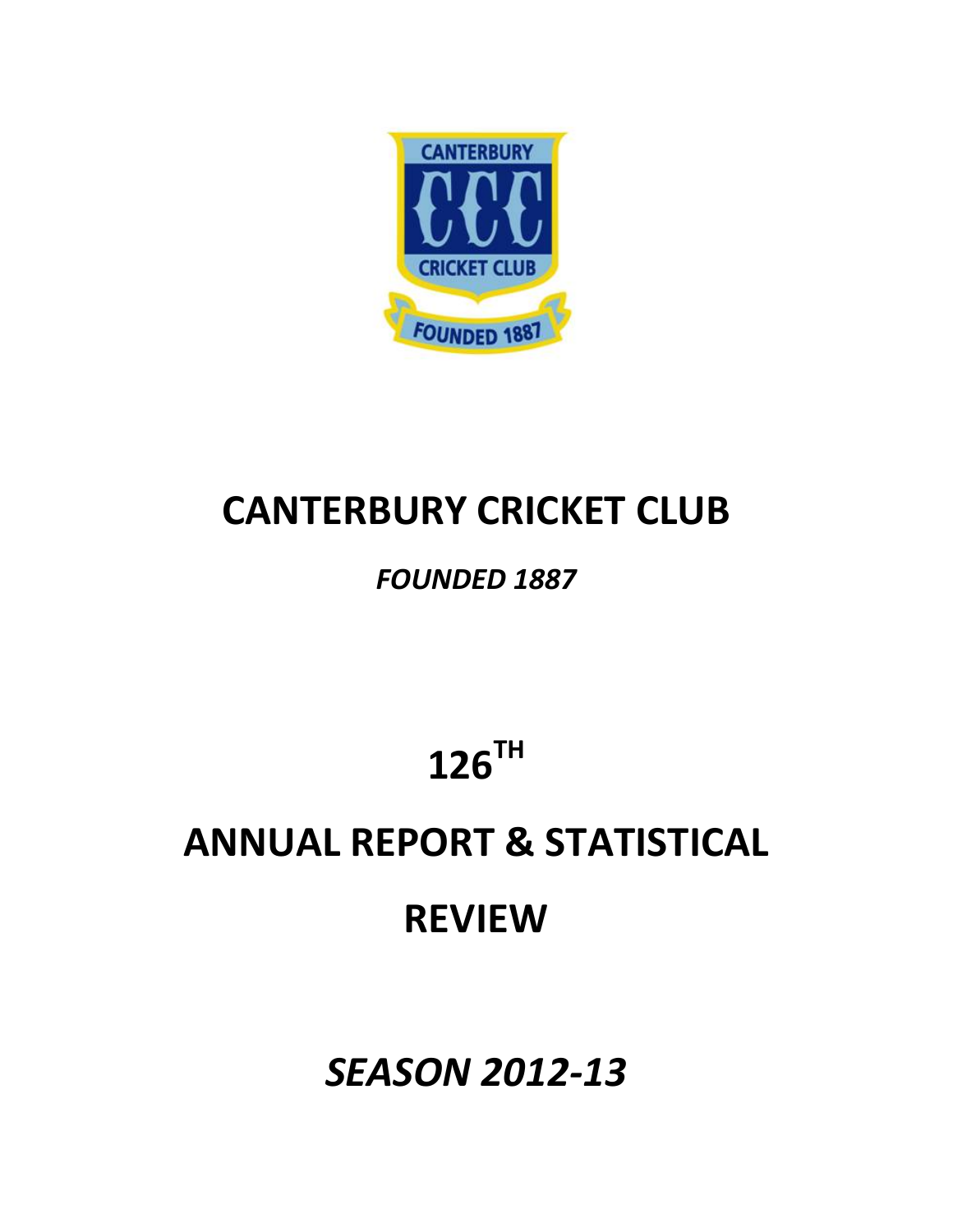# CANTERBURY CRICKET CLUB

***FOUNDED 1887***

# 126TH

# ANNUAL REPORT & STATISTICAL REVIEW

## *SEASON 2012-13*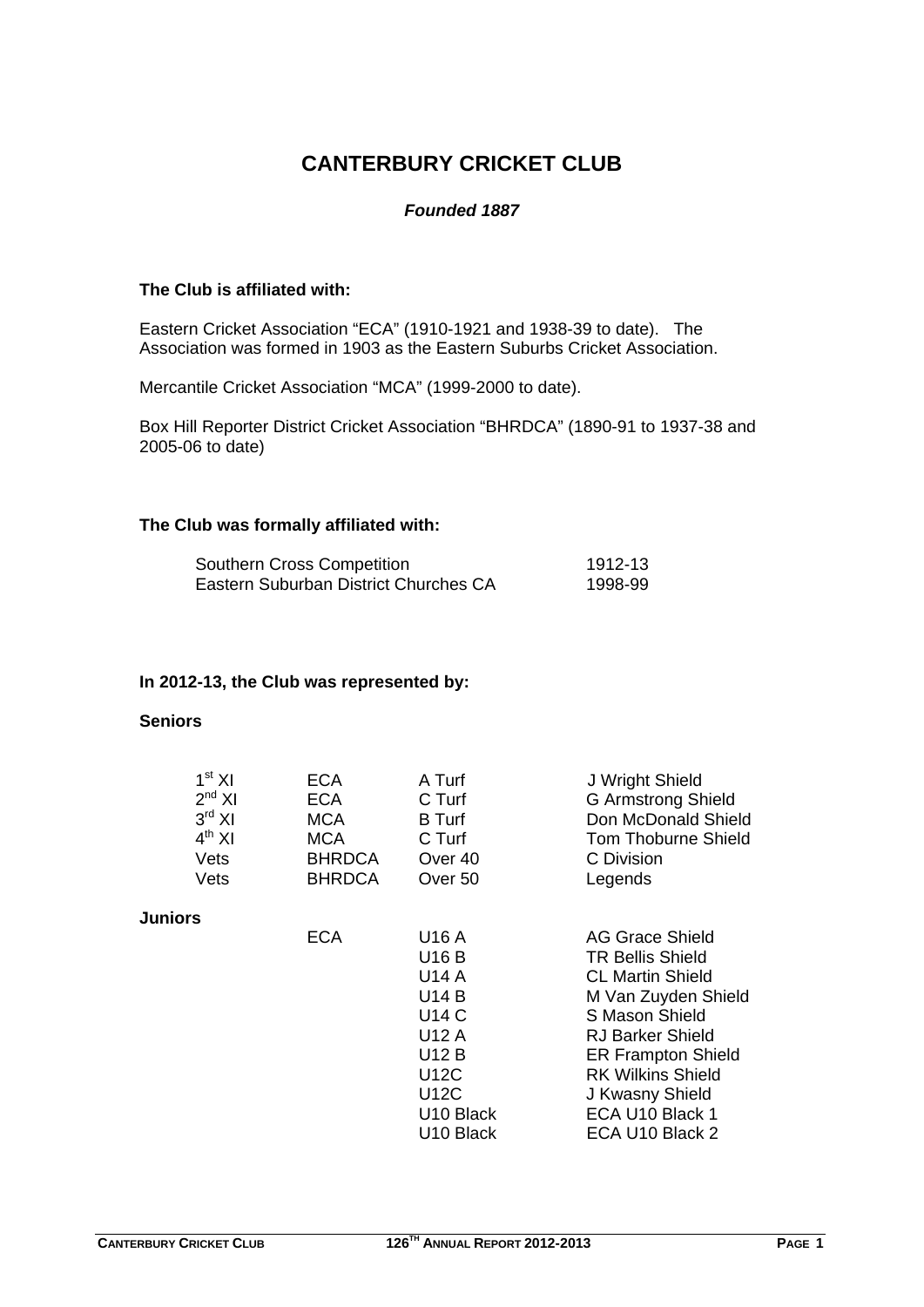# CANTERBURY CRICKET CLUB

***Founded 1887***

**The Club is affiliated with:**

Eastern Cricket Association "ECA" (1910-1921 and 1938-39 to date). The Association was formed in 1903 as the Eastern Suburbs Cricket Association.

Mercantile Cricket Association "MCA" (1999-2000 to date).

Box Hill Reporter District Cricket Association "BHRDCA" (1890-91 to 1937-38 and 2005-06 to date)

**The Club was formally affiliated with:**

| | |
|---|---|
| Southern Cross Competition | 1912-13 |
| Eastern Suburban District Churches CA | 1998-99 |

**In 2012-13, the Club was represented by:**

**Seniors**

| | | | |
|---|---|---|---|
| 1st XI | ECA | A Turf | J Wright Shield |
| 2nd XI | ECA | C Turf | G Armstrong Shield |
| 3rd XI | MCA | B Turf | Don McDonald Shield |
| 4th XI | MCA | C Turf | Tom Thoburne Shield |
| Vets | BHRDCA | Over 40 | C Division |
| Vets | BHRDCA | Over 50 | Legends |

**Juniors**

| | | |
|---|---|---|
| ECA | U16 A | AG Grace Shield |
| | U16 B | TR Bellis Shield |
| | U14 A | CL Martin Shield |
| | U14 B | M Van Zuyden Shield |
| | U14 C | S Mason Shield |
| | U12 A | RJ Barker Shield |
| | U12 B | ER Frampton Shield |
| | U12C | RK Wilkins Shield |
| | U12C | J Kwasny Shield |
| | U10 Black | ECA U10 Black 1 |
| | U10 Black | ECA U10 Black 2 |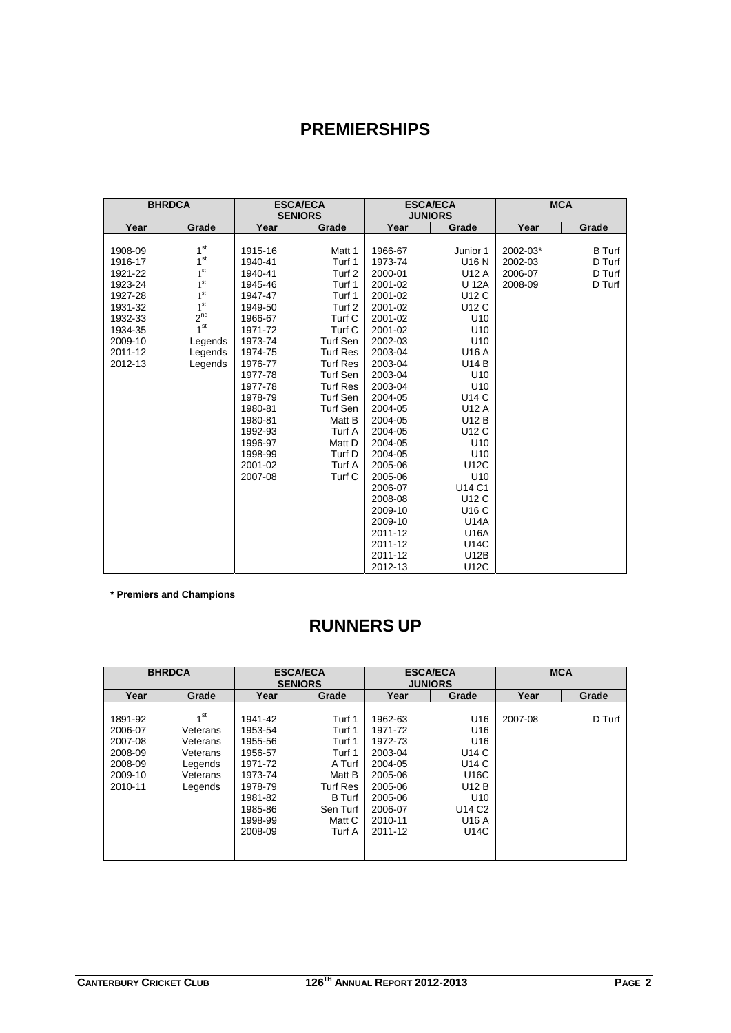# PREMIERSHIPS

| BHRDCA | | ESCA/ECA SENIORS | | ESCA/ECA JUNIORS | | MCA | |
|---|---|---|---|---|---|---|---|
| Year | Grade | Year | Grade | Year | Grade | Year | Grade |
| 1908-09 | 1st | 1915-16 | Matt 1 | 1966-67 | Junior 1 | 2002-03* | B Turf |
| 1916-17 | 1st | 1940-41 | Turf 1 | 1973-74 | U16 N | 2002-03 | D Turf |
| 1921-22 | 1st | 1940-41 | Turf 2 | 2000-01 | U12 A | 2006-07 | D Turf |
| 1923-24 | 1st | 1945-46 | Turf 1 | 2001-02 | U 12A | 2008-09 | D Turf |
| 1927-28 | 1st | 1947-47 | Turf 1 | 2001-02 | U12 C | | |
| 1931-32 | 1st | 1949-50 | Turf 2 | 2001-02 | U12 C | | |
| 1932-33 | 2nd | 1966-67 | Turf C | 2001-02 | U10 | | |
| 1934-35 | 1st | 1971-72 | Turf C | 2001-02 | U10 | | |
| 2009-10 | Legends | 1973-74 | Turf Sen | 2002-03 | U10 | | |
| 2011-12 | Legends | 1974-75 | Turf Res | 2003-04 | U16 A | | |
| 2012-13 | Legends | 1976-77 | Turf Res | 2003-04 | U14 B | | |
| | | 1977-78 | Turf Sen | 2003-04 | U10 | | |
| | | 1977-78 | Turf Res | 2003-04 | U10 | | |
| | | 1978-79 | Turf Sen | 2004-05 | U14 C | | |
| | | 1980-81 | Turf Sen | 2004-05 | U12 A | | |
| | | 1980-81 | Matt B | 2004-05 | U12 B | | |
| | | 1992-93 | Turf A | 2004-05 | U12 C | | |
| | | 1996-97 | Matt D | 2004-05 | U10 | | |
| | | 1998-99 | Turf D | 2004-05 | U10 | | |
| | | 2001-02 | Turf A | 2005-06 | U12C | | |
| | | 2007-08 | Turf C | 2005-06 | U10 | | |
| | | | | 2006-07 | U14 C1 | | |
| | | | | 2008-08 | U12 C | | |
| | | | | 2009-10 | U16 C | | |
| | | | | 2009-10 | U14A | | |
| | | | | 2011-12 | U16A | | |
| | | | | 2011-12 | U14C | | |
| | | | | 2011-12 | U12B | | |
| | | | | 2012-13 | U12C | | |

**\* Premiers and Champions**

# RUNNERS UP

| BHRDCA | | ESCA/ECA SENIORS | | ESCA/ECA JUNIORS | | MCA | |
|---|---|---|---|---|---|---|---|
| Year | Grade | Year | Grade | Year | Grade | Year | Grade |
| 1891-92 | 1st | 1941-42 | Turf 1 | 1962-63 | U16 | 2007-08 | D Turf |
| 2006-07 | Veterans | 1953-54 | Turf 1 | 1971-72 | U16 | | |
| 2007-08 | Veterans | 1955-56 | Turf 1 | 1972-73 | U16 | | |
| 2008-09 | Veterans | 1956-57 | Turf 1 | 2003-04 | U14 C | | |
| 2008-09 | Legends | 1971-72 | A Turf | 2004-05 | U14 C | | |
| 2009-10 | Veterans | 1973-74 | Matt B | 2005-06 | U16C | | |
| 2010-11 | Legends | 1978-79 | Turf Res | 2005-06 | U12 B | | |
| | | 1981-82 | B Turf | 2005-06 | U10 | | |
| | | 1985-86 | Sen Turf | 2006-07 | U14 C2 | | |
| | | 1998-99 | Matt C | 2010-11 | U16 A | | |
| | | 2008-09 | Turf A | 2011-12 | U14C | | |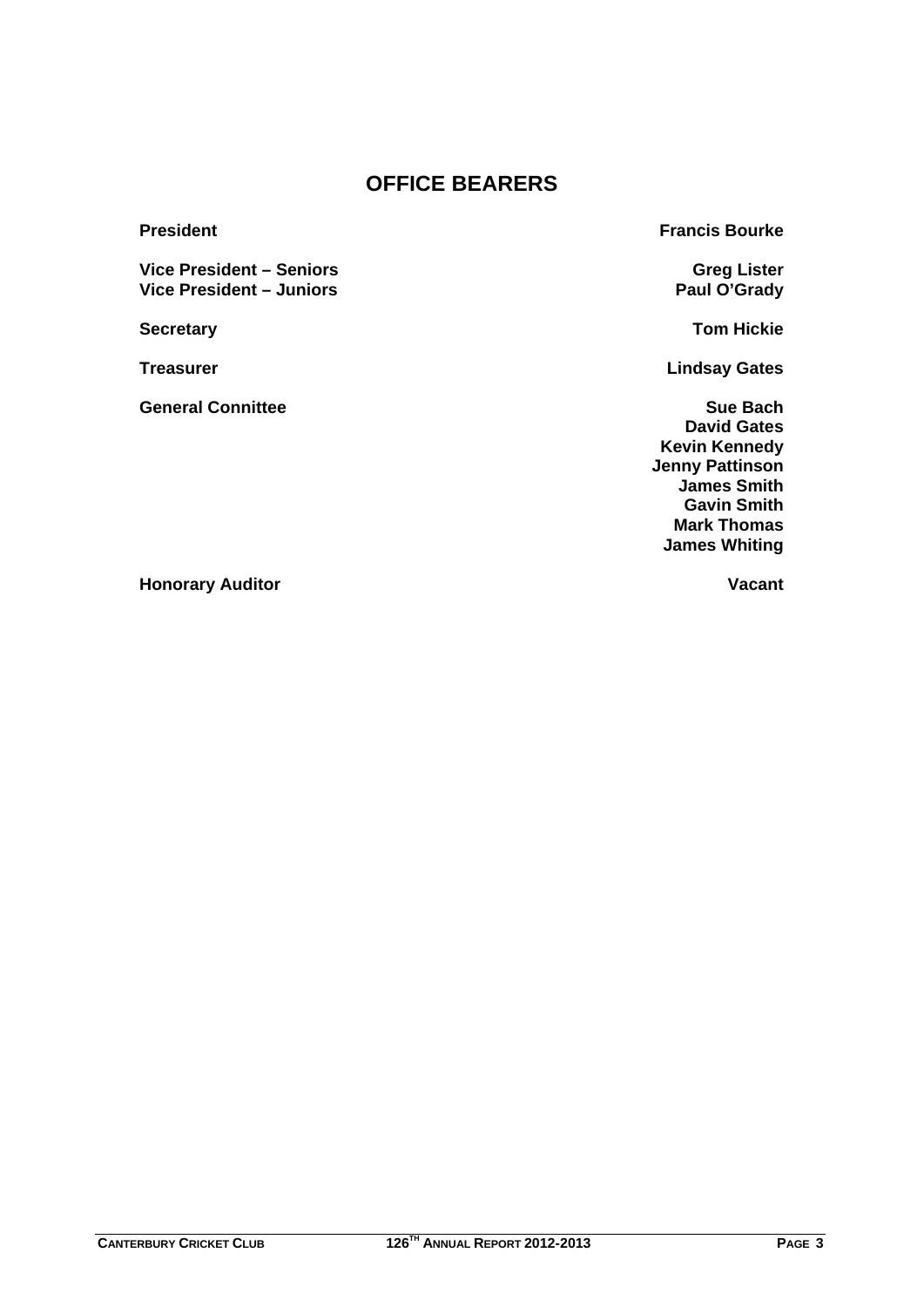# OFFICE BEARERS

| | |
|---|---|
| **President** | **Francis Bourke** |
| **Vice President – Seniors** | **Greg Lister** |
| **Vice President – Juniors** | **Paul O'Grady** |
| **Secretary** | **Tom Hickie** |
| **Treasurer** | **Lindsay Gates** |
| **General Connittee** | **Sue Bach** |
| | **David Gates** |
| | **Kevin Kennedy** |
| | **Jenny Pattinson** |
| | **James Smith** |
| | **Gavin Smith** |
| | **Mark Thomas** |
| | **James Whiting** |
| **Honorary Auditor** | **Vacant** |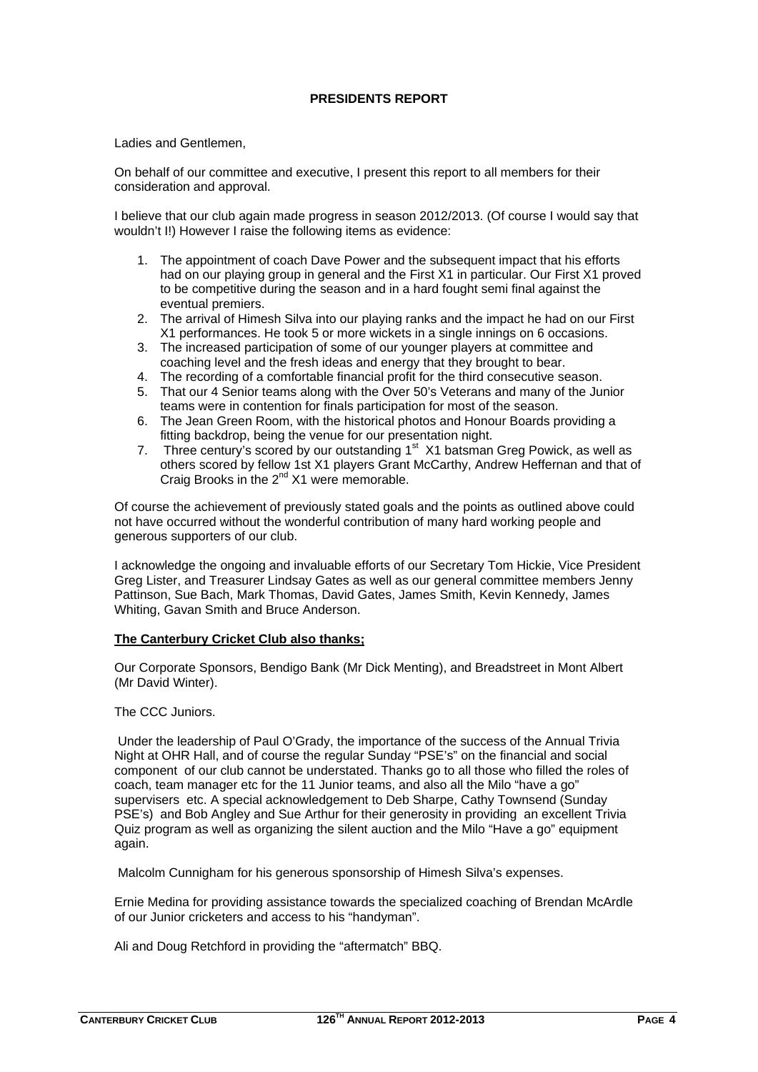## PRESIDENTS REPORT

Ladies and Gentlemen,

On behalf of our committee and executive, I present this report to all members for their consideration and approval.

I believe that our club again made progress in season 2012/2013. (Of course I would say that wouldn't I!) However I raise the following items as evidence:

1. The appointment of coach Dave Power and the subsequent impact that his efforts had on our playing group in general and the First X1 in particular. Our First X1 proved to be competitive during the season and in a hard fought semi final against the eventual premiers.
2. The arrival of Himesh Silva into our playing ranks and the impact he had on our First X1 performances. He took 5 or more wickets in a single innings on 6 occasions.
3. The increased participation of some of our younger players at committee and coaching level and the fresh ideas and energy that they brought to bear.
4. The recording of a comfortable financial profit for the third consecutive season.
5. That our 4 Senior teams along with the Over 50's Veterans and many of the Junior teams were in contention for finals participation for most of the season.
6. The Jean Green Room, with the historical photos and Honour Boards providing a fitting backdrop, being the venue for our presentation night.
7. Three century's scored by our outstanding 1st X1 batsman Greg Powick, as well as others scored by fellow 1st X1 players Grant McCarthy, Andrew Heffernan and that of Craig Brooks in the 2nd X1 were memorable.

Of course the achievement of previously stated goals and the points as outlined above could not have occurred without the wonderful contribution of many hard working people and generous supporters of our club.

I acknowledge the ongoing and invaluable efforts of our Secretary Tom Hickie, Vice President Greg Lister, and Treasurer Lindsay Gates as well as our general committee members Jenny Pattinson, Sue Bach, Mark Thomas, David Gates, James Smith, Kevin Kennedy, James Whiting, Gavan Smith and Bruce Anderson.

**The Canterbury Cricket Club also thanks;**

Our Corporate Sponsors, Bendigo Bank (Mr Dick Menting), and Breadstreet in Mont Albert (Mr David Winter).

The CCC Juniors.

Under the leadership of Paul O'Grady, the importance of the success of the Annual Trivia Night at OHR Hall, and of course the regular Sunday "PSE's" on the financial and social component of our club cannot be understated. Thanks go to all those who filled the roles of coach, team manager etc for the 11 Junior teams, and also all the Milo "have a go" supervisers etc. A special acknowledgement to Deb Sharpe, Cathy Townsend (Sunday PSE's) and Bob Angley and Sue Arthur for their generosity in providing an excellent Trivia Quiz program as well as organizing the silent auction and the Milo "Have a go" equipment again.

Malcolm Cunnigham for his generous sponsorship of Himesh Silva's expenses.

Ernie Medina for providing assistance towards the specialized coaching of Brendan McArdle of our Junior cricketers and access to his "handyman".

Ali and Doug Retchford in providing the "aftermatch" BBQ.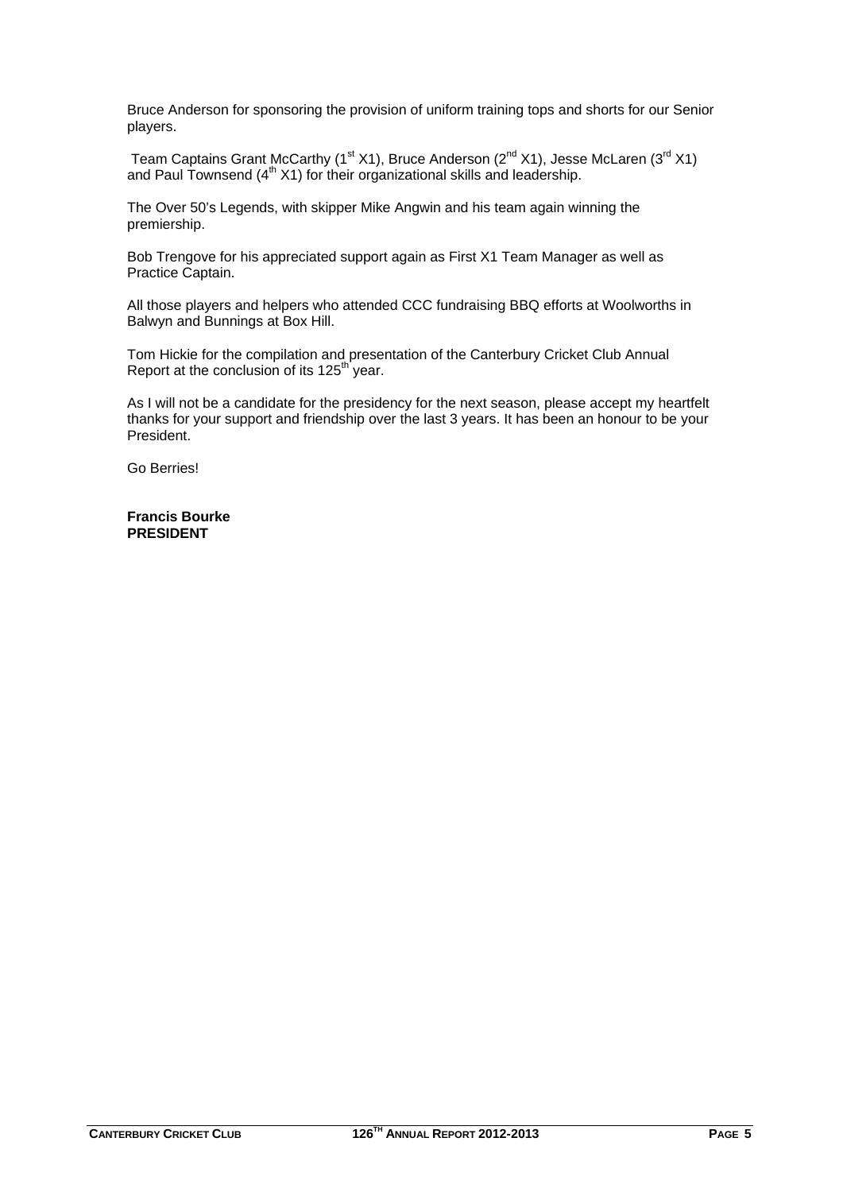Bruce Anderson for sponsoring the provision of uniform training tops and shorts for our Senior players.

Team Captains Grant McCarthy (1st X1), Bruce Anderson (2nd X1), Jesse McLaren (3rd X1) and Paul Townsend (4th X1) for their organizational skills and leadership.

The Over 50's Legends, with skipper Mike Angwin and his team again winning the premiership.

Bob Trengove for his appreciated support again as First X1 Team Manager as well as Practice Captain.

All those players and helpers who attended CCC fundraising BBQ efforts at Woolworths in Balwyn and Bunnings at Box Hill.

Tom Hickie for the compilation and presentation of the Canterbury Cricket Club Annual Report at the conclusion of its 125th year.

As I will not be a candidate for the presidency for the next season, please accept my heartfelt thanks for your support and friendship over the last 3 years. It has been an honour to be your President.

Go Berries!

**Francis Bourke**
**PRESIDENT**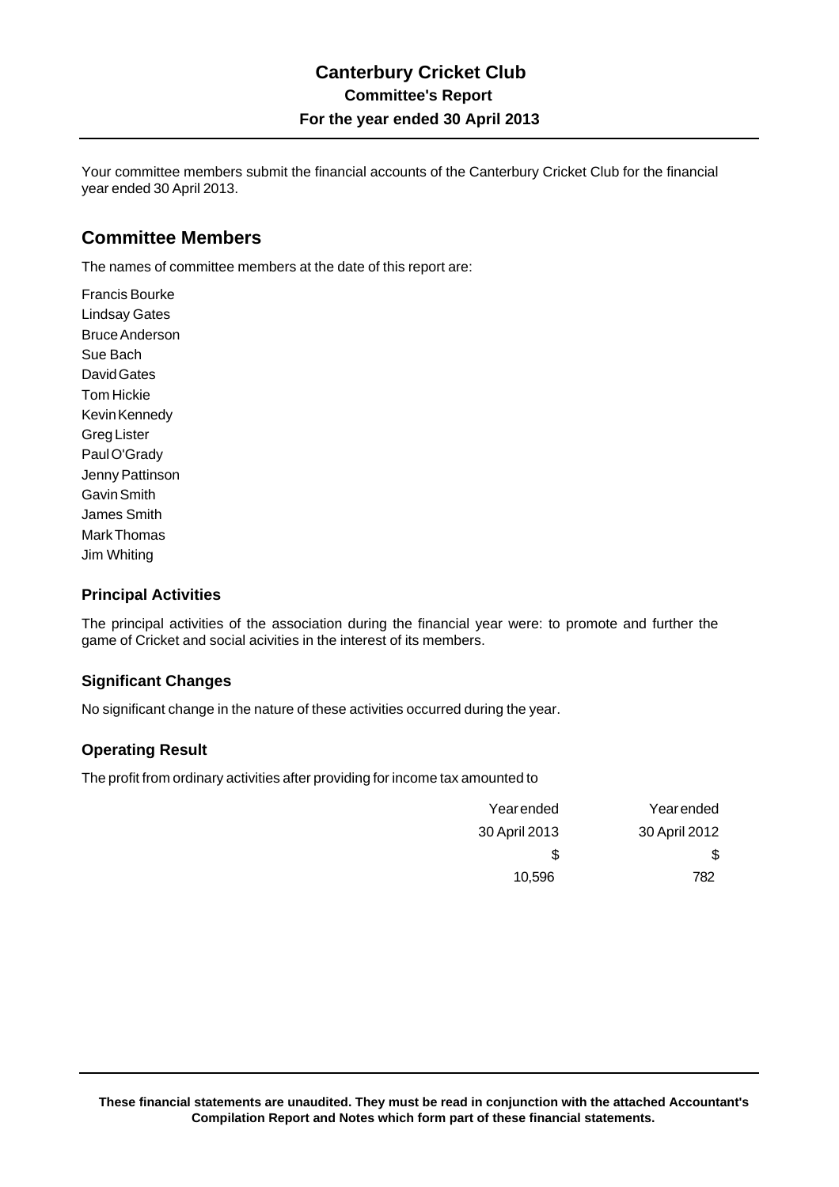# Canterbury Cricket Club

## Committee's Report

### For the year ended 30 April 2013

Your committee members submit the financial accounts of the Canterbury Cricket Club for the financial year ended 30 April 2013.

## Committee Members

The names of committee members at the date of this report are:

Francis Bourke
Lindsay Gates
Bruce Anderson
Sue Bach
David Gates
Tom Hickie
Kevin Kennedy
Greg Lister
Paul O'Grady
Jenny Pattinson
Gavin Smith
James Smith
Mark Thomas
Jim Whiting

### Principal Activities

The principal activities of the association during the financial year were: to promote and further the game of Cricket and social acivities in the interest of its members.

### Significant Changes

No significant change in the nature of these activities occurred during the year.

### Operating Result

The profit from ordinary activities after providing for income tax amounted to

| Year ended 30 April 2013 | Year ended 30 April 2012 |
|---|---|
| $ | $ |
| 10,596 | 782 |

**These financial statements are unaudited. They must be read in conjunction with the attached Accountant's Compilation Report and Notes which form part of these financial statements.**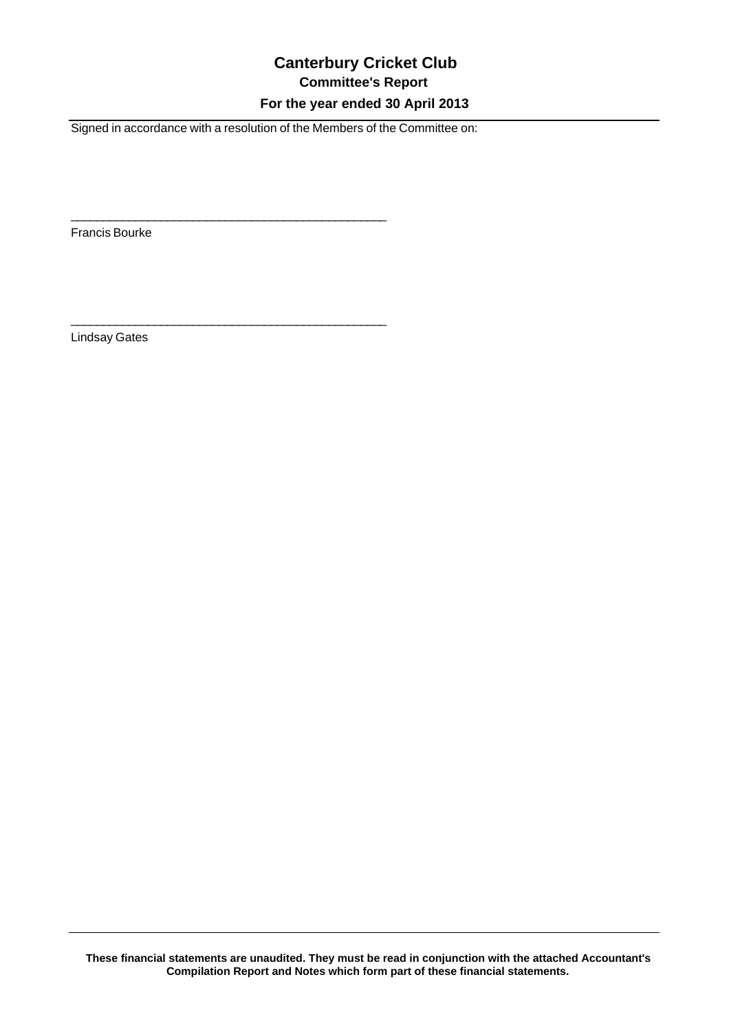# Canterbury Cricket Club

## Committee's Report

### For the year ended 30 April 2013

Signed in accordance with a resolution of the Members of the Committee on:

\_\_\_\_\_\_\_\_\_\_\_\_\_\_\_\_\_\_\_\_\_\_\_\_\_\_\_\_\_\_\_\_\_\_\_\_\_\_\_\_\_\_\_\_\_\_\_\_

Francis Bourke

\_\_\_\_\_\_\_\_\_\_\_\_\_\_\_\_\_\_\_\_\_\_\_\_\_\_\_\_\_\_\_\_\_\_\_\_\_\_\_\_\_\_\_\_\_\_\_\_

Lindsay Gates

**These financial statements are unaudited. They must be read in conjunction with the attached Accountant's Compilation Report and Notes which form part of these financial statements.**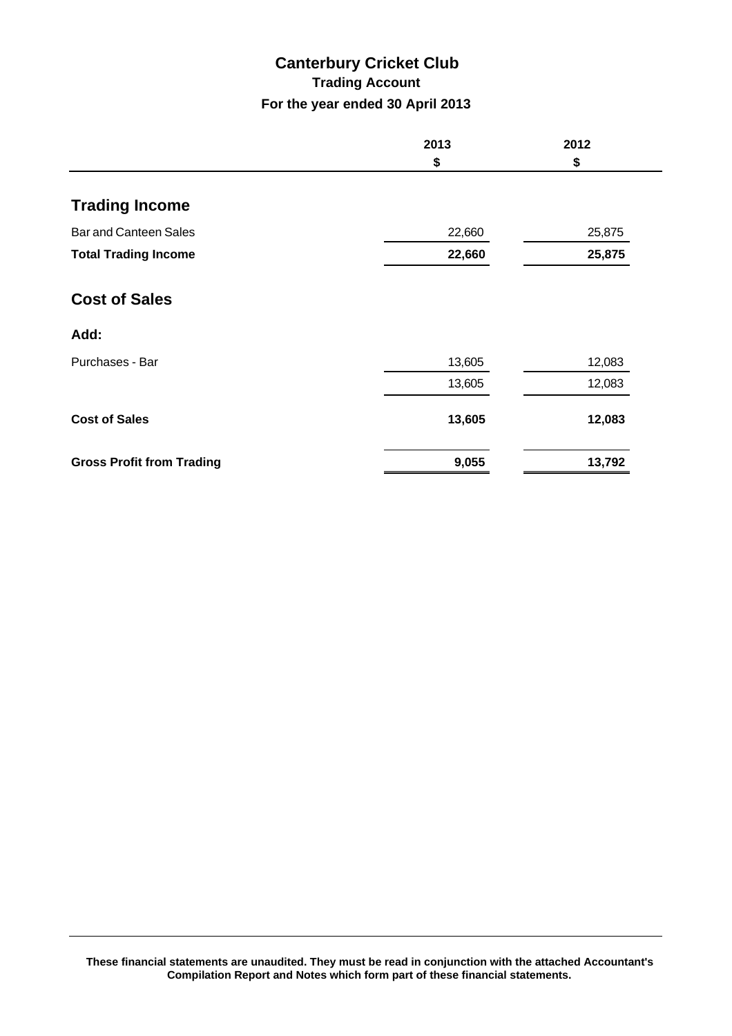# Canterbury Cricket Club

## Trading Account

### For the year ended 30 April 2013

| | 2013 $ | 2012 $ |
|---|---|---|
| **Trading Income** | | |
| Bar and Canteen Sales | 22,660 | 25,875 |
| **Total Trading Income** | **22,660** | **25,875** |
| **Cost of Sales** | | |
| **Add:** | | |
| Purchases - Bar | 13,605 | 12,083 |
| | 13,605 | 12,083 |
| **Cost of Sales** | **13,605** | **12,083** |
| **Gross Profit from Trading** | **9,055** | **13,792** |

**These financial statements are unaudited. They must be read in conjunction with the attached Accountant's Compilation Report and Notes which form part of these financial statements.**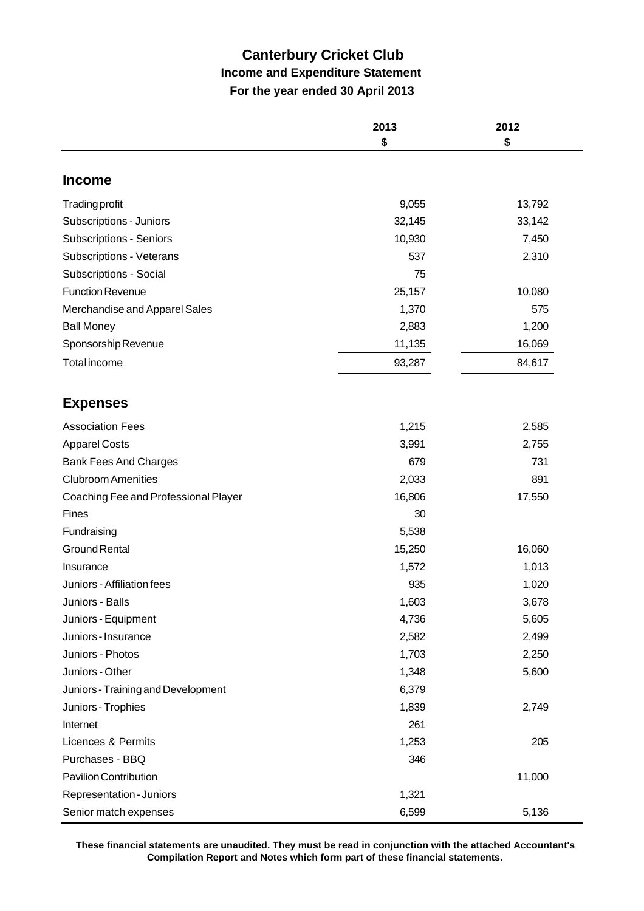# Canterbury Cricket Club

## Income and Expenditure Statement

### For the year ended 30 April 2013

| | 2013<br>$ | 2012<br>$ |
|---|---|---|
| **Income** | | |
| Trading profit | 9,055 | 13,792 |
| Subscriptions - Juniors | 32,145 | 33,142 |
| Subscriptions - Seniors | 10,930 | 7,450 |
| Subscriptions - Veterans | 537 | 2,310 |
| Subscriptions - Social | 75 | |
| Function Revenue | 25,157 | 10,080 |
| Merchandise and Apparel Sales | 1,370 | 575 |
| Ball Money | 2,883 | 1,200 |
| Sponsorship Revenue | 11,135 | 16,069 |
| Total income | 93,287 | 84,617 |
| **Expenses** | | |
| Association Fees | 1,215 | 2,585 |
| Apparel Costs | 3,991 | 2,755 |
| Bank Fees And Charges | 679 | 731 |
| Clubroom Amenities | 2,033 | 891 |
| Coaching Fee and Professional Player | 16,806 | 17,550 |
| Fines | 30 | |
| Fundraising | 5,538 | |
| Ground Rental | 15,250 | 16,060 |
| Insurance | 1,572 | 1,013 |
| Juniors - Affiliation fees | 935 | 1,020 |
| Juniors - Balls | 1,603 | 3,678 |
| Juniors - Equipment | 4,736 | 5,605 |
| Juniors - Insurance | 2,582 | 2,499 |
| Juniors - Photos | 1,703 | 2,250 |
| Juniors - Other | 1,348 | 5,600 |
| Juniors - Training and Development | 6,379 | |
| Juniors - Trophies | 1,839 | 2,749 |
| Internet | 261 | |
| Licences & Permits | 1,253 | 205 |
| Purchases - BBQ | 346 | |
| Pavilion Contribution | | 11,000 |
| Representation - Juniors | 1,321 | |
| Senior match expenses | 6,599 | 5,136 |

**These financial statements are unaudited. They must be read in conjunction with the attached Accountant's Compilation Report and Notes which form part of these financial statements.**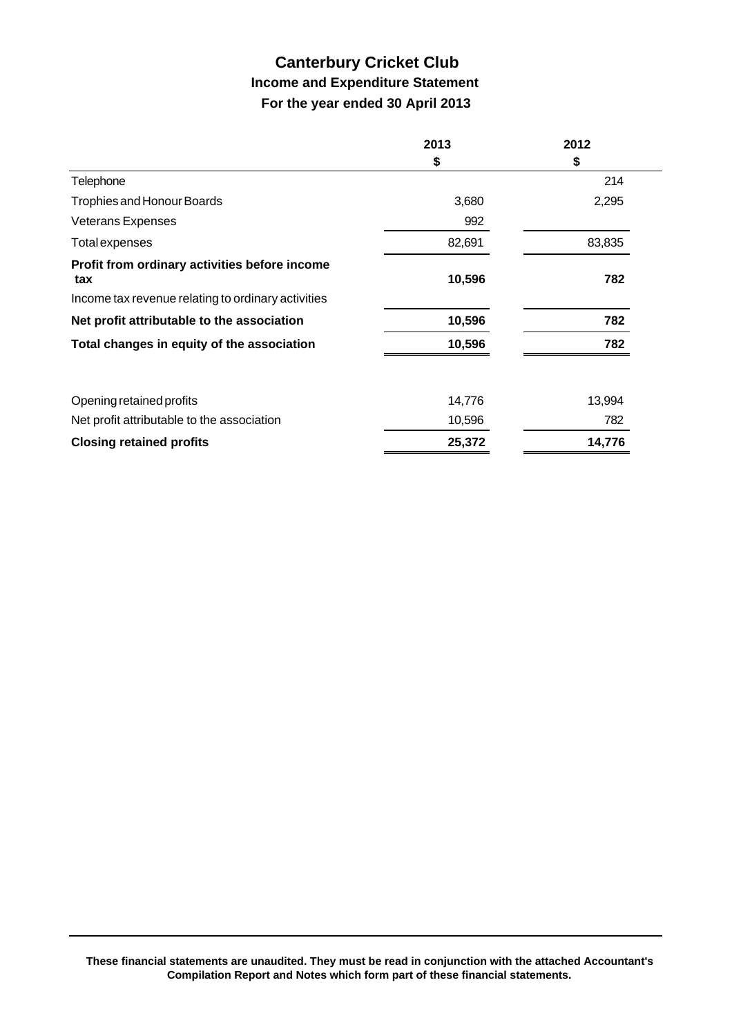# Canterbury Cricket Club

## Income and Expenditure Statement

### For the year ended 30 April 2013

| | 2013 | 2012 |
|---|---|---|
| | $ | $ |
| Telephone | | 214 |
| Trophies and Honour Boards | 3,680 | 2,295 |
| Veterans Expenses | 992 | |
| Total expenses | 82,691 | 83,835 |
| **Profit from ordinary activities before income tax** | **10,596** | **782** |
| Income tax revenue relating to ordinary activities | | |
| **Net profit attributable to the association** | **10,596** | **782** |
| **Total changes in equity of the association** | **10,596** | **782** |
| | | |
| Opening retained profits | 14,776 | 13,994 |
| Net profit attributable to the association | 10,596 | 782 |
| **Closing retained profits** | **25,372** | **14,776** |

**These financial statements are unaudited. They must be read in conjunction with the attached Accountant's Compilation Report and Notes which form part of these financial statements.**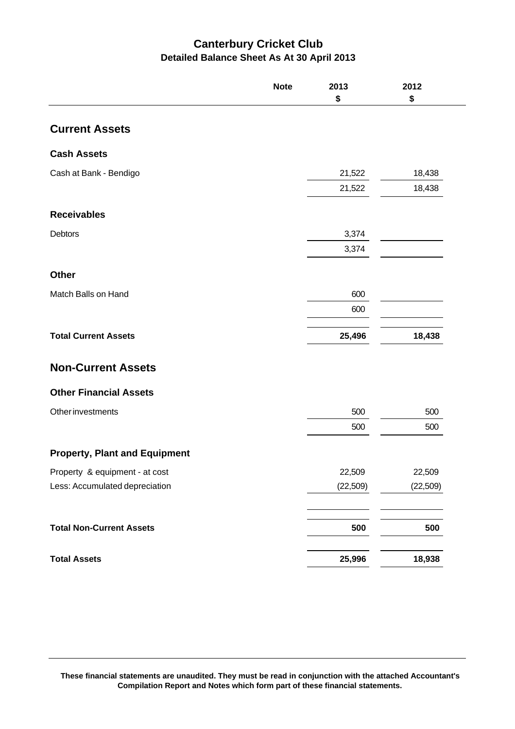# Canterbury Cricket Club

## Detailed Balance Sheet As At 30 April 2013

| | Note | 2013 $ | 2012 $ |
|---|---|---|---|
| **Current Assets** | | | |
| **Cash Assets** | | | |
| Cash at Bank - Bendigo | | 21,522 | 18,438 |
| | | 21,522 | 18,438 |
| **Receivables** | | | |
| Debtors | | 3,374 | |
| | | 3,374 | |
| **Other** | | | |
| Match Balls on Hand | | 600 | |
| | | 600 | |
| **Total Current Assets** | | **25,496** | **18,438** |
| **Non-Current Assets** | | | |
| **Other Financial Assets** | | | |
| Other investments | | 500 | 500 |
| | | 500 | 500 |
| **Property, Plant and Equipment** | | | |
| Property & equipment - at cost | | 22,509 | 22,509 |
| Less: Accumulated depreciation | | (22,509) | (22,509) |
| **Total Non-Current Assets** | | **500** | **500** |
| **Total Assets** | | **25,996** | **18,938** |

**These financial statements are unaudited. They must be read in conjunction with the attached Accountant's Compilation Report and Notes which form part of these financial statements.**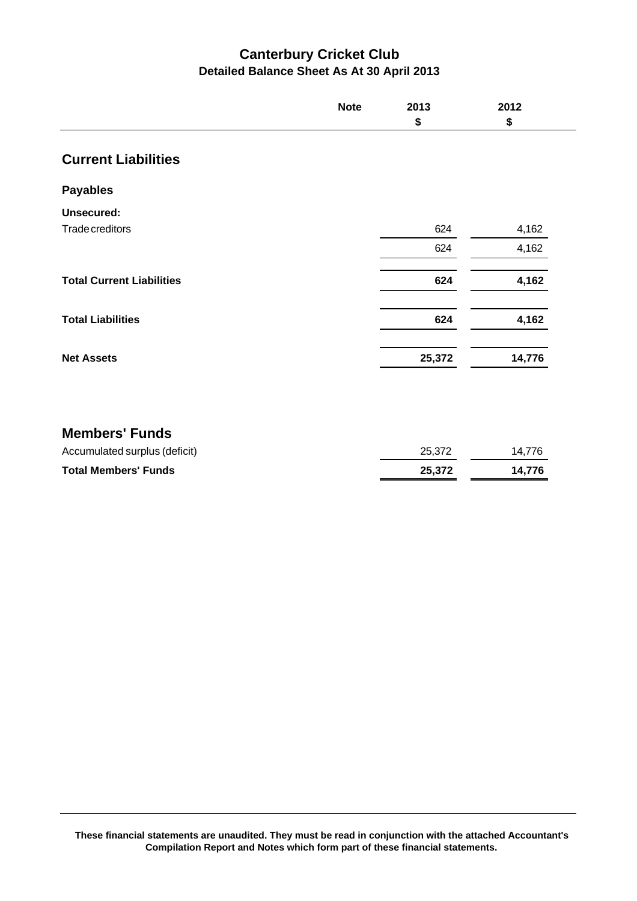# Canterbury Cricket Club

## Detailed Balance Sheet As At 30 April 2013

| | Note | 2013 $ | 2012 $ |
|---|---|---|---|
| **Current Liabilities** | | | |
| **Payables** | | | |
| **Unsecured:** | | | |
| Trade creditors | | 624 | 4,162 |
| | | 624 | 4,162 |
| **Total Current Liabilities** | | **624** | **4,162** |
| **Total Liabilities** | | **624** | **4,162** |
| **Net Assets** | | **25,372** | **14,776** |
| **Members' Funds** | | | |
| Accumulated surplus (deficit) | | 25,372 | 14,776 |
| **Total Members' Funds** | | **25,372** | **14,776** |

**These financial statements are unaudited. They must be read in conjunction with the attached Accountant's Compilation Report and Notes which form part of these financial statements.**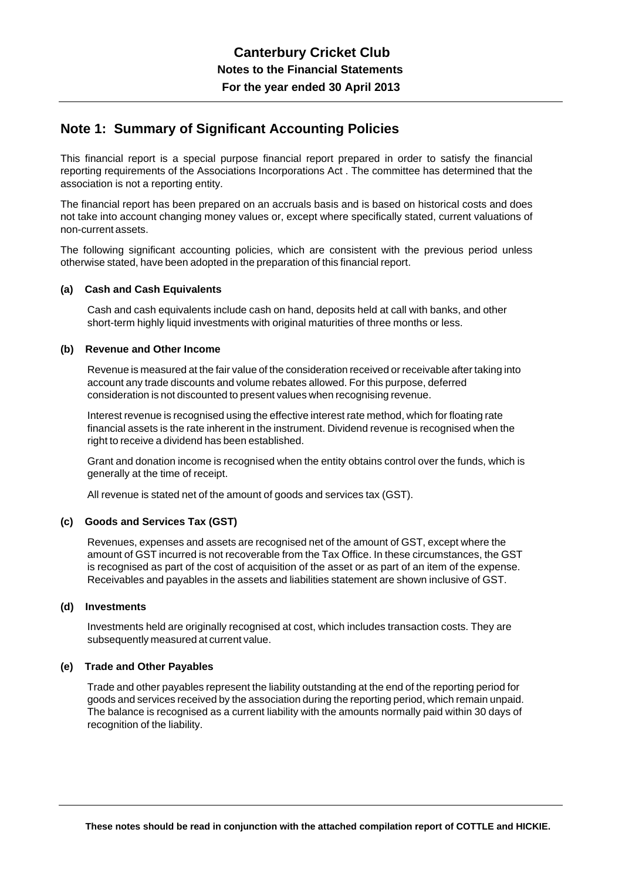# Canterbury Cricket Club

## Notes to the Financial Statements

### For the year ended 30 April 2013

## Note 1: Summary of Significant Accounting Policies

This financial report is a special purpose financial report prepared in order to satisfy the financial reporting requirements of the Associations Incorporations Act . The committee has determined that the association is not a reporting entity.

The financial report has been prepared on an accruals basis and is based on historical costs and does not take into account changing money values or, except where specifically stated, current valuations of non-current assets.

The following significant accounting policies, which are consistent with the previous period unless otherwise stated, have been adopted in the preparation of this financial report.

**(a) Cash and Cash Equivalents**

Cash and cash equivalents include cash on hand, deposits held at call with banks, and other short-term highly liquid investments with original maturities of three months or less.

**(b) Revenue and Other Income**

Revenue is measured at the fair value of the consideration received or receivable after taking into account any trade discounts and volume rebates allowed. For this purpose, deferred consideration is not discounted to present values when recognising revenue.

Interest revenue is recognised using the effective interest rate method, which for floating rate financial assets is the rate inherent in the instrument. Dividend revenue is recognised when the right to receive a dividend has been established.

Grant and donation income is recognised when the entity obtains control over the funds, which is generally at the time of receipt.

All revenue is stated net of the amount of goods and services tax (GST).

**(c) Goods and Services Tax (GST)**

Revenues, expenses and assets are recognised net of the amount of GST, except where the amount of GST incurred is not recoverable from the Tax Office. In these circumstances, the GST is recognised as part of the cost of acquisition of the asset or as part of an item of the expense. Receivables and payables in the assets and liabilities statement are shown inclusive of GST.

**(d) Investments**

Investments held are originally recognised at cost, which includes transaction costs. They are subsequently measured at current value.

**(e) Trade and Other Payables**

Trade and other payables represent the liability outstanding at the end of the reporting period for goods and services received by the association during the reporting period, which remain unpaid. The balance is recognised as a current liability with the amounts normally paid within 30 days of recognition of the liability.

**These notes should be read in conjunction with the attached compilation report of COTTLE and HICKIE.**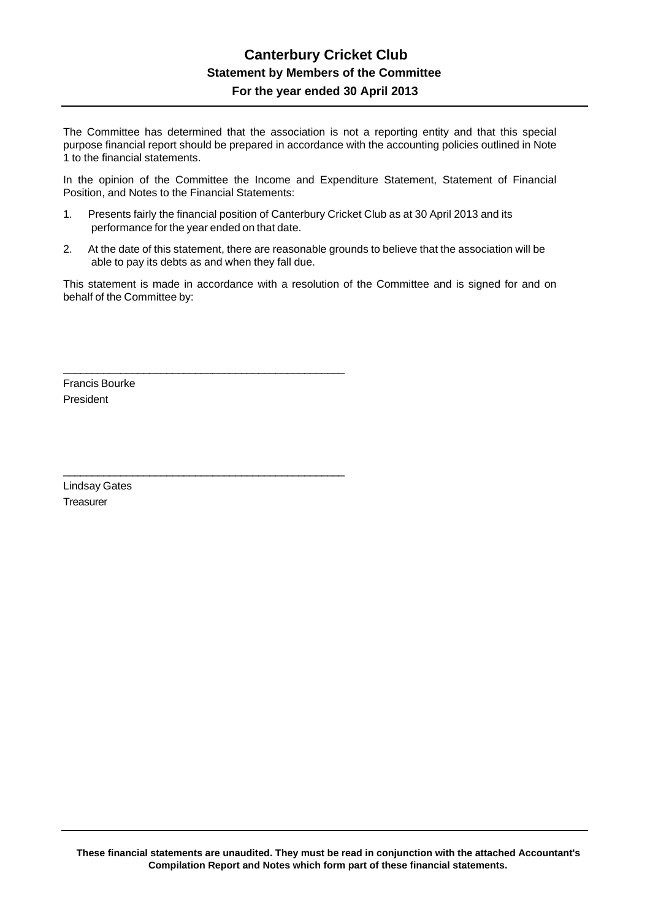# Canterbury Cricket Club

## Statement by Members of the Committee

### For the year ended 30 April 2013

The Committee has determined that the association is not a reporting entity and that this special purpose financial report should be prepared in accordance with the accounting policies outlined in Note 1 to the financial statements.

In the opinion of the Committee the Income and Expenditure Statement, Statement of Financial Position, and Notes to the Financial Statements:

1. Presents fairly the financial position of Canterbury Cricket Club as at 30 April 2013 and its performance for the year ended on that date.

2. At the date of this statement, there are reasonable grounds to believe that the association will be able to pay its debts as and when they fall due.

This statement is made in accordance with a resolution of the Committee and is signed for and on behalf of the Committee by:

\_\_\_\_\_\_\_\_\_\_\_\_\_\_\_\_\_\_\_\_\_\_\_\_\_\_\_\_\_\_\_\_\_\_\_\_\_\_\_\_

Francis Bourke
President

\_\_\_\_\_\_\_\_\_\_\_\_\_\_\_\_\_\_\_\_\_\_\_\_\_\_\_\_\_\_\_\_\_\_\_\_\_\_\_\_

Lindsay Gates
Treasurer

**These financial statements are unaudited. They must be read in conjunction with the attached Accountant's Compilation Report and Notes which form part of these financial statements.**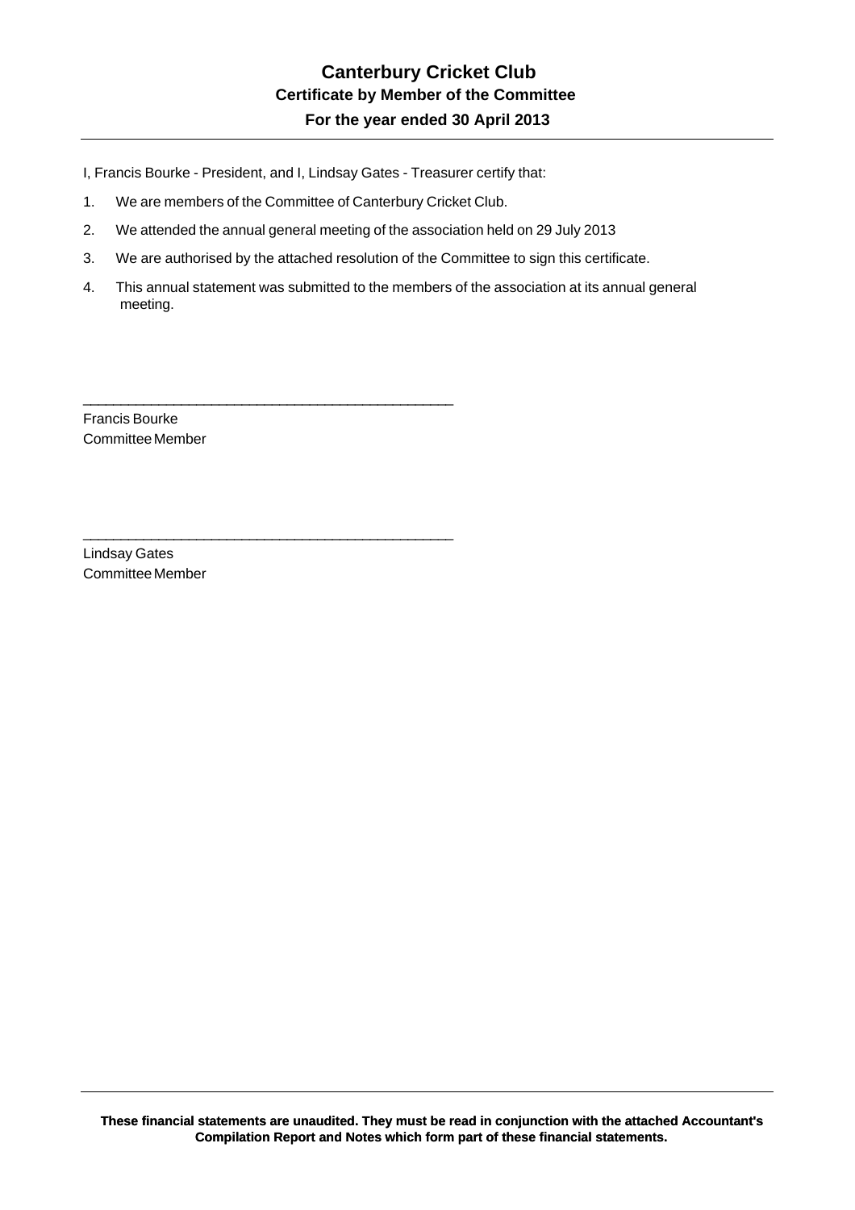# Canterbury Cricket Club

## Certificate by Member of the Committee

### For the year ended 30 April 2013

I, Francis Bourke - President, and I, Lindsay Gates - Treasurer certify that:

1. We are members of the Committee of Canterbury Cricket Club.
2. We attended the annual general meeting of the association held on 29 July 2013
3. We are authorised by the attached resolution of the Committee to sign this certificate.
4. This annual statement was submitted to the members of the association at its annual general meeting.

_______________________________________________

Francis Bourke
Committee Member

_______________________________________________

Lindsay Gates
Committee Member

**These financial statements are unaudited. They must be read in conjunction with the attached Accountant's Compilation Report and Notes which form part of these financial statements.**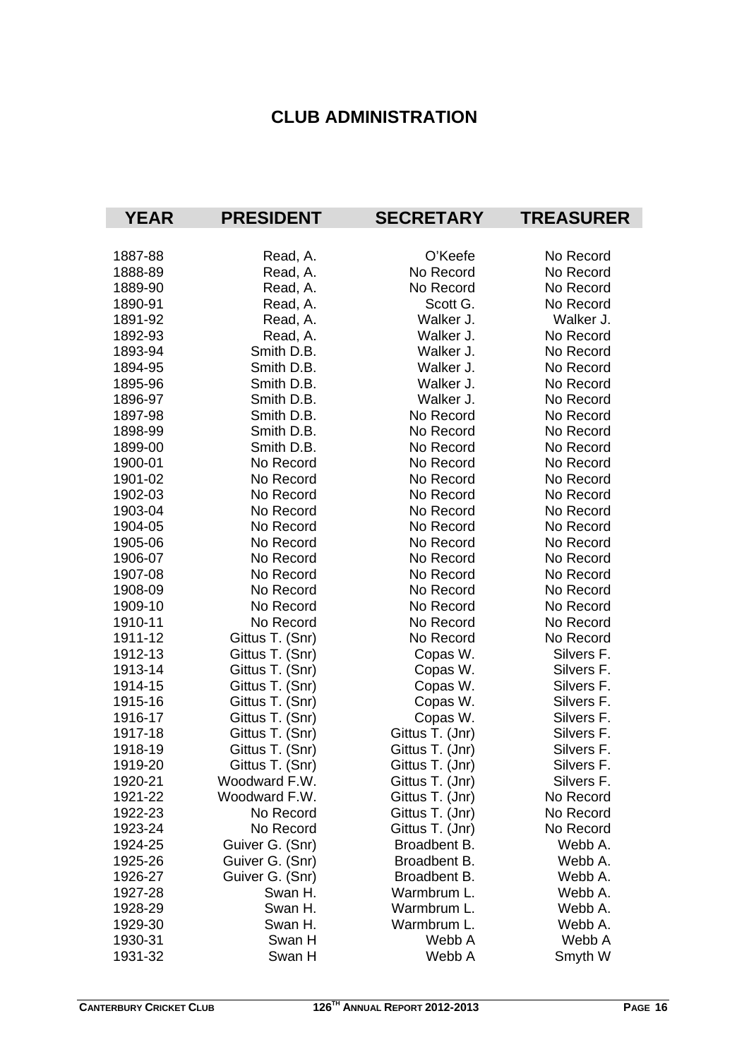# CLUB ADMINISTRATION

| YEAR | PRESIDENT | SECRETARY | TREASURER |
|---|---|---|---|
| 1887-88 | Read, A. | O'Keefe | No Record |
| 1888-89 | Read, A. | No Record | No Record |
| 1889-90 | Read, A. | No Record | No Record |
| 1890-91 | Read, A. | Scott G. | No Record |
| 1891-92 | Read, A. | Walker J. | Walker J. |
| 1892-93 | Read, A. | Walker J. | No Record |
| 1893-94 | Smith D.B. | Walker J. | No Record |
| 1894-95 | Smith D.B. | Walker J. | No Record |
| 1895-96 | Smith D.B. | Walker J. | No Record |
| 1896-97 | Smith D.B. | Walker J. | No Record |
| 1897-98 | Smith D.B. | No Record | No Record |
| 1898-99 | Smith D.B. | No Record | No Record |
| 1899-00 | Smith D.B. | No Record | No Record |
| 1900-01 | No Record | No Record | No Record |
| 1901-02 | No Record | No Record | No Record |
| 1902-03 | No Record | No Record | No Record |
| 1903-04 | No Record | No Record | No Record |
| 1904-05 | No Record | No Record | No Record |
| 1905-06 | No Record | No Record | No Record |
| 1906-07 | No Record | No Record | No Record |
| 1907-08 | No Record | No Record | No Record |
| 1908-09 | No Record | No Record | No Record |
| 1909-10 | No Record | No Record | No Record |
| 1910-11 | No Record | No Record | No Record |
| 1911-12 | Gittus T. (Snr) | No Record | No Record |
| 1912-13 | Gittus T. (Snr) | Copas W. | Silvers F. |
| 1913-14 | Gittus T. (Snr) | Copas W. | Silvers F. |
| 1914-15 | Gittus T. (Snr) | Copas W. | Silvers F. |
| 1915-16 | Gittus T. (Snr) | Copas W. | Silvers F. |
| 1916-17 | Gittus T. (Snr) | Copas W. | Silvers F. |
| 1917-18 | Gittus T. (Snr) | Gittus T. (Jnr) | Silvers F. |
| 1918-19 | Gittus T. (Snr) | Gittus T. (Jnr) | Silvers F. |
| 1919-20 | Gittus T. (Snr) | Gittus T. (Jnr) | Silvers F. |
| 1920-21 | Woodward F.W. | Gittus T. (Jnr) | Silvers F. |
| 1921-22 | Woodward F.W. | Gittus T. (Jnr) | No Record |
| 1922-23 | No Record | Gittus T. (Jnr) | No Record |
| 1923-24 | No Record | Gittus T. (Jnr) | No Record |
| 1924-25 | Guiver G. (Snr) | Broadbent B. | Webb A. |
| 1925-26 | Guiver G. (Snr) | Broadbent B. | Webb A. |
| 1926-27 | Guiver G. (Snr) | Broadbent B. | Webb A. |
| 1927-28 | Swan H. | Warmbrum L. | Webb A. |
| 1928-29 | Swan H. | Warmbrum L. | Webb A. |
| 1929-30 | Swan H. | Warmbrum L. | Webb A. |
| 1930-31 | Swan H | Webb A | Webb A |
| 1931-32 | Swan H | Webb A | Smyth W |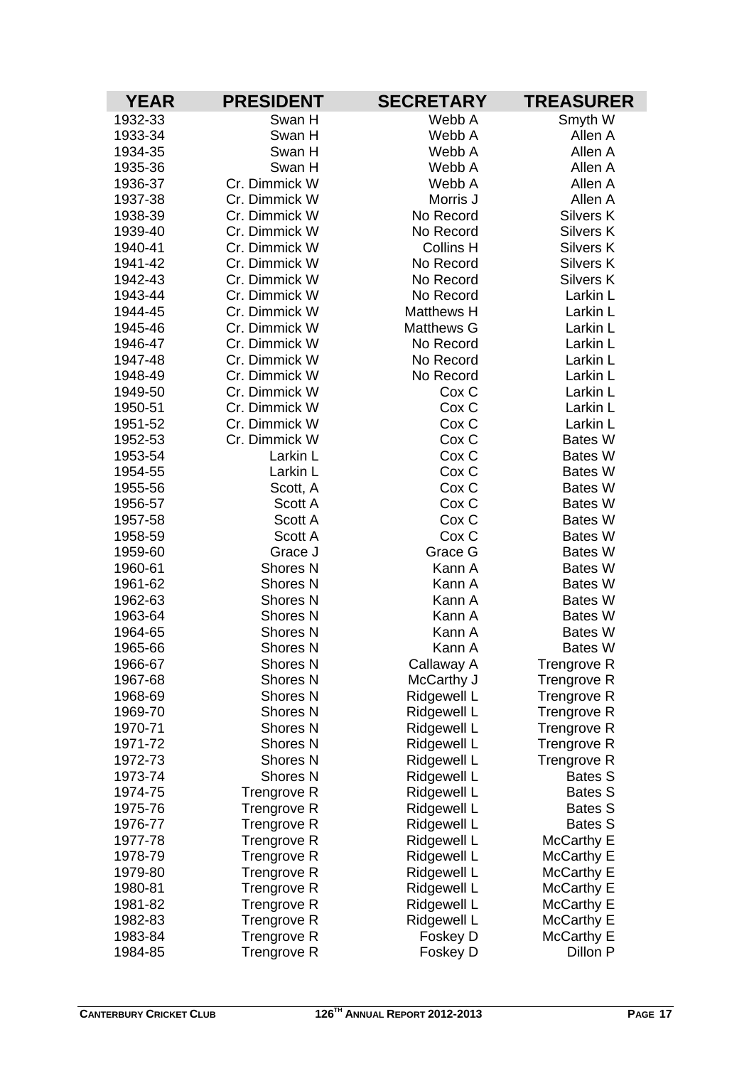| YEAR | PRESIDENT | SECRETARY | TREASURER |
|---|---|---|---|
| 1932-33 | Swan H | Webb A | Smyth W |
| 1933-34 | Swan H | Webb A | Allen A |
| 1934-35 | Swan H | Webb A | Allen A |
| 1935-36 | Swan H | Webb A | Allen A |
| 1936-37 | Cr. Dimmick W | Webb A | Allen A |
| 1937-38 | Cr. Dimmick W | Morris J | Allen A |
| 1938-39 | Cr. Dimmick W | No Record | Silvers K |
| 1939-40 | Cr. Dimmick W | No Record | Silvers K |
| 1940-41 | Cr. Dimmick W | Collins H | Silvers K |
| 1941-42 | Cr. Dimmick W | No Record | Silvers K |
| 1942-43 | Cr. Dimmick W | No Record | Silvers K |
| 1943-44 | Cr. Dimmick W | No Record | Larkin L |
| 1944-45 | Cr. Dimmick W | Matthews H | Larkin L |
| 1945-46 | Cr. Dimmick W | Matthews G | Larkin L |
| 1946-47 | Cr. Dimmick W | No Record | Larkin L |
| 1947-48 | Cr. Dimmick W | No Record | Larkin L |
| 1948-49 | Cr. Dimmick W | No Record | Larkin L |
| 1949-50 | Cr. Dimmick W | Cox C | Larkin L |
| 1950-51 | Cr. Dimmick W | Cox C | Larkin L |
| 1951-52 | Cr. Dimmick W | Cox C | Larkin L |
| 1952-53 | Cr. Dimmick W | Cox C | Bates W |
| 1953-54 | Larkin L | Cox C | Bates W |
| 1954-55 | Larkin L | Cox C | Bates W |
| 1955-56 | Scott, A | Cox C | Bates W |
| 1956-57 | Scott A | Cox C | Bates W |
| 1957-58 | Scott A | Cox C | Bates W |
| 1958-59 | Scott A | Cox C | Bates W |
| 1959-60 | Grace J | Grace G | Bates W |
| 1960-61 | Shores N | Kann A | Bates W |
| 1961-62 | Shores N | Kann A | Bates W |
| 1962-63 | Shores N | Kann A | Bates W |
| 1963-64 | Shores N | Kann A | Bates W |
| 1964-65 | Shores N | Kann A | Bates W |
| 1965-66 | Shores N | Kann A | Bates W |
| 1966-67 | Shores N | Callaway A | Trengrove R |
| 1967-68 | Shores N | McCarthy J | Trengrove R |
| 1968-69 | Shores N | Ridgewell L | Trengrove R |
| 1969-70 | Shores N | Ridgewell L | Trengrove R |
| 1970-71 | Shores N | Ridgewell L | Trengrove R |
| 1971-72 | Shores N | Ridgewell L | Trengrove R |
| 1972-73 | Shores N | Ridgewell L | Trengrove R |
| 1973-74 | Shores N | Ridgewell L | Bates S |
| 1974-75 | Trengrove R | Ridgewell L | Bates S |
| 1975-76 | Trengrove R | Ridgewell L | Bates S |
| 1976-77 | Trengrove R | Ridgewell L | Bates S |
| 1977-78 | Trengrove R | Ridgewell L | McCarthy E |
| 1978-79 | Trengrove R | Ridgewell L | McCarthy E |
| 1979-80 | Trengrove R | Ridgewell L | McCarthy E |
| 1980-81 | Trengrove R | Ridgewell L | McCarthy E |
| 1981-82 | Trengrove R | Ridgewell L | McCarthy E |
| 1982-83 | Trengrove R | Ridgewell L | McCarthy E |
| 1983-84 | Trengrove R | Foskey D | McCarthy E |
| 1984-85 | Trengrove R | Foskey D | Dillon P |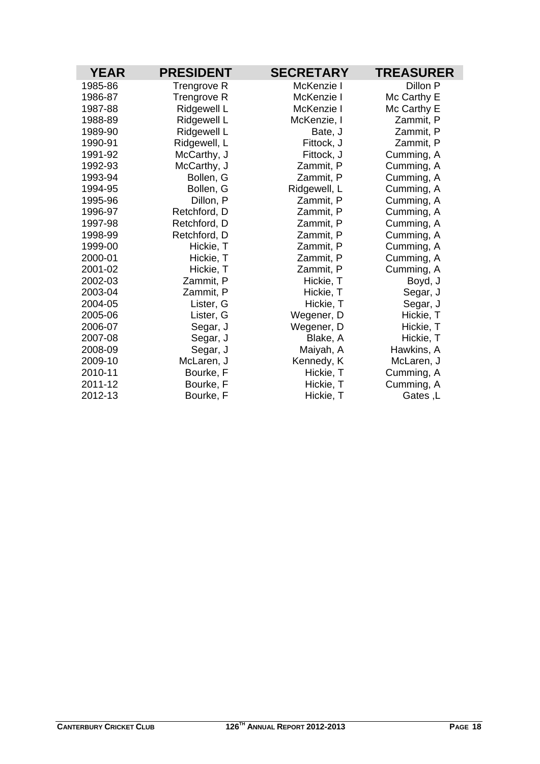| YEAR | PRESIDENT | SECRETARY | TREASURER |
|---|---|---|---|
| 1985-86 | Trengrove R | McKenzie I | Dillon P |
| 1986-87 | Trengrove R | McKenzie I | Mc Carthy E |
| 1987-88 | Ridgewell L | McKenzie I | Mc Carthy E |
| 1988-89 | Ridgewell L | McKenzie, I | Zammit, P |
| 1989-90 | Ridgewell L | Bate, J | Zammit, P |
| 1990-91 | Ridgewell, L | Fittock, J | Zammit, P |
| 1991-92 | McCarthy, J | Fittock, J | Cumming, A |
| 1992-93 | McCarthy, J | Zammit, P | Cumming, A |
| 1993-94 | Bollen, G | Zammit, P | Cumming, A |
| 1994-95 | Bollen, G | Ridgewell, L | Cumming, A |
| 1995-96 | Dillon, P | Zammit, P | Cumming, A |
| 1996-97 | Retchford, D | Zammit, P | Cumming, A |
| 1997-98 | Retchford, D | Zammit, P | Cumming, A |
| 1998-99 | Retchford, D | Zammit, P | Cumming, A |
| 1999-00 | Hickie, T | Zammit, P | Cumming, A |
| 2000-01 | Hickie, T | Zammit, P | Cumming, A |
| 2001-02 | Hickie, T | Zammit, P | Cumming, A |
| 2002-03 | Zammit, P | Hickie, T | Boyd, J |
| 2003-04 | Zammit, P | Hickie, T | Segar, J |
| 2004-05 | Lister, G | Hickie, T | Segar, J |
| 2005-06 | Lister, G | Wegener, D | Hickie, T |
| 2006-07 | Segar, J | Wegener, D | Hickie, T |
| 2007-08 | Segar, J | Blake, A | Hickie, T |
| 2008-09 | Segar, J | Maiyah, A | Hawkins, A |
| 2009-10 | McLaren, J | Kennedy, K | McLaren, J |
| 2010-11 | Bourke, F | Hickie, T | Cumming, A |
| 2011-12 | Bourke, F | Hickie, T | Cumming, A |
| 2012-13 | Bourke, F | Hickie, T | Gates ,L |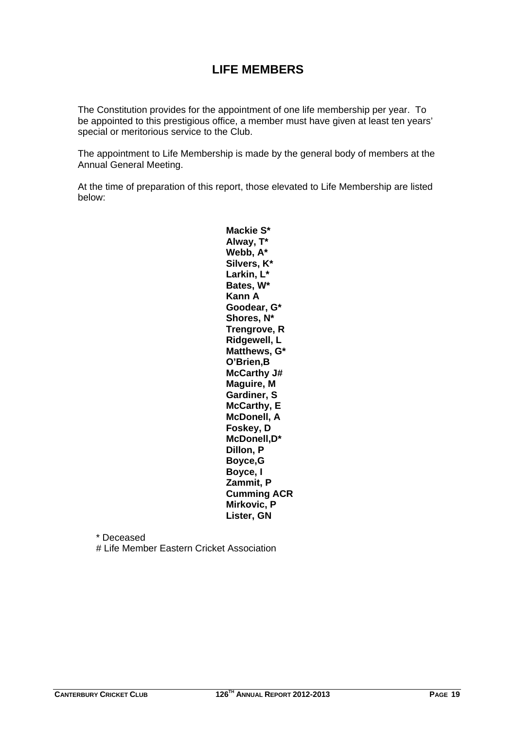# LIFE MEMBERS

The Constitution provides for the appointment of one life membership per year. To be appointed to this prestigious office, a member must have given at least ten years' special or meritorious service to the Club.

The appointment to Life Membership is made by the general body of members at the Annual General Meeting.

At the time of preparation of this report, those elevated to Life Membership are listed below:

**Mackie S***
**Alway, T***
**Webb, A***
**Silvers, K***
**Larkin, L***
**Bates, W***
**Kann A**
**Goodear, G***
**Shores, N***
**Trengrove, R**
**Ridgewell, L**
**Matthews, G***
**O'Brien,B**
**McCarthy J#**
**Maguire, M**
**Gardiner, S**
**McCarthy, E**
**McDonell, A**
**Foskey, D**
**McDonell,D***
**Dillon, P**
**Boyce,G**
**Boyce, I**
**Zammit, P**
**Cumming ACR**
**Mirkovic, P**
**Lister, GN**

\* Deceased
\# Life Member Eastern Cricket Association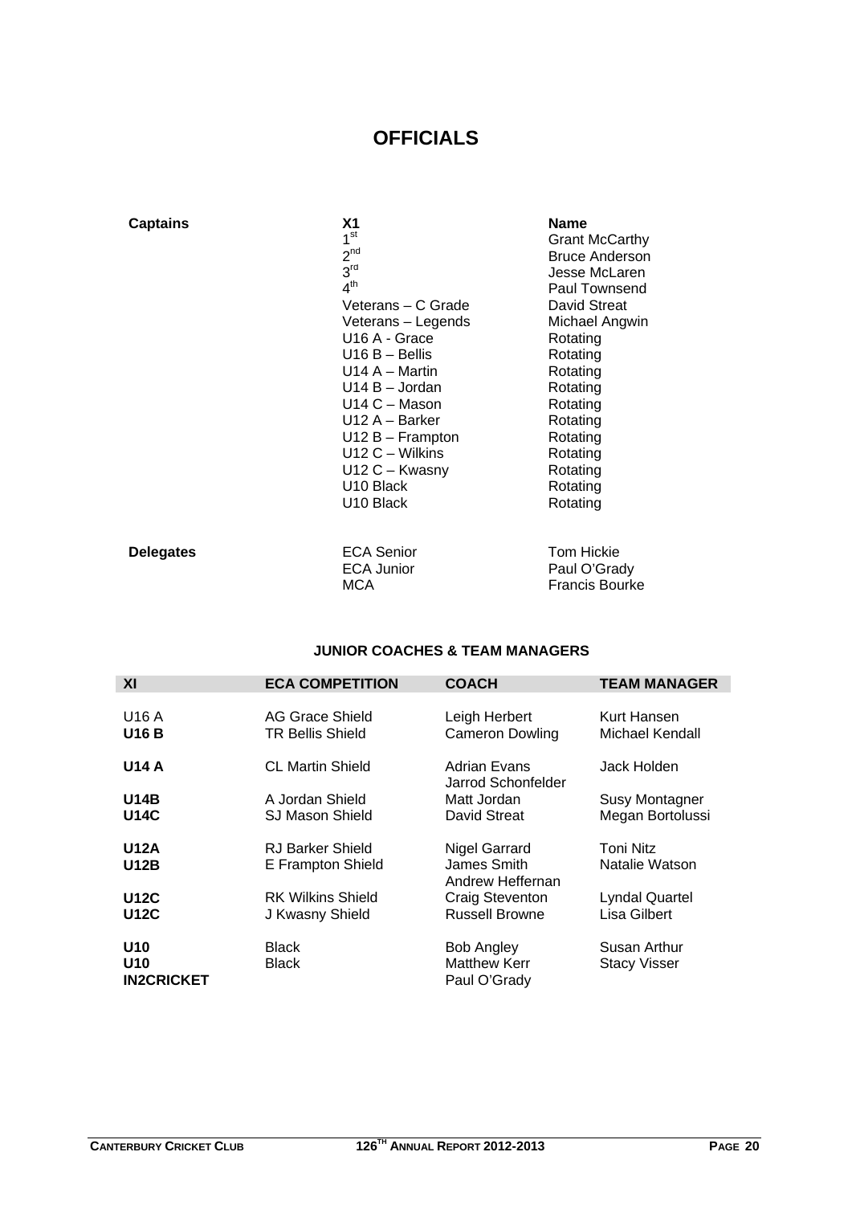# OFFICIALS

| Captains | XI | Name |
| --- | --- | --- |
| | 1st | Grant McCarthy |
| | 2nd | Bruce Anderson |
| | 3rd | Jesse McLaren |
| | 4th | Paul Townsend |
| | Veterans – C Grade | David Streat |
| | Veterans – Legends | Michael Angwin |
| | U16 A - Grace | Rotating |
| | U16 B – Bellis | Rotating |
| | U14 A – Martin | Rotating |
| | U14 B – Jordan | Rotating |
| | U14 C – Mason | Rotating |
| | U12 A – Barker | Rotating |
| | U12 B – Frampton | Rotating |
| | U12 C – Wilkins | Rotating |
| | U12 C – Kwasny | Rotating |
| | U10 Black | Rotating |
| | U10 Black | Rotating |

| Delegates | | |
| --- | --- | --- |
| | ECA Senior | Tom Hickie |
| | ECA Junior | Paul O'Grady |
| | MCA | Francis Bourke |

### JUNIOR COACHES & TEAM MANAGERS

| XI | ECA COMPETITION | COACH | TEAM MANAGER |
| --- | --- | --- | --- |
| U16 A | AG Grace Shield | Leigh Herbert | Kurt Hansen |
| **U16 B** | TR Bellis Shield | Cameron Dowling | Michael Kendall |
| **U14 A** | CL Martin Shield | Adrian Evans<br>Jarrod Schonfelder | Jack Holden |
| **U14B** | A Jordan Shield | Matt Jordan | Susy Montagner |
| **U14C** | SJ Mason Shield | David Streat | Megan Bortolussi |
| **U12A** | RJ Barker Shield | Nigel Garrard | Toni Nitz |
| **U12B** | E Frampton Shield | James Smith<br>Andrew Heffernan | Natalie Watson |
| **U12C** | RK Wilkins Shield | Craig Steventon | Lyndal Quartel |
| **U12C** | J Kwasny Shield | Russell Browne | Lisa Gilbert |
| **U10** | Black | Bob Angley | Susan Arthur |
| **U10** | Black | Matthew Kerr | Stacy Visser |
| **IN2CRICKET** | | Paul O'Grady | |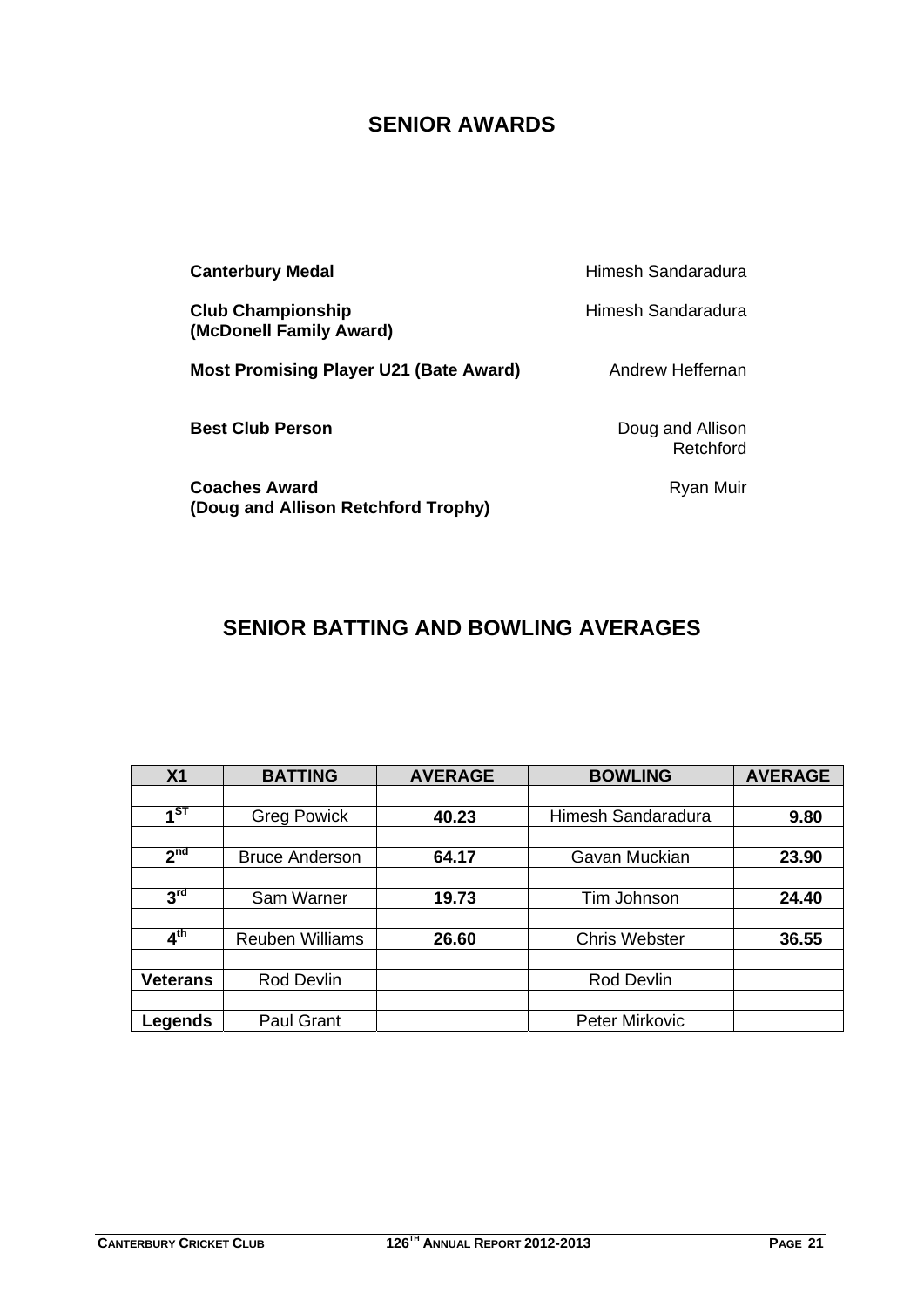## SENIOR AWARDS

| | |
|---|---|
| **Canterbury Medal** | Himesh Sandaradura |
| **Club Championship (McDonell Family Award)** | Himesh Sandaradura |
| **Most Promising Player U21 (Bate Award)** | Andrew Heffernan |
| **Best Club Person** | Doug and Allison Retchford |
| **Coaches Award (Doug and Allison Retchford Trophy)** | Ryan Muir |

## SENIOR BATTING AND BOWLING AVERAGES

| X1 | BATTING | AVERAGE | BOWLING | AVERAGE |
|---|---|---|---|---|
| **1ST** | Greg Powick | **40.23** | Himesh Sandaradura | **9.80** |
| **2nd** | Bruce Anderson | **64.17** | Gavan Muckian | **23.90** |
| **3rd** | Sam Warner | **19.73** | Tim Johnson | **24.40** |
| **4th** | Reuben Williams | **26.60** | Chris Webster | **36.55** |
| **Veterans** | Rod Devlin | | Rod Devlin | |
| **Legends** | Paul Grant | | Peter Mirkovic | |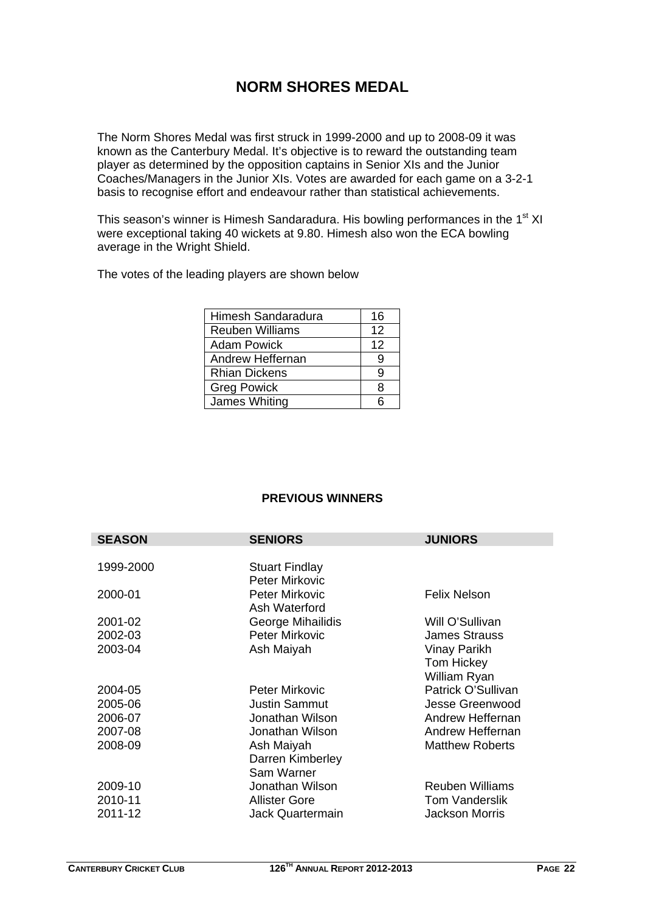# NORM SHORES MEDAL

The Norm Shores Medal was first struck in 1999-2000 and up to 2008-09 it was known as the Canterbury Medal. It's objective is to reward the outstanding team player as determined by the opposition captains in Senior XIs and the Junior Coaches/Managers in the Junior XIs. Votes are awarded for each game on a 3-2-1 basis to recognise effort and endeavour rather than statistical achievements.

This season's winner is Himesh Sandaradura. His bowling performances in the 1st XI were exceptional taking 40 wickets at 9.80. Himesh also won the ECA bowling average in the Wright Shield.

The votes of the leading players are shown below

| | |
|---|---|
| Himesh Sandaradura | 16 |
| Reuben Williams | 12 |
| Adam Powick | 12 |
| Andrew Heffernan | 9 |
| Rhian Dickens | 9 |
| Greg Powick | 8 |
| James Whiting | 6 |

**PREVIOUS WINNERS**

| SEASON | SENIORS | JUNIORS |
|---|---|---|
| 1999-2000 | Stuart Findlay<br>Peter Mirkovic | |
| 2000-01 | Peter Mirkovic<br>Ash Waterford | Felix Nelson |
| 2001-02 | George Mihailidis | Will O'Sullivan |
| 2002-03 | Peter Mirkovic | James Strauss |
| 2003-04 | Ash Maiyah | Vinay Parikh<br>Tom Hickey<br>William Ryan |
| 2004-05 | Peter Mirkovic | Patrick O'Sullivan |
| 2005-06 | Justin Sammut | Jesse Greenwood |
| 2006-07 | Jonathan Wilson | Andrew Heffernan |
| 2007-08 | Jonathan Wilson | Andrew Heffernan |
| 2008-09 | Ash Maiyah<br>Darren Kimberley<br>Sam Warner | Matthew Roberts |
| 2009-10 | Jonathan Wilson | Reuben Williams |
| 2010-11 | Allister Gore | Tom Vanderslik |
| 2011-12 | Jack Quartermain | Jackson Morris |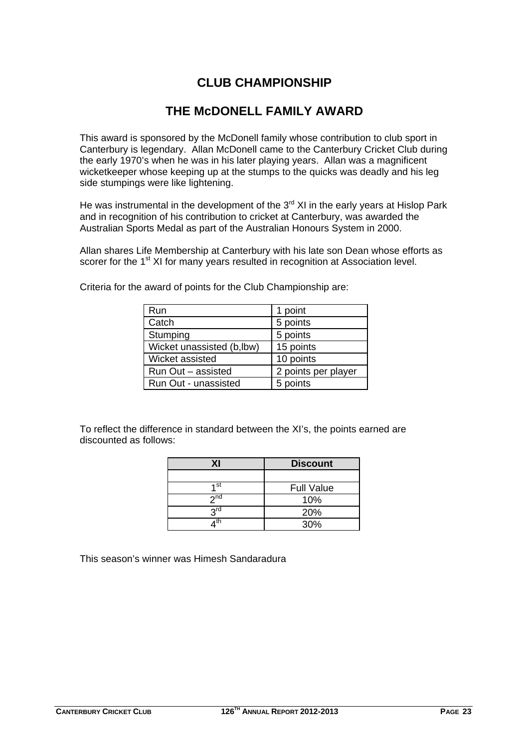# CLUB CHAMPIONSHIP

## THE McDONELL FAMILY AWARD

This award is sponsored by the McDonell family whose contribution to club sport in Canterbury is legendary. Allan McDonell came to the Canterbury Cricket Club during the early 1970's when he was in his later playing years. Allan was a magnificent wicketkeeper whose keeping up at the stumps to the quicks was deadly and his leg side stumpings were like lightening.

He was instrumental in the development of the 3rd XI in the early years at Hislop Park and in recognition of his contribution to cricket at Canterbury, was awarded the Australian Sports Medal as part of the Australian Honours System in 2000.

Allan shares Life Membership at Canterbury with his late son Dean whose efforts as scorer for the 1st XI for many years resulted in recognition at Association level.

Criteria for the award of points for the Club Championship are:

| | |
|---|---|
| Run | 1 point |
| Catch | 5 points |
| Stumping | 5 points |
| Wicket unassisted (b,lbw) | 15 points |
| Wicket assisted | 10 points |
| Run Out – assisted | 2 points per player |
| Run Out - unassisted | 5 points |

To reflect the difference in standard between the XI's, the points earned are discounted as follows:

| XI | Discount |
|---|---|
| | |
| 1st | Full Value |
| 2nd | 10% |
| 3rd | 20% |
| 4th | 30% |

This season's winner was Himesh Sandaradura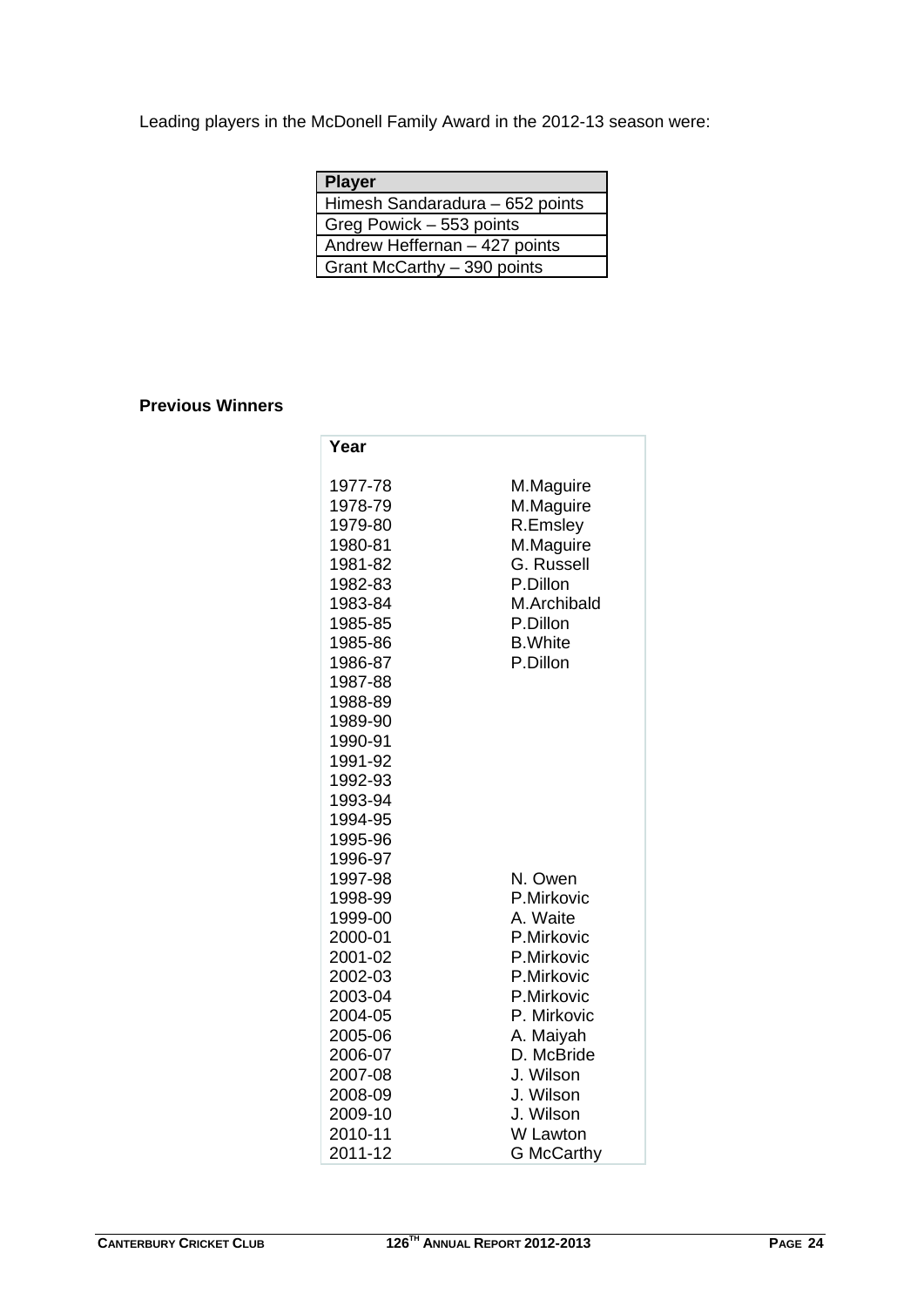Leading players in the McDonell Family Award in the 2012-13 season were:

| Player |
|---|
| Himesh Sandaradura – 652 points |
| Greg Powick – 553 points |
| Andrew Heffernan – 427 points |
| Grant McCarthy – 390 points |

**Previous Winners**

| Year | |
|---|---|
| 1977-78 | M.Maguire |
| 1978-79 | M.Maguire |
| 1979-80 | R.Emsley |
| 1980-81 | M.Maguire |
| 1981-82 | G. Russell |
| 1982-83 | P.Dillon |
| 1983-84 | M.Archibald |
| 1985-85 | P.Dillon |
| 1985-86 | B.White |
| 1986-87 | P.Dillon |
| 1987-88 | |
| 1988-89 | |
| 1989-90 | |
| 1990-91 | |
| 1991-92 | |
| 1992-93 | |
| 1993-94 | |
| 1994-95 | |
| 1995-96 | |
| 1996-97 | |
| 1997-98 | N. Owen |
| 1998-99 | P.Mirkovic |
| 1999-00 | A. Waite |
| 2000-01 | P.Mirkovic |
| 2001-02 | P.Mirkovic |
| 2002-03 | P.Mirkovic |
| 2003-04 | P.Mirkovic |
| 2004-05 | P. Mirkovic |
| 2005-06 | A. Maiyah |
| 2006-07 | D. McBride |
| 2007-08 | J. Wilson |
| 2008-09 | J. Wilson |
| 2009-10 | J. Wilson |
| 2010-11 | W Lawton |
| 2011-12 | G McCarthy |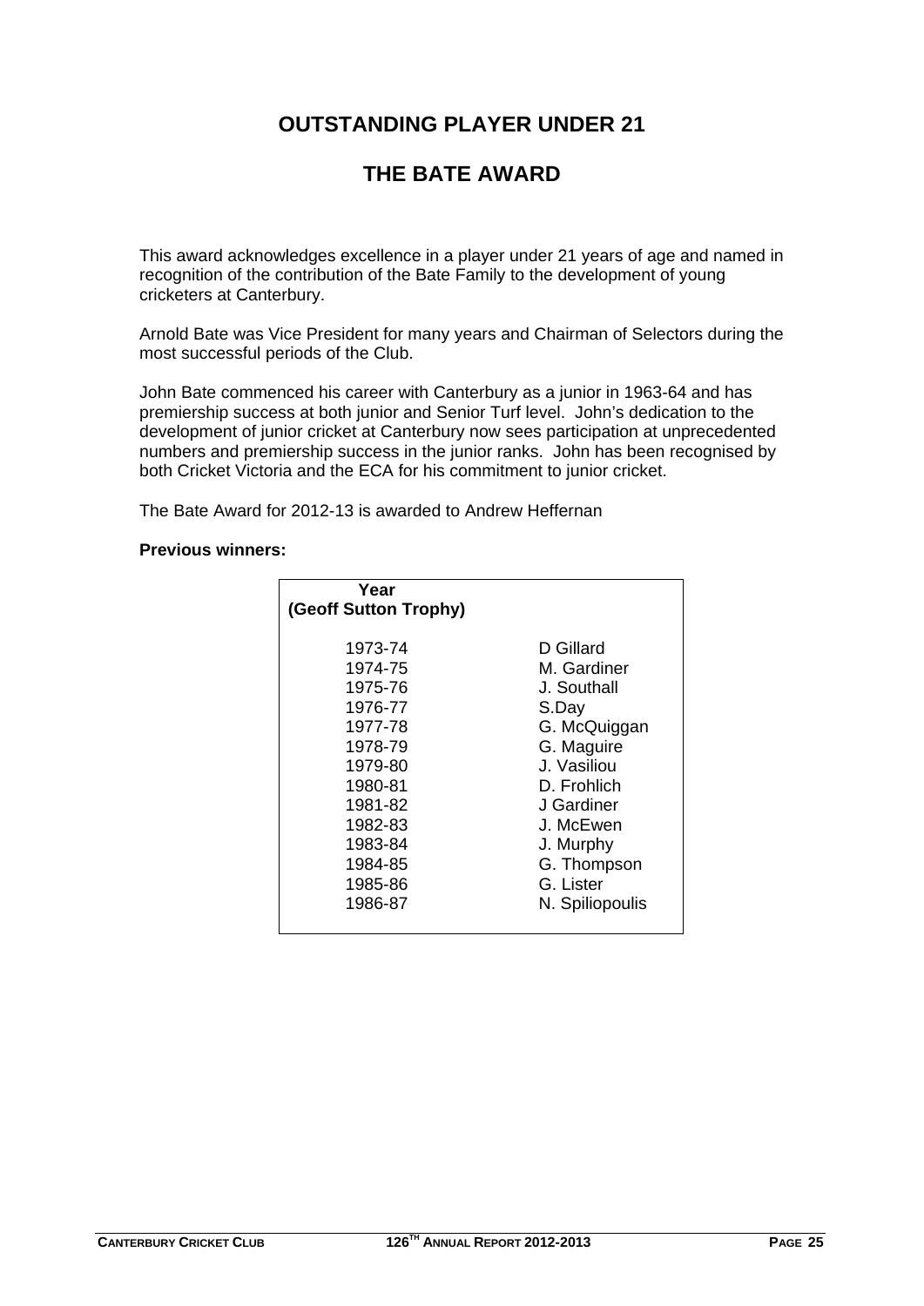# OUTSTANDING PLAYER UNDER 21

# THE BATE AWARD

This award acknowledges excellence in a player under 21 years of age and named in recognition of the contribution of the Bate Family to the development of young cricketers at Canterbury.

Arnold Bate was Vice President for many years and Chairman of Selectors during the most successful periods of the Club.

John Bate commenced his career with Canterbury as a junior in 1963-64 and has premiership success at both junior and Senior Turf level. John's dedication to the development of junior cricket at Canterbury now sees participation at unprecedented numbers and premiership success in the junior ranks. John has been recognised by both Cricket Victoria and the ECA for his commitment to junior cricket.

The Bate Award for 2012-13 is awarded to Andrew Heffernan

**Previous winners:**

| Year (Geoff Sutton Trophy) | |
|---|---|
| 1973-74 | D Gillard |
| 1974-75 | M. Gardiner |
| 1975-76 | J. Southall |
| 1976-77 | S.Day |
| 1977-78 | G. McQuiggan |
| 1978-79 | G. Maguire |
| 1979-80 | J. Vasiliou |
| 1980-81 | D. Frohlich |
| 1981-82 | J Gardiner |
| 1982-83 | J. McEwen |
| 1983-84 | J. Murphy |
| 1984-85 | G. Thompson |
| 1985-86 | G. Lister |
| 1986-87 | N. Spiliopoulis |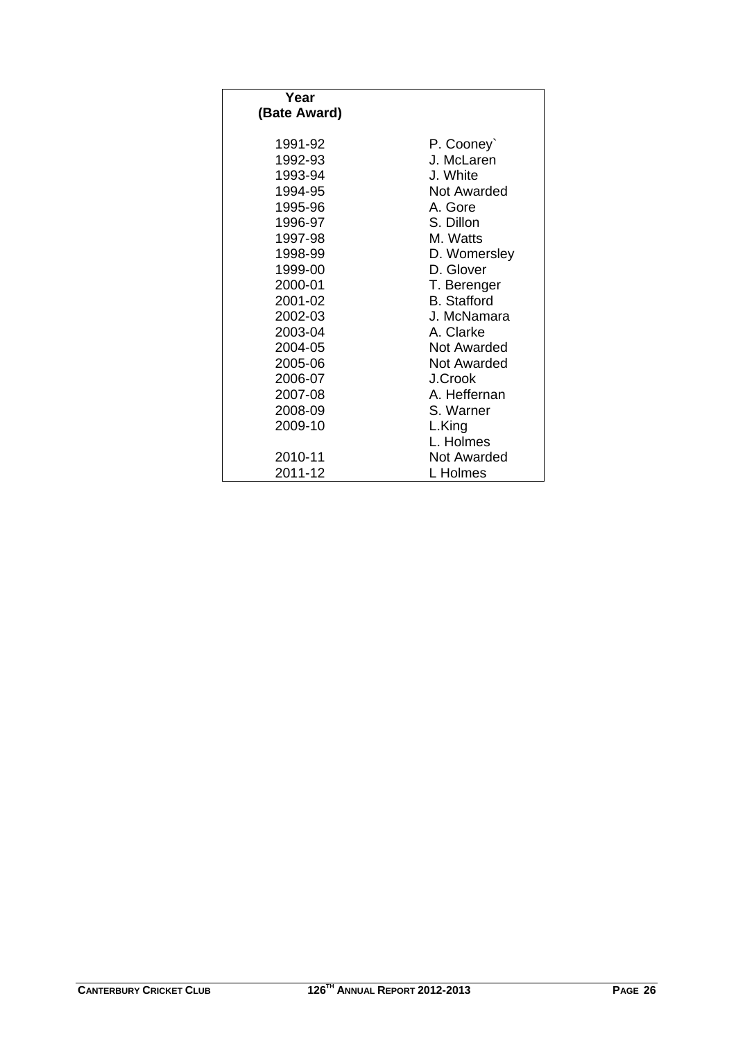| Year (Bate Award) | |
|---|---|
| 1991-92 | P. Cooney` |
| 1992-93 | J. McLaren |
| 1993-94 | J. White |
| 1994-95 | Not Awarded |
| 1995-96 | A. Gore |
| 1996-97 | S. Dillon |
| 1997-98 | M. Watts |
| 1998-99 | D. Womersley |
| 1999-00 | D. Glover |
| 2000-01 | T. Berenger |
| 2001-02 | B. Stafford |
| 2002-03 | J. McNamara |
| 2003-04 | A. Clarke |
| 2004-05 | Not Awarded |
| 2005-06 | Not Awarded |
| 2006-07 | J.Crook |
| 2007-08 | A. Heffernan |
| 2008-09 | S. Warner |
| 2009-10 | L.King |
| | L. Holmes |
| 2010-11 | Not Awarded |
| 2011-12 | L Holmes |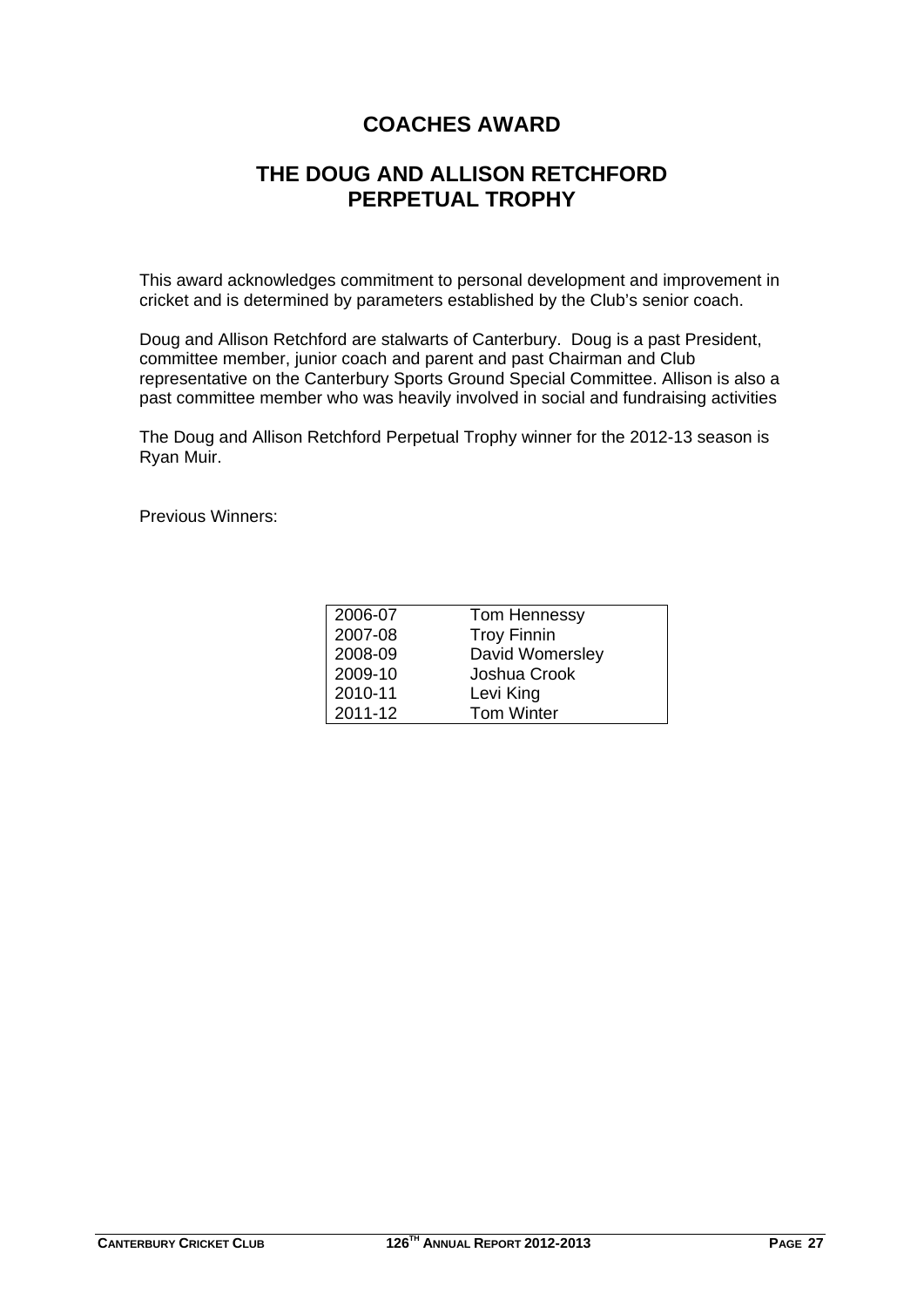# COACHES AWARD

# THE DOUG AND ALLISON RETCHFORD PERPETUAL TROPHY

This award acknowledges commitment to personal development and improvement in cricket and is determined by parameters established by the Club's senior coach.

Doug and Allison Retchford are stalwarts of Canterbury. Doug is a past President, committee member, junior coach and parent and past Chairman and Club representative on the Canterbury Sports Ground Special Committee. Allison is also a past committee member who was heavily involved in social and fundraising activities

The Doug and Allison Retchford Perpetual Trophy winner for the 2012-13 season is Ryan Muir.

Previous Winners:

| | |
|---|---|
| 2006-07 | Tom Hennessy |
| 2007-08 | Troy Finnin |
| 2008-09 | David Womersley |
| 2009-10 | Joshua Crook |
| 2010-11 | Levi King |
| 2011-12 | Tom Winter |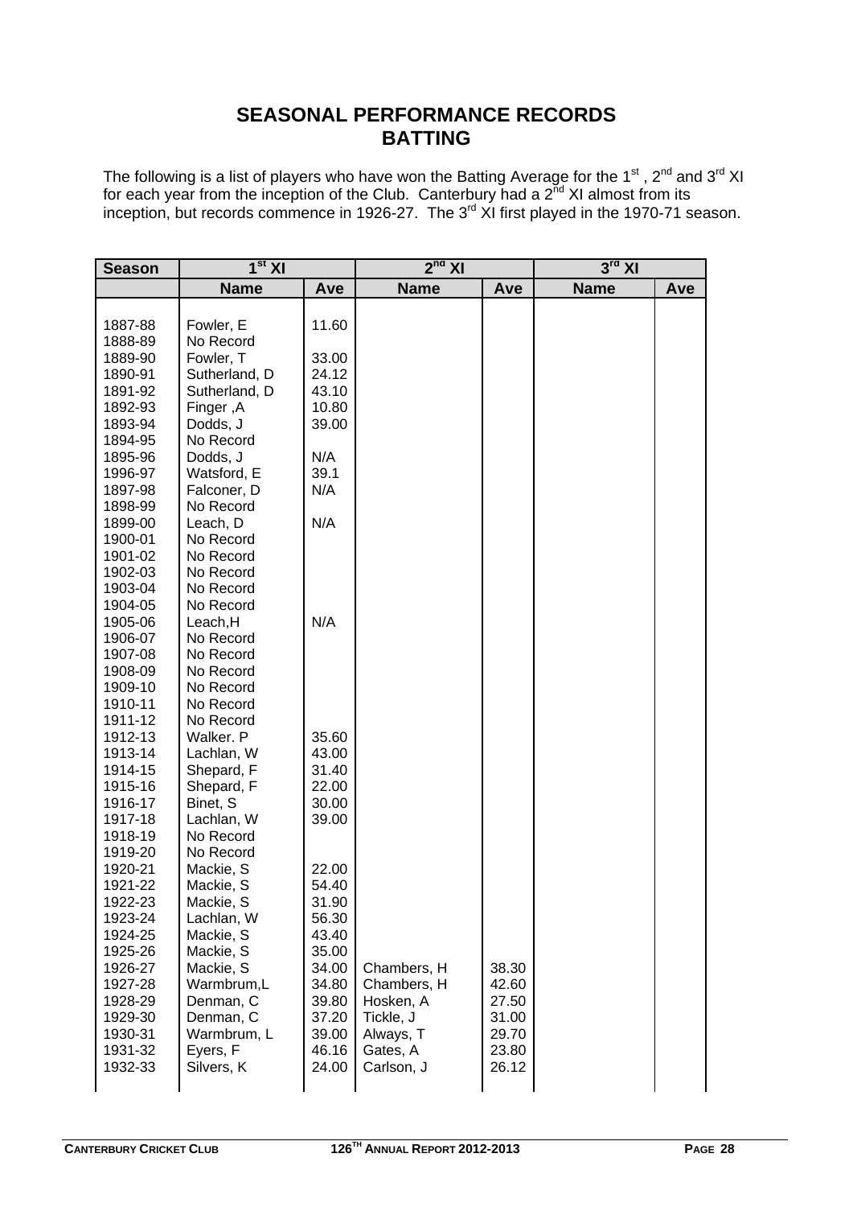# SEASONAL PERFORMANCE RECORDS
# BATTING

The following is a list of players who have won the Batting Average for the 1st , 2nd and 3rd XI for each year from the inception of the Club. Canterbury had a 2nd XI almost from its inception, but records commence in 1926-27. The 3rd XI first played in the 1970-71 season.

| Season | 1st XI | | 2nd XI | | 3rd XI | |
|---|---|---|---|---|---|---|
| | **Name** | **Ave** | **Name** | **Ave** | **Name** | **Ave** |
| 1887-88 | Fowler, E | 11.60 | | | | |
| 1888-89 | No Record | | | | | |
| 1889-90 | Fowler, T | 33.00 | | | | |
| 1890-91 | Sutherland, D | 24.12 | | | | |
| 1891-92 | Sutherland, D | 43.10 | | | | |
| 1892-93 | Finger ,A | 10.80 | | | | |
| 1893-94 | Dodds, J | 39.00 | | | | |
| 1894-95 | No Record | | | | | |
| 1895-96 | Dodds, J | N/A | | | | |
| 1996-97 | Watsford, E | 39.1 | | | | |
| 1897-98 | Falconer, D | N/A | | | | |
| 1898-99 | No Record | | | | | |
| 1899-00 | Leach, D | N/A | | | | |
| 1900-01 | No Record | | | | | |
| 1901-02 | No Record | | | | | |
| 1902-03 | No Record | | | | | |
| 1903-04 | No Record | | | | | |
| 1904-05 | No Record | | | | | |
| 1905-06 | Leach,H | N/A | | | | |
| 1906-07 | No Record | | | | | |
| 1907-08 | No Record | | | | | |
| 1908-09 | No Record | | | | | |
| 1909-10 | No Record | | | | | |
| 1910-11 | No Record | | | | | |
| 1911-12 | No Record | | | | | |
| 1912-13 | Walker. P | 35.60 | | | | |
| 1913-14 | Lachlan, W | 43.00 | | | | |
| 1914-15 | Shepard, F | 31.40 | | | | |
| 1915-16 | Shepard, F | 22.00 | | | | |
| 1916-17 | Binet, S | 30.00 | | | | |
| 1917-18 | Lachlan, W | 39.00 | | | | |
| 1918-19 | No Record | | | | | |
| 1919-20 | No Record | | | | | |
| 1920-21 | Mackie, S | 22.00 | | | | |
| 1921-22 | Mackie, S | 54.40 | | | | |
| 1922-23 | Mackie, S | 31.90 | | | | |
| 1923-24 | Lachlan, W | 56.30 | | | | |
| 1924-25 | Mackie, S | 43.40 | | | | |
| 1925-26 | Mackie, S | 35.00 | | | | |
| 1926-27 | Mackie, S | 34.00 | Chambers, H | 38.30 | | |
| 1927-28 | Warmbrum,L | 34.80 | Chambers, H | 42.60 | | |
| 1928-29 | Denman, C | 39.80 | Hosken, A | 27.50 | | |
| 1929-30 | Denman, C | 37.20 | Tickle, J | 31.00 | | |
| 1930-31 | Warmbrum, L | 39.00 | Always, T | 29.70 | | |
| 1931-32 | Eyers, F | 46.16 | Gates, A | 23.80 | | |
| 1932-33 | Silvers, K | 24.00 | Carlson, J | 26.12 | | |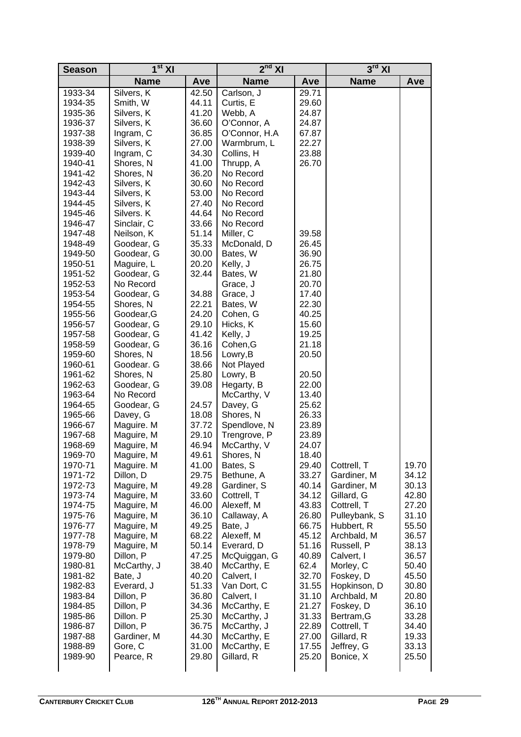| Season | 1st XI | | 2nd XI | | 3rd XI | |
|---|---|---|---|---|---|---|
| | **Name** | **Ave** | **Name** | **Ave** | **Name** | **Ave** |
| 1933-34 | Silvers, K | 42.50 | Carlson, J | 29.71 | | |
| 1934-35 | Smith, W | 44.11 | Curtis, E | 29.60 | | |
| 1935-36 | Silvers, K | 41.20 | Webb, A | 24.87 | | |
| 1936-37 | Silvers, K | 36.60 | O'Connor, A | 24.87 | | |
| 1937-38 | Ingram, C | 36.85 | O'Connor, H.A | 67.87 | | |
| 1938-39 | Silvers, K | 27.00 | Warmbrum, L | 22.27 | | |
| 1939-40 | Ingram, C | 34.30 | Collins, H | 23.88 | | |
| 1940-41 | Shores, N | 41.00 | Thrupp, A | 26.70 | | |
| 1941-42 | Shores, N | 36.20 | No Record | | | |
| 1942-43 | Silvers, K | 30.60 | No Record | | | |
| 1943-44 | Silvers, K | 53.00 | No Record | | | |
| 1944-45 | Silvers, K | 27.40 | No Record | | | |
| 1945-46 | Silvers. K | 44.64 | No Record | | | |
| 1946-47 | Sinclair, C | 33.66 | No Record | | | |
| 1947-48 | Neilson, K | 51.14 | Miller, C | 39.58 | | |
| 1948-49 | Goodear, G | 35.33 | McDonald, D | 26.45 | | |
| 1949-50 | Goodear, G | 30.00 | Bates, W | 36.90 | | |
| 1950-51 | Maguire, L | 20.20 | Kelly, J | 26.75 | | |
| 1951-52 | Goodear, G | 32.44 | Bates, W | 21.80 | | |
| 1952-53 | No Record | | Grace, J | 20.70 | | |
| 1953-54 | Goodear, G | 34.88 | Grace, J | 17.40 | | |
| 1954-55 | Shores, N | 22.21 | Bates, W | 22.30 | | |
| 1955-56 | Goodear,G | 24.20 | Cohen, G | 40.25 | | |
| 1956-57 | Goodear, G | 29.10 | Hicks, K | 15.60 | | |
| 1957-58 | Goodear, G | 41.42 | Kelly, J | 19.25 | | |
| 1958-59 | Goodear, G | 36.16 | Cohen,G | 21.18 | | |
| 1959-60 | Shores, N | 18.56 | Lowry,B | 20.50 | | |
| 1960-61 | Goodear. G | 38.66 | Not Played | | | |
| 1961-62 | Shores, N | 25.80 | Lowry, B | 20.50 | | |
| 1962-63 | Goodear, G | 39.08 | Hegarty, B | 22.00 | | |
| 1963-64 | No Record | | McCarthy, V | 13.40 | | |
| 1964-65 | Goodear, G | 24.57 | Davey, G | 25.62 | | |
| 1965-66 | Davey, G | 18.08 | Shores, N | 26.33 | | |
| 1966-67 | Maguire. M | 37.72 | Spendlove, N | 23.89 | | |
| 1967-68 | Maguire, M | 29.10 | Trengrove, P | 23.89 | | |
| 1968-69 | Maguire, M | 46.94 | McCarthy, V | 24.07 | | |
| 1969-70 | Maguire, M | 49.61 | Shores, N | 18.40 | | |
| 1970-71 | Maguire. M | 41.00 | Bates, S | 29.40 | Cottrell, T | 19.70 |
| 1971-72 | Dillon, D | 29.75 | Bethune, A | 33.27 | Gardiner, M | 34.12 |
| 1972-73 | Maguire, M | 49.28 | Gardiner, S | 40.14 | Gardiner, M | 30.13 |
| 1973-74 | Maguire, M | 33.60 | Cottrell, T | 34.12 | Gillard, G | 42.80 |
| 1974-75 | Maguire, M | 46.00 | Alexeff, M | 43.83 | Cottrell, T | 27.20 |
| 1975-76 | Maguire, M | 36.10 | Callaway, A | 26.80 | Pulleybank, S | 31.10 |
| 1976-77 | Maguire, M | 49.25 | Bate, J | 66.75 | Hubbert, R | 55.50 |
| 1977-78 | Maguire, M | 68.22 | Alexeff, M | 45.12 | Archbald, M | 36.57 |
| 1978-79 | Maguire, M | 50.14 | Everard, D | 51.16 | Russell, P | 38.13 |
| 1979-80 | Dillon, P | 47.25 | McQuiggan, G | 40.89 | Calvert, I | 36.57 |
| 1980-81 | McCarthy, J | 38.40 | McCarthy, E | 62.4 | Morley, C | 50.40 |
| 1981-82 | Bate, J | 40.20 | Calvert, I | 32.70 | Foskey, D | 45.50 |
| 1982-83 | Everard, J | 51.33 | Van Dort, C | 31.55 | Hopkinson, D | 30.80 |
| 1983-84 | Dillon, P | 36.80 | Calvert, I | 31.10 | Archbald, M | 20.80 |
| 1984-85 | Dillon, P | 34.36 | McCarthy, E | 21.27 | Foskey, D | 36.10 |
| 1985-86 | Dillon. P | 25.30 | McCarthy, J | 31.33 | Bertram,G | 33.28 |
| 1986-87 | Dillon, P | 36.75 | McCarthy, J | 22.89 | Cottrell, T | 34.40 |
| 1987-88 | Gardiner, M | 44.30 | McCarthy, E | 27.00 | Gillard, R | 19.33 |
| 1988-89 | Gore, C | 31.00 | McCarthy, E | 17.55 | Jeffrey, G | 33.13 |
| 1989-90 | Pearce, R | 29.80 | Gillard, R | 25.20 | Bonice, X | 25.50 |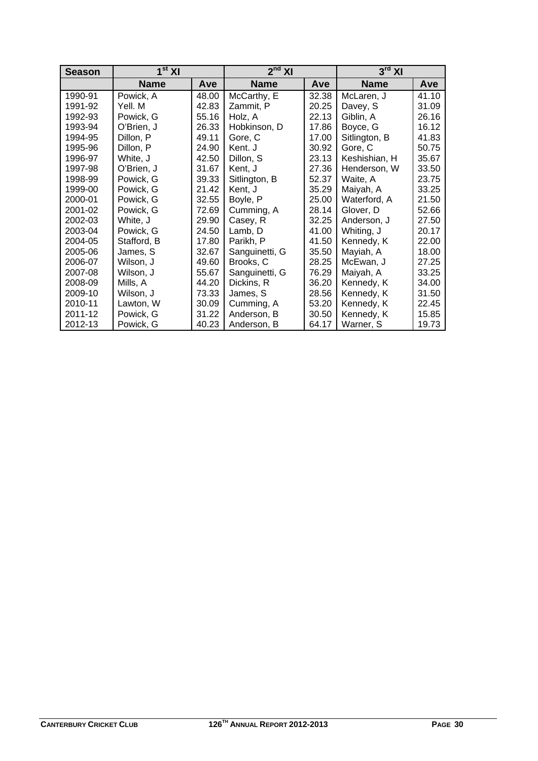| Season | 1st XI | | 2nd XI | | 3rd XI | |
|---|---|---|---|---|---|---|
| | **Name** | **Ave** | **Name** | **Ave** | **Name** | **Ave** |
| 1990-91 | Powick, A | 48.00 | McCarthy, E | 32.38 | McLaren, J | 41.10 |
| 1991-92 | Yell. M | 42.83 | Zammit, P | 20.25 | Davey, S | 31.09 |
| 1992-93 | Powick, G | 55.16 | Holz, A | 22.13 | Giblin, A | 26.16 |
| 1993-94 | O'Brien, J | 26.33 | Hobkinson, D | 17.86 | Boyce, G | 16.12 |
| 1994-95 | Dillon, P | 49.11 | Gore, C | 17.00 | Sitlington, B | 41.83 |
| 1995-96 | Dillon, P | 24.90 | Kent. J | 30.92 | Gore, C | 50.75 |
| 1996-97 | White, J | 42.50 | Dillon, S | 23.13 | Keshishian, H | 35.67 |
| 1997-98 | O'Brien, J | 31.67 | Kent, J | 27.36 | Henderson, W | 33.50 |
| 1998-99 | Powick, G | 39.33 | Sitlington, B | 52.37 | Waite, A | 23.75 |
| 1999-00 | Powick, G | 21.42 | Kent, J | 35.29 | Maiyah, A | 33.25 |
| 2000-01 | Powick, G | 32.55 | Boyle, P | 25.00 | Waterford, A | 21.50 |
| 2001-02 | Powick, G | 72.69 | Cumming, A | 28.14 | Glover, D | 52.66 |
| 2002-03 | White, J | 29.90 | Casey, R | 32.25 | Anderson, J | 27.50 |
| 2003-04 | Powick, G | 24.50 | Lamb, D | 41.00 | Whiting, J | 20.17 |
| 2004-05 | Stafford, B | 17.80 | Parikh, P | 41.50 | Kennedy, K | 22.00 |
| 2005-06 | James, S | 32.67 | Sanguinetti, G | 35.50 | Mayiah, A | 18.00 |
| 2006-07 | Wilson, J | 49.60 | Brooks, C | 28.25 | McEwan, J | 27.25 |
| 2007-08 | Wilson, J | 55.67 | Sanguinetti, G | 76.29 | Maiyah, A | 33.25 |
| 2008-09 | Mills, A | 44.20 | Dickins, R | 36.20 | Kennedy, K | 34.00 |
| 2009-10 | Wilson, J | 73.33 | James, S | 28.56 | Kennedy, K | 31.50 |
| 2010-11 | Lawton, W | 30.09 | Cumming, A | 53.20 | Kennedy, K | 22.45 |
| 2011-12 | Powick, G | 31.22 | Anderson, B | 30.50 | Kennedy, K | 15.85 |
| 2012-13 | Powick, G | 40.23 | Anderson, B | 64.17 | Warner, S | 19.73 |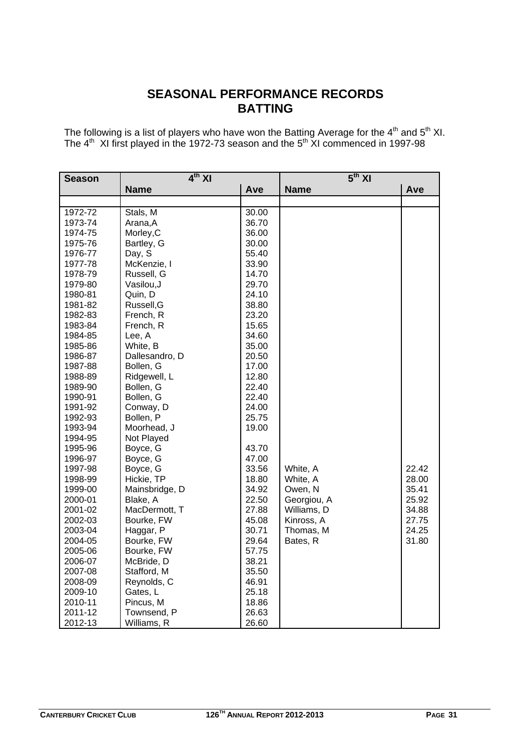# SEASONAL PERFORMANCE RECORDS
## BATTING

The following is a list of players who have won the Batting Average for the 4th and 5th XI. The 4th XI first played in the 1972-73 season and the 5th XI commenced in 1997-98

| Season | 4th XI | | 5th XI | |
|---|---|---|---|---|
| | Name | Ave | Name | Ave |
| | | | | |
| 1972-72 | Stals, M | 30.00 | | |
| 1973-74 | Arana,A | 36.70 | | |
| 1974-75 | Morley,C | 36.00 | | |
| 1975-76 | Bartley, G | 30.00 | | |
| 1976-77 | Day, S | 55.40 | | |
| 1977-78 | McKenzie, I | 33.90 | | |
| 1978-79 | Russell, G | 14.70 | | |
| 1979-80 | Vasilou,J | 29.70 | | |
| 1980-81 | Quin, D | 24.10 | | |
| 1981-82 | Russell,G | 38.80 | | |
| 1982-83 | French, R | 23.20 | | |
| 1983-84 | French, R | 15.65 | | |
| 1984-85 | Lee, A | 34.60 | | |
| 1985-86 | White, B | 35.00 | | |
| 1986-87 | Dallesandro, D | 20.50 | | |
| 1987-88 | Bollen, G | 17.00 | | |
| 1988-89 | Ridgewell, L | 12.80 | | |
| 1989-90 | Bollen, G | 22.40 | | |
| 1990-91 | Bollen, G | 22.40 | | |
| 1991-92 | Conway, D | 24.00 | | |
| 1992-93 | Bollen, P | 25.75 | | |
| 1993-94 | Moorhead, J | 19.00 | | |
| 1994-95 | Not Played | | | |
| 1995-96 | Boyce, G | 43.70 | | |
| 1996-97 | Boyce, G | 47.00 | | |
| 1997-98 | Boyce, G | 33.56 | White, A | 22.42 |
| 1998-99 | Hickie, TP | 18.80 | White, A | 28.00 |
| 1999-00 | Mainsbridge, D | 34.92 | Owen, N | 35.41 |
| 2000-01 | Blake, A | 22.50 | Georgiou, A | 25.92 |
| 2001-02 | MacDermott, T | 27.88 | Williams, D | 34.88 |
| 2002-03 | Bourke, FW | 45.08 | Kinross, A | 27.75 |
| 2003-04 | Haggar, P | 30.71 | Thomas, M | 24.25 |
| 2004-05 | Bourke, FW | 29.64 | Bates, R | 31.80 |
| 2005-06 | Bourke, FW | 57.75 | | |
| 2006-07 | McBride, D | 38.21 | | |
| 2007-08 | Stafford, M | 35.50 | | |
| 2008-09 | Reynolds, C | 46.91 | | |
| 2009-10 | Gates, L | 25.18 | | |
| 2010-11 | Pincus, M | 18.86 | | |
| 2011-12 | Townsend, P | 26.63 | | |
| 2012-13 | Williams, R | 26.60 | | |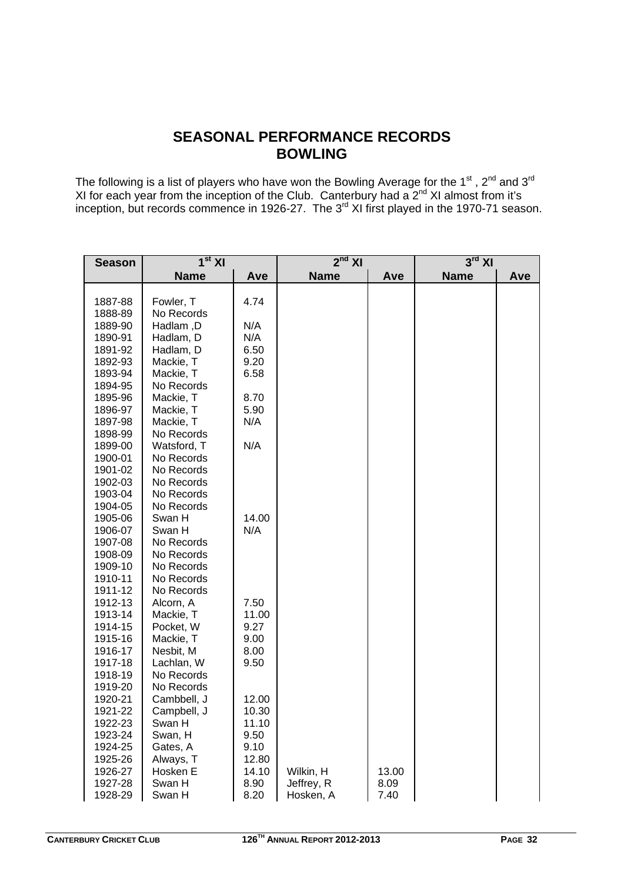# SEASONAL PERFORMANCE RECORDS
# BOWLING

The following is a list of players who have won the Bowling Average for the 1st , 2nd and 3rd XI for each year from the inception of the Club. Canterbury had a 2nd XI almost from it's inception, but records commence in 1926-27. The 3rd XI first played in the 1970-71 season.

| Season | 1st XI | | 2nd XI | | 3rd XI | |
|---|---|---|---|---|---|---|
| | Name | Ave | Name | Ave | Name | Ave |
| 1887-88 | Fowler, T | 4.74 | | | | |
| 1888-89 | No Records | | | | | |
| 1889-90 | Hadlam ,D | N/A | | | | |
| 1890-91 | Hadlam, D | N/A | | | | |
| 1891-92 | Hadlam, D | 6.50 | | | | |
| 1892-93 | Mackie, T | 9.20 | | | | |
| 1893-94 | Mackie, T | 6.58 | | | | |
| 1894-95 | No Records | | | | | |
| 1895-96 | Mackie, T | 8.70 | | | | |
| 1896-97 | Mackie, T | 5.90 | | | | |
| 1897-98 | Mackie, T | N/A | | | | |
| 1898-99 | No Records | | | | | |
| 1899-00 | Watsford, T | N/A | | | | |
| 1900-01 | No Records | | | | | |
| 1901-02 | No Records | | | | | |
| 1902-03 | No Records | | | | | |
| 1903-04 | No Records | | | | | |
| 1904-05 | No Records | | | | | |
| 1905-06 | Swan H | 14.00 | | | | |
| 1906-07 | Swan H | N/A | | | | |
| 1907-08 | No Records | | | | | |
| 1908-09 | No Records | | | | | |
| 1909-10 | No Records | | | | | |
| 1910-11 | No Records | | | | | |
| 1911-12 | No Records | | | | | |
| 1912-13 | Alcorn, A | 7.50 | | | | |
| 1913-14 | Mackie, T | 11.00 | | | | |
| 1914-15 | Pocket, W | 9.27 | | | | |
| 1915-16 | Mackie, T | 9.00 | | | | |
| 1916-17 | Nesbit, M | 8.00 | | | | |
| 1917-18 | Lachlan, W | 9.50 | | | | |
| 1918-19 | No Records | | | | | |
| 1919-20 | No Records | | | | | |
| 1920-21 | Cambbell, J | 12.00 | | | | |
| 1921-22 | Campbell, J | 10.30 | | | | |
| 1922-23 | Swan H | 11.10 | | | | |
| 1923-24 | Swan, H | 9.50 | | | | |
| 1924-25 | Gates, A | 9.10 | | | | |
| 1925-26 | Always, T | 12.80 | | | | |
| 1926-27 | Hosken E | 14.10 | Wilkin, H | 13.00 | | |
| 1927-28 | Swan H | 8.90 | Jeffrey, R | 8.09 | | |
| 1928-29 | Swan H | 8.20 | Hosken, A | 7.40 | | |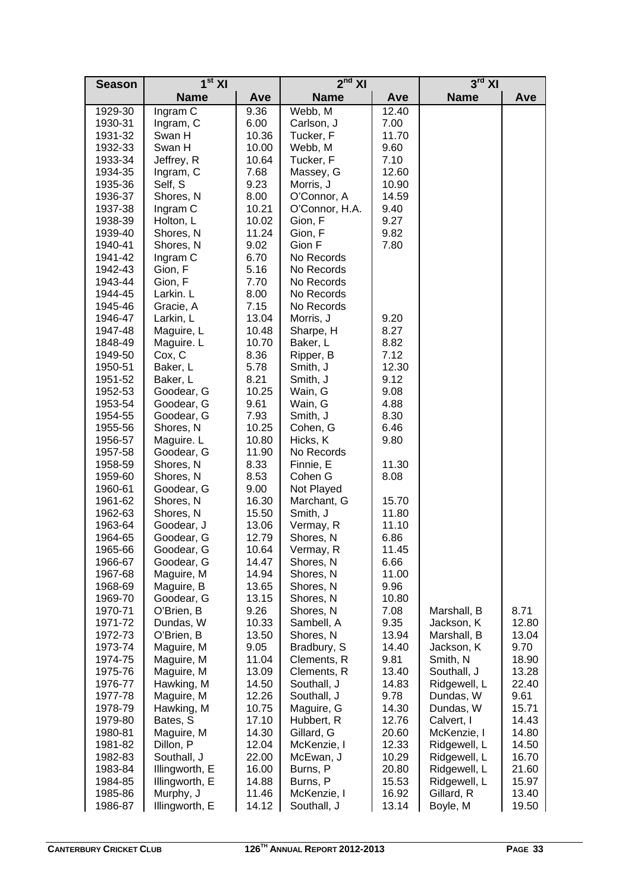| Season | 1st XI | | 2nd XI | | 3rd XI | |
|---|---|---|---|---|---|---|
| | **Name** | **Ave** | **Name** | **Ave** | **Name** | **Ave** |
| 1929-30 | Ingram C | 9.36 | Webb, M | 12.40 | | |
| 1930-31 | Ingram, C | 6.00 | Carlson, J | 7.00 | | |
| 1931-32 | Swan H | 10.36 | Tucker, F | 11.70 | | |
| 1932-33 | Swan H | 10.00 | Webb, M | 9.60 | | |
| 1933-34 | Jeffrey, R | 10.64 | Tucker, F | 7.10 | | |
| 1934-35 | Ingram, C | 7.68 | Massey, G | 12.60 | | |
| 1935-36 | Self, S | 9.23 | Morris, J | 10.90 | | |
| 1936-37 | Shores, N | 8.00 | O'Connor, A | 14.59 | | |
| 1937-38 | Ingram C | 10.21 | O'Connor, H.A. | 9.40 | | |
| 1938-39 | Holton, L | 10.02 | Gion, F | 9.27 | | |
| 1939-40 | Shores, N | 11.24 | Gion, F | 9.82 | | |
| 1940-41 | Shores, N | 9.02 | Gion F | 7.80 | | |
| 1941-42 | Ingram C | 6.70 | No Records | | | |
| 1942-43 | Gion, F | 5.16 | No Records | | | |
| 1943-44 | Gion, F | 7.70 | No Records | | | |
| 1944-45 | Larkin. L | 8.00 | No Records | | | |
| 1945-46 | Gracie, A | 7.15 | No Records | | | |
| 1946-47 | Larkin, L | 13.04 | Morris, J | 9.20 | | |
| 1947-48 | Maguire, L | 10.48 | Sharpe, H | 8.27 | | |
| 1848-49 | Maguire. L | 10.70 | Baker, L | 8.82 | | |
| 1949-50 | Cox, C | 8.36 | Ripper, B | 7.12 | | |
| 1950-51 | Baker, L | 5.78 | Smith, J | 12.30 | | |
| 1951-52 | Baker, L | 8.21 | Smith, J | 9.12 | | |
| 1952-53 | Goodear, G | 10.25 | Wain, G | 9.08 | | |
| 1953-54 | Goodear, G | 9.61 | Wain, G | 4.88 | | |
| 1954-55 | Goodear, G | 7.93 | Smith, J | 8.30 | | |
| 1955-56 | Shores, N | 10.25 | Cohen, G | 6.46 | | |
| 1956-57 | Maguire. L | 10.80 | Hicks, K | 9.80 | | |
| 1957-58 | Goodear, G | 11.90 | No Records | | | |
| 1958-59 | Shores, N | 8.33 | Finnie, E | 11.30 | | |
| 1959-60 | Shores, N | 8.53 | Cohen G | 8.08 | | |
| 1960-61 | Goodear, G | 9.00 | Not Played | | | |
| 1961-62 | Shores, N | 16.30 | Marchant, G | 15.70 | | |
| 1962-63 | Shores, N | 15.50 | Smith, J | 11.80 | | |
| 1963-64 | Goodear, J | 13.06 | Vermay, R | 11.10 | | |
| 1964-65 | Goodear, G | 12.79 | Shores, N | 6.86 | | |
| 1965-66 | Goodear, G | 10.64 | Vermay, R | 11.45 | | |
| 1966-67 | Goodear, G | 14.47 | Shores, N | 6.66 | | |
| 1967-68 | Maguire, M | 14.94 | Shores, N | 11.00 | | |
| 1968-69 | Maguire, B | 13.65 | Shores, N | 9.96 | | |
| 1969-70 | Goodear, G | 13.15 | Shores, N | 10.80 | | |
| 1970-71 | O'Brien, B | 9.26 | Shores, N | 7.08 | Marshall, B | 8.71 |
| 1971-72 | Dundas, W | 10.33 | Sambell, A | 9.35 | Jackson, K | 12.80 |
| 1972-73 | O'Brien, B | 13.50 | Shores, N | 13.94 | Marshall, B | 13.04 |
| 1973-74 | Maguire, M | 9.05 | Bradbury, S | 14.40 | Jackson, K | 9.70 |
| 1974-75 | Maguire, M | 11.04 | Clements, R | 9.81 | Smith, N | 18.90 |
| 1975-76 | Maguire, M | 13.09 | Clements, R | 13.40 | Southall, J | 13.28 |
| 1976-77 | Hawking, M | 14.50 | Southall, J | 14.83 | Ridgewell, L | 22.40 |
| 1977-78 | Maguire, M | 12.26 | Southall, J | 9.78 | Dundas, W | 9.61 |
| 1978-79 | Hawking, M | 10.75 | Maguire, G | 14.30 | Dundas, W | 15.71 |
| 1979-80 | Bates, S | 17.10 | Hubbert, R | 12.76 | Calvert, I | 14.43 |
| 1980-81 | Maguire, M | 14.30 | Gillard, G | 20.60 | McKenzie, I | 14.80 |
| 1981-82 | Dillon, P | 12.04 | McKenzie, I | 12.33 | Ridgewell, L | 14.50 |
| 1982-83 | Southall, J | 22.00 | McEwan, J | 10.29 | Ridgewell, L | 16.70 |
| 1983-84 | Illingworth, E | 16.00 | Burns, P | 20.80 | Ridgewell, L | 21.60 |
| 1984-85 | Illingworth, E | 14.88 | Burns, P | 15.53 | Ridgewell, L | 15.97 |
| 1985-86 | Murphy, J | 11.46 | McKenzie, I | 16.92 | Gillard, R | 13.40 |
| 1986-87 | Illingworth, E | 14.12 | Southall, J | 13.14 | Boyle, M | 19.50 |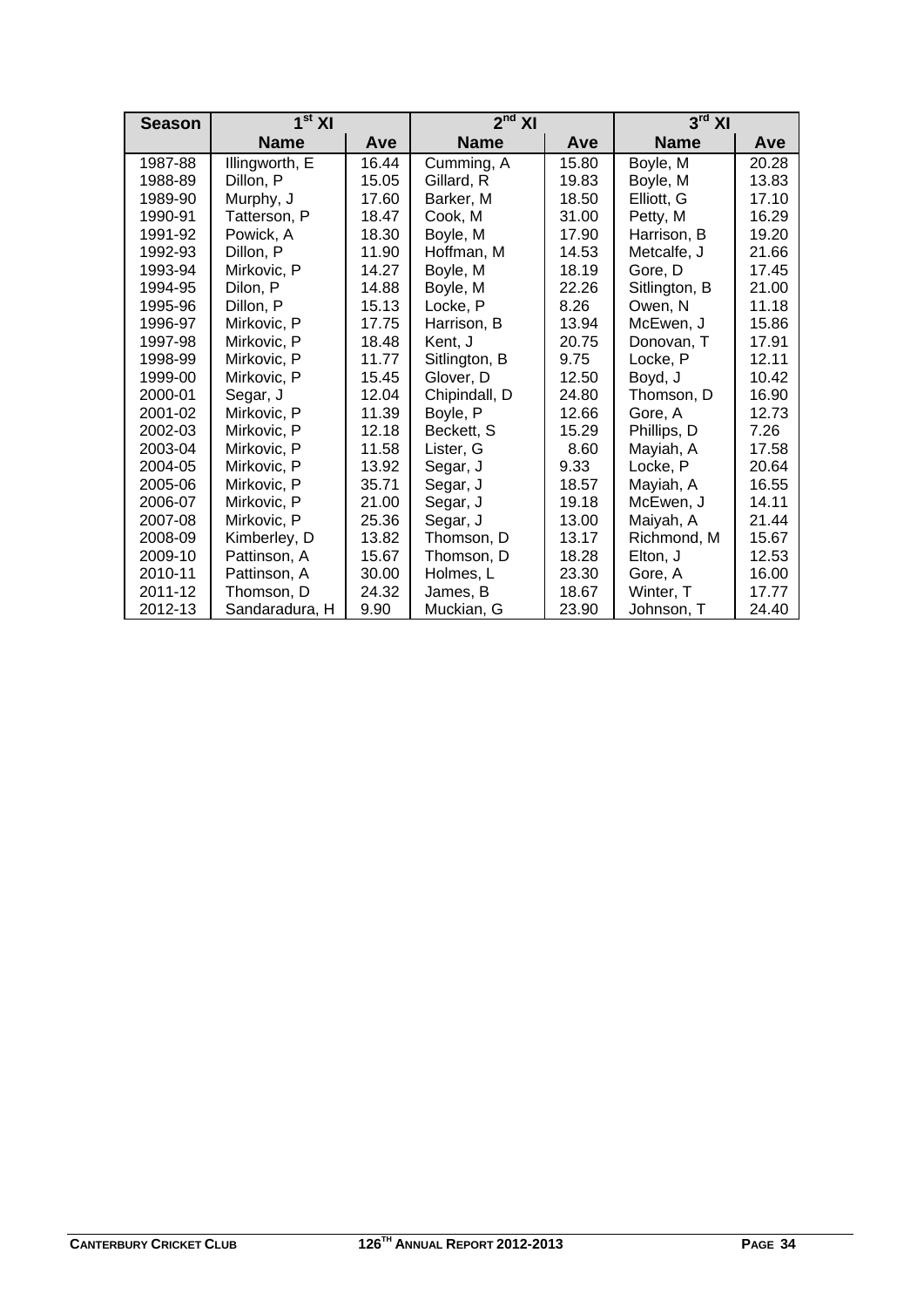| Season | 1st XI | | 2nd XI | | 3rd XI | |
|---|---|---|---|---|---|---|
| | **Name** | **Ave** | **Name** | **Ave** | **Name** | **Ave** |
| 1987-88 | Illingworth, E | 16.44 | Cumming, A | 15.80 | Boyle, M | 20.28 |
| 1988-89 | Dillon, P | 15.05 | Gillard, R | 19.83 | Boyle, M | 13.83 |
| 1989-90 | Murphy, J | 17.60 | Barker, M | 18.50 | Elliott, G | 17.10 |
| 1990-91 | Tatterson, P | 18.47 | Cook, M | 31.00 | Petty, M | 16.29 |
| 1991-92 | Powick, A | 18.30 | Boyle, M | 17.90 | Harrison, B | 19.20 |
| 1992-93 | Dillon, P | 11.90 | Hoffman, M | 14.53 | Metcalfe, J | 21.66 |
| 1993-94 | Mirkovic, P | 14.27 | Boyle, M | 18.19 | Gore, D | 17.45 |
| 1994-95 | Dilon, P | 14.88 | Boyle, M | 22.26 | Sitlington, B | 21.00 |
| 1995-96 | Dillon, P | 15.13 | Locke, P | 8.26 | Owen, N | 11.18 |
| 1996-97 | Mirkovic, P | 17.75 | Harrison, B | 13.94 | McEwen, J | 15.86 |
| 1997-98 | Mirkovic, P | 18.48 | Kent, J | 20.75 | Donovan, T | 17.91 |
| 1998-99 | Mirkovic, P | 11.77 | Sitlington, B | 9.75 | Locke, P | 12.11 |
| 1999-00 | Mirkovic, P | 15.45 | Glover, D | 12.50 | Boyd, J | 10.42 |
| 2000-01 | Segar, J | 12.04 | Chipindall, D | 24.80 | Thomson, D | 16.90 |
| 2001-02 | Mirkovic, P | 11.39 | Boyle, P | 12.66 | Gore, A | 12.73 |
| 2002-03 | Mirkovic, P | 12.18 | Beckett, S | 15.29 | Phillips, D | 7.26 |
| 2003-04 | Mirkovic, P | 11.58 | Lister, G | 8.60 | Mayiah, A | 17.58 |
| 2004-05 | Mirkovic, P | 13.92 | Segar, J | 9.33 | Locke, P | 20.64 |
| 2005-06 | Mirkovic, P | 35.71 | Segar, J | 18.57 | Mayiah, A | 16.55 |
| 2006-07 | Mirkovic, P | 21.00 | Segar, J | 19.18 | McEwen, J | 14.11 |
| 2007-08 | Mirkovic, P | 25.36 | Segar, J | 13.00 | Maiyah, A | 21.44 |
| 2008-09 | Kimberley, D | 13.82 | Thomson, D | 13.17 | Richmond, M | 15.67 |
| 2009-10 | Pattinson, A | 15.67 | Thomson, D | 18.28 | Elton, J | 12.53 |
| 2010-11 | Pattinson, A | 30.00 | Holmes, L | 23.30 | Gore, A | 16.00 |
| 2011-12 | Thomson, D | 24.32 | James, B | 18.67 | Winter, T | 17.77 |
| 2012-13 | Sandaradura, H | 9.90 | Muckian, G | 23.90 | Johnson, T | 24.40 |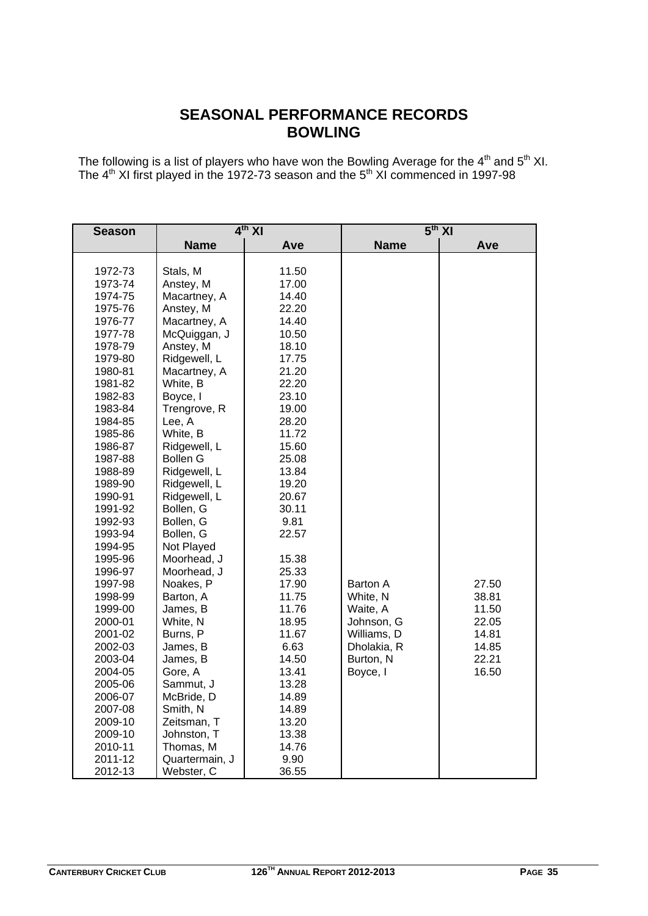# SEASONAL PERFORMANCE RECORDS
# BOWLING

The following is a list of players who have won the Bowling Average for the 4th and 5th XI. The 4th XI first played in the 1972-73 season and the 5th XI commenced in 1997-98

| Season | 4th XI | | 5th XI | |
|---|---|---|---|---|
| | Name | Ave | Name | Ave |
| 1972-73 | Stals, M | 11.50 | | |
| 1973-74 | Anstey, M | 17.00 | | |
| 1974-75 | Macartney, A | 14.40 | | |
| 1975-76 | Anstey, M | 22.20 | | |
| 1976-77 | Macartney, A | 14.40 | | |
| 1977-78 | McQuiggan, J | 10.50 | | |
| 1978-79 | Anstey, M | 18.10 | | |
| 1979-80 | Ridgewell, L | 17.75 | | |
| 1980-81 | Macartney, A | 21.20 | | |
| 1981-82 | White, B | 22.20 | | |
| 1982-83 | Boyce, I | 23.10 | | |
| 1983-84 | Trengrove, R | 19.00 | | |
| 1984-85 | Lee, A | 28.20 | | |
| 1985-86 | White, B | 11.72 | | |
| 1986-87 | Ridgewell, L | 15.60 | | |
| 1987-88 | Bollen G | 25.08 | | |
| 1988-89 | Ridgewell, L | 13.84 | | |
| 1989-90 | Ridgewell, L | 19.20 | | |
| 1990-91 | Ridgewell, L | 20.67 | | |
| 1991-92 | Bollen, G | 30.11 | | |
| 1992-93 | Bollen, G | 9.81 | | |
| 1993-94 | Bollen, G | 22.57 | | |
| 1994-95 | Not Played | | | |
| 1995-96 | Moorhead, J | 15.38 | | |
| 1996-97 | Moorhead, J | 25.33 | | |
| 1997-98 | Noakes, P | 17.90 | Barton A | 27.50 |
| 1998-99 | Barton, A | 11.75 | White, N | 38.81 |
| 1999-00 | James, B | 11.76 | Waite, A | 11.50 |
| 2000-01 | White, N | 18.95 | Johnson, G | 22.05 |
| 2001-02 | Burns, P | 11.67 | Williams, D | 14.81 |
| 2002-03 | James, B | 6.63 | Dholakia, R | 14.85 |
| 2003-04 | James, B | 14.50 | Burton, N | 22.21 |
| 2004-05 | Gore, A | 13.41 | Boyce, I | 16.50 |
| 2005-06 | Sammut, J | 13.28 | | |
| 2006-07 | McBride, D | 14.89 | | |
| 2007-08 | Smith, N | 14.89 | | |
| 2009-10 | Zeitsman, T | 13.20 | | |
| 2009-10 | Johnston, T | 13.38 | | |
| 2010-11 | Thomas, M | 14.76 | | |
| 2011-12 | Quartermain, J | 9.90 | | |
| 2012-13 | Webster, C | 36.55 | | |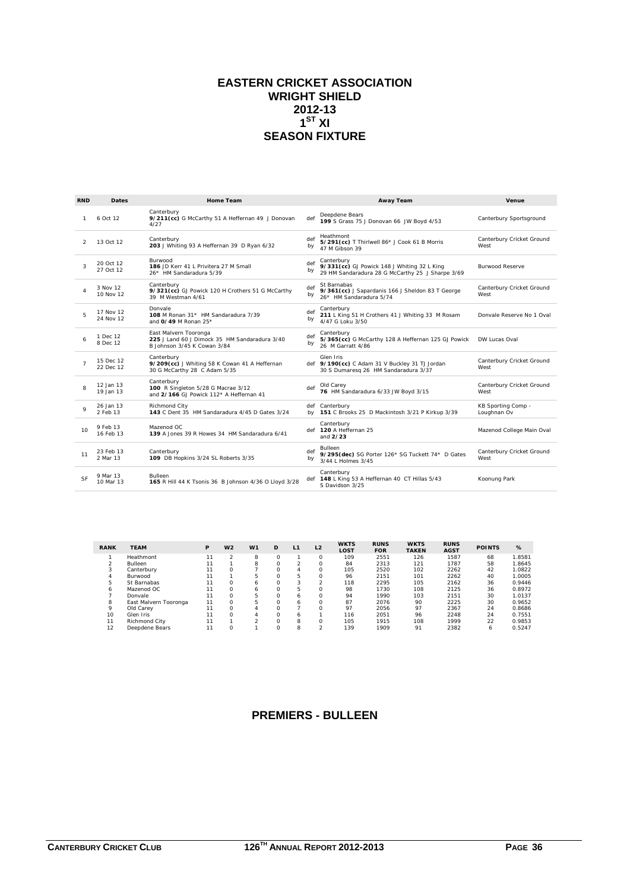# EASTERN CRICKET ASSOCIATION
# WRIGHT SHIELD
# 2012-13
# 1ST XI
# SEASON FIXTURE

| RND | Dates | Home Team | | Away Team | Venue |
|---|---|---|---|---|---|
| 1 | 6 Oct 12 | Canterbury **9/211(cc)** G McCarthy 51 A Heffernan 49 J Donovan 4/27 | def | Deepdene Bears **199** S Grass 75 J Donovan 66 JW Boyd 4/53 | Canterbury Sportsground |
| 2 | 13 Oct 12 | Canterbury **203** J Whiting 93 A Heffernan 39 D Ryan 6/32 | def by | Heathmont **5/291(cc)** T Thirlwell 86* J Cook 61 B Morris 47 M Gibson 39 | Canterbury Cricket Ground West |
| 3 | 20 Oct 12 27 Oct 12 | Burwood **186** JD Kerr 41 L Privitera 27 M Small 26* HM Sandaradura 5/39 | def by | Canterbury **9/331(cc)** GJ Powick 148 J Whiting 32 L King 29 HM Sandaradura 28 G McCarthy 25 J Sharpe 3/69 | Burwood Reserve |
| 4 | 3 Nov 12 10 Nov 12 | Canterbury **9/321(cc)** GJ Powick 120 H Crothers 51 G McCarthy 39 M Westman 4/61 | def by | St Barnabas **9/361(cc)** J Sapardanis 166 J Sheldon 83 T George 26* HM Sandaradura 5/74 | Canterbury Cricket Ground West |
| 5 | 17 Nov 12 24 Nov 12 | Donvale **108** M Ronan 31* HM Sandaradura 7/39 and **0/49** M Ronan 25* | def by | Canterbury **211** L King 51 H Crothers 41 J Whiting 33 M Rosam 4/47 G Loku 3/50 | Donvale Reserve No 1 Oval |
| 6 | 1 Dec 12 8 Dec 12 | East Malvern Tooronga **225** J Land 60 J Dimock 35 HM Sandaradura 3/40 B Johnson 3/45 K Cowan 3/84 | def by | Canterbury **5/365(cc)** G McCarthy 128 A Heffernan 125 GJ Powick 26 M Garratt 4/86 | DW Lucas Oval |
| 7 | 15 Dec 12 22 Dec 12 | Canterbury **9/209(cc)** J Whiting 58 K Cowan 41 A Heffernan 30 G McCarthy 28 C Adam 5/35 | def | Glen Iris **9/190(cc)** C Adam 31 V Buckley 31 TJ Jordan 30 S Dumaresq 26 HM Sandaradura 3/37 | Canterbury Cricket Ground West |
| 8 | 12 Jan 13 19 Jan 13 | Canterbury **100** R Singleton 5/28 G Macrae 3/12 and **2/166** GJ Powick 112* A Heffernan 41 | def | Old Carey **76** HM Sandaradura 6/33 JW Boyd 3/15 | Canterbury Cricket Ground West |
| 9 | 26 Jan 13 2 Feb 13 | Richmond City **143** C Dent 35 HM Sandaradura 4/45 D Gates 3/24 | def by | Canterbury **151** C Brooks 25 D Mackintosh 3/21 P Kirkup 3/39 | KB Sporting Comp - Loughnan Ov |
| 10 | 9 Feb 13 16 Feb 13 | Mazenod OC **139** A Jones 39 R Howes 34 HM Sandaradura 6/41 | def | Canterbury **120** A Heffernan 25 and **2/23** | Mazenod College Main Oval |
| 11 | 23 Feb 13 2 Mar 13 | Canterbury **109** DB Hopkins 3/24 SL Roberts 3/35 | def by | Bulleen **9/295(dec)** SG Porter 126* SG Tuckett 74* D Gates 3/44 L Holmes 3/45 | Canterbury Cricket Ground West |
| SF | 9 Mar 13 10 Mar 13 | Bulleen **165** R Hill 44 K Tsonis 36 B Johnson 4/36 O Lloyd 3/28 | def | Canterbury **148** L King 53 A Heffernan 40 CT Hillas 5/43 S Davidson 3/25 | Koonung Park |

| RANK | TEAM | P | W2 | W1 | D | L1 | L2 | WKTS LOST | RUNS FOR | WKTS TAKEN | RUNS AGST | POINTS | % |
|---|---|---|---|---|---|---|---|---|---|---|---|---|---|
| 1 | Heathmont | 11 | 2 | 8 | 0 | 1 | 0 | 109 | 2551 | 126 | 1587 | 68 | 1.8581 |
| 2 | Bulleen | 11 | 1 | 8 | 0 | 2 | 0 | 84 | 2313 | 121 | 1787 | 58 | 1.8645 |
| 3 | Canterbury | 11 | 0 | 7 | 0 | 4 | 0 | 105 | 2520 | 102 | 2262 | 42 | 1.0822 |
| 4 | Burwood | 11 | 1 | 5 | 0 | 5 | 0 | 96 | 2151 | 101 | 2262 | 40 | 1.0005 |
| 5 | St Barnabas | 11 | 0 | 6 | 0 | 3 | 2 | 118 | 2295 | 105 | 2162 | 36 | 0.9446 |
| 6 | Mazenod OC | 11 | 0 | 6 | 0 | 5 | 0 | 98 | 1730 | 108 | 2125 | 36 | 0.8972 |
| 7 | Donvale | 11 | 0 | 5 | 0 | 6 | 0 | 94 | 1990 | 103 | 2151 | 30 | 1.0137 |
| 8 | East Malvern Tooronga | 11 | 0 | 5 | 0 | 6 | 0 | 87 | 2076 | 90 | 2225 | 30 | 0.9652 |
| 9 | Old Carey | 11 | 0 | 4 | 0 | 7 | 0 | 97 | 2056 | 97 | 2367 | 24 | 0.8686 |
| 10 | Glen Iris | 11 | 0 | 4 | 0 | 6 | 1 | 116 | 2051 | 96 | 2248 | 24 | 0.7551 |
| 11 | Richmond City | 11 | 1 | 2 | 0 | 8 | 0 | 105 | 1915 | 108 | 1999 | 22 | 0.9853 |
| 12 | Deepdene Bears | 11 | 0 | 1 | 0 | 8 | 2 | 139 | 1909 | 91 | 2382 | 6 | 0.5247 |

## PREMIERS - BULLEEN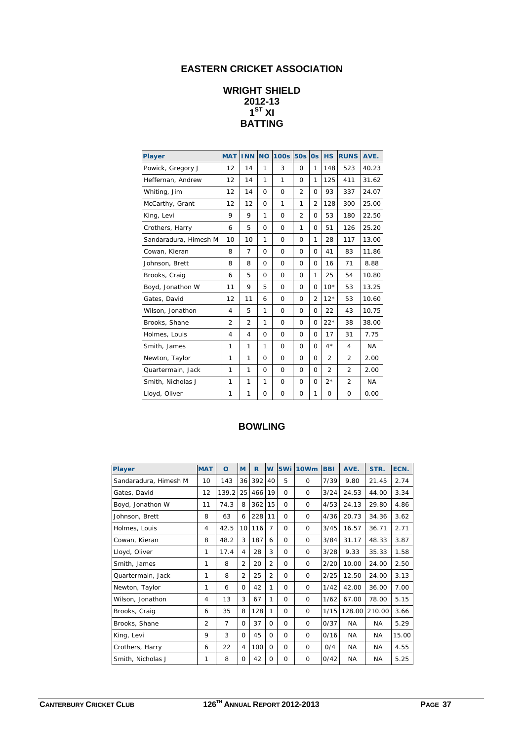# EASTERN CRICKET ASSOCIATION

## WRIGHT SHIELD
## 2012-13
## 1ST XI
## BATTING

| Player | MAT | INN | NO | 100s | 50s | 0s | HS | RUNS | AVE. |
|---|---|---|---|---|---|---|---|---|---|
| Powick, Gregory J | 12 | 14 | 1 | 3 | 0 | 1 | 148 | 523 | 40.23 |
| Heffernan, Andrew | 12 | 14 | 1 | 1 | 0 | 1 | 125 | 411 | 31.62 |
| Whiting, Jim | 12 | 14 | 0 | 0 | 2 | 0 | 93 | 337 | 24.07 |
| McCarthy, Grant | 12 | 12 | 0 | 1 | 1 | 2 | 128 | 300 | 25.00 |
| King, Levi | 9 | 9 | 1 | 0 | 2 | 0 | 53 | 180 | 22.50 |
| Crothers, Harry | 6 | 5 | 0 | 0 | 1 | 0 | 51 | 126 | 25.20 |
| Sandaradura, Himesh M | 10 | 10 | 1 | 0 | 0 | 1 | 28 | 117 | 13.00 |
| Cowan, Kieran | 8 | 7 | 0 | 0 | 0 | 0 | 41 | 83 | 11.86 |
| Johnson, Brett | 8 | 8 | 0 | 0 | 0 | 0 | 16 | 71 | 8.88 |
| Brooks, Craig | 6 | 5 | 0 | 0 | 0 | 1 | 25 | 54 | 10.80 |
| Boyd, Jonathon W | 11 | 9 | 5 | 0 | 0 | 0 | 10* | 53 | 13.25 |
| Gates, David | 12 | 11 | 6 | 0 | 0 | 2 | 12* | 53 | 10.60 |
| Wilson, Jonathon | 4 | 5 | 1 | 0 | 0 | 0 | 22 | 43 | 10.75 |
| Brooks, Shane | 2 | 2 | 1 | 0 | 0 | 0 | 22* | 38 | 38.00 |
| Holmes, Louis | 4 | 4 | 0 | 0 | 0 | 0 | 17 | 31 | 7.75 |
| Smith, James | 1 | 1 | 1 | 0 | 0 | 0 | 4* | 4 | NA |
| Newton, Taylor | 1 | 1 | 0 | 0 | 0 | 0 | 2 | 2 | 2.00 |
| Quartermain, Jack | 1 | 1 | 0 | 0 | 0 | 0 | 2 | 2 | 2.00 |
| Smith, Nicholas J | 1 | 1 | 1 | 0 | 0 | 0 | 2* | 2 | NA |
| Lloyd, Oliver | 1 | 1 | 0 | 0 | 0 | 1 | 0 | 0 | 0.00 |

## BOWLING

| Player | MAT | O | M | R | W | 5Wi | 10Wm | BBI | AVE. | STR. | ECN. |
|---|---|---|---|---|---|---|---|---|---|---|---|
| Sandaradura, Himesh M | 10 | 143 | 36 | 392 | 40 | 5 | 0 | 7/39 | 9.80 | 21.45 | 2.74 |
| Gates, David | 12 | 139.2 | 25 | 466 | 19 | 0 | 0 | 3/24 | 24.53 | 44.00 | 3.34 |
| Boyd, Jonathon W | 11 | 74.3 | 8 | 362 | 15 | 0 | 0 | 4/53 | 24.13 | 29.80 | 4.86 |
| Johnson, Brett | 8 | 63 | 6 | 228 | 11 | 0 | 0 | 4/36 | 20.73 | 34.36 | 3.62 |
| Holmes, Louis | 4 | 42.5 | 10 | 116 | 7 | 0 | 0 | 3/45 | 16.57 | 36.71 | 2.71 |
| Cowan, Kieran | 8 | 48.2 | 3 | 187 | 6 | 0 | 0 | 3/84 | 31.17 | 48.33 | 3.87 |
| Lloyd, Oliver | 1 | 17.4 | 4 | 28 | 3 | 0 | 0 | 3/28 | 9.33 | 35.33 | 1.58 |
| Smith, James | 1 | 8 | 2 | 20 | 2 | 0 | 0 | 2/20 | 10.00 | 24.00 | 2.50 |
| Quartermain, Jack | 1 | 8 | 2 | 25 | 2 | 0 | 0 | 2/25 | 12.50 | 24.00 | 3.13 |
| Newton, Taylor | 1 | 6 | 0 | 42 | 1 | 0 | 0 | 1/42 | 42.00 | 36.00 | 7.00 |
| Wilson, Jonathon | 4 | 13 | 3 | 67 | 1 | 0 | 0 | 1/62 | 67.00 | 78.00 | 5.15 |
| Brooks, Craig | 6 | 35 | 8 | 128 | 1 | 0 | 0 | 1/15 | 128.00 | 210.00 | 3.66 |
| Brooks, Shane | 2 | 7 | 0 | 37 | 0 | 0 | 0 | 0/37 | NA | NA | 5.29 |
| King, Levi | 9 | 3 | 0 | 45 | 0 | 0 | 0 | 0/16 | NA | NA | 15.00 |
| Crothers, Harry | 6 | 22 | 4 | 100 | 0 | 0 | 0 | 0/4 | NA | NA | 4.55 |
| Smith, Nicholas J | 1 | 8 | 0 | 42 | 0 | 0 | 0 | 0/42 | NA | NA | 5.25 |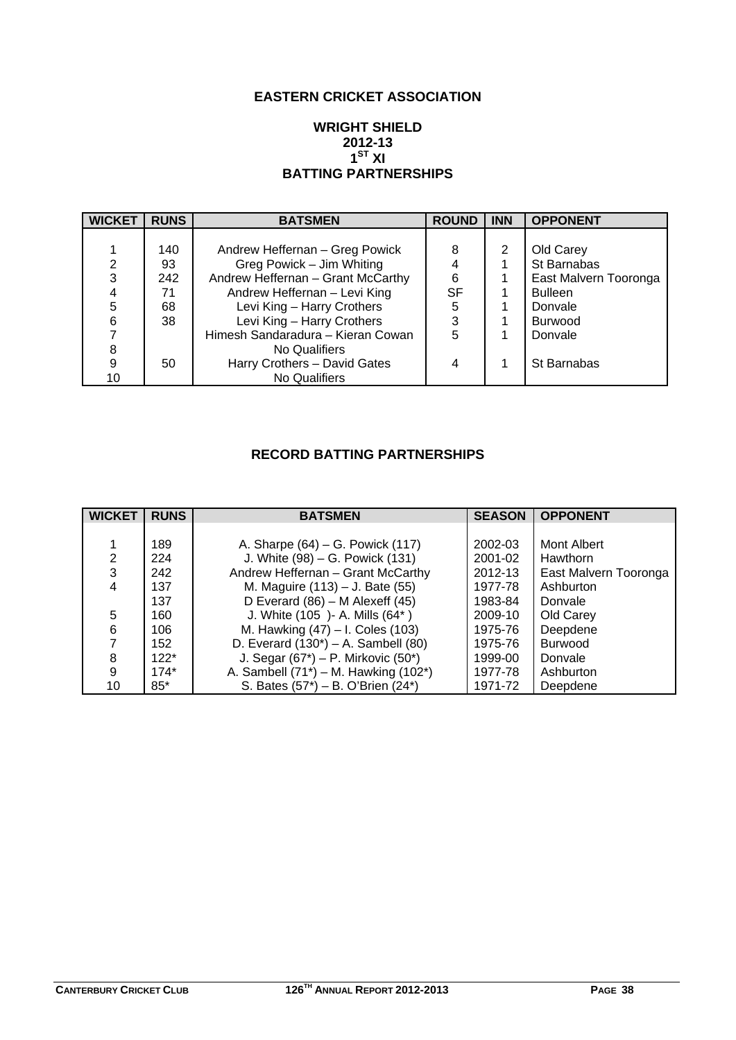# EASTERN CRICKET ASSOCIATION

## WRIGHT SHIELD
## 2012-13
## 1ST XI
## BATTING PARTNERSHIPS

| WICKET | RUNS | BATSMEN | ROUND | INN | OPPONENT |
|---|---|---|---|---|---|
| 1 | 140 | Andrew Heffernan – Greg Powick | 8 | 2 | Old Carey |
| 2 | 93 | Greg Powick – Jim Whiting | 4 | 1 | St Barnabas |
| 3 | 242 | Andrew Heffernan – Grant McCarthy | 6 | 1 | East Malvern Tooronga |
| 4 | 71 | Andrew Heffernan – Levi King | SF | 1 | Bulleen |
| 5 | 68 | Levi King – Harry Crothers | 5 | 1 | Donvale |
| 6 | 38 | Levi King – Harry Crothers | 3 | 1 | Burwood |
| 7 | | Himesh Sandaradura – Kieran Cowan | 5 | 1 | Donvale |
| 8 | | No Qualifiers | | | |
| 9 | 50 | Harry Crothers – David Gates | 4 | 1 | St Barnabas |
| 10 | | No Qualifiers | | | |

## RECORD BATTING PARTNERSHIPS

| WICKET | RUNS | BATSMEN | SEASON | OPPONENT |
|---|---|---|---|---|
| 1 | 189 | A. Sharpe (64) – G. Powick (117) | 2002-03 | Mont Albert |
| 2 | 224 | J. White (98) – G. Powick (131) | 2001-02 | Hawthorn |
| 3 | 242 | Andrew Heffernan – Grant McCarthy | 2012-13 | East Malvern Tooronga |
| 4 | 137 | M. Maguire (113) – J. Bate (55) | 1977-78 | Ashburton |
| | 137 | D Everard (86) – M Alexeff (45) | 1983-84 | Donvale |
| 5 | 160 | J. White (105 )- A. Mills (64* ) | 2009-10 | Old Carey |
| 6 | 106 | M. Hawking (47) – I. Coles (103) | 1975-76 | Deepdene |
| 7 | 152 | D. Everard (130*) – A. Sambell (80) | 1975-76 | Burwood |
| 8 | 122* | J. Segar (67*) – P. Mirkovic (50*) | 1999-00 | Donvale |
| 9 | 174* | A. Sambell (71*) – M. Hawking (102*) | 1977-78 | Ashburton |
| 10 | 85* | S. Bates (57*) – B. O'Brien (24*) | 1971-72 | Deepdene |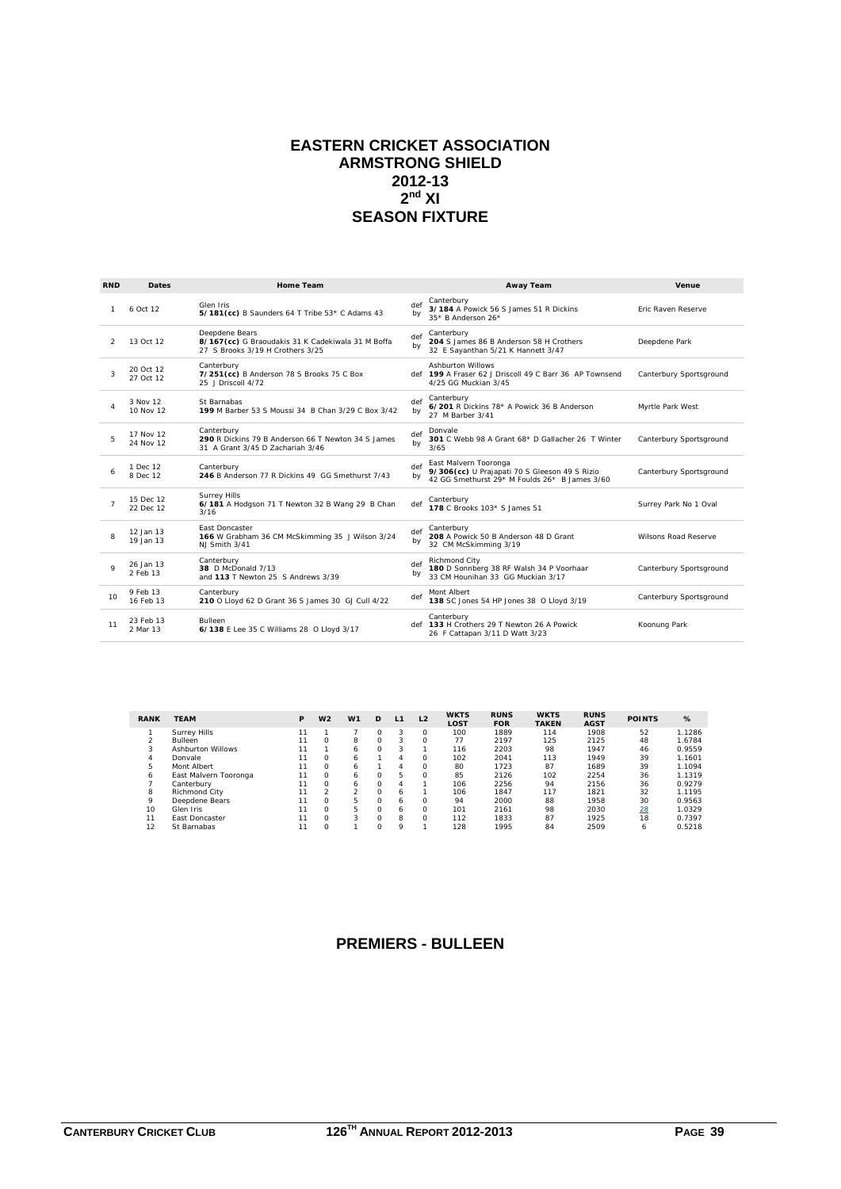# EASTERN CRICKET ASSOCIATION
# ARMSTRONG SHIELD
# 2012-13
# 2nd XI
# SEASON FIXTURE

| RND | Dates | Home Team | | Away Team | Venue |
|---|---|---|---|---|---|
| 1 | 6 Oct 12 | Glen Iris<br>**5/181(cc)** B Saunders 64 T Tribe 53* C Adams 43 | def by | Canterbury<br>**3/184** A Powick 56 S James 51 R Dickins 35* B Anderson 26* | Eric Raven Reserve |
| 2 | 13 Oct 12 | Deepdene Bears<br>**8/167(cc)** G Braoudakis 31 K Cadekiwala 31 M Boffa 27 S Brooks 3/19 H Crothers 3/25 | def by | Canterbury<br>**204** S James 86 B Anderson 58 H Crothers 32 E Sayanthan 5/21 K Hannett 3/47 | Deepdene Park |
| 3 | 20 Oct 12<br>27 Oct 12 | Canterbury<br>**7/251(cc)** B Anderson 78 S Brooks 75 C Box 25 J Driscoll 4/72 | def | Ashburton Willows<br>**199** A Fraser 62 J Driscoll 49 C Barr 36 AP Townsend 4/25 GG Muckian 3/45 | Canterbury Sportsground |
| 4 | 3 Nov 12<br>10 Nov 12 | St Barnabas<br>**199** M Barber 53 S Moussi 34 B Chan 3/29 C Box 3/42 | def by | Canterbury<br>**6/201** R Dickins 78* A Powick 36 B Anderson 27 M Barber 3/41 | Myrtle Park West |
| 5 | 17 Nov 12<br>24 Nov 12 | Canterbury<br>**290** R Dickins 79 B Anderson 66 T Newton 34 S James 31 A Grant 3/45 D Zachariah 3/46 | def by | Donvale<br>**301** C Webb 98 A Grant 68* D Gallacher 26 T Winter 3/65 | Canterbury Sportsground |
| 6 | 1 Dec 12<br>8 Dec 12 | Canterbury<br>**246** B Anderson 77 R Dickins 49 GG Smethurst 7/43 | def by | East Malvern Tooronga<br>**9/306(cc)** U Prajapati 70 S Gleeson 49 S Rizio 42 GG Smethurst 29* M Foulds 26* B James 3/60 | Canterbury Sportsground |
| 7 | 15 Dec 12<br>22 Dec 12 | Surrey Hills<br>**6/181** A Hodgson 71 T Newton 32 B Wang 29 B Chan 3/16 | def | Canterbury<br>**178** C Brooks 103* S James 51 | Surrey Park No 1 Oval |
| 8 | 12 Jan 13<br>19 Jan 13 | East Doncaster<br>**166** W Grabham 36 CM McSkimming 35 J Wilson 3/24 NJ Smith 3/41 | def by | Canterbury<br>**208** A Powick 50 B Anderson 48 D Grant 32 CM McSkimming 3/19 | Wilsons Road Reserve |
| 9 | 26 Jan 13<br>2 Feb 13 | Canterbury<br>**38** D McDonald 7/13<br>and **113** T Newton 25 S Andrews 3/39 | def by | Richmond City<br>**180** D Sonnberg 38 RF Walsh 34 P Voorhaar 33 CM Hounihan 33 GG Muckian 3/17 | Canterbury Sportsground |
| 10 | 9 Feb 13<br>16 Feb 13 | Canterbury<br>**210** O Lloyd 62 D Grant 36 S James 30 GJ Cull 4/22 | def | Mont Albert<br>**138** SC Jones 54 HP Jones 38 O Lloyd 3/19 | Canterbury Sportsground |
| 11 | 23 Feb 13<br>2 Mar 13 | Bulleen<br>**6/138** E Lee 35 C Williams 28 O Lloyd 3/17 | def | Canterbury<br>**133** H Crothers 29 T Newton 26 A Powick 26 F Cattapan 3/11 D Watt 3/23 | Koonung Park |

| RANK | TEAM | P | W2 | W1 | D | L1 | L2 | WKTS LOST | RUNS FOR | WKTS TAKEN | RUNS AGST | POINTS | % |
|---|---|---|---|---|---|---|---|---|---|---|---|---|---|
| 1 | Surrey Hills | 11 | 1 | 7 | 0 | 3 | 0 | 100 | 1889 | 114 | 1908 | 52 | 1.1286 |
| 2 | Bulleen | 11 | 0 | 8 | 0 | 3 | 0 | 77 | 2197 | 125 | 2125 | 48 | 1.6784 |
| 3 | Ashburton Willows | 11 | 1 | 6 | 0 | 3 | 1 | 116 | 2203 | 98 | 1947 | 46 | 0.9559 |
| 4 | Donvale | 11 | 0 | 6 | 1 | 4 | 0 | 102 | 2041 | 113 | 1949 | 39 | 1.1601 |
| 5 | Mont Albert | 11 | 0 | 6 | 1 | 4 | 0 | 80 | 1723 | 87 | 1689 | 39 | 1.1094 |
| 6 | East Malvern Tooronga | 11 | 0 | 6 | 0 | 5 | 0 | 85 | 2126 | 102 | 2254 | 36 | 1.1319 |
| 7 | Canterbury | 11 | 0 | 6 | 0 | 4 | 1 | 106 | 2256 | 94 | 2156 | 36 | 0.9279 |
| 8 | Richmond City | 11 | 2 | 2 | 0 | 6 | 1 | 106 | 1847 | 117 | 1821 | 32 | 1.1195 |
| 9 | Deepdene Bears | 11 | 0 | 5 | 0 | 6 | 0 | 94 | 2000 | 88 | 1958 | 30 | 0.9563 |
| 10 | Glen Iris | 11 | 0 | 5 | 0 | 6 | 0 | 101 | 2161 | 98 | 2030 | 28 | 1.0329 |
| 11 | East Doncaster | 11 | 0 | 3 | 0 | 8 | 0 | 112 | 1833 | 87 | 1925 | 18 | 0.7397 |
| 12 | St Barnabas | 11 | 0 | 1 | 0 | 9 | 1 | 128 | 1995 | 84 | 2509 | 6 | 0.5218 |

## PREMIERS - BULLEEN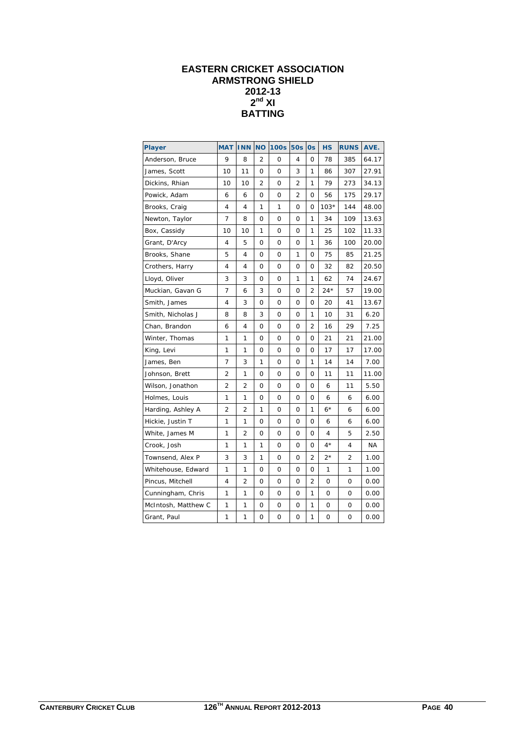# EASTERN CRICKET ASSOCIATION
# ARMSTRONG SHIELD
# 2012-13
# 2nd XI
# BATTING

| Player | MAT | INN | NO | 100s | 50s | 0s | HS | RUNS | AVE. |
|---|---|---|---|---|---|---|---|---|---|
| Anderson, Bruce | 9 | 8 | 2 | 0 | 4 | 0 | 78 | 385 | 64.17 |
| James, Scott | 10 | 11 | 0 | 0 | 3 | 1 | 86 | 307 | 27.91 |
| Dickins, Rhian | 10 | 10 | 2 | 0 | 2 | 1 | 79 | 273 | 34.13 |
| Powick, Adam | 6 | 6 | 0 | 0 | 2 | 0 | 56 | 175 | 29.17 |
| Brooks, Craig | 4 | 4 | 1 | 1 | 0 | 0 | 103* | 144 | 48.00 |
| Newton, Taylor | 7 | 8 | 0 | 0 | 0 | 1 | 34 | 109 | 13.63 |
| Box, Cassidy | 10 | 10 | 1 | 0 | 0 | 1 | 25 | 102 | 11.33 |
| Grant, D'Arcy | 4 | 5 | 0 | 0 | 0 | 1 | 36 | 100 | 20.00 |
| Brooks, Shane | 5 | 4 | 0 | 0 | 1 | 0 | 75 | 85 | 21.25 |
| Crothers, Harry | 4 | 4 | 0 | 0 | 0 | 0 | 32 | 82 | 20.50 |
| Lloyd, Oliver | 3 | 3 | 0 | 0 | 1 | 1 | 62 | 74 | 24.67 |
| Muckian, Gavan G | 7 | 6 | 3 | 0 | 0 | 2 | 24* | 57 | 19.00 |
| Smith, James | 4 | 3 | 0 | 0 | 0 | 0 | 20 | 41 | 13.67 |
| Smith, Nicholas J | 8 | 8 | 3 | 0 | 0 | 1 | 10 | 31 | 6.20 |
| Chan, Brandon | 6 | 4 | 0 | 0 | 0 | 2 | 16 | 29 | 7.25 |
| Winter, Thomas | 1 | 1 | 0 | 0 | 0 | 0 | 21 | 21 | 21.00 |
| King, Levi | 1 | 1 | 0 | 0 | 0 | 0 | 17 | 17 | 17.00 |
| James, Ben | 7 | 3 | 1 | 0 | 0 | 1 | 14 | 14 | 7.00 |
| Johnson, Brett | 2 | 1 | 0 | 0 | 0 | 0 | 11 | 11 | 11.00 |
| Wilson, Jonathon | 2 | 2 | 0 | 0 | 0 | 0 | 6 | 11 | 5.50 |
| Holmes, Louis | 1 | 1 | 0 | 0 | 0 | 0 | 6 | 6 | 6.00 |
| Harding, Ashley A | 2 | 2 | 1 | 0 | 0 | 1 | 6* | 6 | 6.00 |
| Hickie, Justin T | 1 | 1 | 0 | 0 | 0 | 0 | 6 | 6 | 6.00 |
| White, James M | 1 | 2 | 0 | 0 | 0 | 0 | 4 | 5 | 2.50 |
| Crook, Josh | 1 | 1 | 1 | 0 | 0 | 0 | 4* | 4 | NA |
| Townsend, Alex P | 3 | 3 | 1 | 0 | 0 | 2 | 2* | 2 | 1.00 |
| Whitehouse, Edward | 1 | 1 | 0 | 0 | 0 | 0 | 1 | 1 | 1.00 |
| Pincus, Mitchell | 4 | 2 | 0 | 0 | 0 | 2 | 0 | 0 | 0.00 |
| Cunningham, Chris | 1 | 1 | 0 | 0 | 0 | 1 | 0 | 0 | 0.00 |
| McIntosh, Matthew C | 1 | 1 | 0 | 0 | 0 | 1 | 0 | 0 | 0.00 |
| Grant, Paul | 1 | 1 | 0 | 0 | 0 | 1 | 0 | 0 | 0.00 |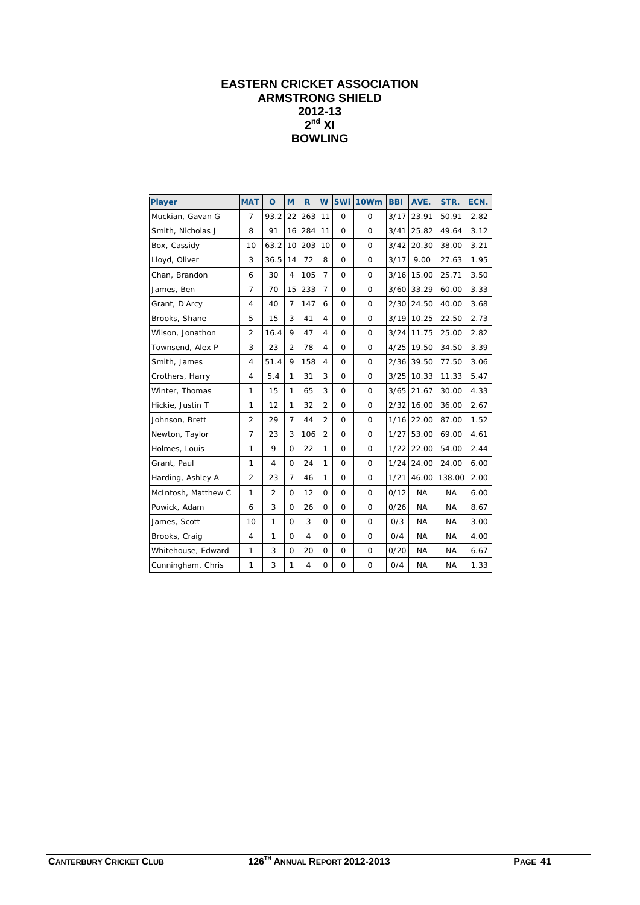# EASTERN CRICKET ASSOCIATION
## ARMSTRONG SHIELD
## 2012-13
## 2nd XI
## BOWLING

| Player | MAT | O | M | R | W | 5Wi | 10Wm | BBI | AVE. | STR. | ECN. |
|---|---|---|---|---|---|---|---|---|---|---|---|
| Muckian, Gavan G | 7 | 93.2 | 22 | 263 | 11 | 0 | 0 | 3/17 | 23.91 | 50.91 | 2.82 |
| Smith, Nicholas J | 8 | 91 | 16 | 284 | 11 | 0 | 0 | 3/41 | 25.82 | 49.64 | 3.12 |
| Box, Cassidy | 10 | 63.2 | 10 | 203 | 10 | 0 | 0 | 3/42 | 20.30 | 38.00 | 3.21 |
| Lloyd, Oliver | 3 | 36.5 | 14 | 72 | 8 | 0 | 0 | 3/17 | 9.00 | 27.63 | 1.95 |
| Chan, Brandon | 6 | 30 | 4 | 105 | 7 | 0 | 0 | 3/16 | 15.00 | 25.71 | 3.50 |
| James, Ben | 7 | 70 | 15 | 233 | 7 | 0 | 0 | 3/60 | 33.29 | 60.00 | 3.33 |
| Grant, D'Arcy | 4 | 40 | 7 | 147 | 6 | 0 | 0 | 2/30 | 24.50 | 40.00 | 3.68 |
| Brooks, Shane | 5 | 15 | 3 | 41 | 4 | 0 | 0 | 3/19 | 10.25 | 22.50 | 2.73 |
| Wilson, Jonathon | 2 | 16.4 | 9 | 47 | 4 | 0 | 0 | 3/24 | 11.75 | 25.00 | 2.82 |
| Townsend, Alex P | 3 | 23 | 2 | 78 | 4 | 0 | 0 | 4/25 | 19.50 | 34.50 | 3.39 |
| Smith, James | 4 | 51.4 | 9 | 158 | 4 | 0 | 0 | 2/36 | 39.50 | 77.50 | 3.06 |
| Crothers, Harry | 4 | 5.4 | 1 | 31 | 3 | 0 | 0 | 3/25 | 10.33 | 11.33 | 5.47 |
| Winter, Thomas | 1 | 15 | 1 | 65 | 3 | 0 | 0 | 3/65 | 21.67 | 30.00 | 4.33 |
| Hickie, Justin T | 1 | 12 | 1 | 32 | 2 | 0 | 0 | 2/32 | 16.00 | 36.00 | 2.67 |
| Johnson, Brett | 2 | 29 | 7 | 44 | 2 | 0 | 0 | 1/16 | 22.00 | 87.00 | 1.52 |
| Newton, Taylor | 7 | 23 | 3 | 106 | 2 | 0 | 0 | 1/27 | 53.00 | 69.00 | 4.61 |
| Holmes, Louis | 1 | 9 | 0 | 22 | 1 | 0 | 0 | 1/22 | 22.00 | 54.00 | 2.44 |
| Grant, Paul | 1 | 4 | 0 | 24 | 1 | 0 | 0 | 1/24 | 24.00 | 24.00 | 6.00 |
| Harding, Ashley A | 2 | 23 | 7 | 46 | 1 | 0 | 0 | 1/21 | 46.00 | 138.00 | 2.00 |
| McIntosh, Matthew C | 1 | 2 | 0 | 12 | 0 | 0 | 0 | 0/12 | NA | NA | 6.00 |
| Powick, Adam | 6 | 3 | 0 | 26 | 0 | 0 | 0 | 0/26 | NA | NA | 8.67 |
| James, Scott | 10 | 1 | 0 | 3 | 0 | 0 | 0 | 0/3 | NA | NA | 3.00 |
| Brooks, Craig | 4 | 1 | 0 | 4 | 0 | 0 | 0 | 0/4 | NA | NA | 4.00 |
| Whitehouse, Edward | 1 | 3 | 0 | 20 | 0 | 0 | 0 | 0/20 | NA | NA | 6.67 |
| Cunningham, Chris | 1 | 3 | 1 | 4 | 0 | 0 | 0 | 0/4 | NA | NA | 1.33 |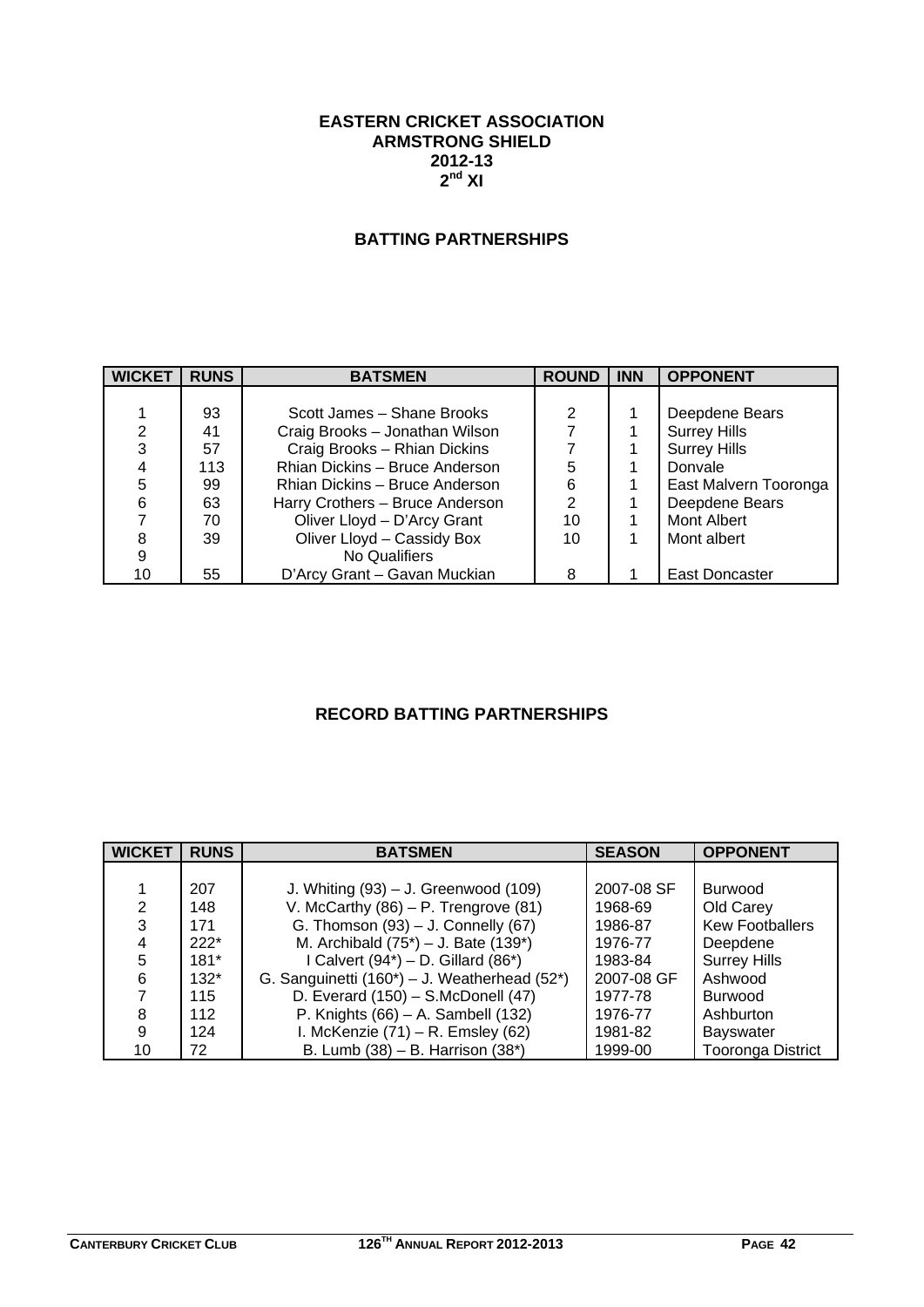# EASTERN CRICKET ASSOCIATION
# ARMSTRONG SHIELD
# 2012-13
# 2nd XI

## BATTING PARTNERSHIPS

| WICKET | RUNS | BATSMEN | ROUND | INN | OPPONENT |
|---|---|---|---|---|---|
| 1 | 93 | Scott James – Shane Brooks | 2 | 1 | Deepdene Bears |
| 2 | 41 | Craig Brooks – Jonathan Wilson | 7 | 1 | Surrey Hills |
| 3 | 57 | Craig Brooks – Rhian Dickins | 7 | 1 | Surrey Hills |
| 4 | 113 | Rhian Dickins – Bruce Anderson | 5 | 1 | Donvale |
| 5 | 99 | Rhian Dickins – Bruce Anderson | 6 | 1 | East Malvern Tooronga |
| 6 | 63 | Harry Crothers – Bruce Anderson | 2 | 1 | Deepdene Bears |
| 7 | 70 | Oliver Lloyd – D'Arcy Grant | 10 | 1 | Mont Albert |
| 8 | 39 | Oliver Lloyd – Cassidy Box | 10 | 1 | Mont albert |
| 9 | | No Qualifiers | | | |
| 10 | 55 | D'Arcy Grant – Gavan Muckian | 8 | 1 | East Doncaster |

## RECORD BATTING PARTNERSHIPS

| WICKET | RUNS | BATSMEN | SEASON | OPPONENT |
|---|---|---|---|---|
| 1 | 207 | J. Whiting (93) – J. Greenwood (109) | 2007-08 SF | Burwood |
| 2 | 148 | V. McCarthy (86) – P. Trengrove (81) | 1968-69 | Old Carey |
| 3 | 171 | G. Thomson (93) – J. Connelly (67) | 1986-87 | Kew Footballers |
| 4 | 222* | M. Archibald (75*) – J. Bate (139*) | 1976-77 | Deepdene |
| 5 | 181* | I Calvert (94*) – D. Gillard (86*) | 1983-84 | Surrey Hills |
| 6 | 132* | G. Sanguinetti (160*) – J. Weatherhead (52*) | 2007-08 GF | Ashwood |
| 7 | 115 | D. Everard (150) – S.McDonell (47) | 1977-78 | Burwood |
| 8 | 112 | P. Knights (66) – A. Sambell (132) | 1976-77 | Ashburton |
| 9 | 124 | I. McKenzie (71) – R. Emsley (62) | 1981-82 | Bayswater |
| 10 | 72 | B. Lumb (38) – B. Harrison (38*) | 1999-00 | Tooronga District |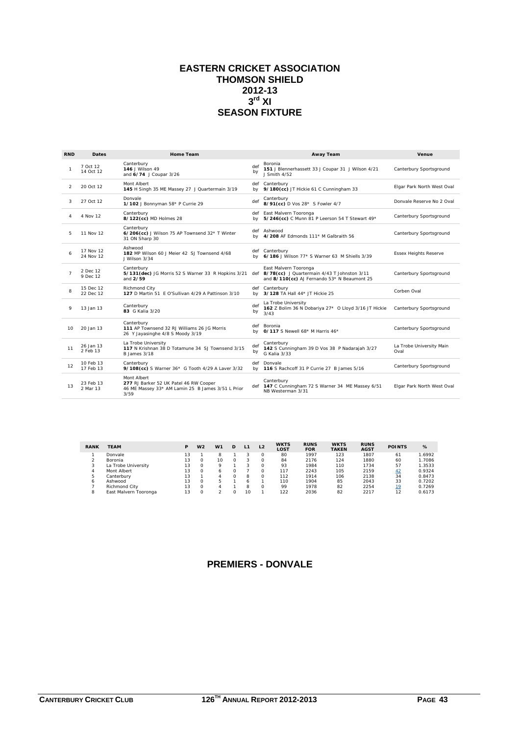# EASTERN CRICKET ASSOCIATION
# THOMSON SHIELD
# 2012-13
# 3rd XI
# SEASON FIXTURE

| RND | Dates | Home Team | | Away Team | Venue |
|---|---|---|---|---|---|
| 1 | 7 Oct 12<br>14 Oct 12 | Canterbury<br>**146** J Wilson 49<br>and **6/74** J Coupar 3/26 | def by | Boronia<br>**151** J Blennerhassett 33 J Coupar 31 J Wilson 4/21 J Smith 4/52 | Canterbury Sportsground |
| 2 | 20 Oct 12 | Mont Albert<br>**145** H Singh 35 ME Massey 27 J Quartermain 3/19 | def by | Canterbury<br>**9/180(cc)** JT Hickie 61 C Cunningham 33 | Elgar Park North West Oval |
| 3 | 27 Oct 12 | Donvale<br>**1/102** J Bonnyman 58* P Currie 29 | def | Canterbury<br>**8/91(cc)** D Vos 28* S Fowler 4/7 | Donvale Reserve No 2 Oval |
| 4 | 4 Nov 12 | Canterbury<br>**8/122(cc)** MD Holmes 28 | def by | East Malvern Tooronga<br>**5/246(cc)** C Munn 81 P Leerson 54 T Stewart 49* | Canterbury Sportsground |
| 5 | 11 Nov 12 | Canterbury<br>**6/206(cc)** J Wilson 75 AP Townsend 32* T Winter 31 ON Sharp 30 | def by | Ashwood<br>**4/208** AF Edmonds 111* M Galbraith 56 | Canterbury Sportsground |
| 6 | 17 Nov 12<br>24 Nov 12 | Ashwood<br>**182** MP Wilson 60 J Meier 42 SJ Townsend 4/68 J Wilson 3/34 | def by | Canterbury<br>**6/186** J Wilson 77* S Warner 63 M Shiells 3/39 | Essex Heights Reserve |
| 7 | 2 Dec 12<br>9 Dec 12 | Canterbury<br>**5/131(dec)** JG Morris 52 S Warner 33 R Hopkins 3/21 and **2/59** | def | East Malvern Tooronga<br>**8/78(cc)** J Quartermain 4/43 T Johnston 3/11 and **8/110(cc)** AJ Fernando 53* N Beaumont 25 | Canterbury Sportsground |
| 8 | 15 Dec 12<br>22 Dec 12 | Richmond City<br>**127** D Martin 51 E O'Sullivan 4/29 A Pattinson 3/10 | def by | Canterbury<br>**3/128** TA Hall 44* JT Hickie 25 | Corben Oval |
| 9 | 13 Jan 13 | Canterbury<br>**83** G Kalia 3/20 | def by | La Trobe University<br>**162** Z Bolim 36 N Dobariya 27* O Lloyd 3/16 JT Hickie 3/43 | Canterbury Sportsground |
| 10 | 20 Jan 13 | Canterbury<br>**111** AP Townsend 32 RJ Williams 26 JG Morris 26 Y Jayasinghe 4/8 S Moody 3/19 | def by | Boronia<br>**0/117** S Newell 68* M Harris 46* | Canterbury Sportsground |
| 11 | 26 Jan 13<br>2 Feb 13 | La Trobe University<br>**117** N Krishnan 38 D Totamune 34 SJ Townsend 3/15 B James 3/18 | def by | Canterbury<br>**142** S Cunningham 39 D Vos 38 P Nadarajah 3/27 G Kalia 3/33 | La Trobe University Main Oval |
| 12 | 10 Feb 13<br>17 Feb 13 | Canterbury<br>**9/108(cc)** S Warner 36* G Tooth 4/29 A Laver 3/32 | def by | Donvale<br>**116** S Rachcoff 31 P Currie 27 B James 5/16 | Canterbury Sportsground |
| 13 | 23 Feb 13<br>2 Mar 13 | Mont Albert<br>**277** RJ Barker 52 UK Patel 46 RW Cooper 46 ME Massey 33* AM Lamin 25 B James 3/51 L Prior 3/59 | def | Canterbury<br>**147** C Cunningham 72 S Warner 34 ME Massey 6/51 NB Westerman 3/31 | Elgar Park North West Oval |

| RANK | TEAM | P | W2 | W1 | D | L1 | L2 | WKTS LOST | RUNS FOR | WKTS TAKEN | RUNS AGST | POINTS | % |
|---|---|---|---|---|---|---|---|---|---|---|---|---|---|
| 1 | Donvale | 13 | 1 | 8 | 1 | 3 | 0 | 80 | 1997 | 123 | 1807 | 61 | 1.6992 |
| 2 | Boronia | 13 | 0 | 10 | 0 | 3 | 0 | 84 | 2176 | 124 | 1880 | 60 | 1.7086 |
| 3 | La Trobe University | 13 | 0 | 9 | 1 | 3 | 0 | 93 | 1984 | 110 | 1734 | 57 | 1.3533 |
| 4 | Mont Albert | 13 | 0 | 6 | 0 | 7 | 0 | 117 | 2243 | 105 | 2159 | 42 | 0.9324 |
| 5 | Canterbury | 13 | 1 | 4 | 0 | 8 | 0 | 112 | 1914 | 106 | 2138 | 34 | 0.8473 |
| 6 | Ashwood | 13 | 0 | 5 | 1 | 6 | 1 | 110 | 1904 | 85 | 2043 | 33 | 0.7202 |
| 7 | Richmond City | 13 | 0 | 4 | 1 | 8 | 0 | 99 | 1978 | 82 | 2254 | 19 | 0.7269 |
| 8 | East Malvern Tooronga | 13 | 0 | 2 | 0 | 10 | 1 | 122 | 2036 | 82 | 2217 | 12 | 0.6173 |

## PREMIERS - DONVALE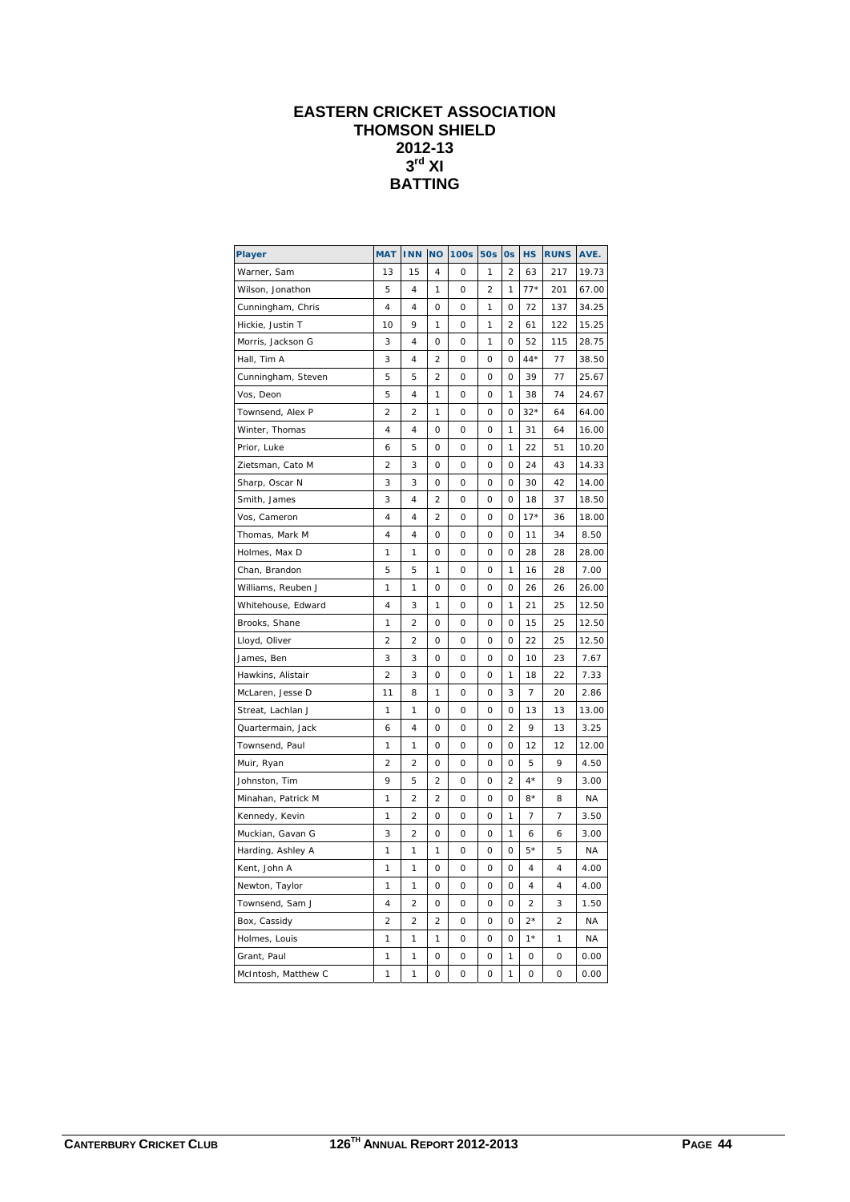# EASTERN CRICKET ASSOCIATION
# THOMSON SHIELD
# 2012-13
# 3rd XI
# BATTING

| Player | MAT | INN | NO | 100s | 50s | 0s | HS | RUNS | AVE. |
|---|---|---|---|---|---|---|---|---|---|
| Warner, Sam | 13 | 15 | 4 | 0 | 1 | 2 | 63 | 217 | 19.73 |
| Wilson, Jonathon | 5 | 4 | 1 | 0 | 2 | 1 | 77* | 201 | 67.00 |
| Cunningham, Chris | 4 | 4 | 0 | 0 | 1 | 0 | 72 | 137 | 34.25 |
| Hickie, Justin T | 10 | 9 | 1 | 0 | 1 | 2 | 61 | 122 | 15.25 |
| Morris, Jackson G | 3 | 4 | 0 | 0 | 1 | 0 | 52 | 115 | 28.75 |
| Hall, Tim A | 3 | 4 | 2 | 0 | 0 | 0 | 44* | 77 | 38.50 |
| Cunningham, Steven | 5 | 5 | 2 | 0 | 0 | 0 | 39 | 77 | 25.67 |
| Vos, Deon | 5 | 4 | 1 | 0 | 0 | 1 | 38 | 74 | 24.67 |
| Townsend, Alex P | 2 | 2 | 1 | 0 | 0 | 0 | 32* | 64 | 64.00 |
| Winter, Thomas | 4 | 4 | 0 | 0 | 0 | 1 | 31 | 64 | 16.00 |
| Prior, Luke | 6 | 5 | 0 | 0 | 0 | 1 | 22 | 51 | 10.20 |
| Zietsman, Cato M | 2 | 3 | 0 | 0 | 0 | 0 | 24 | 43 | 14.33 |
| Sharp, Oscar N | 3 | 3 | 0 | 0 | 0 | 0 | 30 | 42 | 14.00 |
| Smith, James | 3 | 4 | 2 | 0 | 0 | 0 | 18 | 37 | 18.50 |
| Vos, Cameron | 4 | 4 | 2 | 0 | 0 | 0 | 17* | 36 | 18.00 |
| Thomas, Mark M | 4 | 4 | 0 | 0 | 0 | 0 | 11 | 34 | 8.50 |
| Holmes, Max D | 1 | 1 | 0 | 0 | 0 | 0 | 28 | 28 | 28.00 |
| Chan, Brandon | 5 | 5 | 1 | 0 | 0 | 1 | 16 | 28 | 7.00 |
| Williams, Reuben J | 1 | 1 | 0 | 0 | 0 | 0 | 26 | 26 | 26.00 |
| Whitehouse, Edward | 4 | 3 | 1 | 0 | 0 | 1 | 21 | 25 | 12.50 |
| Brooks, Shane | 1 | 2 | 0 | 0 | 0 | 0 | 15 | 25 | 12.50 |
| Lloyd, Oliver | 2 | 2 | 0 | 0 | 0 | 0 | 22 | 25 | 12.50 |
| James, Ben | 3 | 3 | 0 | 0 | 0 | 0 | 10 | 23 | 7.67 |
| Hawkins, Alistair | 2 | 3 | 0 | 0 | 0 | 1 | 18 | 22 | 7.33 |
| McLaren, Jesse D | 11 | 8 | 1 | 0 | 0 | 3 | 7 | 20 | 2.86 |
| Streat, Lachlan J | 1 | 1 | 0 | 0 | 0 | 0 | 13 | 13 | 13.00 |
| Quartermain, Jack | 6 | 4 | 0 | 0 | 0 | 2 | 9 | 13 | 3.25 |
| Townsend, Paul | 1 | 1 | 0 | 0 | 0 | 0 | 12 | 12 | 12.00 |
| Muir, Ryan | 2 | 2 | 0 | 0 | 0 | 0 | 5 | 9 | 4.50 |
| Johnston, Tim | 9 | 5 | 2 | 0 | 0 | 2 | 4* | 9 | 3.00 |
| Minahan, Patrick M | 1 | 2 | 2 | 0 | 0 | 0 | 8* | 8 | NA |
| Kennedy, Kevin | 1 | 2 | 0 | 0 | 0 | 1 | 7 | 7 | 3.50 |
| Muckian, Gavan G | 3 | 2 | 0 | 0 | 0 | 1 | 6 | 6 | 3.00 |
| Harding, Ashley A | 1 | 1 | 1 | 0 | 0 | 0 | 5* | 5 | NA |
| Kent, John A | 1 | 1 | 0 | 0 | 0 | 0 | 4 | 4 | 4.00 |
| Newton, Taylor | 1 | 1 | 0 | 0 | 0 | 0 | 4 | 4 | 4.00 |
| Townsend, Sam J | 4 | 2 | 0 | 0 | 0 | 0 | 2 | 3 | 1.50 |
| Box, Cassidy | 2 | 2 | 2 | 0 | 0 | 0 | 2* | 2 | NA |
| Holmes, Louis | 1 | 1 | 1 | 0 | 0 | 0 | 1* | 1 | NA |
| Grant, Paul | 1 | 1 | 0 | 0 | 0 | 1 | 0 | 0 | 0.00 |
| McIntosh, Matthew C | 1 | 1 | 0 | 0 | 0 | 1 | 0 | 0 | 0.00 |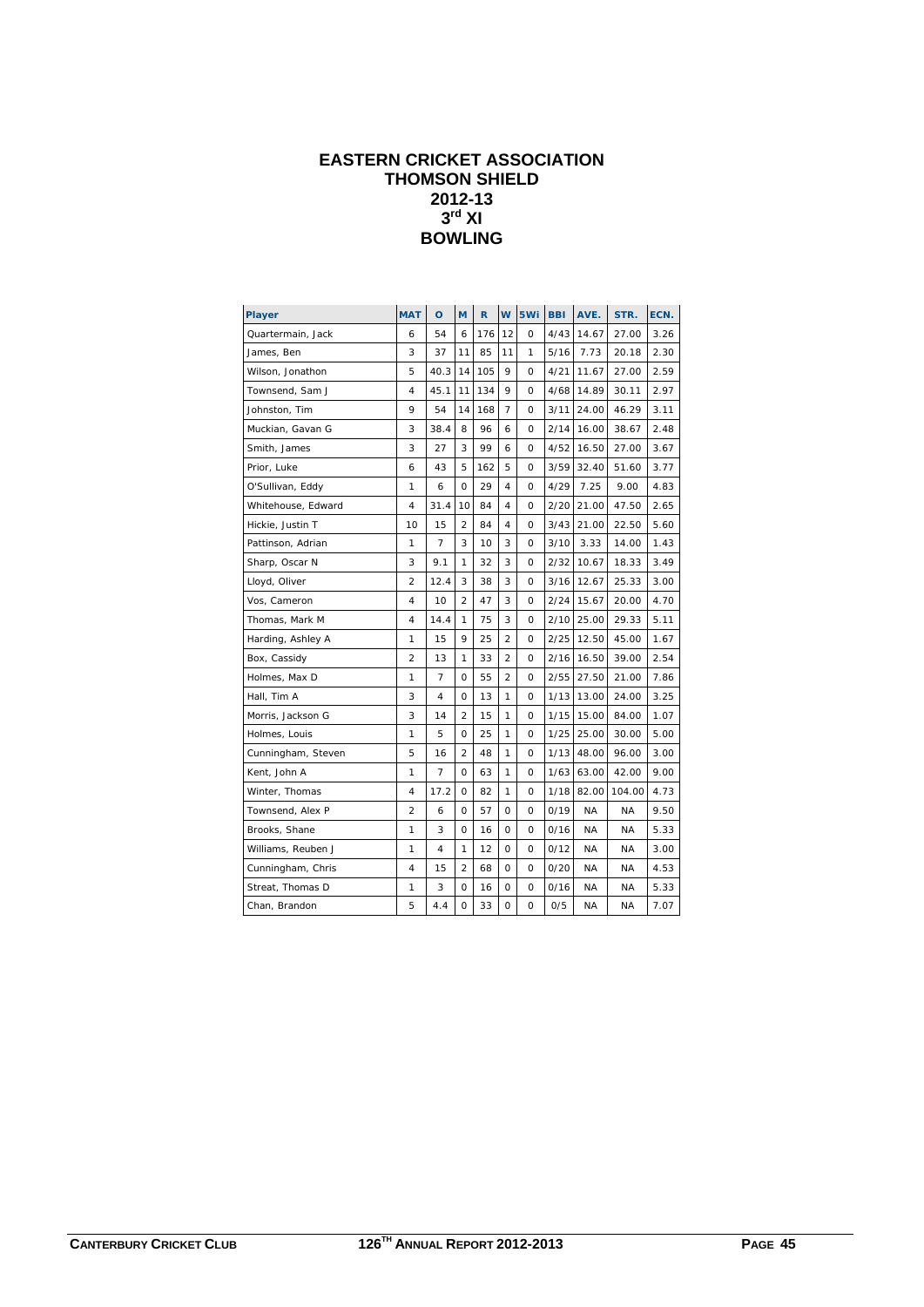# EASTERN CRICKET ASSOCIATION
# THOMSON SHIELD
# 2012-13
# 3rd XI
# BOWLING

| Player | MAT | O | M | R | W | 5Wi | BBI | AVE. | STR. | ECN. |
|---|---|---|---|---|---|---|---|---|---|---|
| Quartermain, Jack | 6 | 54 | 6 | 176 | 12 | 0 | 4/43 | 14.67 | 27.00 | 3.26 |
| James, Ben | 3 | 37 | 11 | 85 | 11 | 1 | 5/16 | 7.73 | 20.18 | 2.30 |
| Wilson, Jonathon | 5 | 40.3 | 14 | 105 | 9 | 0 | 4/21 | 11.67 | 27.00 | 2.59 |
| Townsend, Sam J | 4 | 45.1 | 11 | 134 | 9 | 0 | 4/68 | 14.89 | 30.11 | 2.97 |
| Johnston, Tim | 9 | 54 | 14 | 168 | 7 | 0 | 3/11 | 24.00 | 46.29 | 3.11 |
| Muckian, Gavan G | 3 | 38.4 | 8 | 96 | 6 | 0 | 2/14 | 16.00 | 38.67 | 2.48 |
| Smith, James | 3 | 27 | 3 | 99 | 6 | 0 | 4/52 | 16.50 | 27.00 | 3.67 |
| Prior, Luke | 6 | 43 | 5 | 162 | 5 | 0 | 3/59 | 32.40 | 51.60 | 3.77 |
| O'Sullivan, Eddy | 1 | 6 | 0 | 29 | 4 | 0 | 4/29 | 7.25 | 9.00 | 4.83 |
| Whitehouse, Edward | 4 | 31.4 | 10 | 84 | 4 | 0 | 2/20 | 21.00 | 47.50 | 2.65 |
| Hickie, Justin T | 10 | 15 | 2 | 84 | 4 | 0 | 3/43 | 21.00 | 22.50 | 5.60 |
| Pattinson, Adrian | 1 | 7 | 3 | 10 | 3 | 0 | 3/10 | 3.33 | 14.00 | 1.43 |
| Sharp, Oscar N | 3 | 9.1 | 1 | 32 | 3 | 0 | 2/32 | 10.67 | 18.33 | 3.49 |
| Lloyd, Oliver | 2 | 12.4 | 3 | 38 | 3 | 0 | 3/16 | 12.67 | 25.33 | 3.00 |
| Vos, Cameron | 4 | 10 | 2 | 47 | 3 | 0 | 2/24 | 15.67 | 20.00 | 4.70 |
| Thomas, Mark M | 4 | 14.4 | 1 | 75 | 3 | 0 | 2/10 | 25.00 | 29.33 | 5.11 |
| Harding, Ashley A | 1 | 15 | 9 | 25 | 2 | 0 | 2/25 | 12.50 | 45.00 | 1.67 |
| Box, Cassidy | 2 | 13 | 1 | 33 | 2 | 0 | 2/16 | 16.50 | 39.00 | 2.54 |
| Holmes, Max D | 1 | 7 | 0 | 55 | 2 | 0 | 2/55 | 27.50 | 21.00 | 7.86 |
| Hall, Tim A | 3 | 4 | 0 | 13 | 1 | 0 | 1/13 | 13.00 | 24.00 | 3.25 |
| Morris, Jackson G | 3 | 14 | 2 | 15 | 1 | 0 | 1/15 | 15.00 | 84.00 | 1.07 |
| Holmes, Louis | 1 | 5 | 0 | 25 | 1 | 0 | 1/25 | 25.00 | 30.00 | 5.00 |
| Cunningham, Steven | 5 | 16 | 2 | 48 | 1 | 0 | 1/13 | 48.00 | 96.00 | 3.00 |
| Kent, John A | 1 | 7 | 0 | 63 | 1 | 0 | 1/63 | 63.00 | 42.00 | 9.00 |
| Winter, Thomas | 4 | 17.2 | 0 | 82 | 1 | 0 | 1/18 | 82.00 | 104.00 | 4.73 |
| Townsend, Alex P | 2 | 6 | 0 | 57 | 0 | 0 | 0/19 | NA | NA | 9.50 |
| Brooks, Shane | 1 | 3 | 0 | 16 | 0 | 0 | 0/16 | NA | NA | 5.33 |
| Williams, Reuben J | 1 | 4 | 1 | 12 | 0 | 0 | 0/12 | NA | NA | 3.00 |
| Cunningham, Chris | 4 | 15 | 2 | 68 | 0 | 0 | 0/20 | NA | NA | 4.53 |
| Streat, Thomas D | 1 | 3 | 0 | 16 | 0 | 0 | 0/16 | NA | NA | 5.33 |
| Chan, Brandon | 5 | 4.4 | 0 | 33 | 0 | 0 | 0/5 | NA | NA | 7.07 |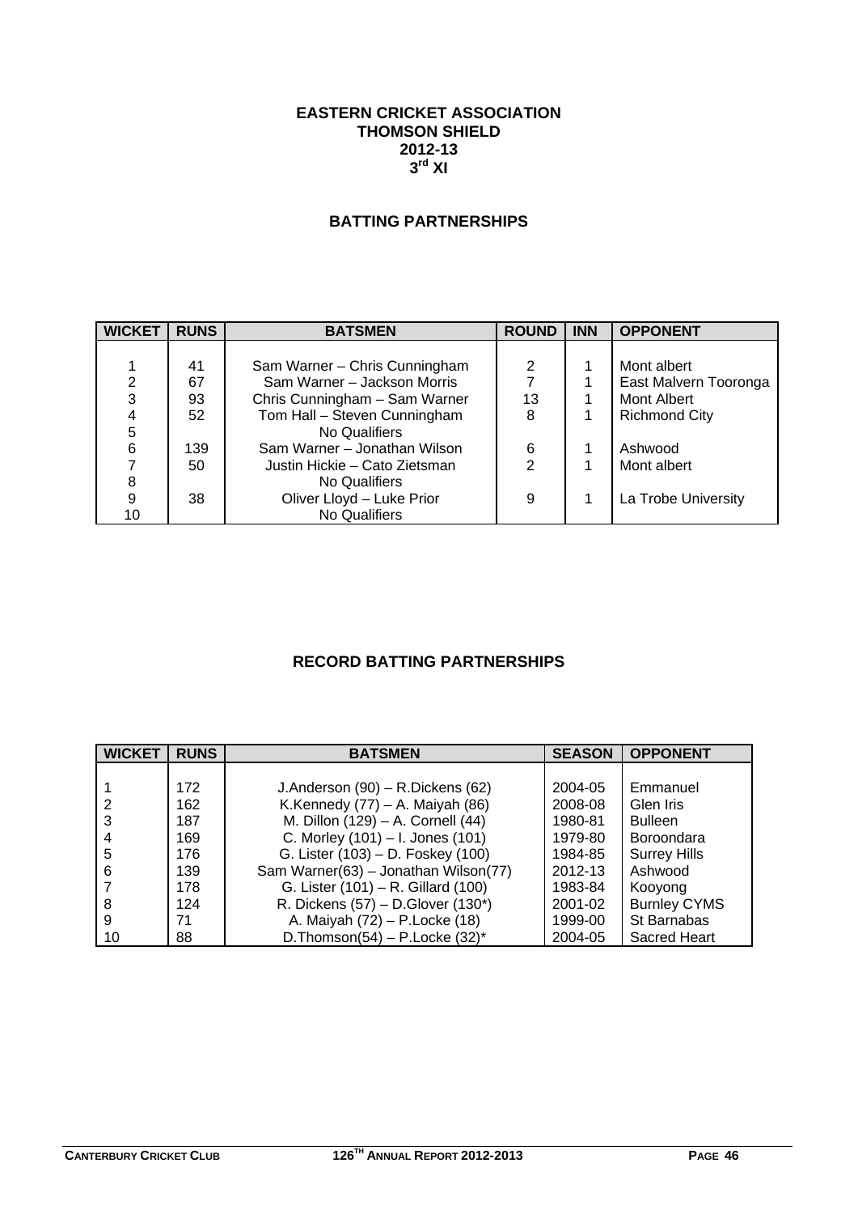# EASTERN CRICKET ASSOCIATION
# THOMSON SHIELD
# 2012-13
# 3rd XI

## BATTING PARTNERSHIPS

| WICKET | RUNS | BATSMEN | ROUND | INN | OPPONENT |
|---|---|---|---|---|---|
| 1 | 41 | Sam Warner – Chris Cunningham | 2 | 1 | Mont albert |
| 2 | 67 | Sam Warner – Jackson Morris | 7 | 1 | East Malvern Tooronga |
| 3 | 93 | Chris Cunningham – Sam Warner | 13 | 1 | Mont Albert |
| 4 | 52 | Tom Hall – Steven Cunningham | 8 | 1 | Richmond City |
| 5 | | No Qualifiers | | | |
| 6 | 139 | Sam Warner – Jonathan Wilson | 6 | 1 | Ashwood |
| 7 | 50 | Justin Hickie – Cato Zietsman | 2 | 1 | Mont albert |
| 8 | | No Qualifiers | | | |
| 9 | 38 | Oliver Lloyd – Luke Prior | 9 | 1 | La Trobe University |
| 10 | | No Qualifiers | | | |

## RECORD BATTING PARTNERSHIPS

| WICKET | RUNS | BATSMEN | SEASON | OPPONENT |
|---|---|---|---|---|
| 1 | 172 | J.Anderson (90) – R.Dickens (62) | 2004-05 | Emmanuel |
| 2 | 162 | K.Kennedy (77) – A. Maiyah (86) | 2008-08 | Glen Iris |
| 3 | 187 | M. Dillon (129) – A. Cornell (44) | 1980-81 | Bulleen |
| 4 | 169 | C. Morley (101) – I. Jones (101) | 1979-80 | Boroondara |
| 5 | 176 | G. Lister (103) – D. Foskey (100) | 1984-85 | Surrey Hills |
| 6 | 139 | Sam Warner(63) – Jonathan Wilson(77) | 2012-13 | Ashwood |
| 7 | 178 | G. Lister (101) – R. Gillard (100) | 1983-84 | Kooyong |
| 8 | 124 | R. Dickens (57) – D.Glover (130*) | 2001-02 | Burnley CYMS |
| 9 | 71 | A. Maiyah (72) – P.Locke (18) | 1999-00 | St Barnabas |
| 10 | 88 | D.Thomson(54) – P.Locke (32)* | 2004-05 | Sacred Heart |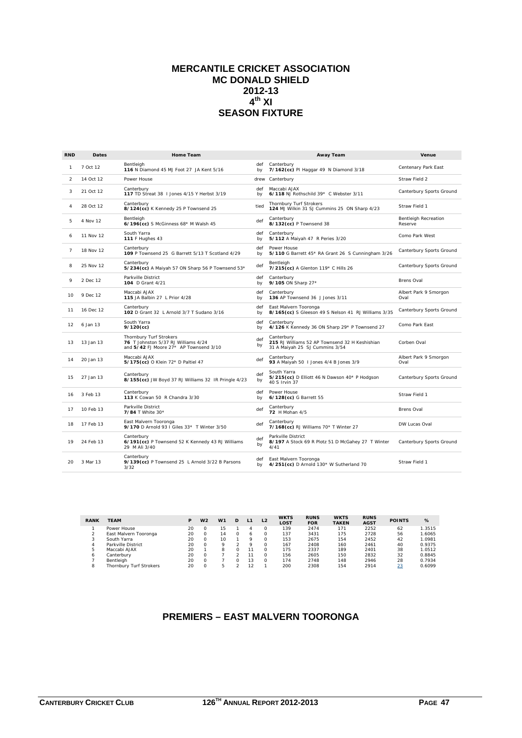# MERCANTILE CRICKET ASSOCIATION
# MC DONALD SHIELD
# 2012-13
# 4th XI
# SEASON FIXTURE

| RND | Dates | Home Team | | Away Team | Venue |
|---|---|---|---|---|---|
| 1 | 7 Oct 12 | Bentleigh<br>**116** N Diamond 45 MJ Foot 27 JA Kent 5/16 | def by | Canterbury<br>**7/162(cc)** PI Haggar 49 N Diamond 3/18 | Centenary Park East |
| 2 | 14 Oct 12 | Power House | drew | Canterbury | Straw Field 2 |
| 3 | 21 Oct 12 | Canterbury<br>**117** TD Streat 38 I Jones 4/15 Y Herbst 3/19 | def by | Maccabi AJAX<br>**6/118** NJ Rothschild 39* C Webster 3/11 | Canterbury Sports Ground |
| 4 | 28 Oct 12 | Canterbury<br>**8/124(cc)** K Kennedy 25 P Townsend 25 | tied | Thornbury Turf Strokers<br>**124** MJ Wilkin 31 SJ Cummins 25 ON Sharp 4/23 | Straw Field 1 |
| 5 | 4 Nov 12 | Bentleigh<br>**6/196(cc)** S McGinness 68* M Walsh 45 | def | Canterbury<br>**8/132(cc)** P Townsend 38 | Bentleigh Recreation Reserve |
| 6 | 11 Nov 12 | South Yarra<br>**111** F Hughes 43 | def by | Canterbury<br>**5/112** A Maiyah 47 R Peries 3/20 | Como Park West |
| 7 | 18 Nov 12 | Canterbury<br>**109** P Townsend 25 G Barrett 5/13 T Scotland 4/29 | def by | Power House<br>**5/110** G Barrett 45* RA Grant 26 S Cunningham 3/26 | Canterbury Sports Ground |
| 8 | 25 Nov 12 | Canterbury<br>**5/234(cc)** A Maiyah 57 ON Sharp 56 P Townsend 53* | def | Bentleigh<br>**7/215(cc)** A Glenton 119* C Hills 26 | Canterbury Sports Ground |
| 9 | 2 Dec 12 | Parkville District<br>**104** D Grant 4/21 | def by | Canterbury<br>**9/105** ON Sharp 27* | Brens Oval |
| 10 | 9 Dec 12 | Maccabi AJAX<br>**115** JA Balbin 27 L Prior 4/28 | def by | Canterbury<br>**136** AP Townsend 36 J Jones 3/11 | Albert Park 9 Smorgon Oval |
| 11 | 16 Dec 12 | Canterbury<br>**102** D Grant 32 L Arnold 3/7 T Sudano 3/16 | def by | East Malvern Tooronga<br>**8/165(cc)** S Gleeson 49 S Nelson 41 RJ Williams 3/35 | Canterbury Sports Ground |
| 12 | 6 Jan 13 | South Yarra<br>**9/120(cc)** | def by | Canterbury<br>**4/126** K Kennedy 36 ON Sharp 29* P Townsend 27 | Como Park East |
| 13 | 13 Jan 13 | Thornbury Turf Strokers<br>**76** T Johnston 5/37 RJ Williams 4/24<br>and **5/42** FJ Moore 27* AP Townsend 3/10 | def by | Canterbury<br>**215** RJ Williams 52 AP Townsend 32 H Keshishian 31 A Maiyah 25 SJ Cummins 3/54 | Corben Oval |
| 14 | 20 Jan 13 | Maccabi AJAX<br>**5/175(cc)** O Klein 72* D Paltiel 47 | def | Canterbury<br>**93** A Maiyah 50 I Jones 4/4 B Jones 3/9 | Albert Park 9 Smorgon Oval |
| 15 | 27 Jan 13 | Canterbury<br>**8/155(cc)** JW Boyd 37 RJ Williams 32 IR Pringle 4/23 | def by | South Yarra<br>**5/215(cc)** D Elliott 46 N Dawson 40* P Hodgson 40 S Irvin 37 | Canterbury Sports Ground |
| 16 | 3 Feb 13 | Canterbury<br>**113** K Cowan 50 R Chandra 3/30 | def by | Power House<br>**6/128(cc)** G Barrett 55 | Straw Field 1 |
| 17 | 10 Feb 13 | Parkville District<br>**7/84** T White 30* | def | Canterbury<br>**72** H Mohan 4/5 | Brens Oval |
| 18 | 17 Feb 13 | East Malvern Tooronga<br>**9/170** D Arnold 93 I Giles 33* T Winter 3/50 | def | Canterbury<br>**7/168(cc)** RJ Williams 70* T Winter 27 | DW Lucas Oval |
| 19 | 24 Feb 13 | Canterbury<br>**6/191(cc)** P Townsend 52 K Kennedy 43 RJ Williams 29 M Ali 3/40 | def by | Parkville District<br>**8/197** A Stock 69 R Plotz 51 D McGahey 27 T Winter 4/41 | Canterbury Sports Ground |
| 20 | 3 Mar 13 | Canterbury<br>**9/139(cc)** P Townsend 25 L Arnold 3/22 B Parsons 3/32 | def by | East Malvern Tooronga<br>**4/251(cc)** D Arnold 130* W Sutherland 70 | Straw Field 1 |

| RANK | TEAM | P | W2 | W1 | D | L1 | L2 | WKTS LOST | RUNS FOR | WKTS TAKEN | RUNS AGST | POINTS | % |
|---|---|---|---|---|---|---|---|---|---|---|---|---|---|
| 1 | Power House | 20 | 0 | 15 | 1 | 4 | 0 | 139 | 2474 | 171 | 2252 | 62 | 1.3515 |
| 2 | East Malvern Tooronga | 20 | 0 | 14 | 0 | 6 | 0 | 137 | 3431 | 175 | 2728 | 56 | 1.6065 |
| 3 | South Yarra | 20 | 0 | 10 | 1 | 9 | 0 | 153 | 2675 | 154 | 2452 | 42 | 1.0981 |
| 4 | Parkville District | 20 | 0 | 9 | 2 | 9 | 0 | 167 | 2408 | 160 | 2461 | 40 | 0.9375 |
| 5 | Maccabi AJAX | 20 | 1 | 8 | 0 | 11 | 0 | 175 | 2337 | 189 | 2401 | 38 | 1.0512 |
| 6 | Canterbury | 20 | 0 | 7 | 2 | 11 | 0 | 156 | 2605 | 150 | 2832 | 32 | 0.8845 |
| 7 | Bentleigh | 20 | 0 | 7 | 0 | 13 | 0 | 174 | 2748 | 148 | 2946 | 28 | 0.7934 |
| 8 | Thornbury Turf Strokers | 20 | 0 | 5 | 2 | 12 | 1 | 200 | 2308 | 154 | 2914 | 23 | 0.6099 |

## PREMIERS – EAST MALVERN TOORONGA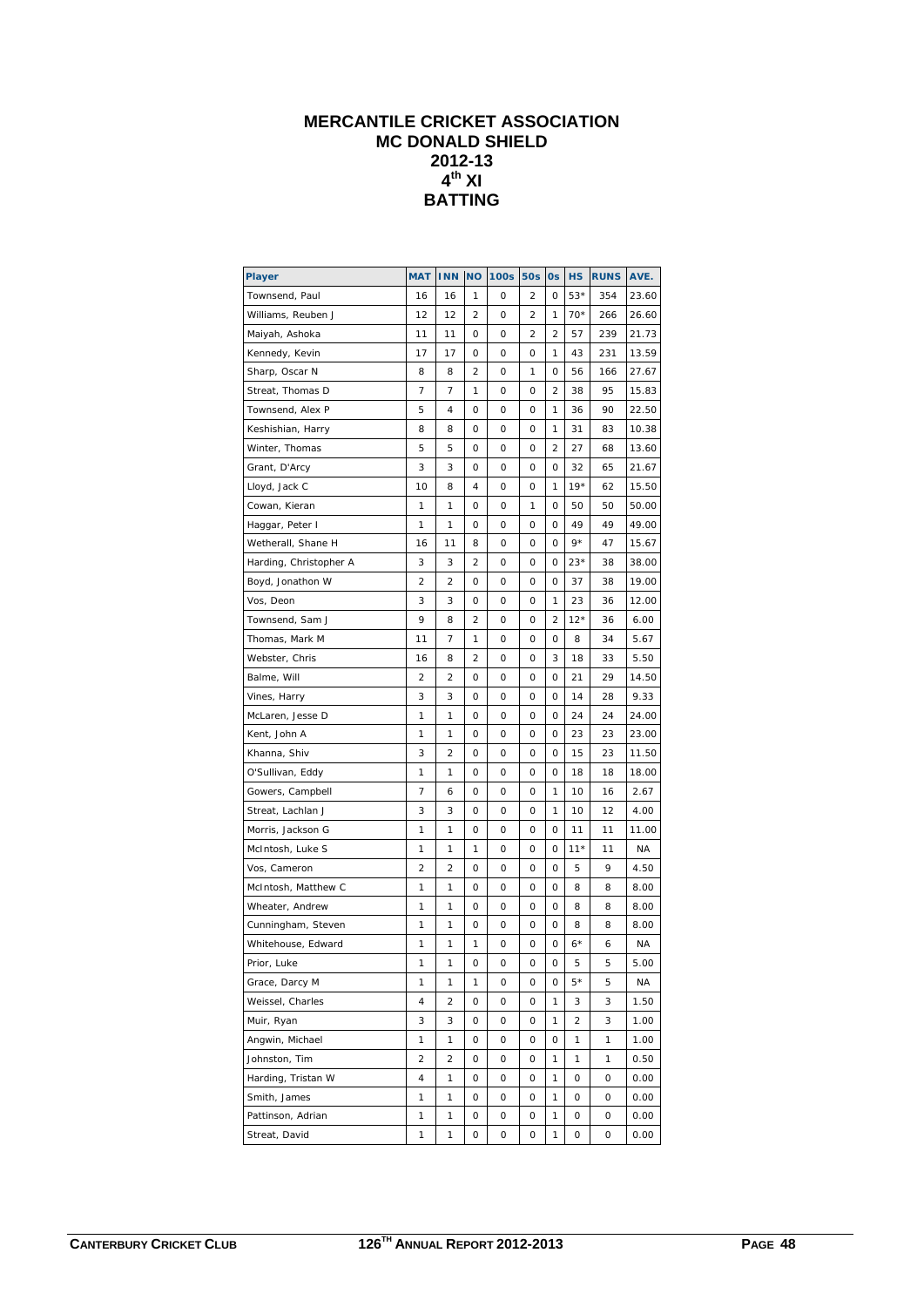# MERCANTILE CRICKET ASSOCIATION
## MC DONALD SHIELD
## 2012-13
## 4th XI
## BATTING

| Player | MAT | INN | NO | 100s | 50s | 0s | HS | RUNS | AVE. |
|---|---|---|---|---|---|---|---|---|---|
| Townsend, Paul | 16 | 16 | 1 | 0 | 2 | 0 | 53* | 354 | 23.60 |
| Williams, Reuben J | 12 | 12 | 2 | 0 | 2 | 1 | 70* | 266 | 26.60 |
| Maiyah, Ashoka | 11 | 11 | 0 | 0 | 2 | 2 | 57 | 239 | 21.73 |
| Kennedy, Kevin | 17 | 17 | 0 | 0 | 0 | 1 | 43 | 231 | 13.59 |
| Sharp, Oscar N | 8 | 8 | 2 | 0 | 1 | 0 | 56 | 166 | 27.67 |
| Streat, Thomas D | 7 | 7 | 1 | 0 | 0 | 2 | 38 | 95 | 15.83 |
| Townsend, Alex P | 5 | 4 | 0 | 0 | 0 | 1 | 36 | 90 | 22.50 |
| Keshishian, Harry | 8 | 8 | 0 | 0 | 0 | 1 | 31 | 83 | 10.38 |
| Winter, Thomas | 5 | 5 | 0 | 0 | 0 | 2 | 27 | 68 | 13.60 |
| Grant, D'Arcy | 3 | 3 | 0 | 0 | 0 | 0 | 32 | 65 | 21.67 |
| Lloyd, Jack C | 10 | 8 | 4 | 0 | 0 | 1 | 19* | 62 | 15.50 |
| Cowan, Kieran | 1 | 1 | 0 | 0 | 1 | 0 | 50 | 50 | 50.00 |
| Haggar, Peter I | 1 | 1 | 0 | 0 | 0 | 0 | 49 | 49 | 49.00 |
| Wetherall, Shane H | 16 | 11 | 8 | 0 | 0 | 0 | 9* | 47 | 15.67 |
| Harding, Christopher A | 3 | 3 | 2 | 0 | 0 | 0 | 23* | 38 | 38.00 |
| Boyd, Jonathon W | 2 | 2 | 0 | 0 | 0 | 0 | 37 | 38 | 19.00 |
| Vos, Deon | 3 | 3 | 0 | 0 | 0 | 1 | 23 | 36 | 12.00 |
| Townsend, Sam J | 9 | 8 | 2 | 0 | 0 | 2 | 12* | 36 | 6.00 |
| Thomas, Mark M | 11 | 7 | 1 | 0 | 0 | 0 | 8 | 34 | 5.67 |
| Webster, Chris | 16 | 8 | 2 | 0 | 0 | 3 | 18 | 33 | 5.50 |
| Balme, Will | 2 | 2 | 0 | 0 | 0 | 0 | 21 | 29 | 14.50 |
| Vines, Harry | 3 | 3 | 0 | 0 | 0 | 0 | 14 | 28 | 9.33 |
| McLaren, Jesse D | 1 | 1 | 0 | 0 | 0 | 0 | 24 | 24 | 24.00 |
| Kent, John A | 1 | 1 | 0 | 0 | 0 | 0 | 23 | 23 | 23.00 |
| Khanna, Shiv | 3 | 2 | 0 | 0 | 0 | 0 | 15 | 23 | 11.50 |
| O'Sullivan, Eddy | 1 | 1 | 0 | 0 | 0 | 0 | 18 | 18 | 18.00 |
| Gowers, Campbell | 7 | 6 | 0 | 0 | 0 | 1 | 10 | 16 | 2.67 |
| Streat, Lachlan J | 3 | 3 | 0 | 0 | 0 | 1 | 10 | 12 | 4.00 |
| Morris, Jackson G | 1 | 1 | 0 | 0 | 0 | 0 | 11 | 11 | 11.00 |
| McIntosh, Luke S | 1 | 1 | 1 | 0 | 0 | 0 | 11* | 11 | NA |
| Vos, Cameron | 2 | 2 | 0 | 0 | 0 | 0 | 5 | 9 | 4.50 |
| McIntosh, Matthew C | 1 | 1 | 0 | 0 | 0 | 0 | 8 | 8 | 8.00 |
| Wheater, Andrew | 1 | 1 | 0 | 0 | 0 | 0 | 8 | 8 | 8.00 |
| Cunningham, Steven | 1 | 1 | 0 | 0 | 0 | 0 | 8 | 8 | 8.00 |
| Whitehouse, Edward | 1 | 1 | 1 | 0 | 0 | 0 | 6* | 6 | NA |
| Prior, Luke | 1 | 1 | 0 | 0 | 0 | 0 | 5 | 5 | 5.00 |
| Grace, Darcy M | 1 | 1 | 1 | 0 | 0 | 0 | 5* | 5 | NA |
| Weissel, Charles | 4 | 2 | 0 | 0 | 0 | 1 | 3 | 3 | 1.50 |
| Muir, Ryan | 3 | 3 | 0 | 0 | 0 | 1 | 2 | 3 | 1.00 |
| Angwin, Michael | 1 | 1 | 0 | 0 | 0 | 0 | 1 | 1 | 1.00 |
| Johnston, Tim | 2 | 2 | 0 | 0 | 0 | 1 | 1 | 1 | 0.50 |
| Harding, Tristan W | 4 | 1 | 0 | 0 | 0 | 1 | 0 | 0 | 0.00 |
| Smith, James | 1 | 1 | 0 | 0 | 0 | 1 | 0 | 0 | 0.00 |
| Pattinson, Adrian | 1 | 1 | 0 | 0 | 0 | 1 | 0 | 0 | 0.00 |
| Streat, David | 1 | 1 | 0 | 0 | 0 | 1 | 0 | 0 | 0.00 |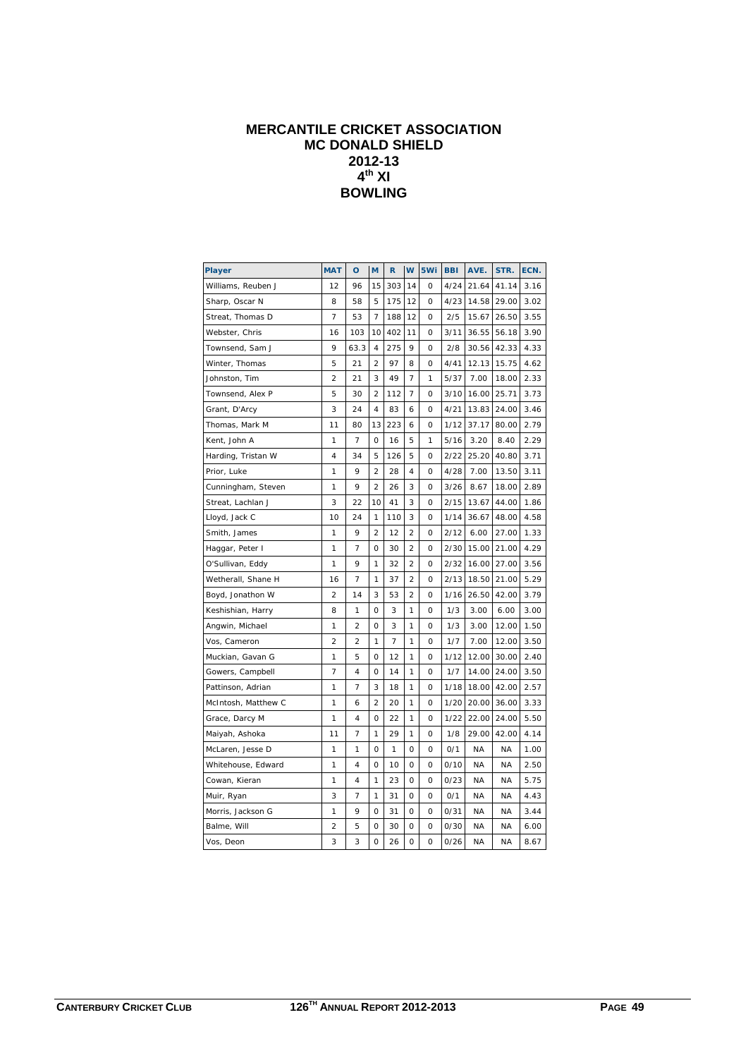# MERCANTILE CRICKET ASSOCIATION
# MC DONALD SHIELD
# 2012-13
# 4th XI
# BOWLING

| Player | MAT | O | M | R | W | 5Wi | BBI | AVE. | STR. | ECN. |
|---|---|---|---|---|---|---|---|---|---|---|
| Williams, Reuben J | 12 | 96 | 15 | 303 | 14 | 0 | 4/24 | 21.64 | 41.14 | 3.16 |
| Sharp, Oscar N | 8 | 58 | 5 | 175 | 12 | 0 | 4/23 | 14.58 | 29.00 | 3.02 |
| Streat, Thomas D | 7 | 53 | 7 | 188 | 12 | 0 | 2/5 | 15.67 | 26.50 | 3.55 |
| Webster, Chris | 16 | 103 | 10 | 402 | 11 | 0 | 3/11 | 36.55 | 56.18 | 3.90 |
| Townsend, Sam J | 9 | 63.3 | 4 | 275 | 9 | 0 | 2/8 | 30.56 | 42.33 | 4.33 |
| Winter, Thomas | 5 | 21 | 2 | 97 | 8 | 0 | 4/41 | 12.13 | 15.75 | 4.62 |
| Johnston, Tim | 2 | 21 | 3 | 49 | 7 | 1 | 5/37 | 7.00 | 18.00 | 2.33 |
| Townsend, Alex P | 5 | 30 | 2 | 112 | 7 | 0 | 3/10 | 16.00 | 25.71 | 3.73 |
| Grant, D'Arcy | 3 | 24 | 4 | 83 | 6 | 0 | 4/21 | 13.83 | 24.00 | 3.46 |
| Thomas, Mark M | 11 | 80 | 13 | 223 | 6 | 0 | 1/12 | 37.17 | 80.00 | 2.79 |
| Kent, John A | 1 | 7 | 0 | 16 | 5 | 1 | 5/16 | 3.20 | 8.40 | 2.29 |
| Harding, Tristan W | 4 | 34 | 5 | 126 | 5 | 0 | 2/22 | 25.20 | 40.80 | 3.71 |
| Prior, Luke | 1 | 9 | 2 | 28 | 4 | 0 | 4/28 | 7.00 | 13.50 | 3.11 |
| Cunningham, Steven | 1 | 9 | 2 | 26 | 3 | 0 | 3/26 | 8.67 | 18.00 | 2.89 |
| Streat, Lachlan J | 3 | 22 | 10 | 41 | 3 | 0 | 2/15 | 13.67 | 44.00 | 1.86 |
| Lloyd, Jack C | 10 | 24 | 1 | 110 | 3 | 0 | 1/14 | 36.67 | 48.00 | 4.58 |
| Smith, James | 1 | 9 | 2 | 12 | 2 | 0 | 2/12 | 6.00 | 27.00 | 1.33 |
| Haggar, Peter I | 1 | 7 | 0 | 30 | 2 | 0 | 2/30 | 15.00 | 21.00 | 4.29 |
| O'Sullivan, Eddy | 1 | 9 | 1 | 32 | 2 | 0 | 2/32 | 16.00 | 27.00 | 3.56 |
| Wetherall, Shane H | 16 | 7 | 1 | 37 | 2 | 0 | 2/13 | 18.50 | 21.00 | 5.29 |
| Boyd, Jonathon W | 2 | 14 | 3 | 53 | 2 | 0 | 1/16 | 26.50 | 42.00 | 3.79 |
| Keshishian, Harry | 8 | 1 | 0 | 3 | 1 | 0 | 1/3 | 3.00 | 6.00 | 3.00 |
| Angwin, Michael | 1 | 2 | 0 | 3 | 1 | 0 | 1/3 | 3.00 | 12.00 | 1.50 |
| Vos, Cameron | 2 | 2 | 1 | 7 | 1 | 0 | 1/7 | 7.00 | 12.00 | 3.50 |
| Muckian, Gavan G | 1 | 5 | 0 | 12 | 1 | 0 | 1/12 | 12.00 | 30.00 | 2.40 |
| Gowers, Campbell | 7 | 4 | 0 | 14 | 1 | 0 | 1/7 | 14.00 | 24.00 | 3.50 |
| Pattinson, Adrian | 1 | 7 | 3 | 18 | 1 | 0 | 1/18 | 18.00 | 42.00 | 2.57 |
| McIntosh, Matthew C | 1 | 6 | 2 | 20 | 1 | 0 | 1/20 | 20.00 | 36.00 | 3.33 |
| Grace, Darcy M | 1 | 4 | 0 | 22 | 1 | 0 | 1/22 | 22.00 | 24.00 | 5.50 |
| Maiyah, Ashoka | 11 | 7 | 1 | 29 | 1 | 0 | 1/8 | 29.00 | 42.00 | 4.14 |
| McLaren, Jesse D | 1 | 1 | 0 | 1 | 0 | 0 | 0/1 | NA | NA | 1.00 |
| Whitehouse, Edward | 1 | 4 | 0 | 10 | 0 | 0 | 0/10 | NA | NA | 2.50 |
| Cowan, Kieran | 1 | 4 | 1 | 23 | 0 | 0 | 0/23 | NA | NA | 5.75 |
| Muir, Ryan | 3 | 7 | 1 | 31 | 0 | 0 | 0/1 | NA | NA | 4.43 |
| Morris, Jackson G | 1 | 9 | 0 | 31 | 0 | 0 | 0/31 | NA | NA | 3.44 |
| Balme, Will | 2 | 5 | 0 | 30 | 0 | 0 | 0/30 | NA | NA | 6.00 |
| Vos, Deon | 3 | 3 | 0 | 26 | 0 | 0 | 0/26 | NA | NA | 8.67 |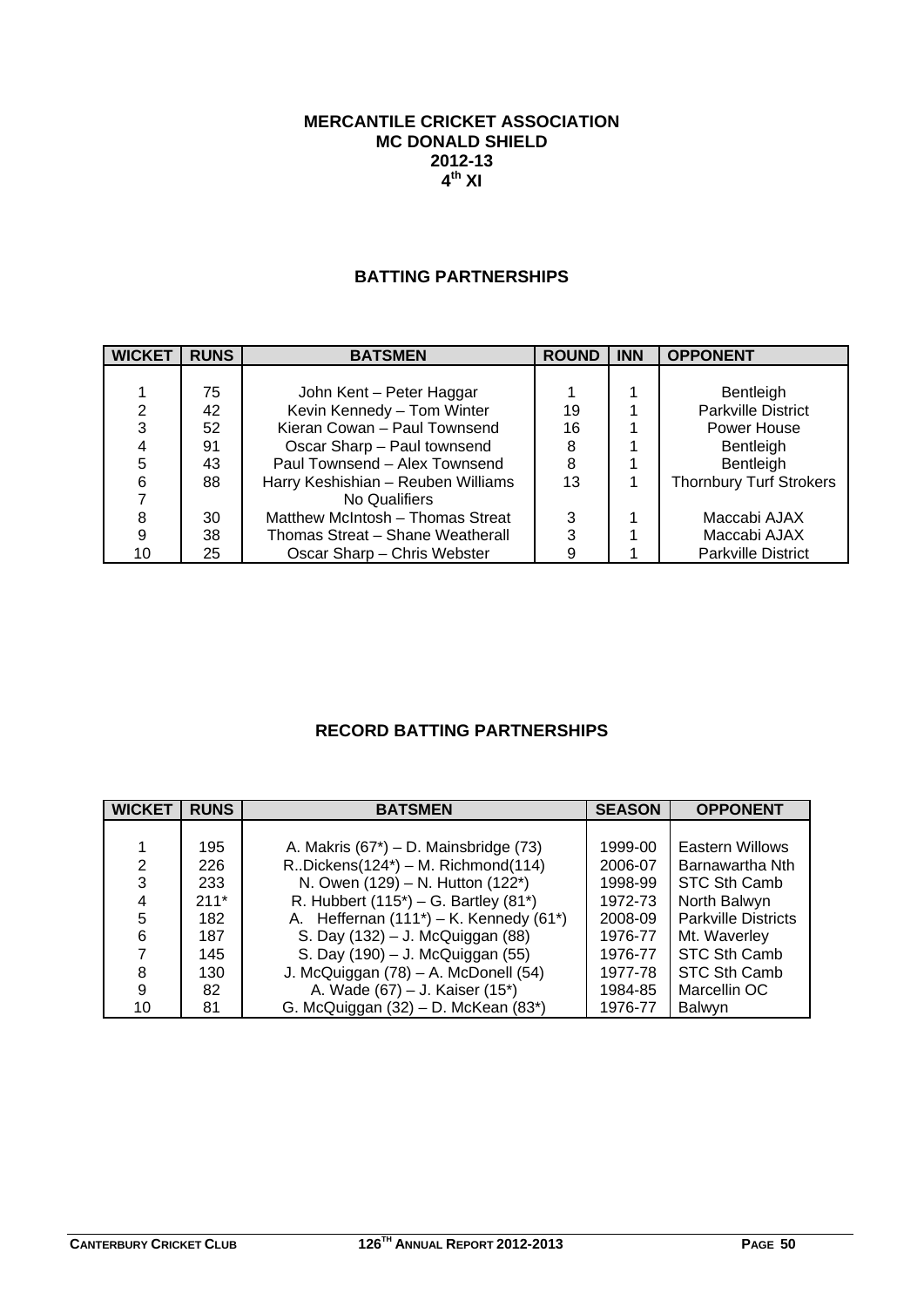**MERCANTILE CRICKET ASSOCIATION**
**MC DONALD SHIELD**
**2012-13**
**4th XI**

## BATTING PARTNERSHIPS

| WICKET | RUNS | BATSMEN | ROUND | INN | OPPONENT |
|---|---|---|---|---|---|
| 1 | 75 | John Kent – Peter Haggar | 1 | 1 | Bentleigh |
| 2 | 42 | Kevin Kennedy – Tom Winter | 19 | 1 | Parkville District |
| 3 | 52 | Kieran Cowan – Paul Townsend | 16 | 1 | Power House |
| 4 | 91 | Oscar Sharp – Paul townsend | 8 | 1 | Bentleigh |
| 5 | 43 | Paul Townsend – Alex Townsend | 8 | 1 | Bentleigh |
| 6 | 88 | Harry Keshishian – Reuben Williams | 13 | 1 | Thornbury Turf Strokers |
| 7 | | No Qualifiers | | | |
| 8 | 30 | Matthew McIntosh – Thomas Streat | 3 | 1 | Maccabi AJAX |
| 9 | 38 | Thomas Streat – Shane Weatherall | 3 | 1 | Maccabi AJAX |
| 10 | 25 | Oscar Sharp – Chris Webster | 9 | 1 | Parkville District |

## RECORD BATTING PARTNERSHIPS

| WICKET | RUNS | BATSMEN | SEASON | OPPONENT |
|---|---|---|---|---|
| 1 | 195 | A. Makris (67*) – D. Mainsbridge (73) | 1999-00 | Eastern Willows |
| 2 | 226 | R..Dickens(124*) – M. Richmond(114) | 2006-07 | Barnawartha Nth |
| 3 | 233 | N. Owen (129) – N. Hutton (122*) | 1998-99 | STC Sth Camb |
| 4 | 211* | R. Hubbert (115*) – G. Bartley (81*) | 1972-73 | North Balwyn |
| 5 | 182 | A. Heffernan (111*) – K. Kennedy (61*) | 2008-09 | Parkville Districts |
| 6 | 187 | S. Day (132) – J. McQuiggan (88) | 1976-77 | Mt. Waverley |
| 7 | 145 | S. Day (190) – J. McQuiggan (55) | 1976-77 | STC Sth Camb |
| 8 | 130 | J. McQuiggan (78) – A. McDonell (54) | 1977-78 | STC Sth Camb |
| 9 | 82 | A. Wade (67) – J. Kaiser (15*) | 1984-85 | Marcellin OC |
| 10 | 81 | G. McQuiggan (32) – D. McKean (83*) | 1976-77 | Balwyn |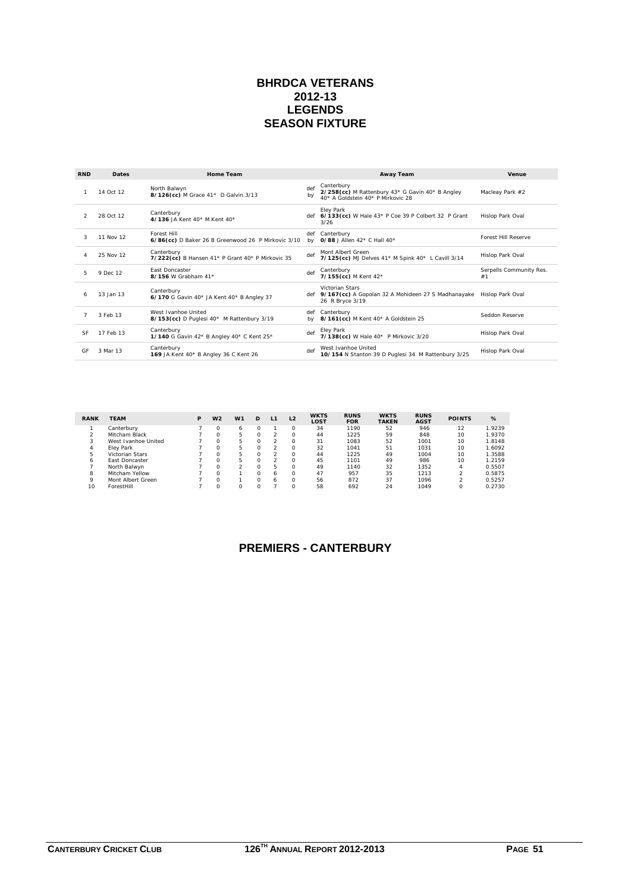# BHRDCA VETERANS
# 2012-13
# LEGENDS
# SEASON FIXTURE

| RND | Dates | Home Team | | Away Team | Venue |
|---|---|---|---|---|---|
| 1 | 14 Oct 12 | North Balwyn **8/126(cc)** M Grace 41* D Galvin 3/13 | def by | Canterbury **2/258(cc)** M Rattenbury 43* G Gavin 40* B Angley 40* A Goldstein 40* P Mirkovic 28 | Macleay Park #2 |
| 2 | 28 Oct 12 | Canterbury **4/136** JA Kent 40* M Kent 40* | def | Eley Park **6/133(cc)** W Hale 43* P Coe 39 P Colbert 32 P Grant 3/26 | Hislop Park Oval |
| 3 | 11 Nov 12 | Forest Hill **6/86(cc)** D Baker 26 B Greenwood 26 P Mirkovic 3/10 | def by | Canterbury **0/88** J Allen 42* C Hall 40* | Forest Hill Reserve |
| 4 | 25 Nov 12 | Canterbury **7/222(cc)** B Hansen 41* P Grant 40* P Mirkovic 35 | def | Mont Albert Green **7/125(cc)** MJ Delves 41* M Spink 40* L Cavill 3/14 | Hislop Park Oval |
| 5 | 9 Dec 12 | East Doncaster **8/156** W Grabham 41* | def | Canterbury **7/155(cc)** M Kent 42* | Serpells Community Res. #1 |
| 6 | 13 Jan 13 | Canterbury **6/170** G Gavin 40* JA Kent 40* B Angley 37 | def | Victorian Stars **9/167(cc)** A Gopolan 32 A Mohideen 27 S Madhanayake 26 R Bryce 3/19 | Hislop Park Oval |
| 7 | 3 Feb 13 | West Ivanhoe United **8/153(cc)** D Puglesi 40* M Rattenbury 3/19 | def by | Canterbury **8/161(cc)** M Kent 40* A Goldstein 25 | Seddon Reserve |
| SF | 17 Feb 13 | Canterbury **1/140** G Gavin 42* B Angley 40* C Kent 25* | def | Eley Park **7/138(cc)** W Hale 40* P Mirkovic 3/20 | Hislop Park Oval |
| GF | 3 Mar 13 | Canterbury **169** JA Kent 40* B Angley 36 C Kent 26 | def | West Ivanhoe United **10/154** N Stanton 39 D Puglesi 34 M Rattenbury 3/25 | Hislop Park Oval |

| RANK | TEAM | P | W2 | W1 | D | L1 | L2 | WKTS LOST | RUNS FOR | WKTS TAKEN | RUNS AGST | POINTS | % |
|---|---|---|---|---|---|---|---|---|---|---|---|---|---|
| 1 | Canterbury | 7 | 0 | 6 | 0 | 1 | 0 | 34 | 1190 | 52 | 946 | 12 | 1.9239 |
| 2 | Mitcham Black | 7 | 0 | 5 | 0 | 2 | 0 | 44 | 1225 | 59 | 848 | 10 | 1.9370 |
| 3 | West Ivanhoe United | 7 | 0 | 5 | 0 | 2 | 0 | 31 | 1083 | 52 | 1001 | 10 | 1.8148 |
| 4 | Eley Park | 7 | 0 | 5 | 0 | 2 | 0 | 32 | 1041 | 51 | 1031 | 10 | 1.6092 |
| 5 | Victorian Stars | 7 | 0 | 5 | 0 | 2 | 0 | 44 | 1225 | 49 | 1004 | 10 | 1.3588 |
| 6 | East Doncaster | 7 | 0 | 5 | 0 | 2 | 0 | 45 | 1101 | 49 | 986 | 10 | 1.2159 |
| 7 | North Balwyn | 7 | 0 | 2 | 0 | 5 | 0 | 49 | 1140 | 32 | 1352 | 4 | 0.5507 |
| 8 | Mitcham Yellow | 7 | 0 | 1 | 0 | 6 | 0 | 47 | 957 | 35 | 1213 | 2 | 0.5875 |
| 9 | Mont Albert Green | 7 | 0 | 1 | 0 | 6 | 0 | 56 | 872 | 37 | 1096 | 2 | 0.5257 |
| 10 | ForestHill | 7 | 0 | 0 | 0 | 7 | 0 | 58 | 692 | 24 | 1049 | 0 | 0.2730 |

## PREMIERS - CANTERBURY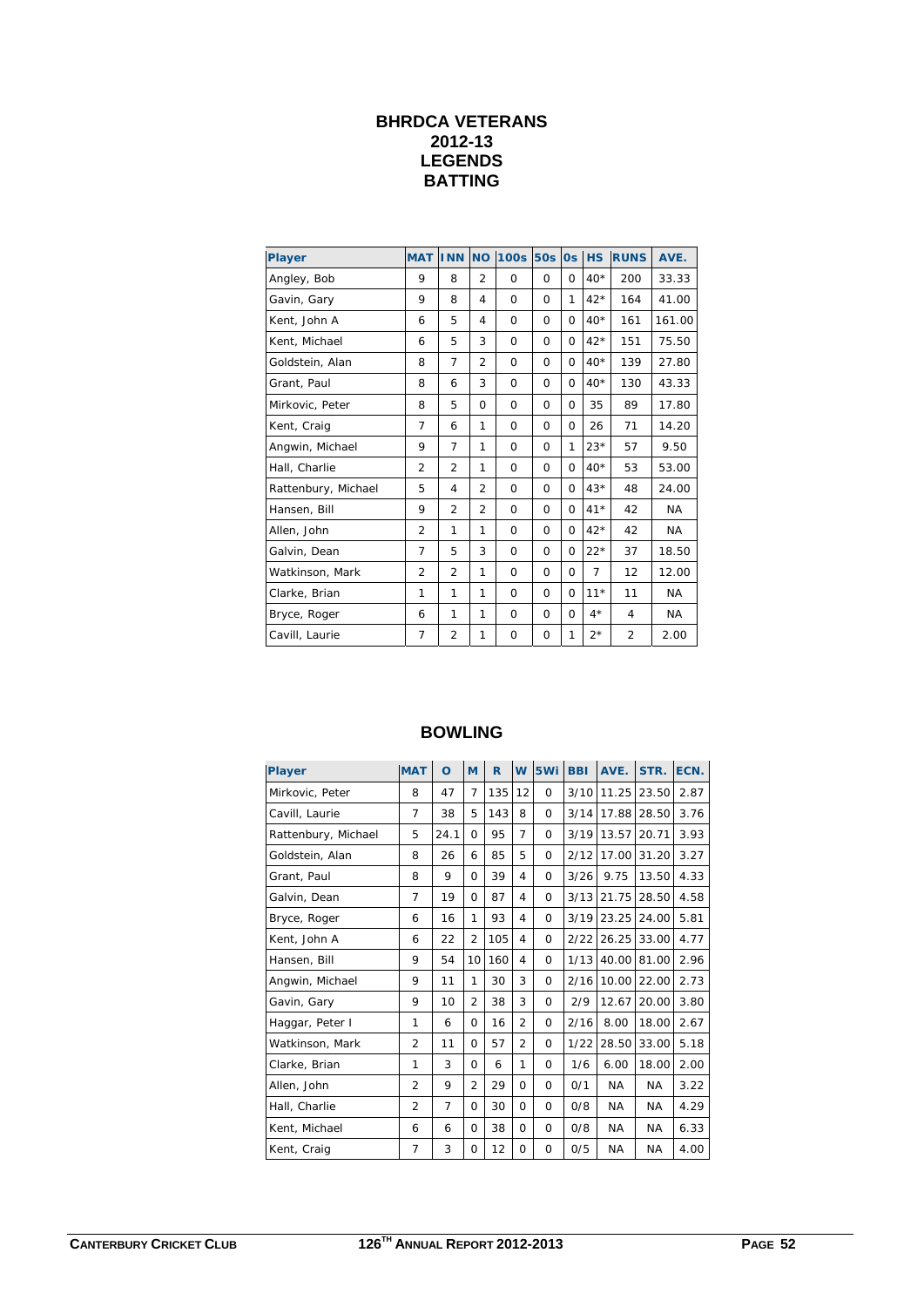# BHRDCA VETERANS
# 2012-13
# LEGENDS
# BATTING

| Player | MAT | INN | NO | 100s | 50s | 0s | HS | RUNS | AVE. |
|---|---|---|---|---|---|---|---|---|---|
| Angley, Bob | 9 | 8 | 2 | 0 | 0 | 0 | 40* | 200 | 33.33 |
| Gavin, Gary | 9 | 8 | 4 | 0 | 0 | 1 | 42* | 164 | 41.00 |
| Kent, John A | 6 | 5 | 4 | 0 | 0 | 0 | 40* | 161 | 161.00 |
| Kent, Michael | 6 | 5 | 3 | 0 | 0 | 0 | 42* | 151 | 75.50 |
| Goldstein, Alan | 8 | 7 | 2 | 0 | 0 | 0 | 40* | 139 | 27.80 |
| Grant, Paul | 8 | 6 | 3 | 0 | 0 | 0 | 40* | 130 | 43.33 |
| Mirkovic, Peter | 8 | 5 | 0 | 0 | 0 | 0 | 35 | 89 | 17.80 |
| Kent, Craig | 7 | 6 | 1 | 0 | 0 | 0 | 26 | 71 | 14.20 |
| Angwin, Michael | 9 | 7 | 1 | 0 | 0 | 1 | 23* | 57 | 9.50 |
| Hall, Charlie | 2 | 2 | 1 | 0 | 0 | 0 | 40* | 53 | 53.00 |
| Rattenbury, Michael | 5 | 4 | 2 | 0 | 0 | 0 | 43* | 48 | 24.00 |
| Hansen, Bill | 9 | 2 | 2 | 0 | 0 | 0 | 41* | 42 | NA |
| Allen, John | 2 | 1 | 1 | 0 | 0 | 0 | 42* | 42 | NA |
| Galvin, Dean | 7 | 5 | 3 | 0 | 0 | 0 | 22* | 37 | 18.50 |
| Watkinson, Mark | 2 | 2 | 1 | 0 | 0 | 0 | 7 | 12 | 12.00 |
| Clarke, Brian | 1 | 1 | 1 | 0 | 0 | 0 | 11* | 11 | NA |
| Bryce, Roger | 6 | 1 | 1 | 0 | 0 | 0 | 4* | 4 | NA |
| Cavill, Laurie | 7 | 2 | 1 | 0 | 0 | 1 | 2* | 2 | 2.00 |

# BOWLING

| Player | MAT | O | M | R | W | 5Wi | BBI | AVE. | STR. | ECN. |
|---|---|---|---|---|---|---|---|---|---|---|
| Mirkovic, Peter | 8 | 47 | 7 | 135 | 12 | 0 | 3/10 | 11.25 | 23.50 | 2.87 |
| Cavill, Laurie | 7 | 38 | 5 | 143 | 8 | 0 | 3/14 | 17.88 | 28.50 | 3.76 |
| Rattenbury, Michael | 5 | 24.1 | 0 | 95 | 7 | 0 | 3/19 | 13.57 | 20.71 | 3.93 |
| Goldstein, Alan | 8 | 26 | 6 | 85 | 5 | 0 | 2/12 | 17.00 | 31.20 | 3.27 |
| Grant, Paul | 8 | 9 | 0 | 39 | 4 | 0 | 3/26 | 9.75 | 13.50 | 4.33 |
| Galvin, Dean | 7 | 19 | 0 | 87 | 4 | 0 | 3/13 | 21.75 | 28.50 | 4.58 |
| Bryce, Roger | 6 | 16 | 1 | 93 | 4 | 0 | 3/19 | 23.25 | 24.00 | 5.81 |
| Kent, John A | 6 | 22 | 2 | 105 | 4 | 0 | 2/22 | 26.25 | 33.00 | 4.77 |
| Hansen, Bill | 9 | 54 | 10 | 160 | 4 | 0 | 1/13 | 40.00 | 81.00 | 2.96 |
| Angwin, Michael | 9 | 11 | 1 | 30 | 3 | 0 | 2/16 | 10.00 | 22.00 | 2.73 |
| Gavin, Gary | 9 | 10 | 2 | 38 | 3 | 0 | 2/9 | 12.67 | 20.00 | 3.80 |
| Haggar, Peter I | 1 | 6 | 0 | 16 | 2 | 0 | 2/16 | 8.00 | 18.00 | 2.67 |
| Watkinson, Mark | 2 | 11 | 0 | 57 | 2 | 0 | 1/22 | 28.50 | 33.00 | 5.18 |
| Clarke, Brian | 1 | 3 | 0 | 6 | 1 | 0 | 1/6 | 6.00 | 18.00 | 2.00 |
| Allen, John | 2 | 9 | 2 | 29 | 0 | 0 | 0/1 | NA | NA | 3.22 |
| Hall, Charlie | 2 | 7 | 0 | 30 | 0 | 0 | 0/8 | NA | NA | 4.29 |
| Kent, Michael | 6 | 6 | 0 | 38 | 0 | 0 | 0/8 | NA | NA | 6.33 |
| Kent, Craig | 7 | 3 | 0 | 12 | 0 | 0 | 0/5 | NA | NA | 4.00 |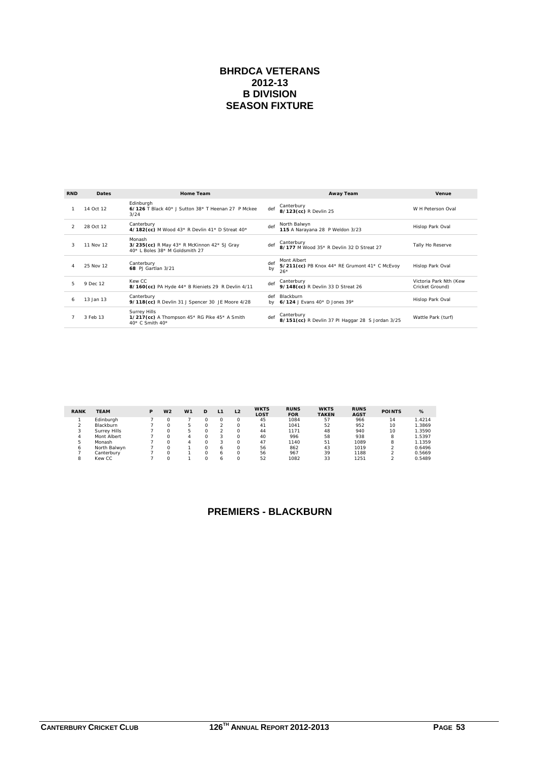# BHRDCA VETERANS
# 2012-13
# B DIVISION
# SEASON FIXTURE

| RND | Dates | Home Team | | Away Team | Venue |
|---|---|---|---|---|---|
| 1 | 14 Oct 12 | Edinburgh **6/126** T Black 40* J Sutton 38* T Heenan 27 P Mckee 3/24 | def | Canterbury **8/123(cc)** R Devlin 25 | W H Peterson Oval |
| 2 | 28 Oct 12 | Canterbury **4/182(cc)** M Wood 43* R Devlin 41* D Streat 40* | def | North Balwyn **115** A Narayana 28 P Weldon 3/23 | Hislop Park Oval |
| 3 | 11 Nov 12 | Monash **3/235(cc)** R May 43* R McKinnon 42* SJ Gray 40* L Boles 38* M Goldsmith 27 | def | Canterbury **8/177** M Wood 35* R Devlin 32 D Streat 27 | Tally Ho Reserve |
| 4 | 25 Nov 12 | Canterbury **68** PJ Gartlan 3/21 | def by | Mont Albert **5/211(cc)** PB Knox 44* RE Grumont 41* C McEvoy 26* | Hislop Park Oval |
| 5 | 9 Dec 12 | Kew CC **8/160(cc)** PA Hyde 44* B Rieniets 29 R Devlin 4/11 | def | Canterbury **9/148(cc)** R Devlin 33 D Streat 26 | Victoria Park Nth (Kew Cricket Ground) |
| 6 | 13 Jan 13 | Canterbury **9/118(cc)** R Devlin 31 J Spencer 30 JE Moore 4/28 | def by | Blackburn **6/124** J Evans 40* D Jones 39* | Hislop Park Oval |
| 7 | 3 Feb 13 | Surrey Hills **1/217(cc)** A Thompson 45* RG Pike 45* A Smith 40* C Smith 40* | def | Canterbury **8/151(cc)** R Devlin 37 PI Haggar 28 S Jordan 3/25 | Wattle Park (turf) |

| RANK | TEAM | P | W2 | W1 | D | L1 | L2 | WKTS LOST | RUNS FOR | WKTS TAKEN | RUNS AGST | POINTS | % |
|---|---|---|---|---|---|---|---|---|---|---|---|---|---|
| 1 | Edinburgh | 7 | 0 | 7 | 0 | 0 | 0 | 45 | 1084 | 57 | 966 | 14 | 1.4214 |
| 2 | Blackburn | 7 | 0 | 5 | 0 | 2 | 0 | 41 | 1041 | 52 | 952 | 10 | 1.3869 |
| 3 | Surrey Hills | 7 | 0 | 5 | 0 | 2 | 0 | 44 | 1171 | 48 | 940 | 10 | 1.3590 |
| 4 | Mont Albert | 7 | 0 | 4 | 0 | 3 | 0 | 40 | 996 | 58 | 938 | 8 | 1.5397 |
| 5 | Monash | 7 | 0 | 4 | 0 | 3 | 0 | 47 | 1140 | 51 | 1089 | 8 | 1.1359 |
| 6 | North Balwyn | 7 | 0 | 1 | 0 | 6 | 0 | 56 | 862 | 43 | 1019 | 2 | 0.6496 |
| 7 | Canterbury | 7 | 0 | 1 | 0 | 6 | 0 | 56 | 967 | 39 | 1188 | 2 | 0.5669 |
| 8 | Kew CC | 7 | 0 | 1 | 0 | 6 | 0 | 52 | 1082 | 33 | 1251 | 2 | 0.5489 |

## PREMIERS - BLACKBURN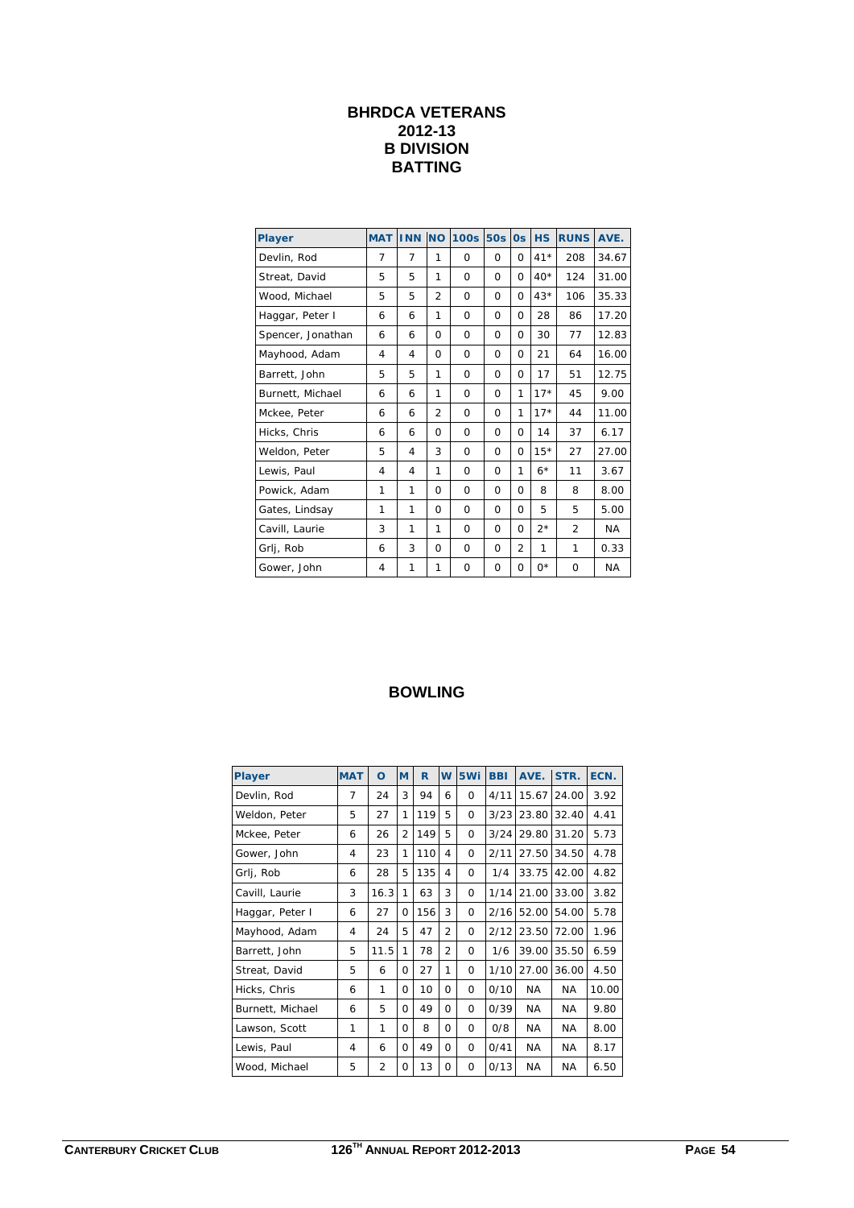# BHRDCA VETERANS
# 2012-13
# B DIVISION
# BATTING

| Player | MAT | INN | NO | 100s | 50s | 0s | HS | RUNS | AVE. |
|---|---|---|---|---|---|---|---|---|---|
| Devlin, Rod | 7 | 7 | 1 | 0 | 0 | 0 | 41* | 208 | 34.67 |
| Streat, David | 5 | 5 | 1 | 0 | 0 | 0 | 40* | 124 | 31.00 |
| Wood, Michael | 5 | 5 | 2 | 0 | 0 | 0 | 43* | 106 | 35.33 |
| Haggar, Peter I | 6 | 6 | 1 | 0 | 0 | 0 | 28 | 86 | 17.20 |
| Spencer, Jonathan | 6 | 6 | 0 | 0 | 0 | 0 | 30 | 77 | 12.83 |
| Mayhood, Adam | 4 | 4 | 0 | 0 | 0 | 0 | 21 | 64 | 16.00 |
| Barrett, John | 5 | 5 | 1 | 0 | 0 | 0 | 17 | 51 | 12.75 |
| Burnett, Michael | 6 | 6 | 1 | 0 | 0 | 1 | 17* | 45 | 9.00 |
| Mckee, Peter | 6 | 6 | 2 | 0 | 0 | 1 | 17* | 44 | 11.00 |
| Hicks, Chris | 6 | 6 | 0 | 0 | 0 | 0 | 14 | 37 | 6.17 |
| Weldon, Peter | 5 | 4 | 3 | 0 | 0 | 0 | 15* | 27 | 27.00 |
| Lewis, Paul | 4 | 4 | 1 | 0 | 0 | 1 | 6* | 11 | 3.67 |
| Powick, Adam | 1 | 1 | 0 | 0 | 0 | 0 | 8 | 8 | 8.00 |
| Gates, Lindsay | 1 | 1 | 0 | 0 | 0 | 0 | 5 | 5 | 5.00 |
| Cavill, Laurie | 3 | 1 | 1 | 0 | 0 | 0 | 2* | 2 | NA |
| Grlj, Rob | 6 | 3 | 0 | 0 | 0 | 2 | 1 | 1 | 0.33 |
| Gower, John | 4 | 1 | 1 | 0 | 0 | 0 | 0* | 0 | NA |

# BOWLING

| Player | MAT | O | M | R | W | 5Wi | BBI | AVE. | STR. | ECN. |
|---|---|---|---|---|---|---|---|---|---|---|
| Devlin, Rod | 7 | 24 | 3 | 94 | 6 | 0 | 4/11 | 15.67 | 24.00 | 3.92 |
| Weldon, Peter | 5 | 27 | 1 | 119 | 5 | 0 | 3/23 | 23.80 | 32.40 | 4.41 |
| Mckee, Peter | 6 | 26 | 2 | 149 | 5 | 0 | 3/24 | 29.80 | 31.20 | 5.73 |
| Gower, John | 4 | 23 | 1 | 110 | 4 | 0 | 2/11 | 27.50 | 34.50 | 4.78 |
| Grlj, Rob | 6 | 28 | 5 | 135 | 4 | 0 | 1/4 | 33.75 | 42.00 | 4.82 |
| Cavill, Laurie | 3 | 16.3 | 1 | 63 | 3 | 0 | 1/14 | 21.00 | 33.00 | 3.82 |
| Haggar, Peter I | 6 | 27 | 0 | 156 | 3 | 0 | 2/16 | 52.00 | 54.00 | 5.78 |
| Mayhood, Adam | 4 | 24 | 5 | 47 | 2 | 0 | 2/12 | 23.50 | 72.00 | 1.96 |
| Barrett, John | 5 | 11.5 | 1 | 78 | 2 | 0 | 1/6 | 39.00 | 35.50 | 6.59 |
| Streat, David | 5 | 6 | 0 | 27 | 1 | 0 | 1/10 | 27.00 | 36.00 | 4.50 |
| Hicks, Chris | 6 | 1 | 0 | 10 | 0 | 0 | 0/10 | NA | NA | 10.00 |
| Burnett, Michael | 6 | 5 | 0 | 49 | 0 | 0 | 0/39 | NA | NA | 9.80 |
| Lawson, Scott | 1 | 1 | 0 | 8 | 0 | 0 | 0/8 | NA | NA | 8.00 |
| Lewis, Paul | 4 | 6 | 0 | 49 | 0 | 0 | 0/41 | NA | NA | 8.17 |
| Wood, Michael | 5 | 2 | 0 | 13 | 0 | 0 | 0/13 | NA | NA | 6.50 |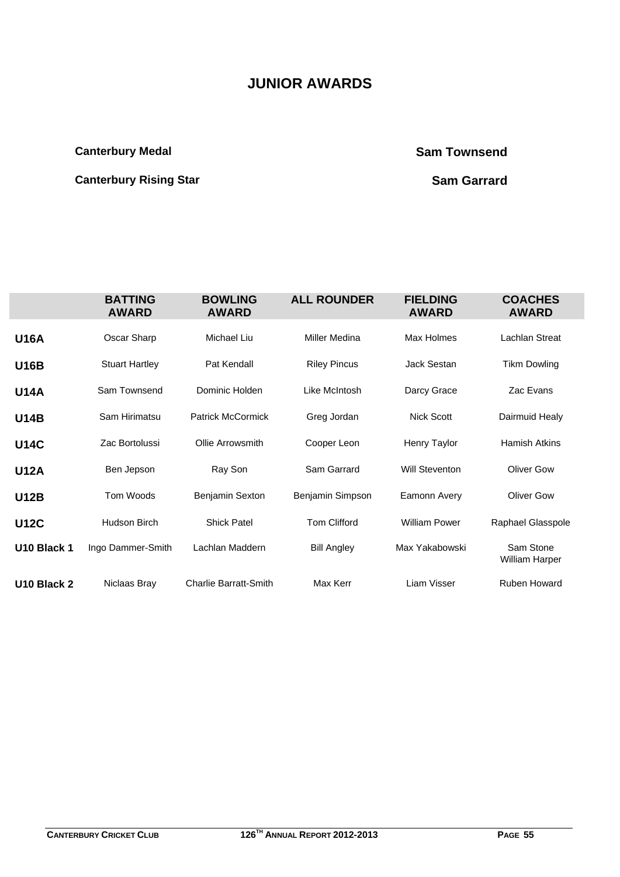# JUNIOR AWARDS

**Canterbury Medal** **Sam Townsend**

**Canterbury Rising Star** **Sam Garrard**

| | BATTING AWARD | BOWLING AWARD | ALL ROUNDER | FIELDING AWARD | COACHES AWARD |
|---|---|---|---|---|---|
| **U16A** | Oscar Sharp | Michael Liu | Miller Medina | Max Holmes | Lachlan Streat |
| **U16B** | Stuart Hartley | Pat Kendall | Riley Pincus | Jack Sestan | Tikm Dowling |
| **U14A** | Sam Townsend | Dominic Holden | Like McIntosh | Darcy Grace | Zac Evans |
| **U14B** | Sam Hirimatsu | Patrick McCormick | Greg Jordan | Nick Scott | Dairmuid Healy |
| **U14C** | Zac Bortolussi | Ollie Arrowsmith | Cooper Leon | Henry Taylor | Hamish Atkins |
| **U12A** | Ben Jepson | Ray Son | Sam Garrard | Will Steventon | Oliver Gow |
| **U12B** | Tom Woods | Benjamin Sexton | Benjamin Simpson | Eamonn Avery | Oliver Gow |
| **U12C** | Hudson Birch | Shick Patel | Tom Clifford | William Power | Raphael Glasspole |
| **U10 Black 1** | Ingo Dammer-Smith | Lachlan Maddern | Bill Angley | Max Yakabowski | Sam Stone<br>William Harper |
| **U10 Black 2** | Niclaas Bray | Charlie Barratt-Smith | Max Kerr | Liam Visser | Ruben Howard |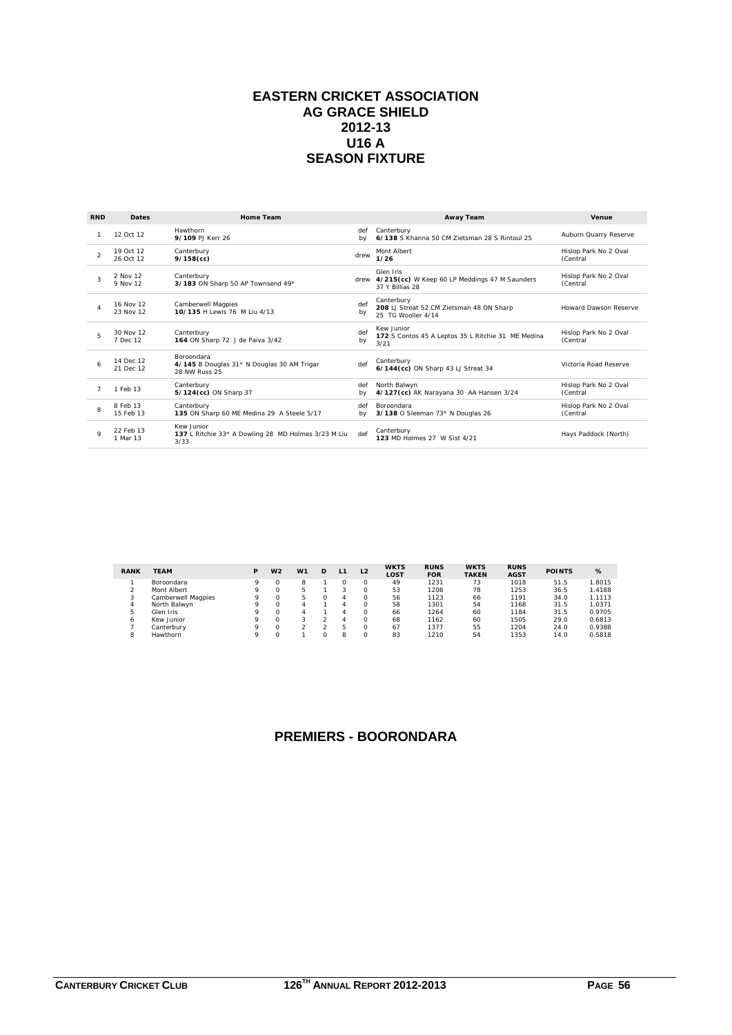# EASTERN CRICKET ASSOCIATION
## AG GRACE SHIELD
## 2012-13
## U16 A
## SEASON FIXTURE

| RND | Dates | Home Team | | Away Team | Venue |
|---|---|---|---|---|---|
| 1 | 12 Oct 12 | Hawthorn **9/109** PJ Kerr 26 | def by | Canterbury **6/138** S Khanna 50 CM Zietsman 28 S Rintoul 25 | Auburn Quarry Reserve |
| 2 | 19 Oct 12 26 Oct 12 | Canterbury **9/158(cc)** | drew | Mont Albert **1/26** | Hislop Park No 2 Oval (Central |
| 3 | 2 Nov 12 9 Nov 12 | Canterbury **3/183** ON Sharp 50 AP Townsend 49* | drew | Glen Iris **4/215(cc)** W Keep 60 LP Meddings 47 M Saunders 37 Y Billias 28 | Hislop Park No 2 Oval (Central |
| 4 | 16 Nov 12 23 Nov 12 | Camberwell Magpies **10/135** H Lewis 76 M Liu 4/13 | def by | Canterbury **208** LJ Streat 52 CM Zietsman 48 ON Sharp 25 TG Wooller 4/14 | Howard Dawson Reserve |
| 5 | 30 Nov 12 7 Dec 12 | Canterbury **164** ON Sharp 72 J de Paiva 3/42 | def by | Kew Junior **172** S Contos 45 A Leptos 35 L Ritchie 31 ME Medina 3/21 | Hislop Park No 2 Oval (Central |
| 6 | 14 Dec 12 21 Dec 12 | Booroondara **4/145** B Douglas 31* N Douglas 30 AM Trigar 28 NW Russ 25 | def | Canterbury **6/144(cc)** ON Sharp 43 LJ Streat 34 | Victoria Road Reserve |
| 7 | 1 Feb 13 | Canterbury **5/124(cc)** ON Sharp 37 | def by | North Balwyn **4/127(cc)** AK Narayana 30 AA Hansen 3/24 | Hislop Park No 2 Oval (Central |
| 8 | 8 Feb 13 15 Feb 13 | Canterbury **135** ON Sharp 60 ME Medina 29 A Steele 5/17 | def by | Boroondara **3/138** O Sleeman 73* N Douglas 26 | Hislop Park No 2 Oval (Central |
| 9 | 22 Feb 13 1 Mar 13 | Kew Junior **137** L Ritchie 33* A Dowling 28 MD Holmes 3/23 M Liu 3/33 | def | Canterbury **123** MD Holmes 27 W Sist 4/21 | Hays Paddock (North) |

| RANK | TEAM | P | W2 | W1 | D | L1 | L2 | WKTS LOST | RUNS FOR | WKTS TAKEN | RUNS AGST | POINTS | % |
|---|---|---|---|---|---|---|---|---|---|---|---|---|---|
| 1 | Boroondara | 9 | 0 | 8 | 1 | 0 | 0 | 49 | 1231 | 73 | 1018 | 51.5 | 1.8015 |
| 2 | Mont Albert | 9 | 0 | 5 | 1 | 3 | 0 | 53 | 1208 | 78 | 1253 | 36.5 | 1.4188 |
| 3 | Camberwell Magpies | 9 | 0 | 5 | 0 | 4 | 0 | 56 | 1123 | 66 | 1191 | 34.0 | 1.1113 |
| 4 | North Balwyn | 9 | 0 | 4 | 1 | 4 | 0 | 58 | 1301 | 54 | 1168 | 31.5 | 1.0371 |
| 5 | Glen Iris | 9 | 0 | 4 | 1 | 4 | 0 | 66 | 1264 | 60 | 1184 | 31.5 | 0.9705 |
| 6 | Kew Junior | 9 | 0 | 3 | 2 | 4 | 0 | 68 | 1162 | 60 | 1505 | 29.0 | 0.6813 |
| 7 | Canterbury | 9 | 0 | 2 | 2 | 5 | 0 | 67 | 1377 | 55 | 1204 | 24.0 | 0.9388 |
| 8 | Hawthorn | 9 | 0 | 1 | 0 | 8 | 0 | 83 | 1210 | 54 | 1353 | 14.0 | 0.5818 |

## PREMIERS - BOORONDARA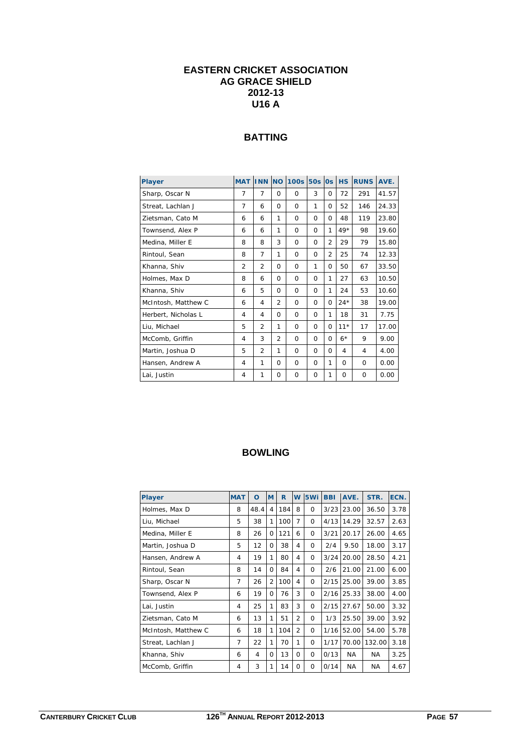# EASTERN CRICKET ASSOCIATION
# AG GRACE SHIELD
# 2012-13
# U16 A

## BATTING

| Player | MAT | INN | NO | 100s | 50s | 0s | HS | RUNS | AVE. |
|---|---|---|---|---|---|---|---|---|---|
| Sharp, Oscar N | 7 | 7 | 0 | 0 | 3 | 0 | 72 | 291 | 41.57 |
| Streat, Lachlan J | 7 | 6 | 0 | 0 | 1 | 0 | 52 | 146 | 24.33 |
| Zietsman, Cato M | 6 | 6 | 1 | 0 | 0 | 0 | 48 | 119 | 23.80 |
| Townsend, Alex P | 6 | 6 | 1 | 0 | 0 | 1 | 49* | 98 | 19.60 |
| Medina, Miller E | 8 | 8 | 3 | 0 | 0 | 2 | 29 | 79 | 15.80 |
| Rintoul, Sean | 8 | 7 | 1 | 0 | 0 | 2 | 25 | 74 | 12.33 |
| Khanna, Shiv | 2 | 2 | 0 | 0 | 1 | 0 | 50 | 67 | 33.50 |
| Holmes, Max D | 8 | 6 | 0 | 0 | 0 | 1 | 27 | 63 | 10.50 |
| Khanna, Shiv | 6 | 5 | 0 | 0 | 0 | 1 | 24 | 53 | 10.60 |
| McIntosh, Matthew C | 6 | 4 | 2 | 0 | 0 | 0 | 24* | 38 | 19.00 |
| Herbert, Nicholas L | 4 | 4 | 0 | 0 | 0 | 1 | 18 | 31 | 7.75 |
| Liu, Michael | 5 | 2 | 1 | 0 | 0 | 0 | 11* | 17 | 17.00 |
| McComb, Griffin | 4 | 3 | 2 | 0 | 0 | 0 | 6* | 9 | 9.00 |
| Martin, Joshua D | 5 | 2 | 1 | 0 | 0 | 0 | 4 | 4 | 4.00 |
| Hansen, Andrew A | 4 | 1 | 0 | 0 | 0 | 1 | 0 | 0 | 0.00 |
| Lai, Justin | 4 | 1 | 0 | 0 | 0 | 1 | 0 | 0 | 0.00 |

## BOWLING

| Player | MAT | O | M | R | W | 5Wi | BBI | AVE. | STR. | ECN. |
|---|---|---|---|---|---|---|---|---|---|---|
| Holmes, Max D | 8 | 48.4 | 4 | 184 | 8 | 0 | 3/23 | 23.00 | 36.50 | 3.78 |
| Liu, Michael | 5 | 38 | 1 | 100 | 7 | 0 | 4/13 | 14.29 | 32.57 | 2.63 |
| Medina, Miller E | 8 | 26 | 0 | 121 | 6 | 0 | 3/21 | 20.17 | 26.00 | 4.65 |
| Martin, Joshua D | 5 | 12 | 0 | 38 | 4 | 0 | 2/4 | 9.50 | 18.00 | 3.17 |
| Hansen, Andrew A | 4 | 19 | 1 | 80 | 4 | 0 | 3/24 | 20.00 | 28.50 | 4.21 |
| Rintoul, Sean | 8 | 14 | 0 | 84 | 4 | 0 | 2/6 | 21.00 | 21.00 | 6.00 |
| Sharp, Oscar N | 7 | 26 | 2 | 100 | 4 | 0 | 2/15 | 25.00 | 39.00 | 3.85 |
| Townsend, Alex P | 6 | 19 | 0 | 76 | 3 | 0 | 2/16 | 25.33 | 38.00 | 4.00 |
| Lai, Justin | 4 | 25 | 1 | 83 | 3 | 0 | 2/15 | 27.67 | 50.00 | 3.32 |
| Zietsman, Cato M | 6 | 13 | 1 | 51 | 2 | 0 | 1/3 | 25.50 | 39.00 | 3.92 |
| McIntosh, Matthew C | 6 | 18 | 1 | 104 | 2 | 0 | 1/16 | 52.00 | 54.00 | 5.78 |
| Streat, Lachlan J | 7 | 22 | 1 | 70 | 1 | 0 | 1/17 | 70.00 | 132.00 | 3.18 |
| Khanna, Shiv | 6 | 4 | 0 | 13 | 0 | 0 | 0/13 | NA | NA | 3.25 |
| McComb, Griffin | 4 | 3 | 1 | 14 | 0 | 0 | 0/14 | NA | NA | 4.67 |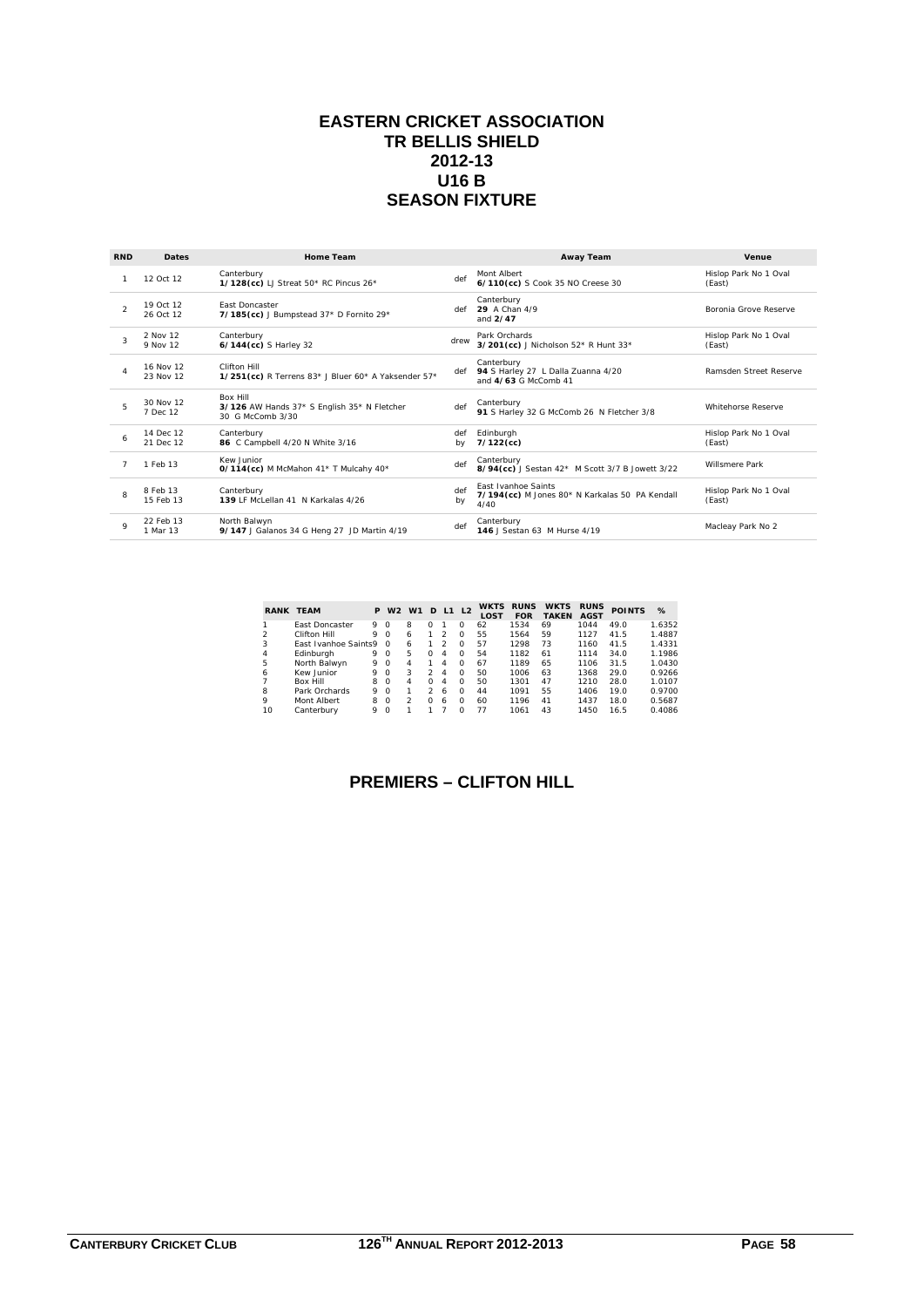# EASTERN CRICKET ASSOCIATION
# TR BELLIS SHIELD
# 2012-13
# U16 B
# SEASON FIXTURE

| RND | Dates | Home Team | | Away Team | Venue |
|---|---|---|---|---|---|
| 1 | 12 Oct 12 | Canterbury<br>**1/128(cc)** LJ Streat 50* RC Pincus 26* | def | Mont Albert<br>**6/110(cc)** S Cook 35 NO Creese 30 | Hislop Park No 1 Oval (East) |
| 2 | 19 Oct 12<br>26 Oct 12 | East Doncaster<br>**7/185(cc)** J Bumpstead 37* D Fornito 29* | def | Canterbury<br>**29** A Chan 4/9<br>and **2/47** | Boronia Grove Reserve |
| 3 | 2 Nov 12<br>9 Nov 12 | Canterbury<br>**6/144(cc)** S Harley 32 | drew | Park Orchards<br>**3/201(cc)** J Nicholson 52* R Hunt 33* | Hislop Park No 1 Oval (East) |
| 4 | 16 Nov 12<br>23 Nov 12 | Clifton Hill<br>**1/251(cc)** R Terrens 83* J Bluer 60* A Yaksender 57* | def | Canterbury<br>**94** S Harley 27 L Dalla Zuanna 4/20<br>and **4/63** G McComb 41 | Ramsden Street Reserve |
| 5 | 30 Nov 12<br>7 Dec 12 | Box Hill<br>**3/126** AW Hands 37* S English 35* N Fletcher 30 G McComb 3/30 | def | Canterbury<br>**91** S Harley 32 G McComb 26 N Fletcher 3/8 | Whitehorse Reserve |
| 6 | 14 Dec 12<br>21 Dec 12 | Canterbury<br>**86** C Campbell 4/20 N White 3/16 | def by | Edinburgh<br>**7/122(cc)** | Hislop Park No 1 Oval (East) |
| 7 | 1 Feb 13 | Kew Junior<br>**0/114(cc)** M McMahon 41* T Mulcahy 40* | def | Canterbury<br>**8/94(cc)** J Sestan 42* M Scott 3/7 B Jowett 3/22 | Willsmere Park |
| 8 | 8 Feb 13<br>15 Feb 13 | Canterbury<br>**139** LF McLellan 41 N Karkalas 4/26 | def by | East Ivanhoe Saints<br>**7/194(cc)** M Jones 80* N Karkalas 50 PA Kendall 4/40 | Hislop Park No 1 Oval (East) |
| 9 | 22 Feb 13<br>1 Mar 13 | North Balwyn<br>**9/147** J Galanos 34 G Heng 27 JD Martin 4/19 | def | Canterbury<br>**146** J Sestan 63 M Hurse 4/19 | Macleay Park No 2 |

| RANK | TEAM | P | W2 | W1 | D | L1 | L2 | WKTS LOST | RUNS FOR | WKTS TAKEN | RUNS AGST | POINTS | % |
|---|---|---|---|---|---|---|---|---|---|---|---|---|---|
| 1 | East Doncaster | 9 | 0 | 8 | 0 | 1 | 0 | 62 | 1534 | 69 | 1044 | 49.0 | 1.6352 |
| 2 | Clifton Hill | 9 | 0 | 6 | 1 | 2 | 0 | 55 | 1564 | 59 | 1127 | 41.5 | 1.4887 |
| 3 | East Ivanhoe Saints | 9 | 0 | 6 | 1 | 2 | 0 | 57 | 1298 | 73 | 1160 | 41.5 | 1.4331 |
| 4 | Edinburgh | 9 | 0 | 5 | 0 | 4 | 0 | 54 | 1182 | 61 | 1114 | 34.0 | 1.1986 |
| 5 | North Balwyn | 9 | 0 | 4 | 1 | 4 | 0 | 67 | 1189 | 65 | 1106 | 31.5 | 1.0430 |
| 6 | Kew Junior | 9 | 0 | 3 | 2 | 4 | 0 | 50 | 1006 | 63 | 1368 | 29.0 | 0.9266 |
| 7 | Box Hill | 8 | 0 | 4 | 0 | 4 | 0 | 50 | 1301 | 47 | 1210 | 28.0 | 1.0107 |
| 8 | Park Orchards | 9 | 0 | 1 | 2 | 6 | 0 | 44 | 1091 | 55 | 1406 | 19.0 | 0.9700 |
| 9 | Mont Albert | 8 | 0 | 2 | 0 | 6 | 0 | 60 | 1196 | 41 | 1437 | 18.0 | 0.5687 |
| 10 | Canterbury | 9 | 0 | 1 | 1 | 7 | 0 | 77 | 1061 | 43 | 1450 | 16.5 | 0.4086 |

## PREMIERS – CLIFTON HILL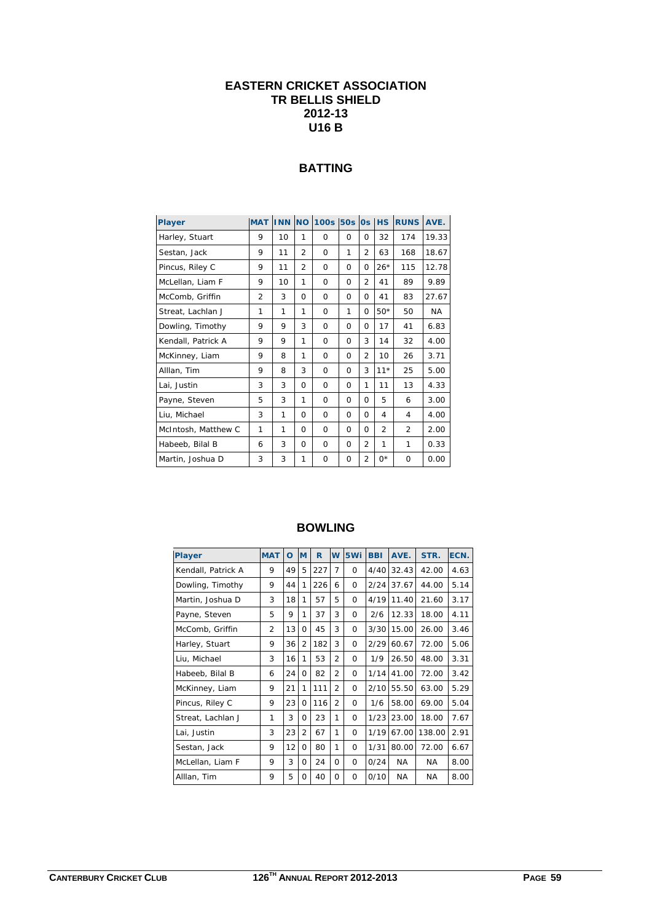# EASTERN CRICKET ASSOCIATION
# TR BELLIS SHIELD
# 2012-13
# U16 B

## BATTING

| Player | MAT | INN | NO | 100s | 50s | 0s | HS | RUNS | AVE. |
|---|---|---|---|---|---|---|---|---|---|
| Harley, Stuart | 9 | 10 | 1 | 0 | 0 | 0 | 32 | 174 | 19.33 |
| Sestan, Jack | 9 | 11 | 2 | 0 | 1 | 2 | 63 | 168 | 18.67 |
| Pincus, Riley C | 9 | 11 | 2 | 0 | 0 | 0 | 26* | 115 | 12.78 |
| McLellan, Liam F | 9 | 10 | 1 | 0 | 0 | 2 | 41 | 89 | 9.89 |
| McComb, Griffin | 2 | 3 | 0 | 0 | 0 | 0 | 41 | 83 | 27.67 |
| Streat, Lachlan J | 1 | 1 | 1 | 0 | 1 | 0 | 50* | 50 | NA |
| Dowling, Timothy | 9 | 9 | 3 | 0 | 0 | 0 | 17 | 41 | 6.83 |
| Kendall, Patrick A | 9 | 9 | 1 | 0 | 0 | 3 | 14 | 32 | 4.00 |
| McKinney, Liam | 9 | 8 | 1 | 0 | 0 | 2 | 10 | 26 | 3.71 |
| Alllan, Tim | 9 | 8 | 3 | 0 | 0 | 3 | 11* | 25 | 5.00 |
| Lai, Justin | 3 | 3 | 0 | 0 | 0 | 1 | 11 | 13 | 4.33 |
| Payne, Steven | 5 | 3 | 1 | 0 | 0 | 0 | 5 | 6 | 3.00 |
| Liu, Michael | 3 | 1 | 0 | 0 | 0 | 0 | 4 | 4 | 4.00 |
| McIntosh, Matthew C | 1 | 1 | 0 | 0 | 0 | 0 | 2 | 2 | 2.00 |
| Habeeb, Bilal B | 6 | 3 | 0 | 0 | 0 | 2 | 1 | 1 | 0.33 |
| Martin, Joshua D | 3 | 3 | 1 | 0 | 0 | 2 | 0* | 0 | 0.00 |

## BOWLING

| Player | MAT | O | M | R | W | 5Wi | BBI | AVE. | STR. | ECN. |
|---|---|---|---|---|---|---|---|---|---|---|
| Kendall, Patrick A | 9 | 49 | 5 | 227 | 7 | 0 | 4/40 | 32.43 | 42.00 | 4.63 |
| Dowling, Timothy | 9 | 44 | 1 | 226 | 6 | 0 | 2/24 | 37.67 | 44.00 | 5.14 |
| Martin, Joshua D | 3 | 18 | 1 | 57 | 5 | 0 | 4/19 | 11.40 | 21.60 | 3.17 |
| Payne, Steven | 5 | 9 | 1 | 37 | 3 | 0 | 2/6 | 12.33 | 18.00 | 4.11 |
| McComb, Griffin | 2 | 13 | 0 | 45 | 3 | 0 | 3/30 | 15.00 | 26.00 | 3.46 |
| Harley, Stuart | 9 | 36 | 2 | 182 | 3 | 0 | 2/29 | 60.67 | 72.00 | 5.06 |
| Liu, Michael | 3 | 16 | 1 | 53 | 2 | 0 | 1/9 | 26.50 | 48.00 | 3.31 |
| Habeeb, Bilal B | 6 | 24 | 0 | 82 | 2 | 0 | 1/14 | 41.00 | 72.00 | 3.42 |
| McKinney, Liam | 9 | 21 | 1 | 111 | 2 | 0 | 2/10 | 55.50 | 63.00 | 5.29 |
| Pincus, Riley C | 9 | 23 | 0 | 116 | 2 | 0 | 1/6 | 58.00 | 69.00 | 5.04 |
| Streat, Lachlan J | 1 | 3 | 0 | 23 | 1 | 0 | 1/23 | 23.00 | 18.00 | 7.67 |
| Lai, Justin | 3 | 23 | 2 | 67 | 1 | 0 | 1/19 | 67.00 | 138.00 | 2.91 |
| Sestan, Jack | 9 | 12 | 0 | 80 | 1 | 0 | 1/31 | 80.00 | 72.00 | 6.67 |
| McLellan, Liam F | 9 | 3 | 0 | 24 | 0 | 0 | 0/24 | NA | NA | 8.00 |
| Alllan, Tim | 9 | 5 | 0 | 40 | 0 | 0 | 0/10 | NA | NA | 8.00 |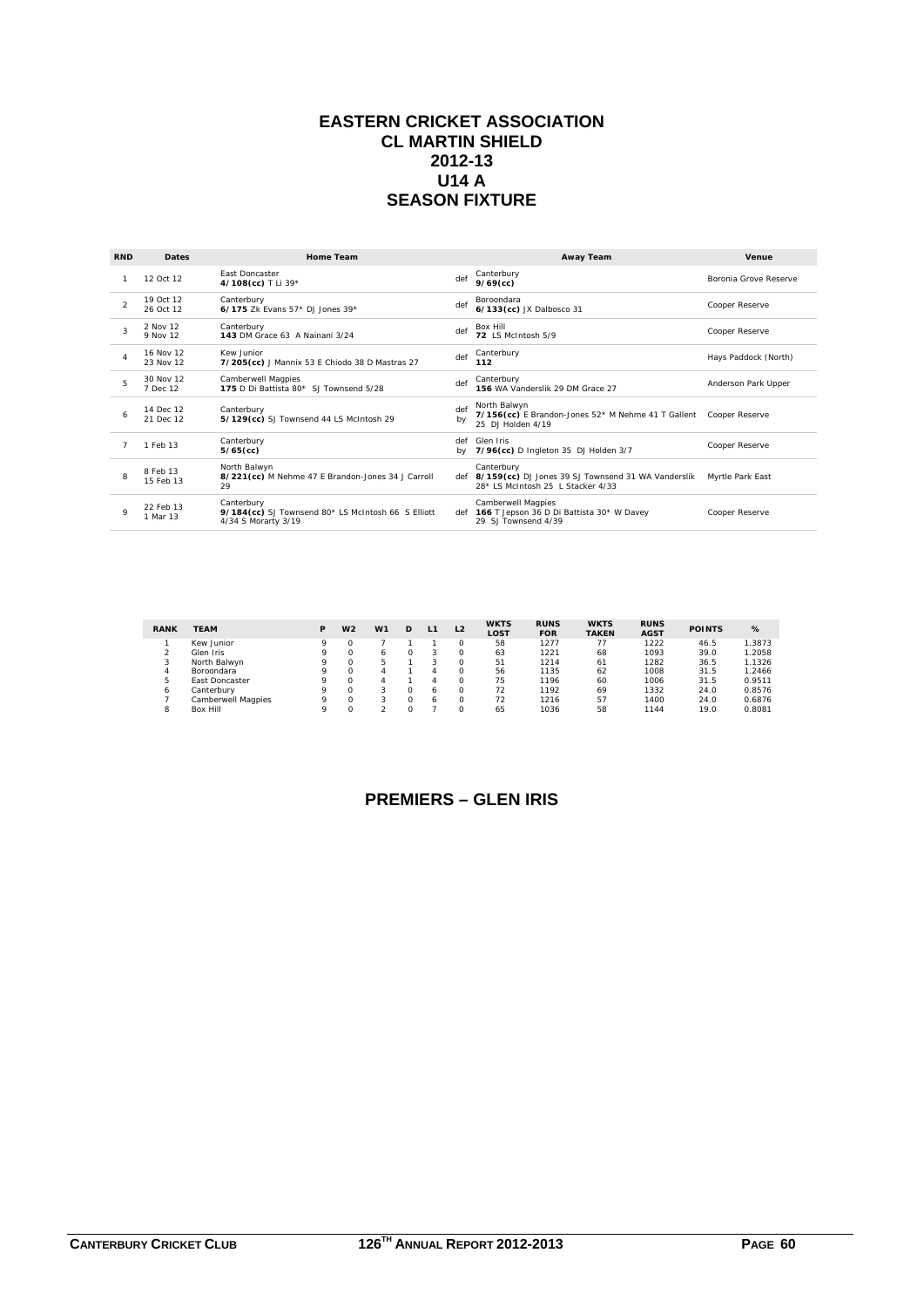# EASTERN CRICKET ASSOCIATION
# CL MARTIN SHIELD
# 2012-13
# U14 A
# SEASON FIXTURE

| RND | Dates | Home Team | | Away Team | Venue |
|---|---|---|---|---|---|
| 1 | 12 Oct 12 | East Doncaster **4/108(cc)** T Li 39* | def | Canterbury **9/69(cc)** | Boronia Grove Reserve |
| 2 | 19 Oct 12 26 Oct 12 | Canterbury **6/175** Zk Evans 57* DJ Jones 39* | def | Boroondara **6/133(cc)** JX Dalbosco 31 | Cooper Reserve |
| 3 | 2 Nov 12 9 Nov 12 | Canterbury **143** DM Grace 63 A Nainani 3/24 | def | Box Hill **72** LS McIntosh 5/9 | Cooper Reserve |
| 4 | 16 Nov 12 23 Nov 12 | Kew Junior **7/205(cc)** J Mannix 53 E Chiodo 38 D Mastras 27 | def | Canterbury **112** | Hays Paddock (North) |
| 5 | 30 Nov 12 7 Dec 12 | Camberwell Magpies **175** D Di Battista 80* SJ Townsend 5/28 | def | Canterbury **156** WA Vanderslik 29 DM Grace 27 | Anderson Park Upper |
| 6 | 14 Dec 12 21 Dec 12 | Canterbury **5/129(cc)** SJ Townsend 44 LS McIntosh 29 | def by | North Balwyn **7/156(cc)** E Brandon-Jones 52* M Nehme 41 T Gallent 25 DJ Holden 4/19 | Cooper Reserve |
| 7 | 1 Feb 13 | Canterbury **5/65(cc)** | def by | Glen Iris **7/96(cc)** D Ingleton 35 DJ Holden 3/7 | Cooper Reserve |
| 8 | 8 Feb 13 15 Feb 13 | North Balwyn **8/221(cc)** M Nehme 47 E Brandon-Jones 34 J Carroll 29 | def | Canterbury **8/159(cc)** DJ Jones 39 SJ Townsend 31 WA Vanderslik 28* LS McIntosh 25 L Stacker 4/33 | Myrtle Park East |
| 9 | 22 Feb 13 1 Mar 13 | Canterbury **9/184(cc)** SJ Townsend 80* LS McIntosh 66 S Elliott 4/34 S Morarty 3/19 | def | Camberwell Magpies **166** T Jepson 36 D Di Battista 30* W Davey 29 SJ Townsend 4/39 | Cooper Reserve |

| RANK | TEAM | P | W2 | W1 | D | L1 | L2 | WKTS LOST | RUNS FOR | WKTS TAKEN | RUNS AGST | POINTS | % |
|---|---|---|---|---|---|---|---|---|---|---|---|---|---|
| 1 | Kew Junior | 9 | 0 | 7 | 1 | 1 | 0 | 58 | 1277 | 77 | 1222 | 46.5 | 1.3873 |
| 2 | Glen Iris | 9 | 0 | 6 | 0 | 3 | 0 | 63 | 1221 | 68 | 1093 | 39.0 | 1.2058 |
| 3 | North Balwyn | 9 | 0 | 5 | 1 | 3 | 0 | 51 | 1214 | 61 | 1282 | 36.5 | 1.1326 |
| 4 | Boroondara | 9 | 0 | 4 | 1 | 4 | 0 | 56 | 1135 | 62 | 1008 | 31.5 | 1.2466 |
| 5 | East Doncaster | 9 | 0 | 4 | 1 | 4 | 0 | 75 | 1196 | 60 | 1006 | 31.5 | 0.9511 |
| 6 | Canterbury | 9 | 0 | 3 | 0 | 6 | 0 | 72 | 1192 | 69 | 1332 | 24.0 | 0.8576 |
| 7 | Camberwell Magpies | 9 | 0 | 3 | 0 | 6 | 0 | 72 | 1216 | 57 | 1400 | 24.0 | 0.6876 |
| 8 | Box Hill | 9 | 0 | 2 | 0 | 7 | 0 | 65 | 1036 | 58 | 1144 | 19.0 | 0.8081 |

## PREMIERS – GLEN IRIS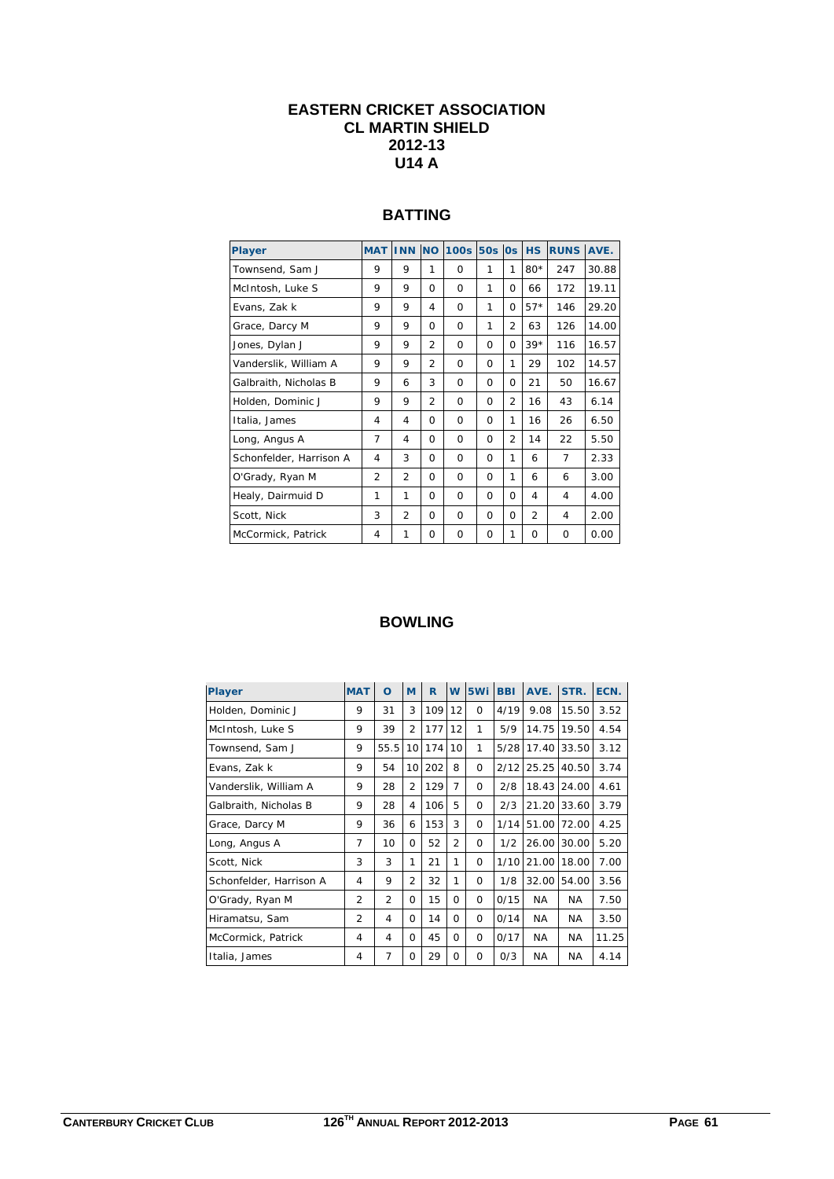# EASTERN CRICKET ASSOCIATION
# CL MARTIN SHIELD
# 2012-13
# U14 A

## BATTING

| Player | MAT | INN | NO | 100s | 50s | 0s | HS | RUNS | AVE. |
|---|---|---|---|---|---|---|---|---|---|
| Townsend, Sam J | 9 | 9 | 1 | 0 | 1 | 1 | 80* | 247 | 30.88 |
| McIntosh, Luke S | 9 | 9 | 0 | 0 | 1 | 0 | 66 | 172 | 19.11 |
| Evans, Zak k | 9 | 9 | 4 | 0 | 1 | 0 | 57* | 146 | 29.20 |
| Grace, Darcy M | 9 | 9 | 0 | 0 | 1 | 2 | 63 | 126 | 14.00 |
| Jones, Dylan J | 9 | 9 | 2 | 0 | 0 | 0 | 39* | 116 | 16.57 |
| Vanderslik, William A | 9 | 9 | 2 | 0 | 0 | 1 | 29 | 102 | 14.57 |
| Galbraith, Nicholas B | 9 | 6 | 3 | 0 | 0 | 0 | 21 | 50 | 16.67 |
| Holden, Dominic J | 9 | 9 | 2 | 0 | 0 | 2 | 16 | 43 | 6.14 |
| Italia, James | 4 | 4 | 0 | 0 | 0 | 1 | 16 | 26 | 6.50 |
| Long, Angus A | 7 | 4 | 0 | 0 | 0 | 2 | 14 | 22 | 5.50 |
| Schonfelder, Harrison A | 4 | 3 | 0 | 0 | 0 | 1 | 6 | 7 | 2.33 |
| O'Grady, Ryan M | 2 | 2 | 0 | 0 | 0 | 1 | 6 | 6 | 3.00 |
| Healy, Dairmuid D | 1 | 1 | 0 | 0 | 0 | 0 | 4 | 4 | 4.00 |
| Scott, Nick | 3 | 2 | 0 | 0 | 0 | 0 | 2 | 4 | 2.00 |
| McCormick, Patrick | 4 | 1 | 0 | 0 | 0 | 1 | 0 | 0 | 0.00 |

## BOWLING

| Player | MAT | O | M | R | W | 5Wi | BBI | AVE. | STR. | ECN. |
|---|---|---|---|---|---|---|---|---|---|---|
| Holden, Dominic J | 9 | 31 | 3 | 109 | 12 | 0 | 4/19 | 9.08 | 15.50 | 3.52 |
| McIntosh, Luke S | 9 | 39 | 2 | 177 | 12 | 1 | 5/9 | 14.75 | 19.50 | 4.54 |
| Townsend, Sam J | 9 | 55.5 | 10 | 174 | 10 | 1 | 5/28 | 17.40 | 33.50 | 3.12 |
| Evans, Zak k | 9 | 54 | 10 | 202 | 8 | 0 | 2/12 | 25.25 | 40.50 | 3.74 |
| Vanderslik, William A | 9 | 28 | 2 | 129 | 7 | 0 | 2/8 | 18.43 | 24.00 | 4.61 |
| Galbraith, Nicholas B | 9 | 28 | 4 | 106 | 5 | 0 | 2/3 | 21.20 | 33.60 | 3.79 |
| Grace, Darcy M | 9 | 36 | 6 | 153 | 3 | 0 | 1/14 | 51.00 | 72.00 | 4.25 |
| Long, Angus A | 7 | 10 | 0 | 52 | 2 | 0 | 1/2 | 26.00 | 30.00 | 5.20 |
| Scott, Nick | 3 | 3 | 1 | 21 | 1 | 0 | 1/10 | 21.00 | 18.00 | 7.00 |
| Schonfelder, Harrison A | 4 | 9 | 2 | 32 | 1 | 0 | 1/8 | 32.00 | 54.00 | 3.56 |
| O'Grady, Ryan M | 2 | 2 | 0 | 15 | 0 | 0 | 0/15 | NA | NA | 7.50 |
| Hiramatsu, Sam | 2 | 4 | 0 | 14 | 0 | 0 | 0/14 | NA | NA | 3.50 |
| McCormick, Patrick | 4 | 4 | 0 | 45 | 0 | 0 | 0/17 | NA | NA | 11.25 |
| Italia, James | 4 | 7 | 0 | 29 | 0 | 0 | 0/3 | NA | NA | 4.14 |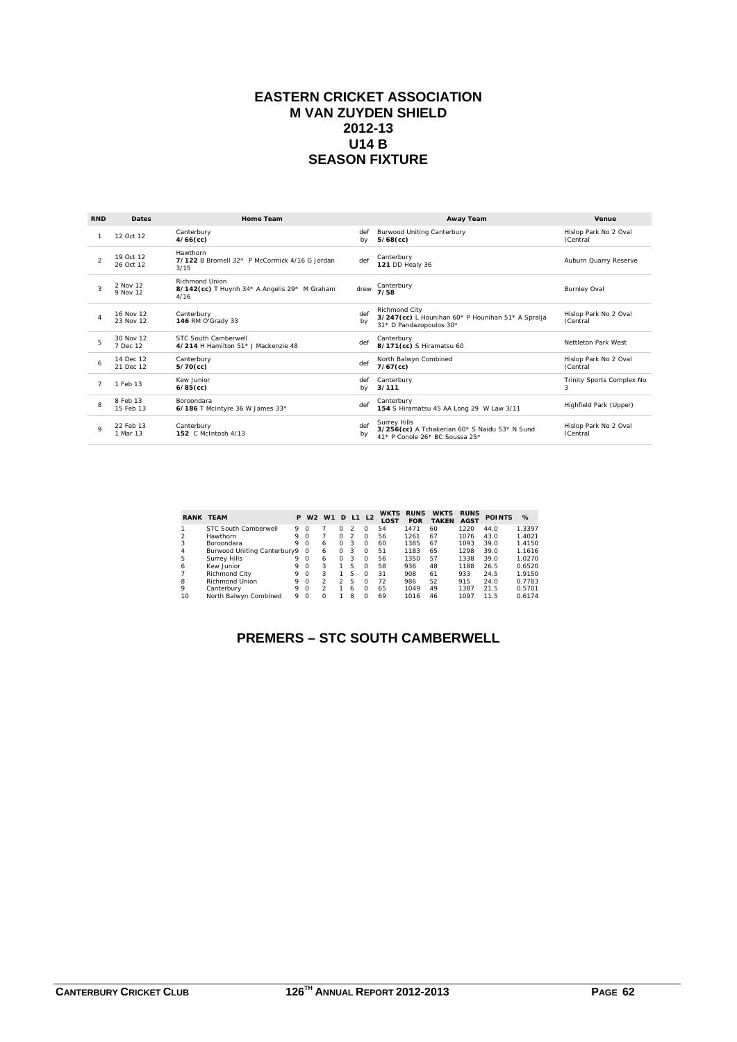# EASTERN CRICKET ASSOCIATION
# M VAN ZUYDEN SHIELD
# 2012-13
# U14 B
# SEASON FIXTURE

| RND | Dates | Home Team | | Away Team | Venue |
|---|---|---|---|---|---|
| 1 | 12 Oct 12 | Canterbury **4/66(cc)** | def by | Burwood Uniting Canterbury **5/68(cc)** | Hislop Park No 2 Oval (Central |
| 2 | 19 Oct 12 26 Oct 12 | Hawthorn **7/122** B Bromell 32* P McCormick 4/16 G Jordan 3/15 | def | Canterbury **121** DD Healy 36 | Auburn Quarry Reserve |
| 3 | 2 Nov 12 9 Nov 12 | Richmond Union **8/142(cc)** T Huynh 34* A Angelis 29* M Graham 4/16 | drew | Canterbury **7/58** | Burnley Oval |
| 4 | 16 Nov 12 23 Nov 12 | Canterbury **146** RM O'Grady 33 | def by | Richmond City **3/247(cc)** L Hounihan 60* P Hounihan 51* A Spralja 31* D Pandazopoulos 30* | Hislop Park No 2 Oval (Central |
| 5 | 30 Nov 12 7 Dec 12 | STC South Camberwell **4/214** H Hamilton 51* J Mackenzie 48 | def | Canterbury **8/171(cc)** S Hiramatsu 60 | Nettleton Park West |
| 6 | 14 Dec 12 21 Dec 12 | Canterbury **5/70(cc)** | def | North Balwyn Combined **7/67(cc)** | Hislop Park No 2 Oval (Central |
| 7 | 1 Feb 13 | Kew Junior **6/85(cc)** | def by | Canterbury **3/111** | Trinity Sports Complex No 3 |
| 8 | 8 Feb 13 15 Feb 13 | Boroondara **6/186** T McIntyre 36 W James 33* | def | Canterbury **154** S Hiramatsu 45 AA Long 29 W Law 3/11 | Highfield Park (Upper) |
| 9 | 22 Feb 13 1 Mar 13 | Canterbury **152** C McIntosh 4/13 | def by | Surrey Hills **3/256(cc)** A Tchakerian 60* S Naidu 53* N Sund 41* P Conole 26* BC Soussa 25* | Hislop Park No 2 Oval (Central |

| RANK | TEAM | P | W2 | W1 | D | L1 | L2 | WKTS LOST | RUNS FOR | WKTS TAKEN | RUNS AGST | POINTS | % |
|---|---|---|---|---|---|---|---|---|---|---|---|---|---|
| 1 | STC South Camberwell | 9 | 0 | 7 | 0 | 2 | 0 | 54 | 1471 | 60 | 1220 | 44.0 | 1.3397 |
| 2 | Hawthorn | 9 | 0 | 7 | 0 | 2 | 0 | 56 | 1261 | 67 | 1076 | 43.0 | 1.4021 |
| 3 | Boroondara | 9 | 0 | 6 | 0 | 3 | 0 | 60 | 1385 | 67 | 1093 | 39.0 | 1.4150 |
| 4 | Burwood Uniting Canterbury | 9 | 0 | 6 | 0 | 3 | 0 | 51 | 1183 | 65 | 1298 | 39.0 | 1.1616 |
| 5 | Surrey Hills | 9 | 0 | 6 | 0 | 3 | 0 | 56 | 1350 | 57 | 1338 | 39.0 | 1.0270 |
| 6 | Kew Junior | 9 | 0 | 3 | 1 | 5 | 0 | 58 | 936 | 48 | 1188 | 26.5 | 0.6520 |
| 7 | Richmond City | 9 | 0 | 3 | 1 | 5 | 0 | 31 | 908 | 61 | 933 | 24.5 | 1.9150 |
| 8 | Richmond Union | 9 | 0 | 2 | 2 | 5 | 0 | 72 | 986 | 52 | 915 | 24.0 | 0.7783 |
| 9 | Canterbury | 9 | 0 | 2 | 1 | 6 | 0 | 65 | 1049 | 49 | 1387 | 21.5 | 0.5701 |
| 10 | North Balwyn Combined | 9 | 0 | 0 | 1 | 8 | 0 | 69 | 1016 | 46 | 1097 | 11.5 | 0.6174 |

## PREMERS – STC SOUTH CAMBERWELL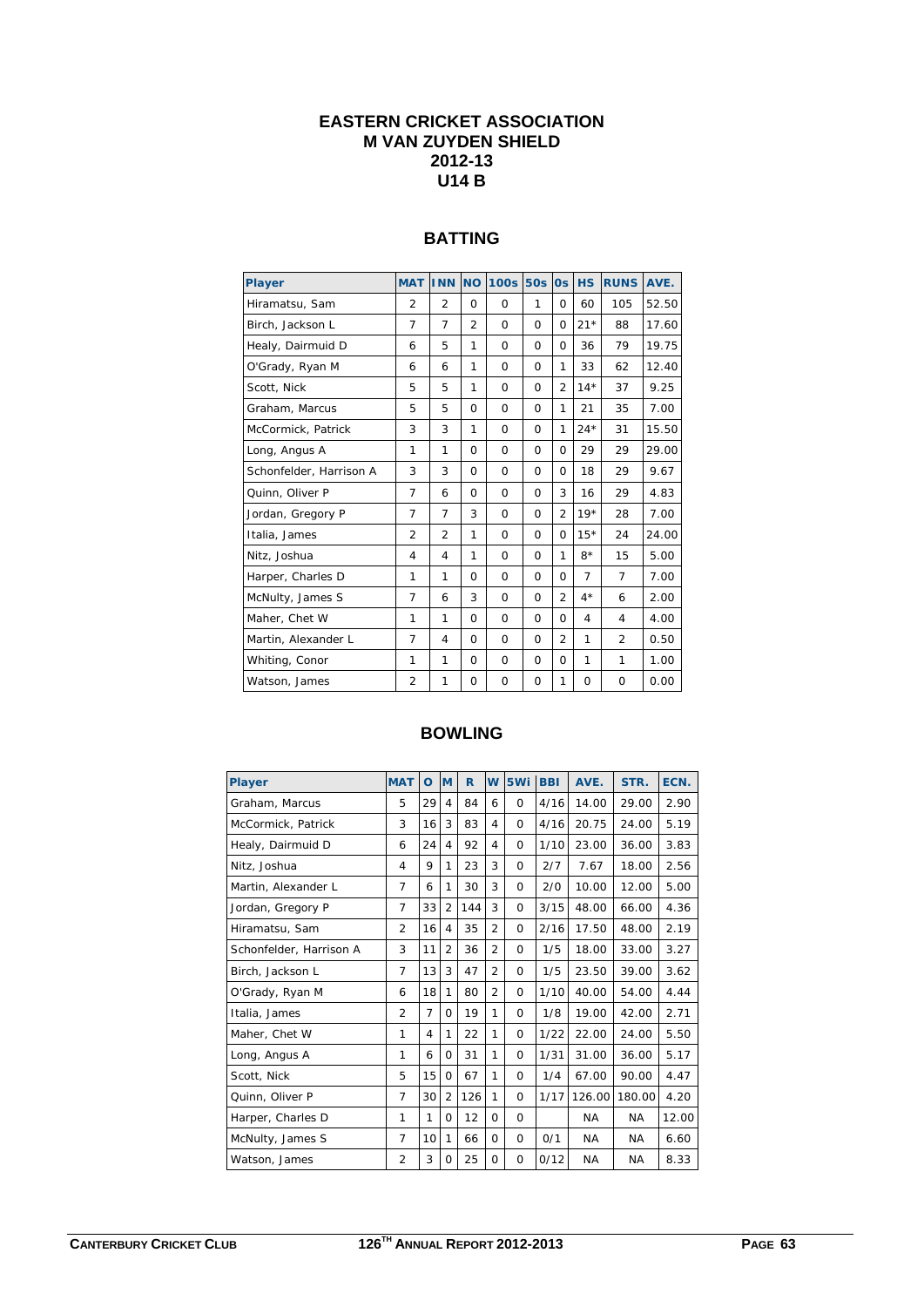# EASTERN CRICKET ASSOCIATION
# M VAN ZUYDEN SHIELD
# 2012-13
# U14 B

## BATTING

| Player | MAT | INN | NO | 100s | 50s | 0s | HS | RUNS | AVE. |
|---|---|---|---|---|---|---|---|---|---|
| Hiramatsu, Sam | 2 | 2 | 0 | 0 | 1 | 0 | 60 | 105 | 52.50 |
| Birch, Jackson L | 7 | 7 | 2 | 0 | 0 | 0 | 21* | 88 | 17.60 |
| Healy, Dairmuid D | 6 | 5 | 1 | 0 | 0 | 0 | 36 | 79 | 19.75 |
| O'Grady, Ryan M | 6 | 6 | 1 | 0 | 0 | 1 | 33 | 62 | 12.40 |
| Scott, Nick | 5 | 5 | 1 | 0 | 0 | 2 | 14* | 37 | 9.25 |
| Graham, Marcus | 5 | 5 | 0 | 0 | 0 | 1 | 21 | 35 | 7.00 |
| McCormick, Patrick | 3 | 3 | 1 | 0 | 0 | 1 | 24* | 31 | 15.50 |
| Long, Angus A | 1 | 1 | 0 | 0 | 0 | 0 | 29 | 29 | 29.00 |
| Schonfelder, Harrison A | 3 | 3 | 0 | 0 | 0 | 0 | 18 | 29 | 9.67 |
| Quinn, Oliver P | 7 | 6 | 0 | 0 | 0 | 3 | 16 | 29 | 4.83 |
| Jordan, Gregory P | 7 | 7 | 3 | 0 | 0 | 2 | 19* | 28 | 7.00 |
| Italia, James | 2 | 2 | 1 | 0 | 0 | 0 | 15* | 24 | 24.00 |
| Nitz, Joshua | 4 | 4 | 1 | 0 | 0 | 1 | 8* | 15 | 5.00 |
| Harper, Charles D | 1 | 1 | 0 | 0 | 0 | 0 | 7 | 7 | 7.00 |
| McNulty, James S | 7 | 6 | 3 | 0 | 0 | 2 | 4* | 6 | 2.00 |
| Maher, Chet W | 1 | 1 | 0 | 0 | 0 | 0 | 4 | 4 | 4.00 |
| Martin, Alexander L | 7 | 4 | 0 | 0 | 0 | 2 | 1 | 2 | 0.50 |
| Whiting, Conor | 1 | 1 | 0 | 0 | 0 | 0 | 1 | 1 | 1.00 |
| Watson, James | 2 | 1 | 0 | 0 | 0 | 1 | 0 | 0 | 0.00 |

## BOWLING

| Player | MAT | O | M | R | W | 5Wi | BBI | AVE. | STR. | ECN. |
|---|---|---|---|---|---|---|---|---|---|---|
| Graham, Marcus | 5 | 29 | 4 | 84 | 6 | 0 | 4/16 | 14.00 | 29.00 | 2.90 |
| McCormick, Patrick | 3 | 16 | 3 | 83 | 4 | 0 | 4/16 | 20.75 | 24.00 | 5.19 |
| Healy, Dairmuid D | 6 | 24 | 4 | 92 | 4 | 0 | 1/10 | 23.00 | 36.00 | 3.83 |
| Nitz, Joshua | 4 | 9 | 1 | 23 | 3 | 0 | 2/7 | 7.67 | 18.00 | 2.56 |
| Martin, Alexander L | 7 | 6 | 1 | 30 | 3 | 0 | 2/0 | 10.00 | 12.00 | 5.00 |
| Jordan, Gregory P | 7 | 33 | 2 | 144 | 3 | 0 | 3/15 | 48.00 | 66.00 | 4.36 |
| Hiramatsu, Sam | 2 | 16 | 4 | 35 | 2 | 0 | 2/16 | 17.50 | 48.00 | 2.19 |
| Schonfelder, Harrison A | 3 | 11 | 2 | 36 | 2 | 0 | 1/5 | 18.00 | 33.00 | 3.27 |
| Birch, Jackson L | 7 | 13 | 3 | 47 | 2 | 0 | 1/5 | 23.50 | 39.00 | 3.62 |
| O'Grady, Ryan M | 6 | 18 | 1 | 80 | 2 | 0 | 1/10 | 40.00 | 54.00 | 4.44 |
| Italia, James | 2 | 7 | 0 | 19 | 1 | 0 | 1/8 | 19.00 | 42.00 | 2.71 |
| Maher, Chet W | 1 | 4 | 1 | 22 | 1 | 0 | 1/22 | 22.00 | 24.00 | 5.50 |
| Long, Angus A | 1 | 6 | 0 | 31 | 1 | 0 | 1/31 | 31.00 | 36.00 | 5.17 |
| Scott, Nick | 5 | 15 | 0 | 67 | 1 | 0 | 1/4 | 67.00 | 90.00 | 4.47 |
| Quinn, Oliver P | 7 | 30 | 2 | 126 | 1 | 0 | 1/17 | 126.00 | 180.00 | 4.20 |
| Harper, Charles D | 1 | 1 | 0 | 12 | 0 | 0 | | NA | NA | 12.00 |
| McNulty, James S | 7 | 10 | 1 | 66 | 0 | 0 | 0/1 | NA | NA | 6.60 |
| Watson, James | 2 | 3 | 0 | 25 | 0 | 0 | 0/12 | NA | NA | 8.33 |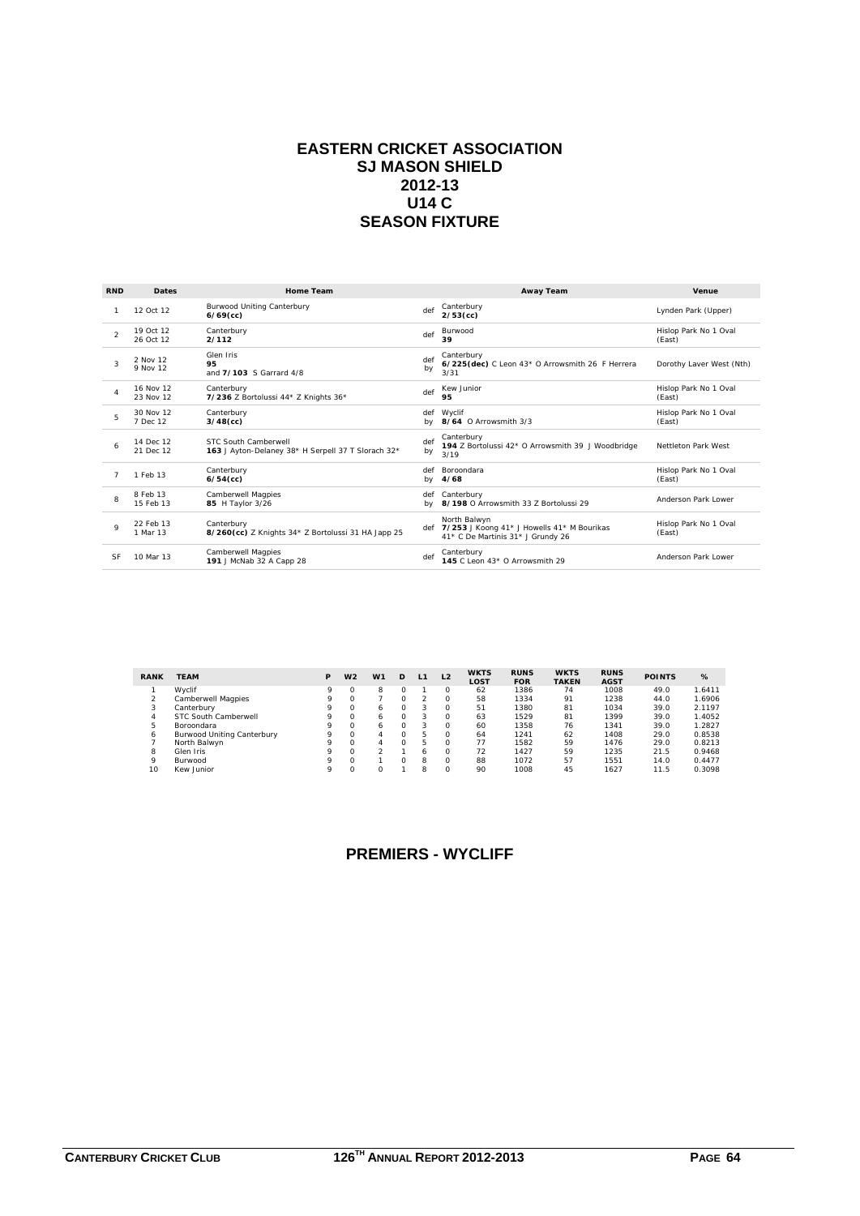# EASTERN CRICKET ASSOCIATION
## SJ MASON SHIELD
## 2012-13
## U14 C
## SEASON FIXTURE

| RND | Dates | Home Team | | Away Team | Venue |
|---|---|---|---|---|---|
| 1 | 12 Oct 12 | Burwood Uniting Canterbury **6/69(cc)** | def | Canterbury **2/53(cc)** | Lynden Park (Upper) |
| 2 | 19 Oct 12 26 Oct 12 | Canterbury **2/112** | def | Burwood **39** | Hislop Park No 1 Oval (East) |
| 3 | 2 Nov 12 9 Nov 12 | Glen Iris **95** and **7/103** S Garrard 4/8 | def by | Canterbury **6/225(dec)** C Leon 43* O Arrowsmith 26 F Herrera 3/31 | Dorothy Laver West (Nth) |
| 4 | 16 Nov 12 23 Nov 12 | Canterbury **7/236** Z Bortolussi 44* Z Knights 36* | def | Kew Junior **95** | Hislop Park No 1 Oval (East) |
| 5 | 30 Nov 12 7 Dec 12 | Canterbury **3/48(cc)** | def by | Wyclif **8/64** O Arrowsmith 3/3 | Hislop Park No 1 Oval (East) |
| 6 | 14 Dec 12 21 Dec 12 | STC South Camberwell **163** J Ayton-Delaney 38* H Serpell 37 T Slorach 32* | def by | Canterbury **194** Z Bortolussi 42* O Arrowsmith 39 J Woodbridge 3/19 | Nettleton Park West |
| 7 | 1 Feb 13 | Canterbury **6/54(cc)** | def by | Boroondara **4/68** | Hislop Park No 1 Oval (East) |
| 8 | 8 Feb 13 15 Feb 13 | Camberwell Magpies **85** H Taylor 3/26 | def by | Canterbury **8/198** O Arrowsmith 33 Z Bortolussi 29 | Anderson Park Lower |
| 9 | 22 Feb 13 1 Mar 13 | Canterbury **8/260(cc)** Z Knights 34* Z Bortolussi 31 HA Japp 25 | def | North Balwyn **7/253** J Koong 41* J Howells 41* M Bourikas 41* C De Martinis 31* J Grundy 26 | Hislop Park No 1 Oval (East) |
| SF | 10 Mar 13 | Camberwell Magpies **191** J McNab 32 A Capp 28 | def | Canterbury **145** C Leon 43* O Arrowsmith 29 | Anderson Park Lower |

| RANK | TEAM | P | W2 | W1 | D | L1 | L2 | WKTS LOST | RUNS FOR | WKTS TAKEN | RUNS AGST | POINTS | % |
|---|---|---|---|---|---|---|---|---|---|---|---|---|---|
| 1 | Wyclif | 9 | 0 | 8 | 0 | 1 | 0 | 62 | 1386 | 74 | 1008 | 49.0 | 1.6411 |
| 2 | Camberwell Magpies | 9 | 0 | 7 | 0 | 2 | 0 | 58 | 1334 | 91 | 1238 | 44.0 | 1.6906 |
| 3 | Canterbury | 9 | 0 | 6 | 0 | 3 | 0 | 51 | 1380 | 81 | 1034 | 39.0 | 2.1197 |
| 4 | STC South Camberwell | 9 | 0 | 6 | 0 | 3 | 0 | 63 | 1529 | 81 | 1399 | 39.0 | 1.4052 |
| 5 | Boroondara | 9 | 0 | 6 | 0 | 3 | 0 | 60 | 1358 | 76 | 1341 | 39.0 | 1.2827 |
| 6 | Burwood Uniting Canterbury | 9 | 0 | 4 | 0 | 5 | 0 | 64 | 1241 | 62 | 1408 | 29.0 | 0.8538 |
| 7 | North Balwyn | 9 | 0 | 4 | 0 | 5 | 0 | 77 | 1582 | 59 | 1476 | 29.0 | 0.8213 |
| 8 | Glen Iris | 9 | 0 | 2 | 1 | 6 | 0 | 72 | 1427 | 59 | 1235 | 21.5 | 0.9468 |
| 9 | Burwood | 9 | 0 | 1 | 0 | 8 | 0 | 88 | 1072 | 57 | 1551 | 14.0 | 0.4477 |
| 10 | Kew Junior | 9 | 0 | 0 | 1 | 8 | 0 | 90 | 1008 | 45 | 1627 | 11.5 | 0.3098 |

## PREMIERS - WYCLIFF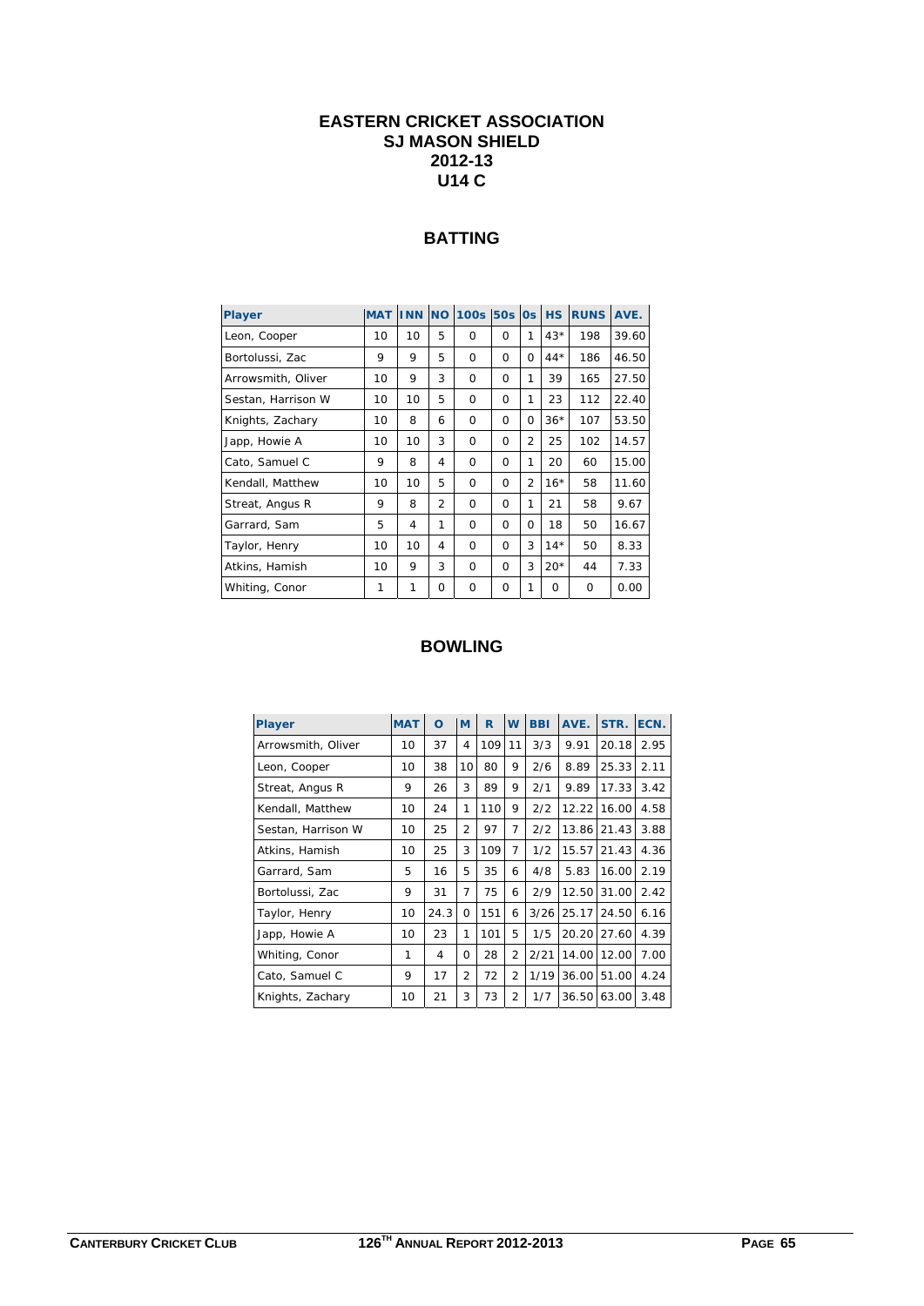# EASTERN CRICKET ASSOCIATION
# SJ MASON SHIELD
# 2012-13
# U14 C

## BATTING

| Player | MAT | INN | NO | 100s | 50s | 0s | HS | RUNS | AVE. |
|---|---|---|---|---|---|---|---|---|---|
| Leon, Cooper | 10 | 10 | 5 | 0 | 0 | 1 | 43* | 198 | 39.60 |
| Bortolussi, Zac | 9 | 9 | 5 | 0 | 0 | 0 | 44* | 186 | 46.50 |
| Arrowsmith, Oliver | 10 | 9 | 3 | 0 | 0 | 1 | 39 | 165 | 27.50 |
| Sestan, Harrison W | 10 | 10 | 5 | 0 | 0 | 1 | 23 | 112 | 22.40 |
| Knights, Zachary | 10 | 8 | 6 | 0 | 0 | 0 | 36* | 107 | 53.50 |
| Japp, Howie A | 10 | 10 | 3 | 0 | 0 | 2 | 25 | 102 | 14.57 |
| Cato, Samuel C | 9 | 8 | 4 | 0 | 0 | 1 | 20 | 60 | 15.00 |
| Kendall, Matthew | 10 | 10 | 5 | 0 | 0 | 2 | 16* | 58 | 11.60 |
| Streat, Angus R | 9 | 8 | 2 | 0 | 0 | 1 | 21 | 58 | 9.67 |
| Garrard, Sam | 5 | 4 | 1 | 0 | 0 | 0 | 18 | 50 | 16.67 |
| Taylor, Henry | 10 | 10 | 4 | 0 | 0 | 3 | 14* | 50 | 8.33 |
| Atkins, Hamish | 10 | 9 | 3 | 0 | 0 | 3 | 20* | 44 | 7.33 |
| Whiting, Conor | 1 | 1 | 0 | 0 | 0 | 1 | 0 | 0 | 0.00 |

## BOWLING

| Player | MAT | O | M | R | W | BBI | AVE. | STR. | ECN. |
|---|---|---|---|---|---|---|---|---|---|
| Arrowsmith, Oliver | 10 | 37 | 4 | 109 | 11 | 3/3 | 9.91 | 20.18 | 2.95 |
| Leon, Cooper | 10 | 38 | 10 | 80 | 9 | 2/6 | 8.89 | 25.33 | 2.11 |
| Streat, Angus R | 9 | 26 | 3 | 89 | 9 | 2/1 | 9.89 | 17.33 | 3.42 |
| Kendall, Matthew | 10 | 24 | 1 | 110 | 9 | 2/2 | 12.22 | 16.00 | 4.58 |
| Sestan, Harrison W | 10 | 25 | 2 | 97 | 7 | 2/2 | 13.86 | 21.43 | 3.88 |
| Atkins, Hamish | 10 | 25 | 3 | 109 | 7 | 1/2 | 15.57 | 21.43 | 4.36 |
| Garrard, Sam | 5 | 16 | 5 | 35 | 6 | 4/8 | 5.83 | 16.00 | 2.19 |
| Bortolussi, Zac | 9 | 31 | 7 | 75 | 6 | 2/9 | 12.50 | 31.00 | 2.42 |
| Taylor, Henry | 10 | 24.3 | 0 | 151 | 6 | 3/26 | 25.17 | 24.50 | 6.16 |
| Japp, Howie A | 10 | 23 | 1 | 101 | 5 | 1/5 | 20.20 | 27.60 | 4.39 |
| Whiting, Conor | 1 | 4 | 0 | 28 | 2 | 2/21 | 14.00 | 12.00 | 7.00 |
| Cato, Samuel C | 9 | 17 | 2 | 72 | 2 | 1/19 | 36.00 | 51.00 | 4.24 |
| Knights, Zachary | 10 | 21 | 3 | 73 | 2 | 1/7 | 36.50 | 63.00 | 3.48 |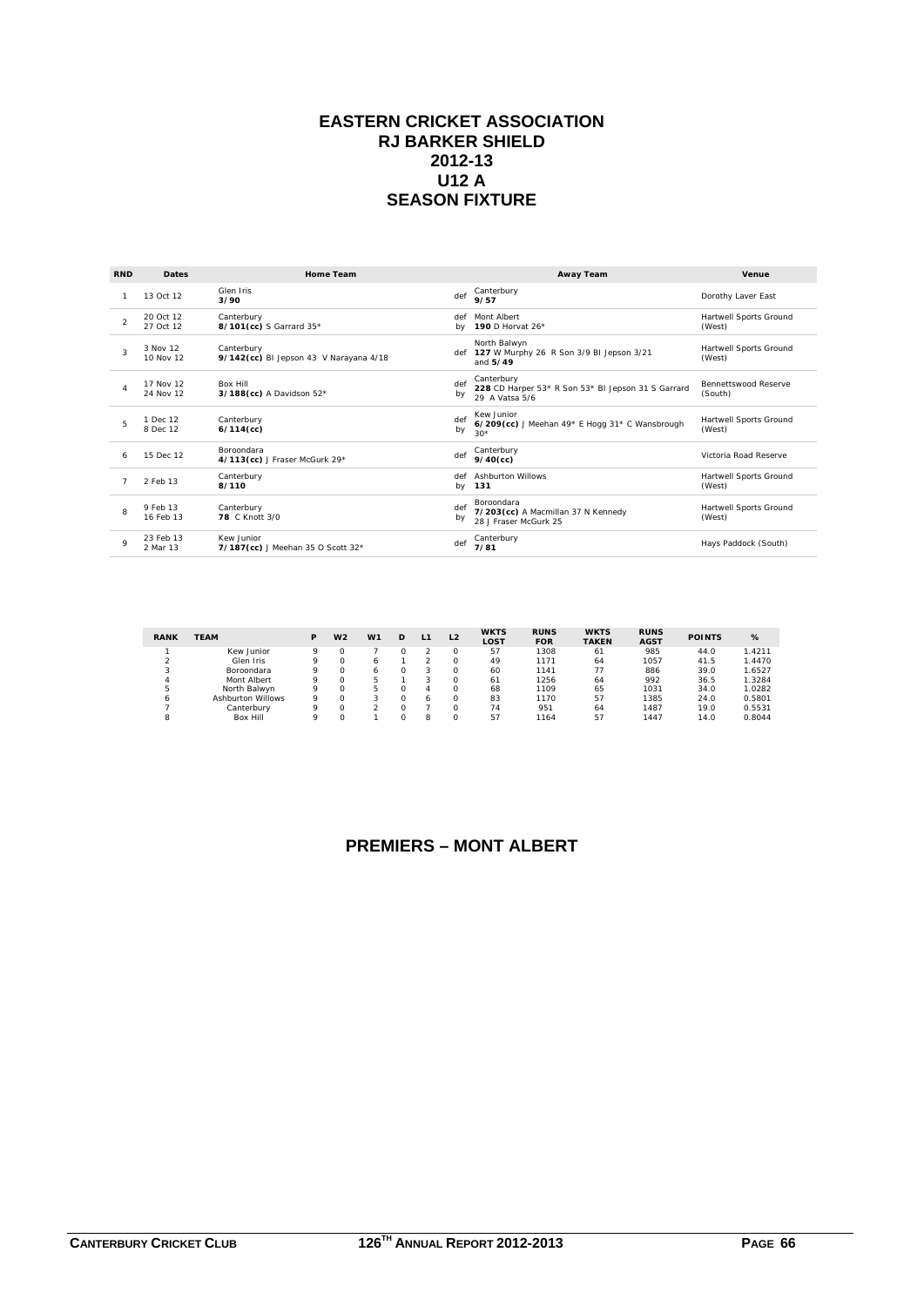# EASTERN CRICKET ASSOCIATION
# RJ BARKER SHIELD
# 2012-13
# U12 A
# SEASON FIXTURE

| RND | Dates | Home Team | | Away Team | Venue |
|---|---|---|---|---|---|
| 1 | 13 Oct 12 | Glen Iris **3/90** | def | Canterbury **9/57** | Dorothy Laver East |
| 2 | 20 Oct 12 27 Oct 12 | Canterbury **8/101(cc)** S Garrard 35* | def by | Mont Albert **190** D Horvat 26* | Hartwell Sports Ground (West) |
| 3 | 3 Nov 12 10 Nov 12 | Canterbury **9/142(cc)** Bl Jepson 43 V Narayana 4/18 | def | North Balwyn **127** W Murphy 26 R Son 3/9 Bl Jepson 3/21 and **5/49** | Hartwell Sports Ground (West) |
| 4 | 17 Nov 12 24 Nov 12 | Box Hill **3/188(cc)** A Davidson 52* | def by | Canterbury **228** CD Harper 53* R Son 53* Bl Jepson 31 S Garrard 29 A Vatsa 5/6 | Bennettswood Reserve (South) |
| 5 | 1 Dec 12 8 Dec 12 | Canterbury **6/114(cc)** | def by | Kew Junior **6/209(cc)** J Meehan 49* E Hogg 31* C Wansbrough 30* | Hartwell Sports Ground (West) |
| 6 | 15 Dec 12 | Boroondara **4/113(cc)** J Fraser McGurk 29* | def | Canterbury **9/40(cc)** | Victoria Road Reserve |
| 7 | 2 Feb 13 | Canterbury **8/110** | def by | Ashburton Willows **131** | Hartwell Sports Ground (West) |
| 8 | 9 Feb 13 16 Feb 13 | Canterbury **78** C Knott 3/0 | def by | Boroondara **7/203(cc)** A Macmillan 37 N Kennedy 28 J Fraser McGurk 25 | Hartwell Sports Ground (West) |
| 9 | 23 Feb 13 2 Mar 13 | Kew Junior **7/187(cc)** J Meehan 35 O Scott 32* | def | Canterbury **7/81** | Hays Paddock (South) |

| RANK | TEAM | P | W2 | W1 | D | L1 | L2 | WKTS LOST | RUNS FOR | WKTS TAKEN | RUNS AGST | POINTS | % |
|---|---|---|---|---|---|---|---|---|---|---|---|---|---|
| 1 | Kew Junior | 9 | 0 | 7 | 0 | 2 | 0 | 57 | 1308 | 61 | 985 | 44.0 | 1.4211 |
| 2 | Glen Iris | 9 | 0 | 6 | 1 | 2 | 0 | 49 | 1171 | 64 | 1057 | 41.5 | 1.4470 |
| 3 | Boroondara | 9 | 0 | 6 | 0 | 3 | 0 | 60 | 1141 | 77 | 886 | 39.0 | 1.6527 |
| 4 | Mont Albert | 9 | 0 | 5 | 1 | 3 | 0 | 61 | 1256 | 64 | 992 | 36.5 | 1.3284 |
| 5 | North Balwyn | 9 | 0 | 5 | 0 | 4 | 0 | 68 | 1109 | 65 | 1031 | 34.0 | 1.0282 |
| 6 | Ashburton Willows | 9 | 0 | 3 | 0 | 6 | 0 | 83 | 1170 | 57 | 1385 | 24.0 | 0.5801 |
| 7 | Canterbury | 9 | 0 | 2 | 0 | 7 | 0 | 74 | 951 | 64 | 1487 | 19.0 | 0.5531 |
| 8 | Box Hill | 9 | 0 | 1 | 0 | 8 | 0 | 57 | 1164 | 57 | 1447 | 14.0 | 0.8044 |

## PREMIERS – MONT ALBERT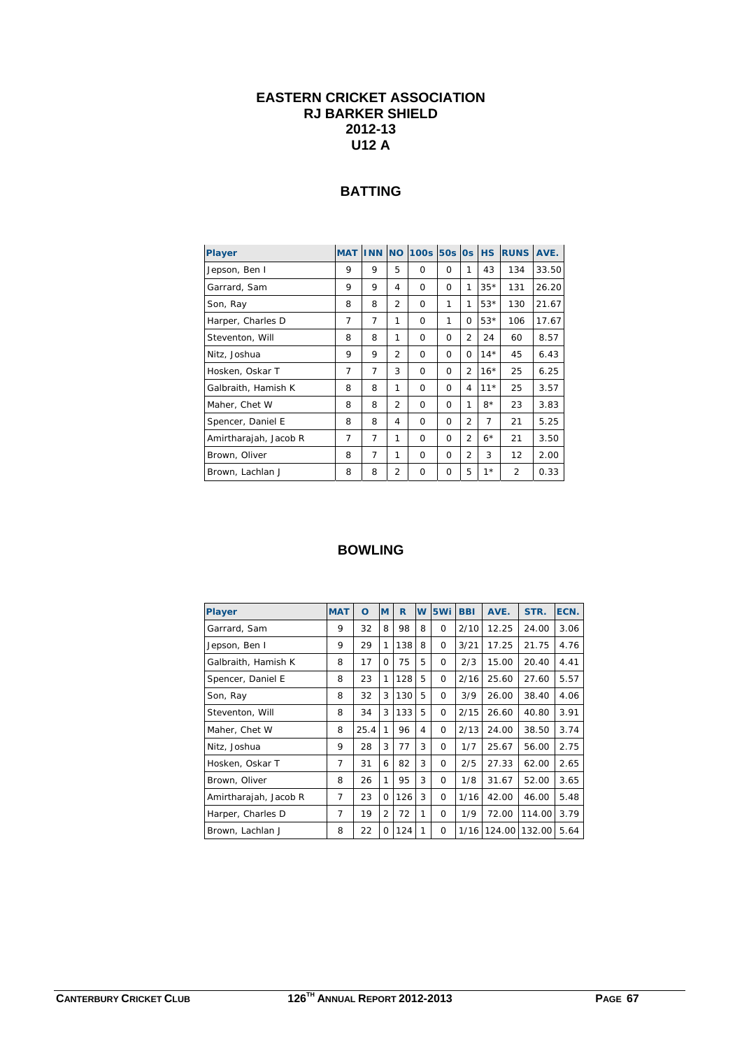# EASTERN CRICKET ASSOCIATION
# RJ BARKER SHIELD
# 2012-13
# U12 A

## BATTING

| Player | MAT | INN | NO | 100s | 50s | 0s | HS | RUNS | AVE. |
|---|---|---|---|---|---|---|---|---|---|
| Jepson, Ben I | 9 | 9 | 5 | 0 | 0 | 1 | 43 | 134 | 33.50 |
| Garrard, Sam | 9 | 9 | 4 | 0 | 0 | 1 | 35* | 131 | 26.20 |
| Son, Ray | 8 | 8 | 2 | 0 | 1 | 1 | 53* | 130 | 21.67 |
| Harper, Charles D | 7 | 7 | 1 | 0 | 1 | 0 | 53* | 106 | 17.67 |
| Steventon, Will | 8 | 8 | 1 | 0 | 0 | 2 | 24 | 60 | 8.57 |
| Nitz, Joshua | 9 | 9 | 2 | 0 | 0 | 0 | 14* | 45 | 6.43 |
| Hosken, Oskar T | 7 | 7 | 3 | 0 | 0 | 2 | 16* | 25 | 6.25 |
| Galbraith, Hamish K | 8 | 8 | 1 | 0 | 0 | 4 | 11* | 25 | 3.57 |
| Maher, Chet W | 8 | 8 | 2 | 0 | 0 | 1 | 8* | 23 | 3.83 |
| Spencer, Daniel E | 8 | 8 | 4 | 0 | 0 | 2 | 7 | 21 | 5.25 |
| Amirtharajah, Jacob R | 7 | 7 | 1 | 0 | 0 | 2 | 6* | 21 | 3.50 |
| Brown, Oliver | 8 | 7 | 1 | 0 | 0 | 2 | 3 | 12 | 2.00 |
| Brown, Lachlan J | 8 | 8 | 2 | 0 | 0 | 5 | 1* | 2 | 0.33 |

## BOWLING

| Player | MAT | O | M | R | W | 5Wi | BBI | AVE. | STR. | ECN. |
|---|---|---|---|---|---|---|---|---|---|---|
| Garrard, Sam | 9 | 32 | 8 | 98 | 8 | 0 | 2/10 | 12.25 | 24.00 | 3.06 |
| Jepson, Ben I | 9 | 29 | 1 | 138 | 8 | 0 | 3/21 | 17.25 | 21.75 | 4.76 |
| Galbraith, Hamish K | 8 | 17 | 0 | 75 | 5 | 0 | 2/3 | 15.00 | 20.40 | 4.41 |
| Spencer, Daniel E | 8 | 23 | 1 | 128 | 5 | 0 | 2/16 | 25.60 | 27.60 | 5.57 |
| Son, Ray | 8 | 32 | 3 | 130 | 5 | 0 | 3/9 | 26.00 | 38.40 | 4.06 |
| Steventon, Will | 8 | 34 | 3 | 133 | 5 | 0 | 2/15 | 26.60 | 40.80 | 3.91 |
| Maher, Chet W | 8 | 25.4 | 1 | 96 | 4 | 0 | 2/13 | 24.00 | 38.50 | 3.74 |
| Nitz, Joshua | 9 | 28 | 3 | 77 | 3 | 0 | 1/7 | 25.67 | 56.00 | 2.75 |
| Hosken, Oskar T | 7 | 31 | 6 | 82 | 3 | 0 | 2/5 | 27.33 | 62.00 | 2.65 |
| Brown, Oliver | 8 | 26 | 1 | 95 | 3 | 0 | 1/8 | 31.67 | 52.00 | 3.65 |
| Amirtharajah, Jacob R | 7 | 23 | 0 | 126 | 3 | 0 | 1/16 | 42.00 | 46.00 | 5.48 |
| Harper, Charles D | 7 | 19 | 2 | 72 | 1 | 0 | 1/9 | 72.00 | 114.00 | 3.79 |
| Brown, Lachlan J | 8 | 22 | 0 | 124 | 1 | 0 | 1/16 | 124.00 | 132.00 | 5.64 |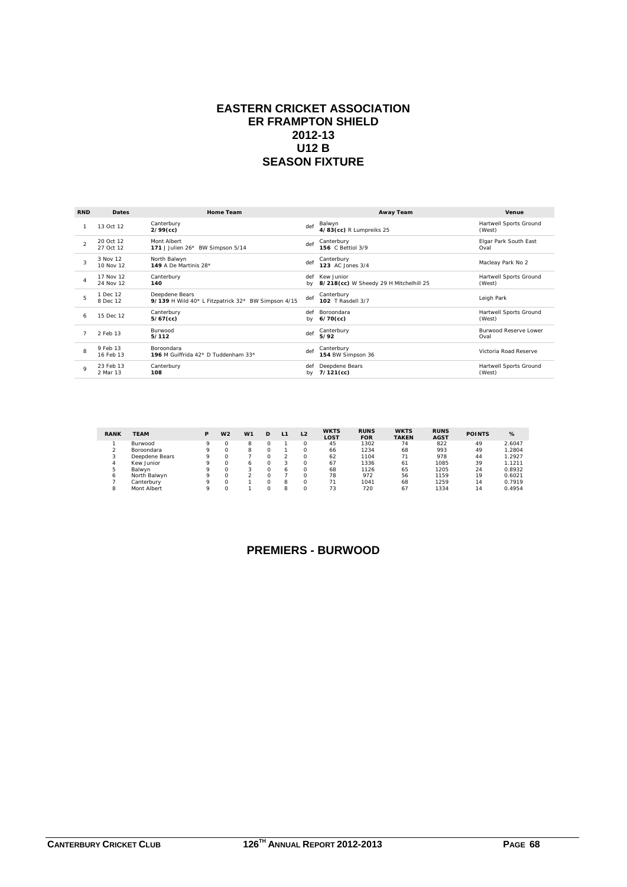# EASTERN CRICKET ASSOCIATION
# ER FRAMPTON SHIELD
# 2012-13
# U12 B
# SEASON FIXTURE

| RND | Dates | Home Team | | Away Team | Venue |
|---|---|---|---|---|---|
| 1 | 13 Oct 12 | Canterbury **2/99(cc)** | def | Balwyn **4/83(cc)** R Lumpreiks 25 | Hartwell Sports Ground (West) |
| 2 | 20 Oct 12 27 Oct 12 | Mont Albert **171** J Julien 26* BW Simpson 5/14 | def | Canterbury **156** C Bettiol 3/9 | Elgar Park South East Oval |
| 3 | 3 Nov 12 10 Nov 12 | North Balwyn **149** A De Martinis 28* | def | Canterbury **123** AC Jones 3/4 | Macleay Park No 2 |
| 4 | 17 Nov 12 24 Nov 12 | Canterbury **140** | def by | Kew Junior **8/218(cc)** W Sheedy 29 H Mitchelhill 25 | Hartwell Sports Ground (West) |
| 5 | 1 Dec 12 8 Dec 12 | Deepdene Bears **9/139** H Wild 40* L Fitzpatrick 32* BW Simpson 4/15 | def | Canterbury **102** T Rasdell 3/7 | Leigh Park |
| 6 | 15 Dec 12 | Canterbury **5/67(cc)** | def by | Boroondara **6/70(cc)** | Hartwell Sports Ground (West) |
| 7 | 2 Feb 13 | Burwood **5/112** | def | Canterbury **5/92** | Burwood Reserve Lower Oval |
| 8 | 9 Feb 13 16 Feb 13 | Boroondara **196** M Guiffrida 42* D Tuddenham 33* | def | Canterbury **154** BW Simpson 36 | Victoria Road Reserve |
| 9 | 23 Feb 13 2 Mar 13 | Canterbury **108** | def by | Deepdene Bears **7/121(cc)** | Hartwell Sports Ground (West) |

| RANK | TEAM | P | W2 | W1 | D | L1 | L2 | WKTS LOST | RUNS FOR | WKTS TAKEN | RUNS AGST | POINTS | % |
|---|---|---|---|---|---|---|---|---|---|---|---|---|---|
| 1 | Burwood | 9 | 0 | 8 | 0 | 1 | 0 | 45 | 1302 | 74 | 822 | 49 | 2.6047 |
| 2 | Boroondara | 9 | 0 | 8 | 0 | 1 | 0 | 66 | 1234 | 68 | 993 | 49 | 1.2804 |
| 3 | Deepdene Bears | 9 | 0 | 7 | 0 | 2 | 0 | 62 | 1104 | 71 | 978 | 44 | 1.2927 |
| 4 | Kew Junior | 9 | 0 | 6 | 0 | 3 | 0 | 67 | 1336 | 61 | 1085 | 39 | 1.1211 |
| 5 | Balwyn | 9 | 0 | 3 | 0 | 6 | 0 | 68 | 1126 | 65 | 1205 | 24 | 0.8932 |
| 6 | North Balwyn | 9 | 0 | 2 | 0 | 7 | 0 | 78 | 972 | 56 | 1159 | 19 | 0.6021 |
| 7 | Canterbury | 9 | 0 | 1 | 0 | 8 | 0 | 71 | 1041 | 68 | 1259 | 14 | 0.7919 |
| 8 | Mont Albert | 9 | 0 | 1 | 0 | 8 | 0 | 73 | 720 | 67 | 1334 | 14 | 0.4954 |

## PREMIERS - BURWOOD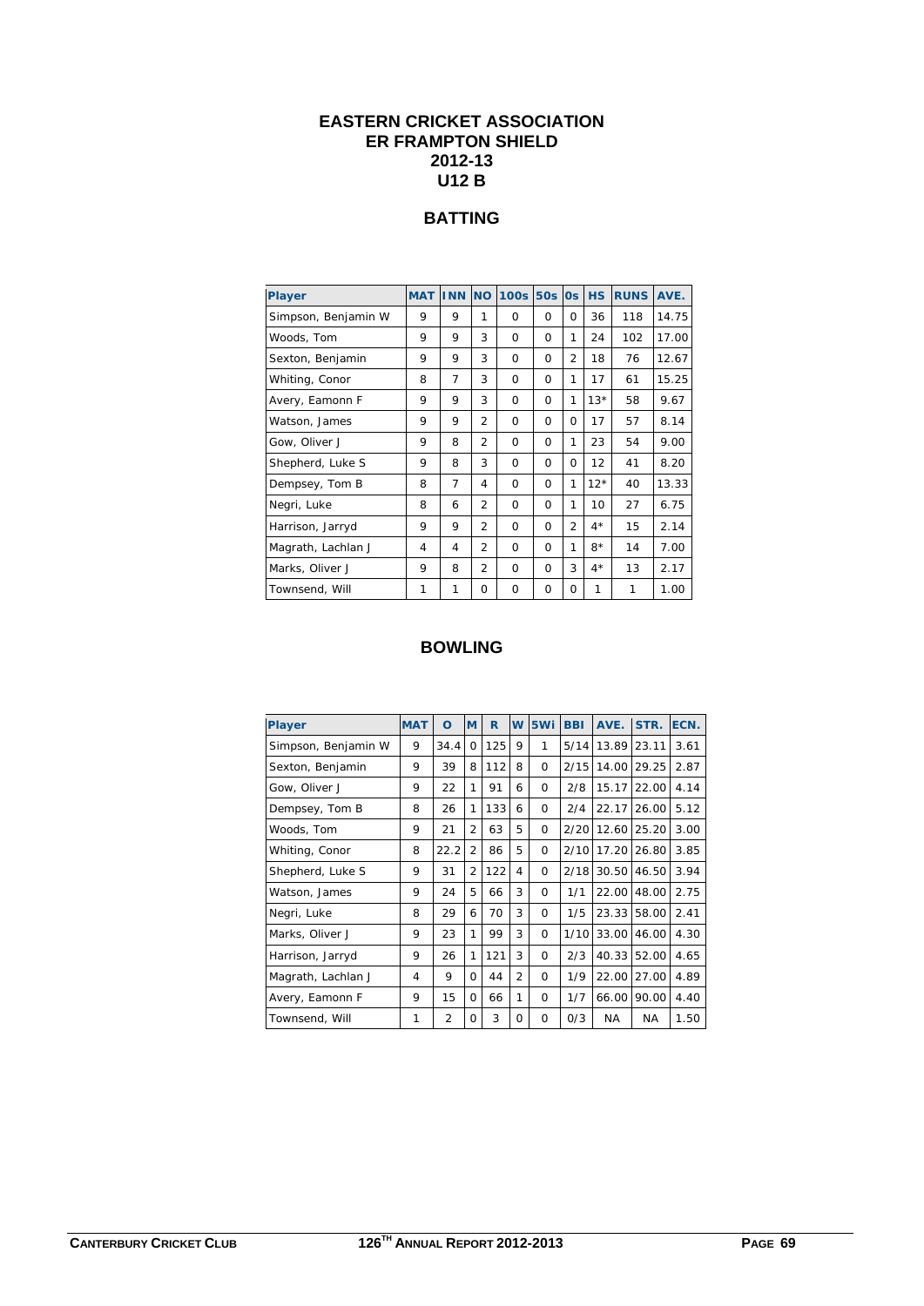# EASTERN CRICKET ASSOCIATION
# ER FRAMPTON SHIELD
# 2012-13
# U12 B

## BATTING

| Player | MAT | INN | NO | 100s | 50s | 0s | HS | RUNS | AVE. |
|---|---|---|---|---|---|---|---|---|---|
| Simpson, Benjamin W | 9 | 9 | 1 | 0 | 0 | 0 | 36 | 118 | 14.75 |
| Woods, Tom | 9 | 9 | 3 | 0 | 0 | 1 | 24 | 102 | 17.00 |
| Sexton, Benjamin | 9 | 9 | 3 | 0 | 0 | 2 | 18 | 76 | 12.67 |
| Whiting, Conor | 8 | 7 | 3 | 0 | 0 | 1 | 17 | 61 | 15.25 |
| Avery, Eamonn F | 9 | 9 | 3 | 0 | 0 | 1 | 13* | 58 | 9.67 |
| Watson, James | 9 | 9 | 2 | 0 | 0 | 0 | 17 | 57 | 8.14 |
| Gow, Oliver J | 9 | 8 | 2 | 0 | 0 | 1 | 23 | 54 | 9.00 |
| Shepherd, Luke S | 9 | 8 | 3 | 0 | 0 | 0 | 12 | 41 | 8.20 |
| Dempsey, Tom B | 8 | 7 | 4 | 0 | 0 | 1 | 12* | 40 | 13.33 |
| Negri, Luke | 8 | 6 | 2 | 0 | 0 | 1 | 10 | 27 | 6.75 |
| Harrison, Jarryd | 9 | 9 | 2 | 0 | 0 | 2 | 4* | 15 | 2.14 |
| Magrath, Lachlan J | 4 | 4 | 2 | 0 | 0 | 1 | 8* | 14 | 7.00 |
| Marks, Oliver J | 9 | 8 | 2 | 0 | 0 | 3 | 4* | 13 | 2.17 |
| Townsend, Will | 1 | 1 | 0 | 0 | 0 | 0 | 1 | 1 | 1.00 |

## BOWLING

| Player | MAT | O | M | R | W | 5Wi | BBI | AVE. | STR. | ECN. |
|---|---|---|---|---|---|---|---|---|---|---|
| Simpson, Benjamin W | 9 | 34.4 | 0 | 125 | 9 | 1 | 5/14 | 13.89 | 23.11 | 3.61 |
| Sexton, Benjamin | 9 | 39 | 8 | 112 | 8 | 0 | 2/15 | 14.00 | 29.25 | 2.87 |
| Gow, Oliver J | 9 | 22 | 1 | 91 | 6 | 0 | 2/8 | 15.17 | 22.00 | 4.14 |
| Dempsey, Tom B | 8 | 26 | 1 | 133 | 6 | 0 | 2/4 | 22.17 | 26.00 | 5.12 |
| Woods, Tom | 9 | 21 | 2 | 63 | 5 | 0 | 2/20 | 12.60 | 25.20 | 3.00 |
| Whiting, Conor | 8 | 22.2 | 2 | 86 | 5 | 0 | 2/10 | 17.20 | 26.80 | 3.85 |
| Shepherd, Luke S | 9 | 31 | 2 | 122 | 4 | 0 | 2/18 | 30.50 | 46.50 | 3.94 |
| Watson, James | 9 | 24 | 5 | 66 | 3 | 0 | 1/1 | 22.00 | 48.00 | 2.75 |
| Negri, Luke | 8 | 29 | 6 | 70 | 3 | 0 | 1/5 | 23.33 | 58.00 | 2.41 |
| Marks, Oliver J | 9 | 23 | 1 | 99 | 3 | 0 | 1/10 | 33.00 | 46.00 | 4.30 |
| Harrison, Jarryd | 9 | 26 | 1 | 121 | 3 | 0 | 2/3 | 40.33 | 52.00 | 4.65 |
| Magrath, Lachlan J | 4 | 9 | 0 | 44 | 2 | 0 | 1/9 | 22.00 | 27.00 | 4.89 |
| Avery, Eamonn F | 9 | 15 | 0 | 66 | 1 | 0 | 1/7 | 66.00 | 90.00 | 4.40 |
| Townsend, Will | 1 | 2 | 0 | 3 | 0 | 0 | 0/3 | NA | NA | 1.50 |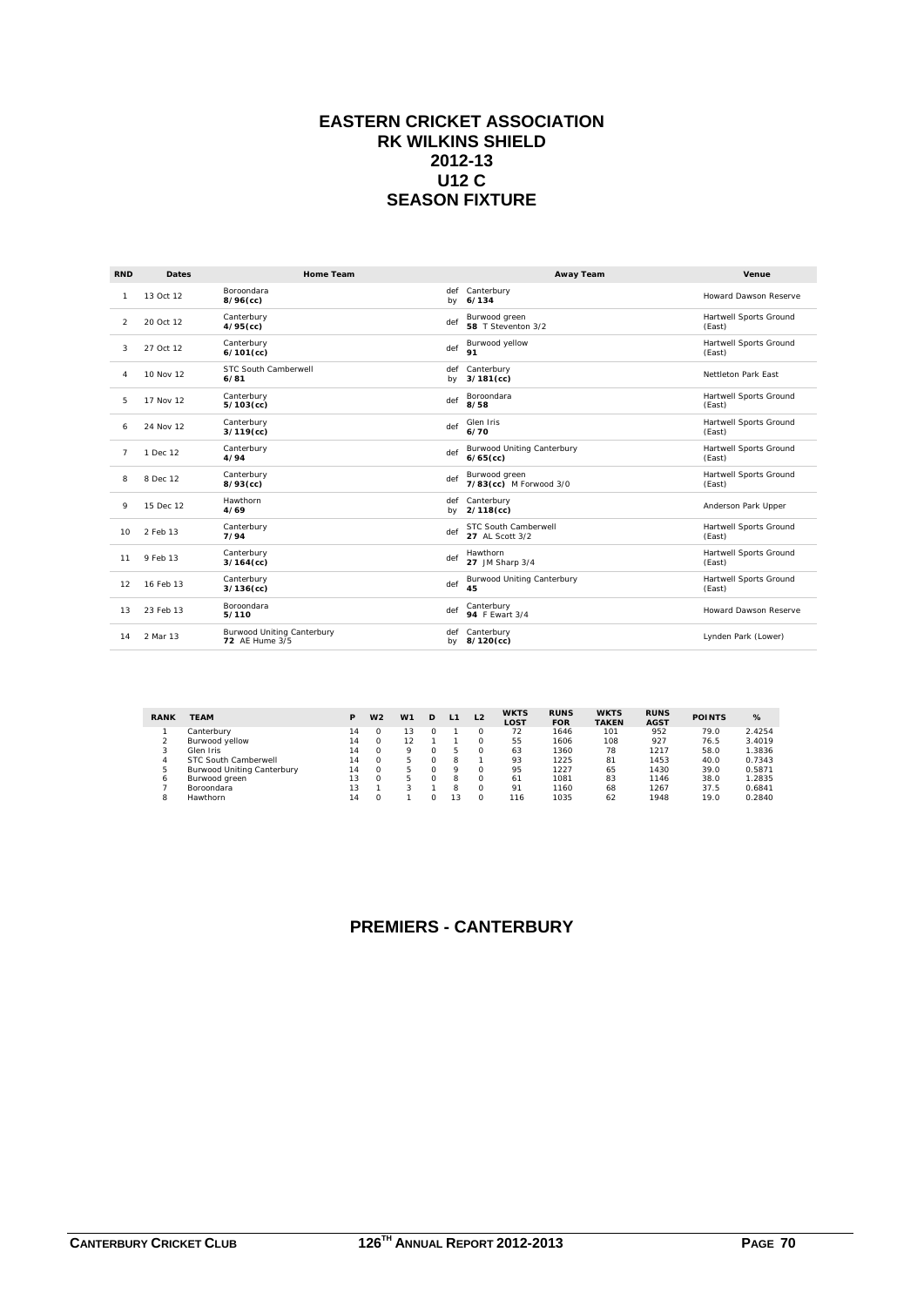# EASTERN CRICKET ASSOCIATION
# RK WILKINS SHIELD
# 2012-13
# U12 C
# SEASON FIXTURE

| RND | Dates | Home Team | | Away Team | Venue |
|---|---|---|---|---|---|
| 1 | 13 Oct 12 | Boroondara **8/96(cc)** | def by | Canterbury **6/134** | Howard Dawson Reserve |
| 2 | 20 Oct 12 | Canterbury **4/95(cc)** | def | Burwood green **58** T Steventon 3/2 | Hartwell Sports Ground (East) |
| 3 | 27 Oct 12 | Canterbury **6/101(cc)** | def | Burwood yellow **91** | Hartwell Sports Ground (East) |
| 4 | 10 Nov 12 | STC South Camberwell **6/81** | def by | Canterbury **3/181(cc)** | Nettleton Park East |
| 5 | 17 Nov 12 | Canterbury **5/103(cc)** | def | Boroondara **8/58** | Hartwell Sports Ground (East) |
| 6 | 24 Nov 12 | Canterbury **3/119(cc)** | def | Glen Iris **6/70** | Hartwell Sports Ground (East) |
| 7 | 1 Dec 12 | Canterbury **4/94** | def | Burwood Uniting Canterbury **6/65(cc)** | Hartwell Sports Ground (East) |
| 8 | 8 Dec 12 | Canterbury **8/93(cc)** | def | Burwood green **7/83(cc)** M Forwood 3/0 | Hartwell Sports Ground (East) |
| 9 | 15 Dec 12 | Hawthorn **4/69** | def by | Canterbury **2/118(cc)** | Anderson Park Upper |
| 10 | 2 Feb 13 | Canterbury **7/94** | def | STC South Camberwell **27** AL Scott 3/2 | Hartwell Sports Ground (East) |
| 11 | 9 Feb 13 | Canterbury **3/164(cc)** | def | Hawthorn **27** JM Sharp 3/4 | Hartwell Sports Ground (East) |
| 12 | 16 Feb 13 | Canterbury **3/136(cc)** | def | Burwood Uniting Canterbury **45** | Hartwell Sports Ground (East) |
| 13 | 23 Feb 13 | Boroondara **5/110** | def | Canterbury **94** F Ewart 3/4 | Howard Dawson Reserve |
| 14 | 2 Mar 13 | Burwood Uniting Canterbury **72** AE Hume 3/5 | def by | Canterbury **8/120(cc)** | Lynden Park (Lower) |

| RANK | TEAM | P | W2 | W1 | D | L1 | L2 | WKTS LOST | RUNS FOR | WKTS TAKEN | RUNS AGST | POINTS | % |
|---|---|---|---|---|---|---|---|---|---|---|---|---|---|
| 1 | Canterbury | 14 | 0 | 13 | 0 | 1 | 0 | 72 | 1646 | 101 | 952 | 79.0 | 2.4254 |
| 2 | Burwood yellow | 14 | 0 | 12 | 1 | 1 | 0 | 55 | 1606 | 108 | 927 | 76.5 | 3.4019 |
| 3 | Glen Iris | 14 | 0 | 9 | 0 | 5 | 0 | 63 | 1360 | 78 | 1217 | 58.0 | 1.3836 |
| 4 | STC South Camberwell | 14 | 0 | 5 | 0 | 8 | 1 | 93 | 1225 | 81 | 1453 | 40.0 | 0.7343 |
| 5 | Burwood Uniting Canterbury | 14 | 0 | 5 | 0 | 9 | 0 | 95 | 1227 | 65 | 1430 | 39.0 | 0.5871 |
| 6 | Burwood green | 13 | 0 | 5 | 0 | 8 | 0 | 61 | 1081 | 83 | 1146 | 38.0 | 1.2835 |
| 7 | Boroondara | 13 | 1 | 3 | 1 | 8 | 0 | 91 | 1160 | 68 | 1267 | 37.5 | 0.6841 |
| 8 | Hawthorn | 14 | 0 | 1 | 0 | 13 | 0 | 116 | 1035 | 62 | 1948 | 19.0 | 0.2840 |

## PREMIERS - CANTERBURY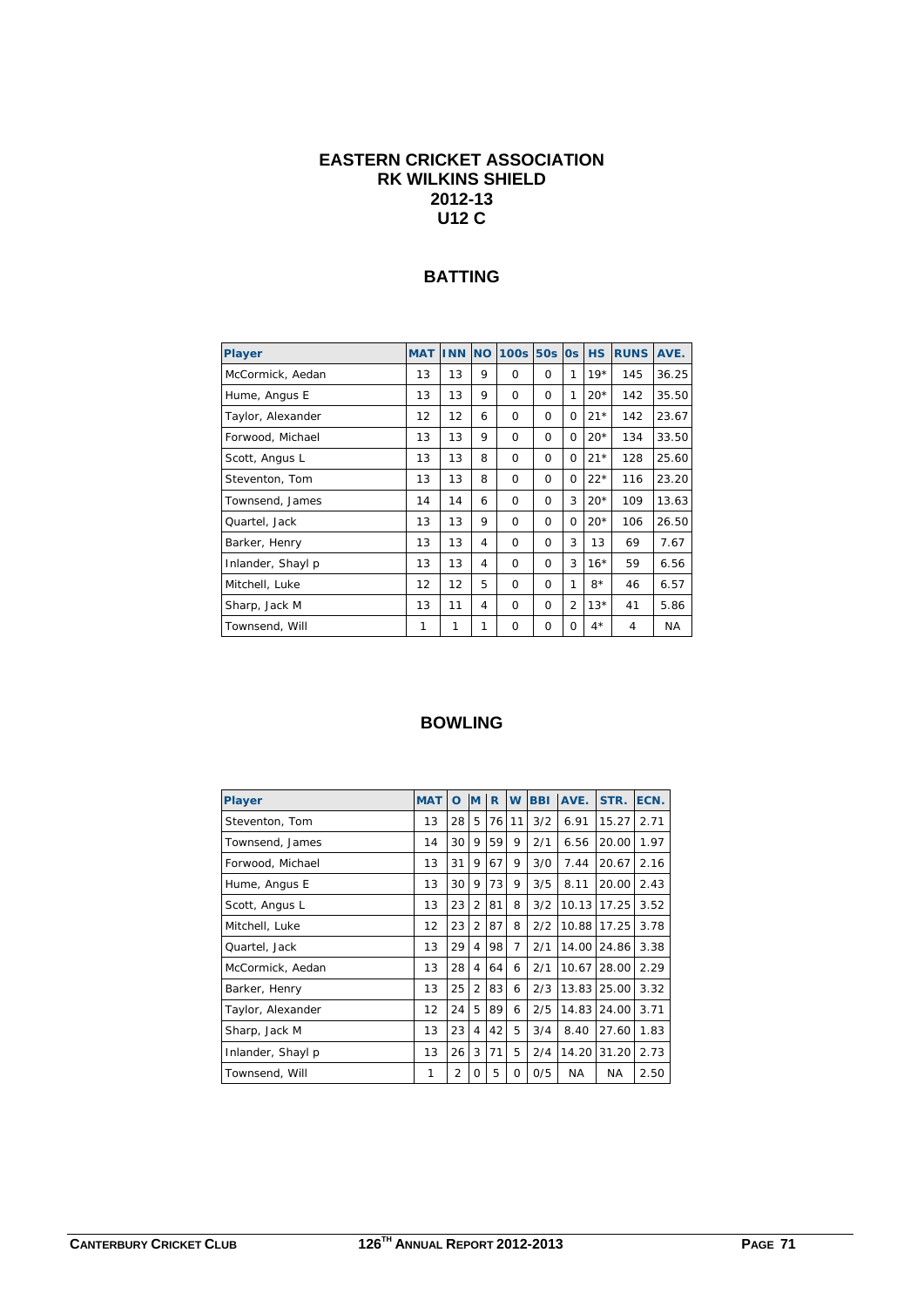# EASTERN CRICKET ASSOCIATION
# RK WILKINS SHIELD
# 2012-13
# U12 C

## BATTING

| Player | MAT | INN | NO | 100s | 50s | 0s | HS | RUNS | AVE. |
|---|---|---|---|---|---|---|---|---|---|
| McCormick, Aedan | 13 | 13 | 9 | 0 | 0 | 1 | 19* | 145 | 36.25 |
| Hume, Angus E | 13 | 13 | 9 | 0 | 0 | 1 | 20* | 142 | 35.50 |
| Taylor, Alexander | 12 | 12 | 6 | 0 | 0 | 0 | 21* | 142 | 23.67 |
| Forwood, Michael | 13 | 13 | 9 | 0 | 0 | 0 | 20* | 134 | 33.50 |
| Scott, Angus L | 13 | 13 | 8 | 0 | 0 | 0 | 21* | 128 | 25.60 |
| Steventon, Tom | 13 | 13 | 8 | 0 | 0 | 0 | 22* | 116 | 23.20 |
| Townsend, James | 14 | 14 | 6 | 0 | 0 | 3 | 20* | 109 | 13.63 |
| Quartel, Jack | 13 | 13 | 9 | 0 | 0 | 0 | 20* | 106 | 26.50 |
| Barker, Henry | 13 | 13 | 4 | 0 | 0 | 3 | 13 | 69 | 7.67 |
| Inlander, Shayl p | 13 | 13 | 4 | 0 | 0 | 3 | 16* | 59 | 6.56 |
| Mitchell, Luke | 12 | 12 | 5 | 0 | 0 | 1 | 8* | 46 | 6.57 |
| Sharp, Jack M | 13 | 11 | 4 | 0 | 0 | 2 | 13* | 41 | 5.86 |
| Townsend, Will | 1 | 1 | 1 | 0 | 0 | 0 | 4* | 4 | NA |

## BOWLING

| Player | MAT | O | M | R | W | BBI | AVE. | STR. | ECN. |
|---|---|---|---|---|---|---|---|---|---|
| Steventon, Tom | 13 | 28 | 5 | 76 | 11 | 3/2 | 6.91 | 15.27 | 2.71 |
| Townsend, James | 14 | 30 | 9 | 59 | 9 | 2/1 | 6.56 | 20.00 | 1.97 |
| Forwood, Michael | 13 | 31 | 9 | 67 | 9 | 3/0 | 7.44 | 20.67 | 2.16 |
| Hume, Angus E | 13 | 30 | 9 | 73 | 9 | 3/5 | 8.11 | 20.00 | 2.43 |
| Scott, Angus L | 13 | 23 | 2 | 81 | 8 | 3/2 | 10.13 | 17.25 | 3.52 |
| Mitchell, Luke | 12 | 23 | 2 | 87 | 8 | 2/2 | 10.88 | 17.25 | 3.78 |
| Quartel, Jack | 13 | 29 | 4 | 98 | 7 | 2/1 | 14.00 | 24.86 | 3.38 |
| McCormick, Aedan | 13 | 28 | 4 | 64 | 6 | 2/1 | 10.67 | 28.00 | 2.29 |
| Barker, Henry | 13 | 25 | 2 | 83 | 6 | 2/3 | 13.83 | 25.00 | 3.32 |
| Taylor, Alexander | 12 | 24 | 5 | 89 | 6 | 2/5 | 14.83 | 24.00 | 3.71 |
| Sharp, Jack M | 13 | 23 | 4 | 42 | 5 | 3/4 | 8.40 | 27.60 | 1.83 |
| Inlander, Shayl p | 13 | 26 | 3 | 71 | 5 | 2/4 | 14.20 | 31.20 | 2.73 |
| Townsend, Will | 1 | 2 | 0 | 5 | 0 | 0/5 | NA | NA | 2.50 |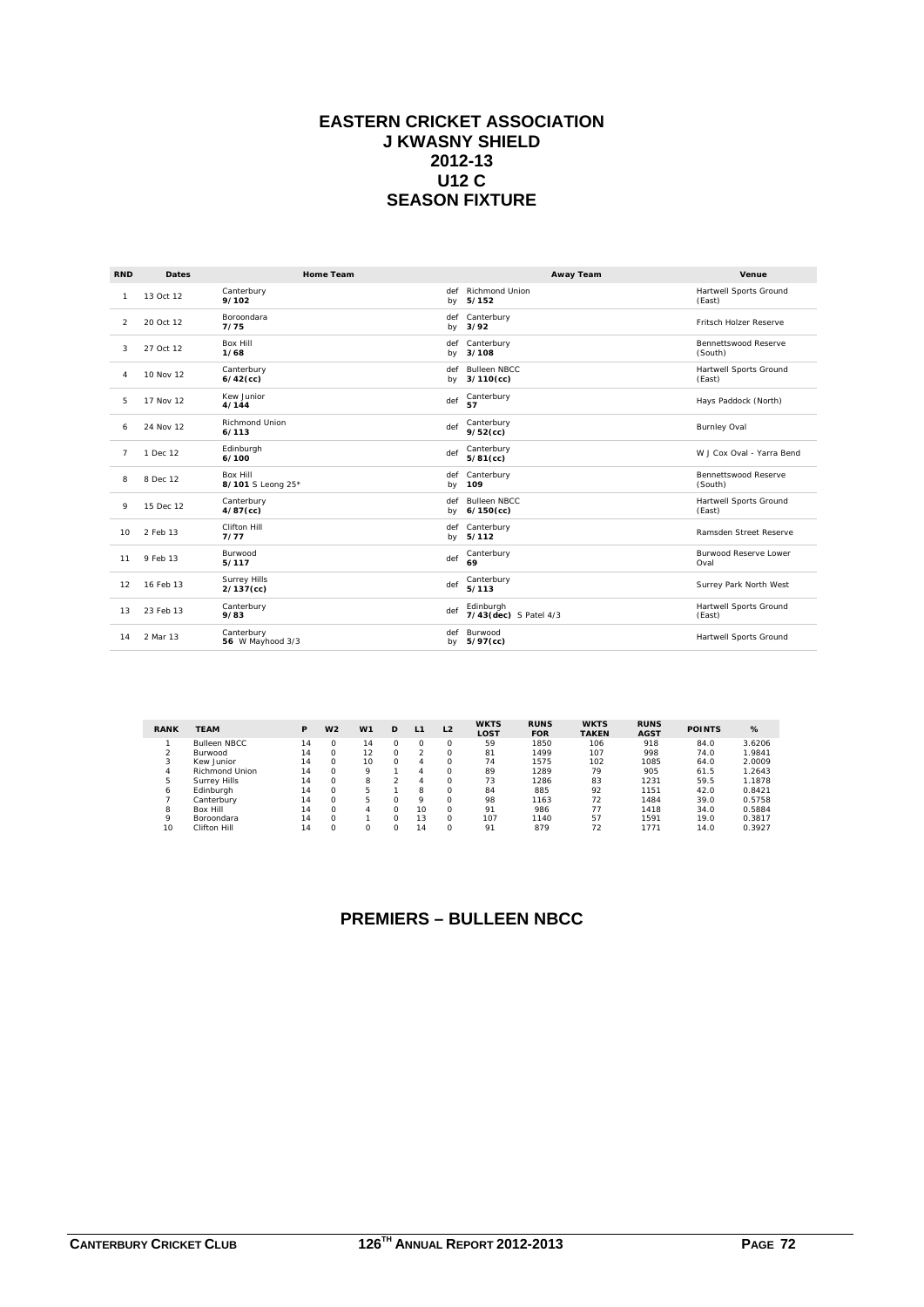# EASTERN CRICKET ASSOCIATION
# J KWASNY SHIELD
# 2012-13
# U12 C
# SEASON FIXTURE

| RND | Dates | Home Team | | Away Team | Venue |
|---|---|---|---|---|---|
| 1 | 13 Oct 12 | Canterbury **9/102** | def by | Richmond Union **5/152** | Hartwell Sports Ground (East) |
| 2 | 20 Oct 12 | Boroondara **7/75** | def by | Canterbury **3/92** | Fritsch Holzer Reserve |
| 3 | 27 Oct 12 | Box Hill **1/68** | def by | Canterbury **3/108** | Bennettswood Reserve (South) |
| 4 | 10 Nov 12 | Canterbury **6/42(cc)** | def by | Bulleen NBCC **3/110(cc)** | Hartwell Sports Ground (East) |
| 5 | 17 Nov 12 | Kew Junior **4/144** | def | Canterbury **57** | Hays Paddock (North) |
| 6 | 24 Nov 12 | Richmond Union **6/113** | def | Canterbury **9/52(cc)** | Burnley Oval |
| 7 | 1 Dec 12 | Edinburgh **6/100** | def | Canterbury **5/81(cc)** | W J Cox Oval - Yarra Bend |
| 8 | 8 Dec 12 | Box Hill **8/101** S Leong 25* | def by | Canterbury **109** | Bennettswood Reserve (South) |
| 9 | 15 Dec 12 | Canterbury **4/87(cc)** | def by | Bulleen NBCC **6/150(cc)** | Hartwell Sports Ground (East) |
| 10 | 2 Feb 13 | Clifton Hill **7/77** | def by | Canterbury **5/112** | Ramsden Street Reserve |
| 11 | 9 Feb 13 | Burwood **5/117** | def | Canterbury **69** | Burwood Reserve Lower Oval |
| 12 | 16 Feb 13 | Surrey Hills **2/137(cc)** | def | Canterbury **5/113** | Surrey Park North West |
| 13 | 23 Feb 13 | Canterbury **9/83** | def | Edinburgh **7/43(dec)** S Patel 4/3 | Hartwell Sports Ground (East) |
| 14 | 2 Mar 13 | Canterbury **56** W Mayhood 3/3 | def by | Burwood **5/97(cc)** | Hartwell Sports Ground |

| RANK | TEAM | P | W2 | W1 | D | L1 | L2 | WKTS LOST | RUNS FOR | WKTS TAKEN | RUNS AGST | POINTS | % |
|---|---|---|---|---|---|---|---|---|---|---|---|---|---|
| 1 | Bulleen NBCC | 14 | 0 | 14 | 0 | 0 | 0 | 59 | 1850 | 106 | 918 | 84.0 | 3.6206 |
| 2 | Burwood | 14 | 0 | 12 | 0 | 2 | 0 | 81 | 1499 | 107 | 998 | 74.0 | 1.9841 |
| 3 | Kew Junior | 14 | 0 | 10 | 0 | 4 | 0 | 74 | 1575 | 102 | 1085 | 64.0 | 2.0009 |
| 4 | Richmond Union | 14 | 0 | 9 | 1 | 4 | 0 | 89 | 1289 | 79 | 905 | 61.5 | 1.2643 |
| 5 | Surrey Hills | 14 | 0 | 8 | 2 | 4 | 0 | 73 | 1286 | 83 | 1231 | 59.5 | 1.1878 |
| 6 | Edinburgh | 14 | 0 | 5 | 1 | 8 | 0 | 84 | 885 | 92 | 1151 | 42.0 | 0.8421 |
| 7 | Canterbury | 14 | 0 | 5 | 0 | 9 | 0 | 98 | 1163 | 72 | 1484 | 39.0 | 0.5758 |
| 8 | Box Hill | 14 | 0 | 4 | 0 | 10 | 0 | 91 | 986 | 77 | 1418 | 34.0 | 0.5884 |
| 9 | Boroondara | 14 | 0 | 1 | 0 | 13 | 0 | 107 | 1140 | 57 | 1591 | 19.0 | 0.3817 |
| 10 | Clifton Hill | 14 | 0 | 0 | 0 | 14 | 0 | 91 | 879 | 72 | 1771 | 14.0 | 0.3927 |

## PREMIERS – BULLEEN NBCC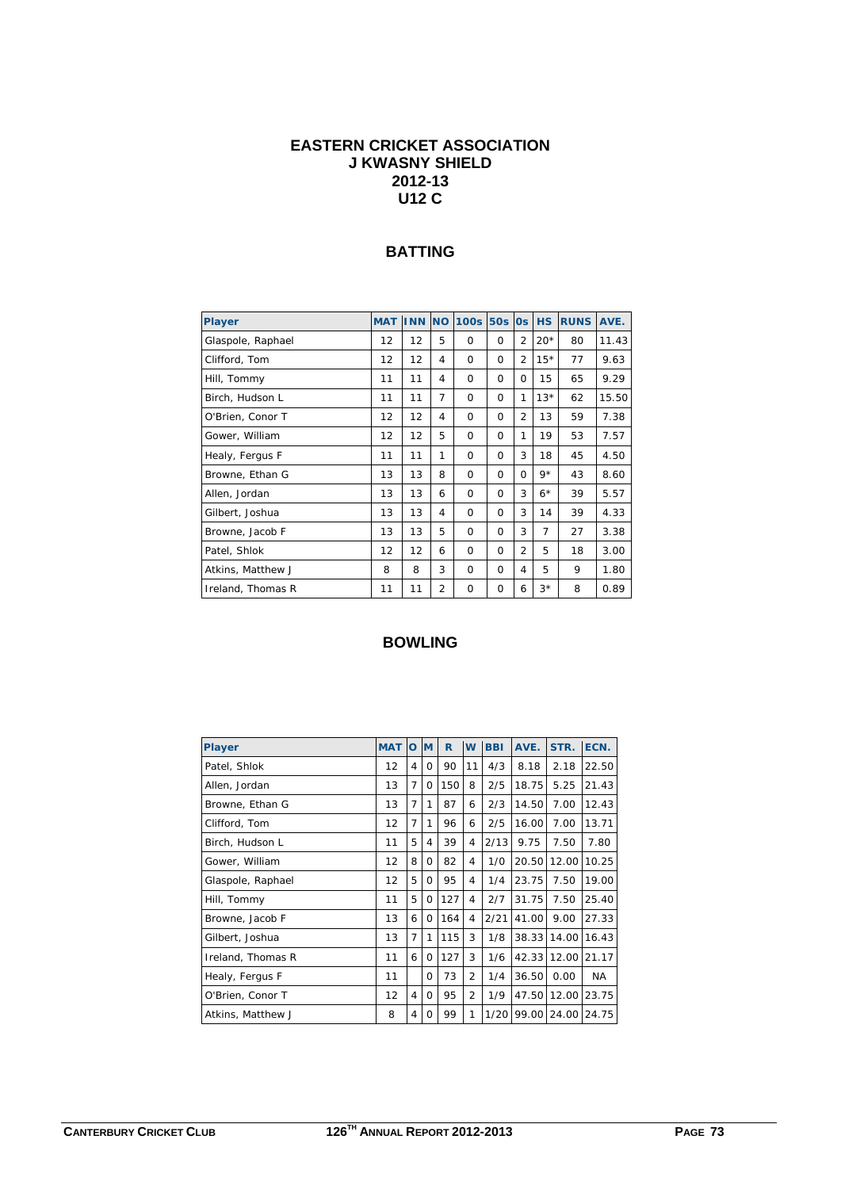# EASTERN CRICKET ASSOCIATION
# J KWASNY SHIELD
# 2012-13
# U12 C

## BATTING

| Player | MAT | INN | NO | 100s | 50s | 0s | HS | RUNS | AVE. |
|---|---|---|---|---|---|---|---|---|---|
| Glaspole, Raphael | 12 | 12 | 5 | 0 | 0 | 2 | 20* | 80 | 11.43 |
| Clifford, Tom | 12 | 12 | 4 | 0 | 0 | 2 | 15* | 77 | 9.63 |
| Hill, Tommy | 11 | 11 | 4 | 0 | 0 | 0 | 15 | 65 | 9.29 |
| Birch, Hudson L | 11 | 11 | 7 | 0 | 0 | 1 | 13* | 62 | 15.50 |
| O'Brien, Conor T | 12 | 12 | 4 | 0 | 0 | 2 | 13 | 59 | 7.38 |
| Gower, William | 12 | 12 | 5 | 0 | 0 | 1 | 19 | 53 | 7.57 |
| Healy, Fergus F | 11 | 11 | 1 | 0 | 0 | 3 | 18 | 45 | 4.50 |
| Browne, Ethan G | 13 | 13 | 8 | 0 | 0 | 0 | 9* | 43 | 8.60 |
| Allen, Jordan | 13 | 13 | 6 | 0 | 0 | 3 | 6* | 39 | 5.57 |
| Gilbert, Joshua | 13 | 13 | 4 | 0 | 0 | 3 | 14 | 39 | 4.33 |
| Browne, Jacob F | 13 | 13 | 5 | 0 | 0 | 3 | 7 | 27 | 3.38 |
| Patel, Shlok | 12 | 12 | 6 | 0 | 0 | 2 | 5 | 18 | 3.00 |
| Atkins, Matthew J | 8 | 8 | 3 | 0 | 0 | 4 | 5 | 9 | 1.80 |
| Ireland, Thomas R | 11 | 11 | 2 | 0 | 0 | 6 | 3* | 8 | 0.89 |

## BOWLING

| Player | MAT | O | M | R | W | BBI | AVE. | STR. | ECN. |
|---|---|---|---|---|---|---|---|---|---|
| Patel, Shlok | 12 | 4 | 0 | 90 | 11 | 4/3 | 8.18 | 2.18 | 22.50 |
| Allen, Jordan | 13 | 7 | 0 | 150 | 8 | 2/5 | 18.75 | 5.25 | 21.43 |
| Browne, Ethan G | 13 | 7 | 1 | 87 | 6 | 2/3 | 14.50 | 7.00 | 12.43 |
| Clifford, Tom | 12 | 7 | 1 | 96 | 6 | 2/5 | 16.00 | 7.00 | 13.71 |
| Birch, Hudson L | 11 | 5 | 4 | 39 | 4 | 2/13 | 9.75 | 7.50 | 7.80 |
| Gower, William | 12 | 8 | 0 | 82 | 4 | 1/0 | 20.50 | 12.00 | 10.25 |
| Glaspole, Raphael | 12 | 5 | 0 | 95 | 4 | 1/4 | 23.75 | 7.50 | 19.00 |
| Hill, Tommy | 11 | 5 | 0 | 127 | 4 | 2/7 | 31.75 | 7.50 | 25.40 |
| Browne, Jacob F | 13 | 6 | 0 | 164 | 4 | 2/21 | 41.00 | 9.00 | 27.33 |
| Gilbert, Joshua | 13 | 7 | 1 | 115 | 3 | 1/8 | 38.33 | 14.00 | 16.43 |
| Ireland, Thomas R | 11 | 6 | 0 | 127 | 3 | 1/6 | 42.33 | 12.00 | 21.17 |
| Healy, Fergus F | 11 | | 0 | 73 | 2 | 1/4 | 36.50 | 0.00 | NA |
| O'Brien, Conor T | 12 | 4 | 0 | 95 | 2 | 1/9 | 47.50 | 12.00 | 23.75 |
| Atkins, Matthew J | 8 | 4 | 0 | 99 | 1 | 1/20 | 99.00 | 24.00 | 24.75 |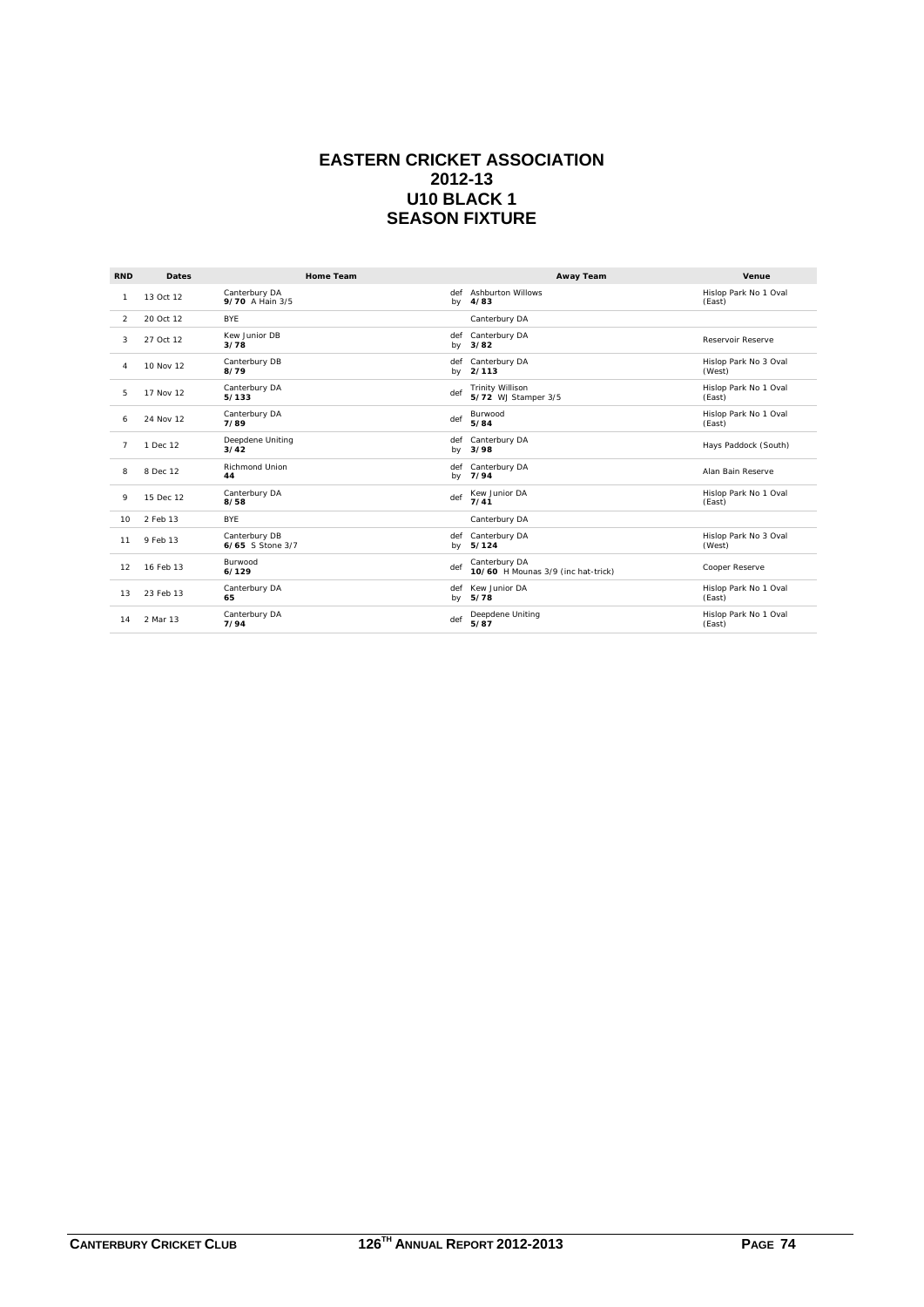# EASTERN CRICKET ASSOCIATION
# 2012-13
# U10 BLACK 1
# SEASON FIXTURE

| RND | Dates | Home Team | | Away Team | Venue |
|---|---|---|---|---|---|
| 1 | 13 Oct 12 | Canterbury DA **9/70** A Hain 3/5 | def by | Ashburton Willows **4/83** | Hislop Park No 1 Oval (East) |
| 2 | 20 Oct 12 | BYE | | Canterbury DA | |
| 3 | 27 Oct 12 | Kew Junior DB **3/78** | def by | Canterbury DA **3/82** | Reservoir Reserve |
| 4 | 10 Nov 12 | Canterbury DB **8/79** | def by | Canterbury DA **2/113** | Hislop Park No 3 Oval (West) |
| 5 | 17 Nov 12 | Canterbury DA **5/133** | def | Trinity Willison **5/72** WJ Stamper 3/5 | Hislop Park No 1 Oval (East) |
| 6 | 24 Nov 12 | Canterbury DA **7/89** | def | Burwood **5/84** | Hislop Park No 1 Oval (East) |
| 7 | 1 Dec 12 | Deepdene Uniting **3/42** | def by | Canterbury DA **3/98** | Hays Paddock (South) |
| 8 | 8 Dec 12 | Richmond Union **44** | def by | Canterbury DA **7/94** | Alan Bain Reserve |
| 9 | 15 Dec 12 | Canterbury DA **8/58** | def | Kew Junior DA **7/41** | Hislop Park No 1 Oval (East) |
| 10 | 2 Feb 13 | BYE | | Canterbury DA | |
| 11 | 9 Feb 13 | Canterbury DB **6/65** S Stone 3/7 | def by | Canterbury DA **5/124** | Hislop Park No 3 Oval (West) |
| 12 | 16 Feb 13 | Burwood **6/129** | def | Canterbury DA **10/60** H Mounas 3/9 (inc hat-trick) | Cooper Reserve |
| 13 | 23 Feb 13 | Canterbury DA **65** | def by | Kew Junior DA **5/78** | Hislop Park No 1 Oval (East) |
| 14 | 2 Mar 13 | Canterbury DA **7/94** | def | Deepdene Uniting **5/87** | Hislop Park No 1 Oval (East) |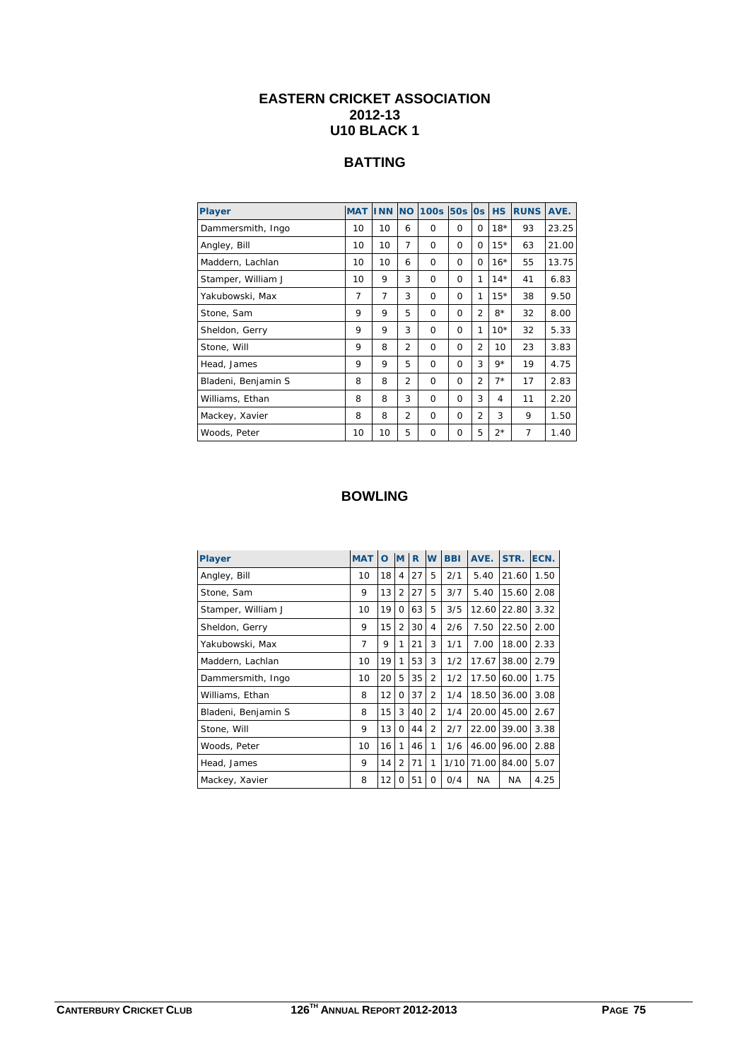# EASTERN CRICKET ASSOCIATION
# 2012-13
# U10 BLACK 1

## BATTING

| Player | MAT | INN | NO | 100s | 50s | 0s | HS | RUNS | AVE. |
|---|---|---|---|---|---|---|---|---|---|
| Dammersmith, Ingo | 10 | 10 | 6 | 0 | 0 | 0 | 18* | 93 | 23.25 |
| Angley, Bill | 10 | 10 | 7 | 0 | 0 | 0 | 15* | 63 | 21.00 |
| Maddern, Lachlan | 10 | 10 | 6 | 0 | 0 | 0 | 16* | 55 | 13.75 |
| Stamper, William J | 10 | 9 | 3 | 0 | 0 | 1 | 14* | 41 | 6.83 |
| Yakubowski, Max | 7 | 7 | 3 | 0 | 0 | 1 | 15* | 38 | 9.50 |
| Stone, Sam | 9 | 9 | 5 | 0 | 0 | 2 | 8* | 32 | 8.00 |
| Sheldon, Gerry | 9 | 9 | 3 | 0 | 0 | 1 | 10* | 32 | 5.33 |
| Stone, Will | 9 | 8 | 2 | 0 | 0 | 2 | 10 | 23 | 3.83 |
| Head, James | 9 | 9 | 5 | 0 | 0 | 3 | 9* | 19 | 4.75 |
| Bladeni, Benjamin S | 8 | 8 | 2 | 0 | 0 | 2 | 7* | 17 | 2.83 |
| Williams, Ethan | 8 | 8 | 3 | 0 | 0 | 3 | 4 | 11 | 2.20 |
| Mackey, Xavier | 8 | 8 | 2 | 0 | 0 | 2 | 3 | 9 | 1.50 |
| Woods, Peter | 10 | 10 | 5 | 0 | 0 | 5 | 2* | 7 | 1.40 |

## BOWLING

| Player | MAT | O | M | R | W | BBI | AVE. | STR. | ECN. |
|---|---|---|---|---|---|---|---|---|---|
| Angley, Bill | 10 | 18 | 4 | 27 | 5 | 2/1 | 5.40 | 21.60 | 1.50 |
| Stone, Sam | 9 | 13 | 2 | 27 | 5 | 3/7 | 5.40 | 15.60 | 2.08 |
| Stamper, William J | 10 | 19 | 0 | 63 | 5 | 3/5 | 12.60 | 22.80 | 3.32 |
| Sheldon, Gerry | 9 | 15 | 2 | 30 | 4 | 2/6 | 7.50 | 22.50 | 2.00 |
| Yakubowski, Max | 7 | 9 | 1 | 21 | 3 | 1/1 | 7.00 | 18.00 | 2.33 |
| Maddern, Lachlan | 10 | 19 | 1 | 53 | 3 | 1/2 | 17.67 | 38.00 | 2.79 |
| Dammersmith, Ingo | 10 | 20 | 5 | 35 | 2 | 1/2 | 17.50 | 60.00 | 1.75 |
| Williams, Ethan | 8 | 12 | 0 | 37 | 2 | 1/4 | 18.50 | 36.00 | 3.08 |
| Bladeni, Benjamin S | 8 | 15 | 3 | 40 | 2 | 1/4 | 20.00 | 45.00 | 2.67 |
| Stone, Will | 9 | 13 | 0 | 44 | 2 | 2/7 | 22.00 | 39.00 | 3.38 |
| Woods, Peter | 10 | 16 | 1 | 46 | 1 | 1/6 | 46.00 | 96.00 | 2.88 |
| Head, James | 9 | 14 | 2 | 71 | 1 | 1/10 | 71.00 | 84.00 | 5.07 |
| Mackey, Xavier | 8 | 12 | 0 | 51 | 0 | 0/4 | NA | NA | 4.25 |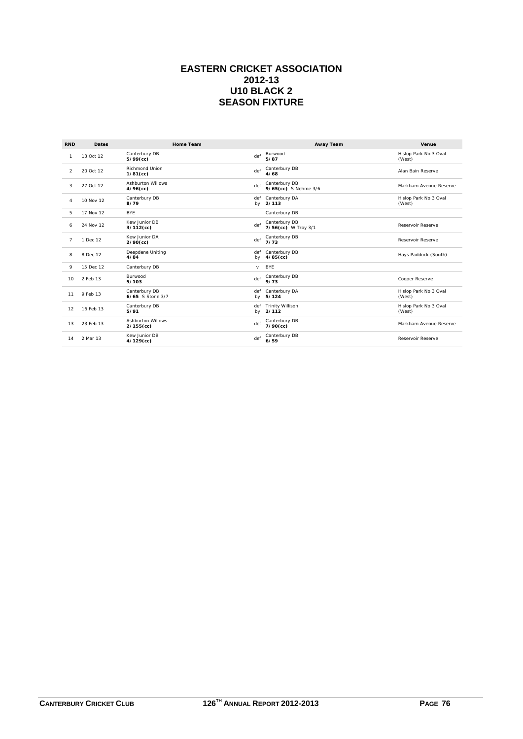# EASTERN CRICKET ASSOCIATION
# 2012-13
# U10 BLACK 2
# SEASON FIXTURE

| RND | Dates | Home Team | | Away Team | Venue |
|---|---|---|---|---|---|
| 1 | 13 Oct 12 | Canterbury DB **5/99(cc)** | def | Burwood **5/87** | Hislop Park No 3 Oval (West) |
| 2 | 20 Oct 12 | Richmond Union **1/81(cc)** | def | Canterbury DB **4/68** | Alan Bain Reserve |
| 3 | 27 Oct 12 | Ashburton Willows **4/96(cc)** | def | Canterbury DB **9/65(cc)** S Nehme 3/6 | Markham Avenue Reserve |
| 4 | 10 Nov 12 | Canterbury DB **8/79** | def by | Canterbury DA **2/113** | Hislop Park No 3 Oval (West) |
| 5 | 17 Nov 12 | BYE | | Canterbury DB | |
| 6 | 24 Nov 12 | Kew Junior DB **3/112(cc)** | def | Canterbury DB **7/56(cc)** W Troy 3/1 | Reservoir Reserve |
| 7 | 1 Dec 12 | Kew Junior DA **2/90(cc)** | def | Canterbury DB **7/73** | Reservoir Reserve |
| 8 | 8 Dec 12 | Deepdene Uniting **4/84** | def by | Canterbury DB **4/85(cc)** | Hays Paddock (South) |
| 9 | 15 Dec 12 | Canterbury DB | v | BYE | |
| 10 | 2 Feb 13 | Burwood **5/103** | def | Canterbury DB **9/73** | Cooper Reserve |
| 11 | 9 Feb 13 | Canterbury DB **6/65** S Stone 3/7 | def by | Canterbury DA **5/124** | Hislop Park No 3 Oval (West) |
| 12 | 16 Feb 13 | Canterbury DB **5/91** | def by | Trinity Willison **2/112** | Hislop Park No 3 Oval (West) |
| 13 | 23 Feb 13 | Ashburton Willows **2/155(cc)** | def | Canterbury DB **7/90(cc)** | Markham Avenue Reserve |
| 14 | 2 Mar 13 | Kew Junior DB **4/129(cc)** | def | Canterbury DB **6/59** | Reservoir Reserve |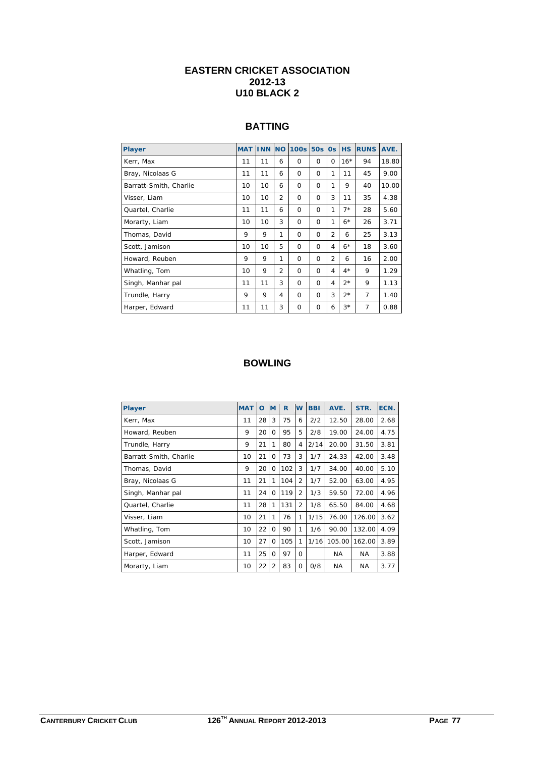# EASTERN CRICKET ASSOCIATION
# 2012-13
# U10 BLACK 2

## BATTING

| Player | MAT | INN | NO | 100s | 50s | 0s | HS | RUNS | AVE. |
|---|---|---|---|---|---|---|---|---|---|
| Kerr, Max | 11 | 11 | 6 | 0 | 0 | 0 | 16* | 94 | 18.80 |
| Bray, Nicolaas G | 11 | 11 | 6 | 0 | 0 | 1 | 11 | 45 | 9.00 |
| Barratt-Smith, Charlie | 10 | 10 | 6 | 0 | 0 | 1 | 9 | 40 | 10.00 |
| Visser, Liam | 10 | 10 | 2 | 0 | 0 | 3 | 11 | 35 | 4.38 |
| Quartel, Charlie | 11 | 11 | 6 | 0 | 0 | 1 | 7* | 28 | 5.60 |
| Morarty, Liam | 10 | 10 | 3 | 0 | 0 | 1 | 6* | 26 | 3.71 |
| Thomas, David | 9 | 9 | 1 | 0 | 0 | 2 | 6 | 25 | 3.13 |
| Scott, Jamison | 10 | 10 | 5 | 0 | 0 | 4 | 6* | 18 | 3.60 |
| Howard, Reuben | 9 | 9 | 1 | 0 | 0 | 2 | 6 | 16 | 2.00 |
| Whatling, Tom | 10 | 9 | 2 | 0 | 0 | 4 | 4* | 9 | 1.29 |
| Singh, Manhar pal | 11 | 11 | 3 | 0 | 0 | 4 | 2* | 9 | 1.13 |
| Trundle, Harry | 9 | 9 | 4 | 0 | 0 | 3 | 2* | 7 | 1.40 |
| Harper, Edward | 11 | 11 | 3 | 0 | 0 | 6 | 3* | 7 | 0.88 |

## BOWLING

| Player | MAT | O | M | R | W | BBI | AVE. | STR. | ECN. |
|---|---|---|---|---|---|---|---|---|---|
| Kerr, Max | 11 | 28 | 3 | 75 | 6 | 2/2 | 12.50 | 28.00 | 2.68 |
| Howard, Reuben | 9 | 20 | 0 | 95 | 5 | 2/8 | 19.00 | 24.00 | 4.75 |
| Trundle, Harry | 9 | 21 | 1 | 80 | 4 | 2/14 | 20.00 | 31.50 | 3.81 |
| Barratt-Smith, Charlie | 10 | 21 | 0 | 73 | 3 | 1/7 | 24.33 | 42.00 | 3.48 |
| Thomas, David | 9 | 20 | 0 | 102 | 3 | 1/7 | 34.00 | 40.00 | 5.10 |
| Bray, Nicolaas G | 11 | 21 | 1 | 104 | 2 | 1/7 | 52.00 | 63.00 | 4.95 |
| Singh, Manhar pal | 11 | 24 | 0 | 119 | 2 | 1/3 | 59.50 | 72.00 | 4.96 |
| Quartel, Charlie | 11 | 28 | 1 | 131 | 2 | 1/8 | 65.50 | 84.00 | 4.68 |
| Visser, Liam | 10 | 21 | 1 | 76 | 1 | 1/15 | 76.00 | 126.00 | 3.62 |
| Whatling, Tom | 10 | 22 | 0 | 90 | 1 | 1/6 | 90.00 | 132.00 | 4.09 |
| Scott, Jamison | 10 | 27 | 0 | 105 | 1 | 1/16 | 105.00 | 162.00 | 3.89 |
| Harper, Edward | 11 | 25 | 0 | 97 | 0 | | NA | NA | 3.88 |
| Morarty, Liam | 10 | 22 | 2 | 83 | 0 | 0/8 | NA | NA | 3.77 |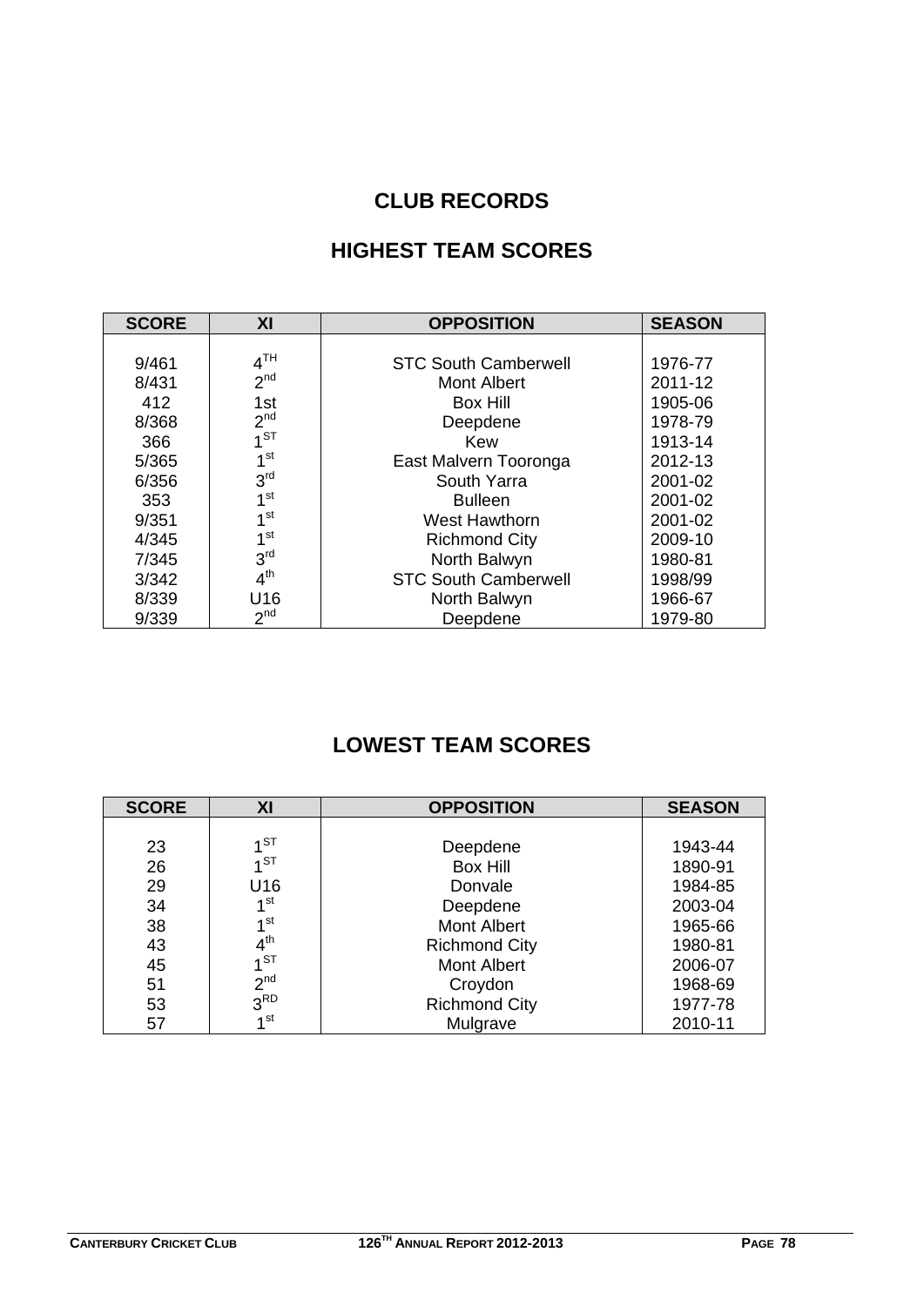## CLUB RECORDS

## HIGHEST TEAM SCORES

| SCORE | XI | OPPOSITION | SEASON |
|---|---|---|---|
| 9/461 | 4TH | STC South Camberwell | 1976-77 |
| 8/431 | 2nd | Mont Albert | 2011-12 |
| 412 | 1st | Box Hill | 1905-06 |
| 8/368 | 2nd | Deepdene | 1978-79 |
| 366 | 1ST | Kew | 1913-14 |
| 5/365 | 1st | East Malvern Tooronga | 2012-13 |
| 6/356 | 3rd | South Yarra | 2001-02 |
| 353 | 1st | Bulleen | 2001-02 |
| 9/351 | 1st | West Hawthorn | 2001-02 |
| 4/345 | 1st | Richmond City | 2009-10 |
| 7/345 | 3rd | North Balwyn | 1980-81 |
| 3/342 | 4th | STC South Camberwell | 1998/99 |
| 8/339 | U16 | North Balwyn | 1966-67 |
| 9/339 | 2nd | Deepdene | 1979-80 |

## LOWEST TEAM SCORES

| SCORE | XI | OPPOSITION | SEASON |
|---|---|---|---|
| 23 | 1ST | Deepdene | 1943-44 |
| 26 | 1ST | Box Hill | 1890-91 |
| 29 | U16 | Donvale | 1984-85 |
| 34 | 1st | Deepdene | 2003-04 |
| 38 | 1st | Mont Albert | 1965-66 |
| 43 | 4th | Richmond City | 1980-81 |
| 45 | 1ST | Mont Albert | 2006-07 |
| 51 | 2nd | Croydon | 1968-69 |
| 53 | 3RD | Richmond City | 1977-78 |
| 57 | 1st | Mulgrave | 2010-11 |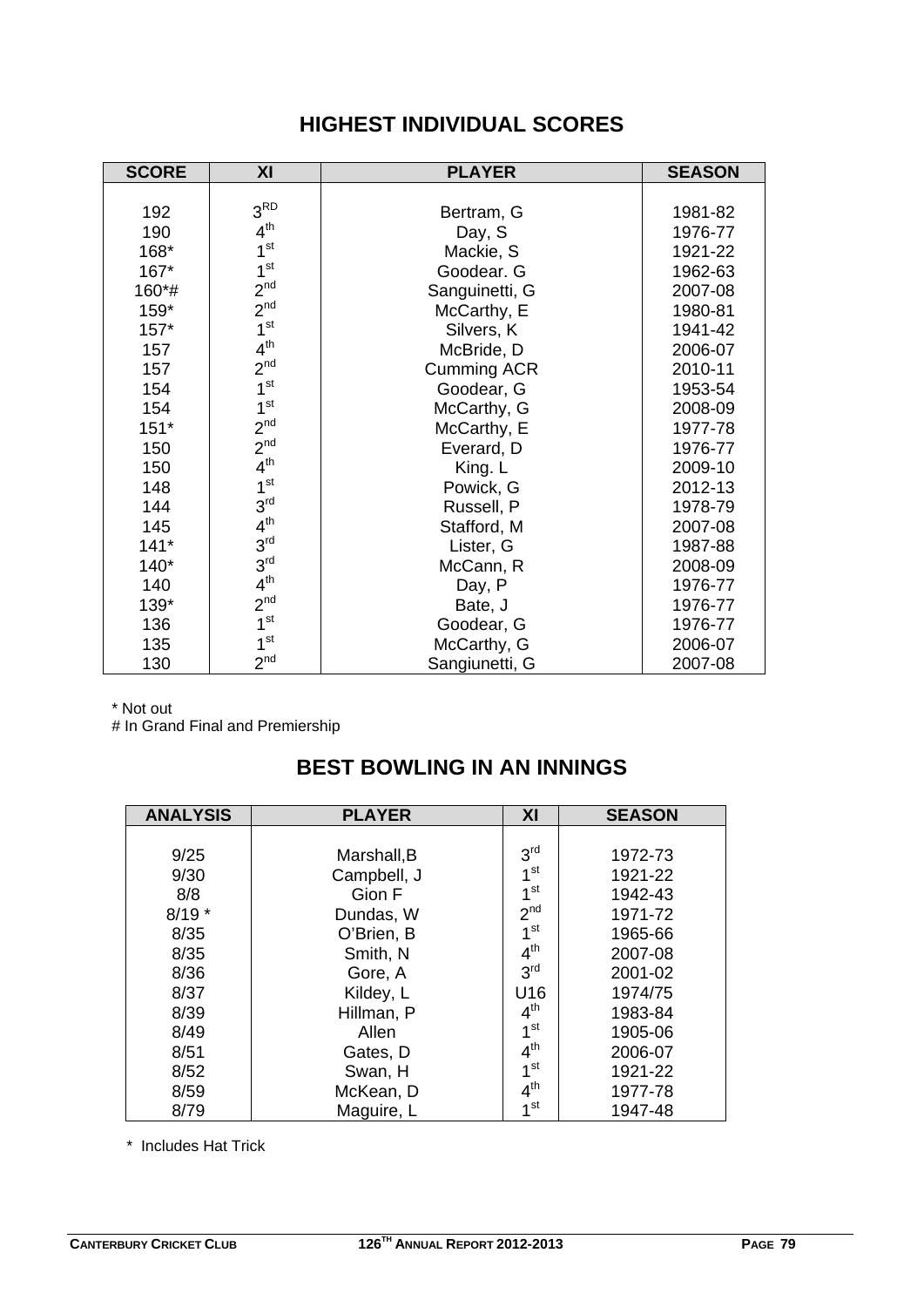## HIGHEST INDIVIDUAL SCORES

| SCORE | XI | PLAYER | SEASON |
|---|---|---|---|
| 192 | 3RD | Bertram, G | 1981-82 |
| 190 | 4th | Day, S | 1976-77 |
| 168* | 1st | Mackie, S | 1921-22 |
| 167* | 1st | Goodear. G | 1962-63 |
| 160*# | 2nd | Sanguinetti, G | 2007-08 |
| 159* | 2nd | McCarthy, E | 1980-81 |
| 157* | 1st | Silvers, K | 1941-42 |
| 157 | 4th | McBride, D | 2006-07 |
| 157 | 2nd | Cumming ACR | 2010-11 |
| 154 | 1st | Goodear, G | 1953-54 |
| 154 | 1st | McCarthy, G | 2008-09 |
| 151* | 2nd | McCarthy, E | 1977-78 |
| 150 | 2nd | Everard, D | 1976-77 |
| 150 | 4th | King. L | 2009-10 |
| 148 | 1st | Powick, G | 2012-13 |
| 144 | 3rd | Russell, P | 1978-79 |
| 145 | 4th | Stafford, M | 2007-08 |
| 141* | 3rd | Lister, G | 1987-88 |
| 140* | 3rd | McCann, R | 2008-09 |
| 140 | 4th | Day, P | 1976-77 |
| 139* | 2nd | Bate, J | 1976-77 |
| 136 | 1st | Goodear, G | 1976-77 |
| 135 | 1st | McCarthy, G | 2006-07 |
| 130 | 2nd | Sangiunetti, G | 2007-08 |

\* Not out
# In Grand Final and Premiership

## BEST BOWLING IN AN INNINGS

| ANALYSIS | PLAYER | XI | SEASON |
|---|---|---|---|
| 9/25 | Marshall,B | 3rd | 1972-73 |
| 9/30 | Campbell, J | 1st | 1921-22 |
| 8/8 | Gion F | 1st | 1942-43 |
| 8/19 * | Dundas, W | 2nd | 1971-72 |
| 8/35 | O'Brien, B | 1st | 1965-66 |
| 8/35 | Smith, N | 4th | 2007-08 |
| 8/36 | Gore, A | 3rd | 2001-02 |
| 8/37 | Kildey, L | U16 | 1974/75 |
| 8/39 | Hillman, P | 4th | 1983-84 |
| 8/49 | Allen | 1st | 1905-06 |
| 8/51 | Gates, D | 4th | 2006-07 |
| 8/52 | Swan, H | 1st | 1921-22 |
| 8/59 | McKean, D | 4th | 1977-78 |
| 8/79 | Maguire, L | 1st | 1947-48 |

\* Includes Hat Trick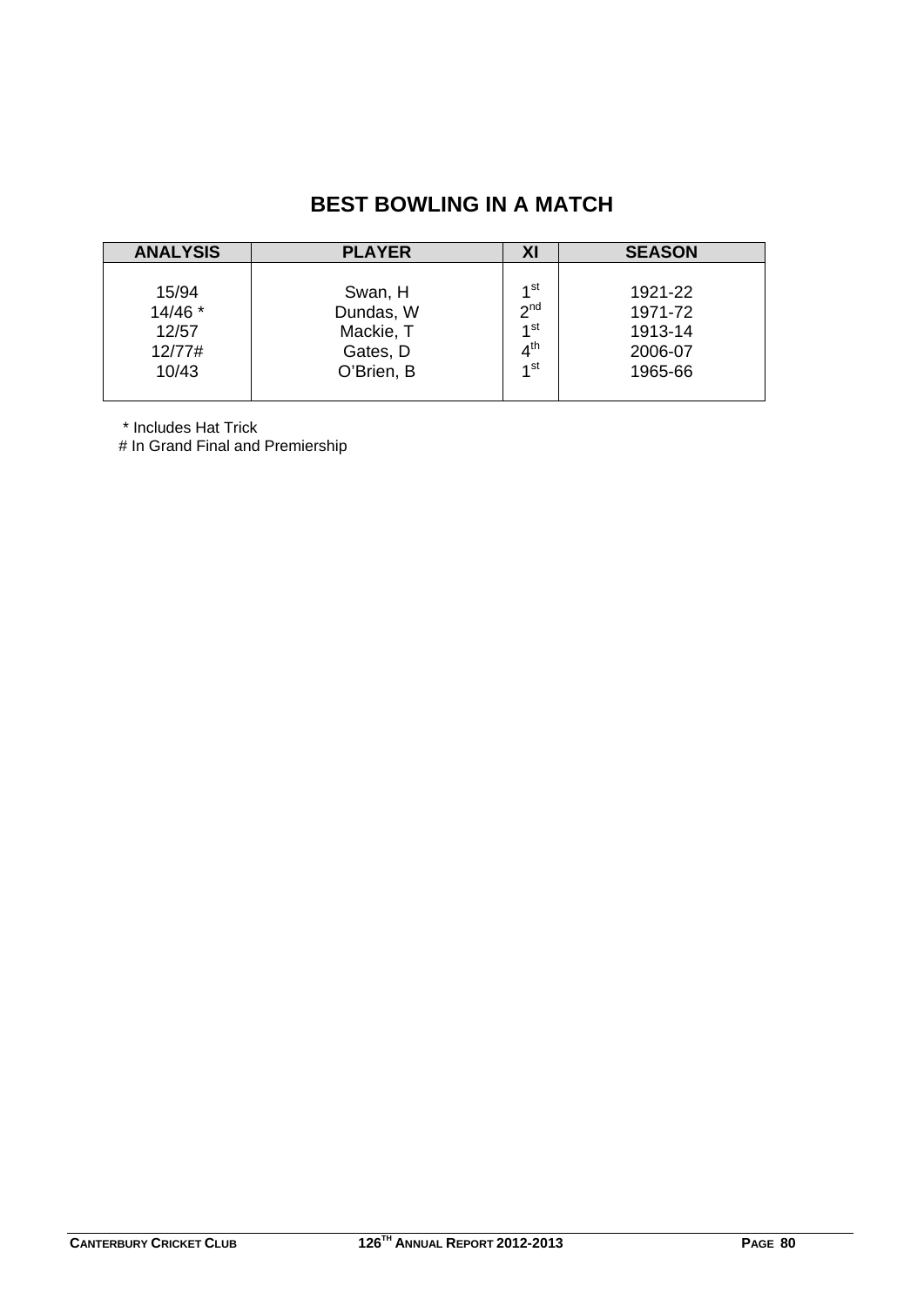# BEST BOWLING IN A MATCH

| ANALYSIS | PLAYER | XI | SEASON |
|---|---|---|---|
| 15/94 | Swan, H | 1st | 1921-22 |
| 14/46 * | Dundas, W | 2nd | 1971-72 |
| 12/57 | Mackie, T | 1st | 1913-14 |
| 12/77# | Gates, D | 4th | 2006-07 |
| 10/43 | O'Brien, B | 1st | 1965-66 |

\* Includes Hat Trick

\# In Grand Final and Premiership